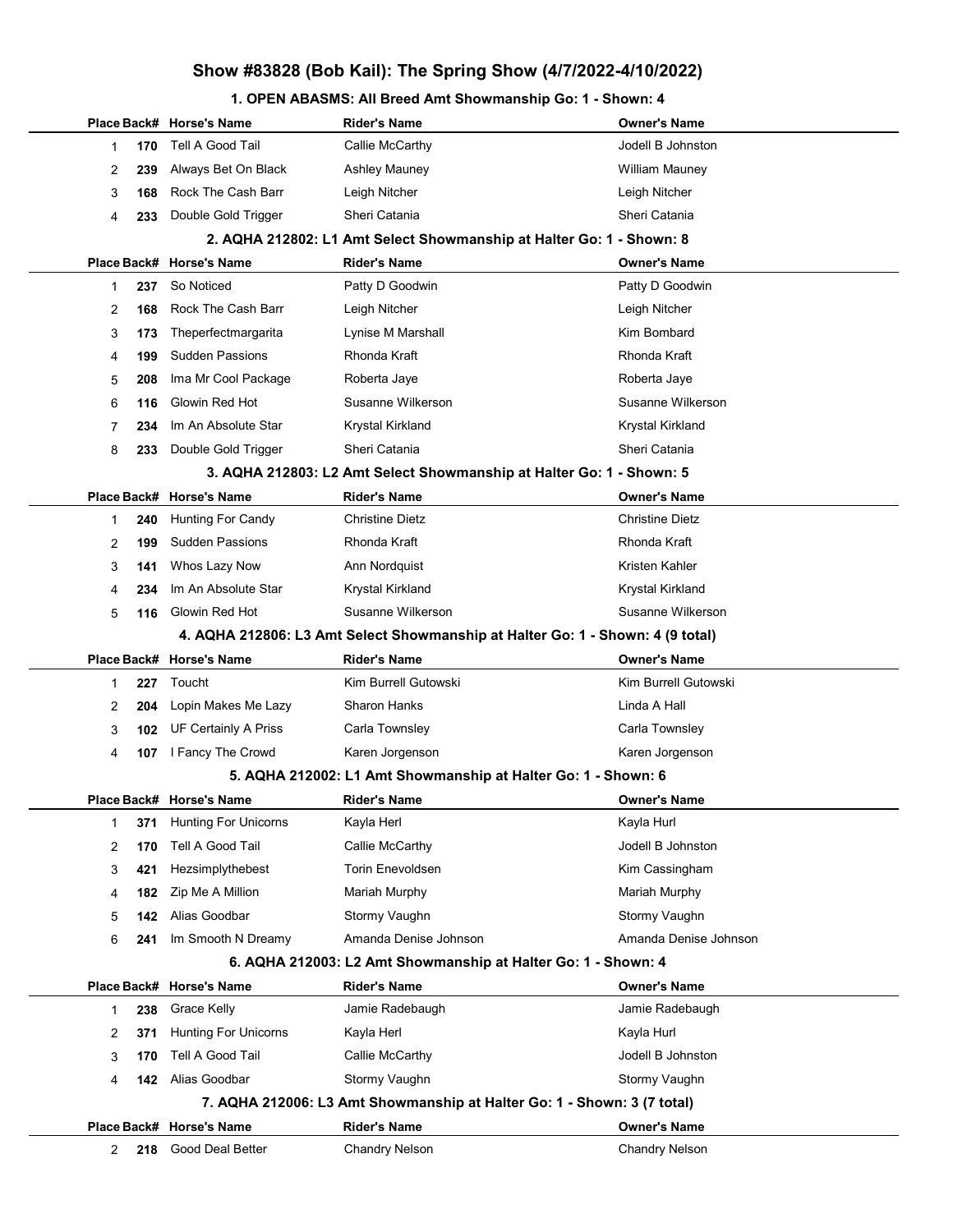# Show #83828 (Bob Kail): The Spring Show (4/7/2022-4/10/2022)

### 1. OPEN ABASMS: All Breed Amt Showmanship Go: 1 - Shown: 4

| Place | Back# | Horse's Name | Rider's Name | Owner's Name |
|---|---|---|---|---|
| 1 | 170 | Tell A Good Tail | Callie McCarthy | Jodell B Johnston |
| 2 | 239 | Always Bet On Black | Ashley Mauney | William Mauney |
| 3 | 168 | Rock The Cash Barr | Leigh Nitcher | Leigh Nitcher |
| 4 | 233 | Double Gold Trigger | Sheri Catania | Sheri Catania |

### 2. AQHA 212802: L1 Amt Select Showmanship at Halter Go: 1 - Shown: 8

| Place | Back# | Horse's Name | Rider's Name | Owner's Name |
|---|---|---|---|---|
| 1 | 237 | So Noticed | Patty D Goodwin | Patty D Goodwin |
| 2 | 168 | Rock The Cash Barr | Leigh Nitcher | Leigh Nitcher |
| 3 | 173 | Theperfectmargarita | Lynise M Marshall | Kim Bombard |
| 4 | 199 | Sudden Passions | Rhonda Kraft | Rhonda Kraft |
| 5 | 208 | Ima Mr Cool Package | Roberta Jaye | Roberta Jaye |
| 6 | 116 | Glowin Red Hot | Susanne Wilkerson | Susanne Wilkerson |
| 7 | 234 | Im An Absolute Star | Krystal Kirkland | Krystal Kirkland |
| 8 | 233 | Double Gold Trigger | Sheri Catania | Sheri Catania |

### 3. AQHA 212803: L2 Amt Select Showmanship at Halter Go: 1 - Shown: 5

| Place | Back# | Horse's Name | Rider's Name | Owner's Name |
|---|---|---|---|---|
| 1 | 240 | Hunting For Candy | Christine Dietz | Christine Dietz |
| 2 | 199 | Sudden Passions | Rhonda Kraft | Rhonda Kraft |
| 3 | 141 | Whos Lazy Now | Ann Nordquist | Kristen Kahler |
| 4 | 234 | Im An Absolute Star | Krystal Kirkland | Krystal Kirkland |
| 5 | 116 | Glowin Red Hot | Susanne Wilkerson | Susanne Wilkerson |

### 4. AQHA 212806: L3 Amt Select Showmanship at Halter Go: 1 - Shown: 4 (9 total)

| Place | Back# | Horse's Name | Rider's Name | Owner's Name |
|---|---|---|---|---|
| 1 | 227 | Toucht | Kim Burrell Gutowski | Kim Burrell Gutowski |
| 2 | 204 | Lopin Makes Me Lazy | Sharon Hanks | Linda A Hall |
| 3 | 102 | UF Certainly A Priss | Carla Townsley | Carla Townsley |
| 4 | 107 | I Fancy The Crowd | Karen Jorgenson | Karen Jorgenson |

### 5. AQHA 212002: L1 Amt Showmanship at Halter Go: 1 - Shown: 6

| Place | Back# | Horse's Name | Rider's Name | Owner's Name |
|---|---|---|---|---|
| 1 | 371 | Hunting For Unicorns | Kayla Herl | Kayla Hurl |
| 2 | 170 | Tell A Good Tail | Callie McCarthy | Jodell B Johnston |
| 3 | 421 | Hezsimplythebest | Torin Enevoldsen | Kim Cassingham |
| 4 | 182 | Zip Me A Million | Mariah Murphy | Mariah Murphy |
| 5 | 142 | Alias Goodbar | Stormy Vaughn | Stormy Vaughn |
| 6 | 241 | Im Smooth N Dreamy | Amanda Denise Johnson | Amanda Denise Johnson |

### 6. AQHA 212003: L2 Amt Showmanship at Halter Go: 1 - Shown: 4

| Place | Back# | Horse's Name | Rider's Name | Owner's Name |
|---|---|---|---|---|
| 1 | 238 | Grace Kelly | Jamie Radebaugh | Jamie Radebaugh |
| 2 | 371 | Hunting For Unicorns | Kayla Herl | Kayla Hurl |
| 3 | 170 | Tell A Good Tail | Callie McCarthy | Jodell B Johnston |
| 4 | 142 | Alias Goodbar | Stormy Vaughn | Stormy Vaughn |

### 7. AQHA 212006: L3 Amt Showmanship at Halter Go: 1 - Shown: 3 (7 total)

| Place | Back# | Horse's Name | Rider's Name | Owner's Name |
|---|---|---|---|---|
| 2 | 218 | Good Deal Better | Chandry Nelson | Chandry Nelson |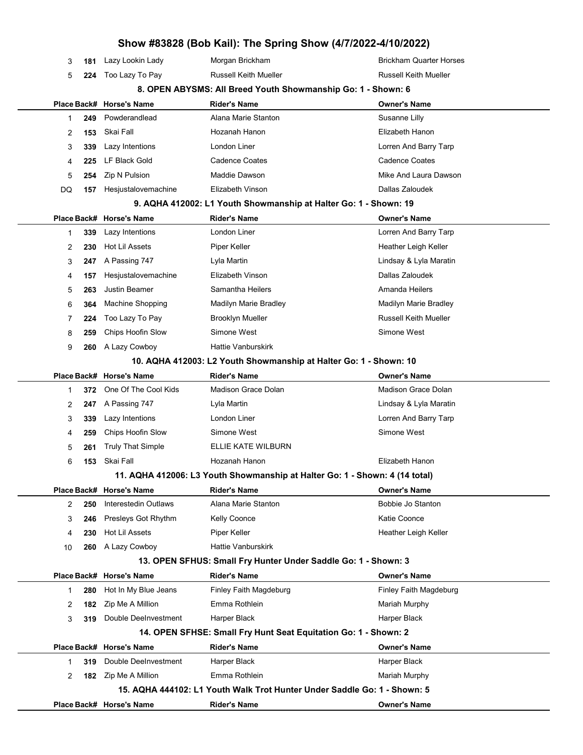| | | | | |
|---|---|---|---|---|
| 3 | 181 | Lazy Lookin Lady | Morgan Brickham | Brickham Quarter Horses |
| 5 | 224 | Too Lazy To Pay | Russell Keith Mueller | Russell Keith Mueller |

### 8. OPEN ABYSMS: All Breed Youth Showmanship Go: 1 - Shown: 6

| Place | Back# | Horse's Name | Rider's Name | Owner's Name |
|---|---|---|---|---|
| 1 | 249 | Powderandlead | Alana Marie Stanton | Susanne Lilly |
| 2 | 153 | Skai Fall | Hozanah Hanon | Elizabeth Hanon |
| 3 | 339 | Lazy Intentions | London Liner | Lorren And Barry Tarp |
| 4 | 225 | LF Black Gold | Cadence Coates | Cadence Coates |
| 5 | 254 | Zip N Pulsion | Maddie Dawson | Mike And Laura Dawson |
| DQ | 157 | Hesjustalovemachine | Elizabeth Vinson | Dallas Zaloudek |

### 9. AQHA 412002: L1 Youth Showmanship at Halter Go: 1 - Shown: 19

| Place | Back# | Horse's Name | Rider's Name | Owner's Name |
|---|---|---|---|---|
| 1 | 339 | Lazy Intentions | London Liner | Lorren And Barry Tarp |
| 2 | 230 | Hot Lil Assets | Piper Keller | Heather Leigh Keller |
| 3 | 247 | A Passing 747 | Lyla Martin | Lindsay & Lyla Maratin |
| 4 | 157 | Hesjustalovemachine | Elizabeth Vinson | Dallas Zaloudek |
| 5 | 263 | Justin Beamer | Samantha Heilers | Amanda Heilers |
| 6 | 364 | Machine Shopping | Madilyn Marie Bradley | Madilyn Marie Bradley |
| 7 | 224 | Too Lazy To Pay | Brooklyn Mueller | Russell Keith Mueller |
| 8 | 259 | Chips Hoofin Slow | Simone West | Simone West |
| 9 | 260 | A Lazy Cowboy | Hattie Vanburskirk | |

### 10. AQHA 412003: L2 Youth Showmanship at Halter Go: 1 - Shown: 10

| Place | Back# | Horse's Name | Rider's Name | Owner's Name |
|---|---|---|---|---|
| 1 | 372 | One Of The Cool Kids | Madison Grace Dolan | Madison Grace Dolan |
| 2 | 247 | A Passing 747 | Lyla Martin | Lindsay & Lyla Maratin |
| 3 | 339 | Lazy Intentions | London Liner | Lorren And Barry Tarp |
| 4 | 259 | Chips Hoofin Slow | Simone West | Simone West |
| 5 | 261 | Truly That Simple | ELLIE KATE WILBURN | |
| 6 | 153 | Skai Fall | Hozanah Hanon | Elizabeth Hanon |

### 11. AQHA 412006: L3 Youth Showmanship at Halter Go: 1 - Shown: 4 (14 total)

| Place | Back# | Horse's Name | Rider's Name | Owner's Name |
|---|---|---|---|---|
| 2 | 250 | Interestedin Outlaws | Alana Marie Stanton | Bobbie Jo Stanton |
| 3 | 246 | Presleys Got Rhythm | Kelly Coonce | Katie Coonce |
| 4 | 230 | Hot Lil Assets | Piper Keller | Heather Leigh Keller |
| 10 | 260 | A Lazy Cowboy | Hattie Vanburskirk | |

### 13. OPEN SFHUS: Small Fry Hunter Under Saddle Go: 1 - Shown: 3

| Place | Back# | Horse's Name | Rider's Name | Owner's Name |
|---|---|---|---|---|
| 1 | 280 | Hot In My Blue Jeans | Finley Faith Magdeburg | Finley Faith Magdeburg |
| 2 | 182 | Zip Me A Million | Emma Rothlein | Mariah Murphy |
| 3 | 319 | Double DeeInvestment | Harper Black | Harper Black |

### 14. OPEN SFHSE: Small Fry Hunt Seat Equitation Go: 1 - Shown: 2

| Place | Back# | Horse's Name | Rider's Name | Owner's Name |
|---|---|---|---|---|
| 1 | 319 | Double DeeInvestment | Harper Black | Harper Black |
| 2 | 182 | Zip Me A Million | Emma Rothlein | Mariah Murphy |

### 15. AQHA 444102: L1 Youth Walk Trot Hunter Under Saddle Go: 1 - Shown: 5

| Place | Back# | Horse's Name | Rider's Name | Owner's Name |
|---|---|---|---|---|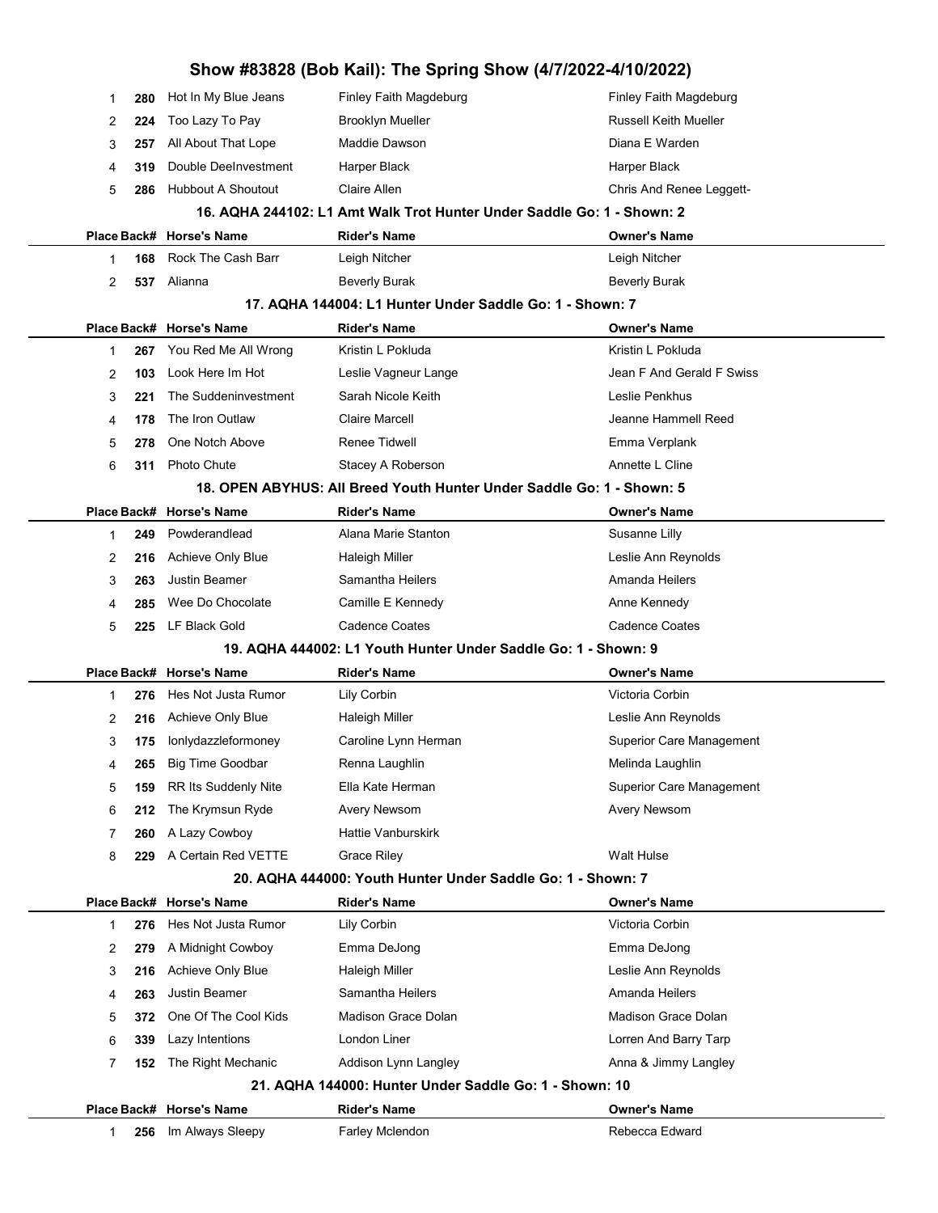# Show #83828 (Bob Kail): The Spring Show (4/7/2022-4/10/2022)

| Place | Back# | Horse's Name | Rider's Name | Owner's Name |
|---|---|---|---|---|
| 1 | 280 | Hot In My Blue Jeans | Finley Faith Magdeburg | Finley Faith Magdeburg |
| 2 | 224 | Too Lazy To Pay | Brooklyn Mueller | Russell Keith Mueller |
| 3 | 257 | All About That Lope | Maddie Dawson | Diana E Warden |
| 4 | 319 | Double DeeInvestment | Harper Black | Harper Black |
| 5 | 286 | Hubbout A Shoutout | Claire Allen | Chris And Renee Leggett- |

## 16. AQHA 244102: L1 Amt Walk Trot Hunter Under Saddle Go: 1 - Shown: 2

| Place | Back# | Horse's Name | Rider's Name | Owner's Name |
|---|---|---|---|---|
| 1 | 168 | Rock The Cash Barr | Leigh Nitcher | Leigh Nitcher |
| 2 | 537 | Alianna | Beverly Burak | Beverly Burak |

## 17. AQHA 144004: L1 Hunter Under Saddle Go: 1 - Shown: 7

| Place | Back# | Horse's Name | Rider's Name | Owner's Name |
|---|---|---|---|---|
| 1 | 267 | You Red Me All Wrong | Kristin L Pokluda | Kristin L Pokluda |
| 2 | 103 | Look Here Im Hot | Leslie Vagneur Lange | Jean F And Gerald F Swiss |
| 3 | 221 | The Suddeninvestment | Sarah Nicole Keith | Leslie Penkhus |
| 4 | 178 | The Iron Outlaw | Claire Marcell | Jeanne Hammell Reed |
| 5 | 278 | One Notch Above | Renee Tidwell | Emma Verplank |
| 6 | 311 | Photo Chute | Stacey A Roberson | Annette L Cline |

## 18. OPEN ABYHUS: All Breed Youth Hunter Under Saddle Go: 1 - Shown: 5

| Place | Back# | Horse's Name | Rider's Name | Owner's Name |
|---|---|---|---|---|
| 1 | 249 | Powderandlead | Alana Marie Stanton | Susanne Lilly |
| 2 | 216 | Achieve Only Blue | Haleigh Miller | Leslie Ann Reynolds |
| 3 | 263 | Justin Beamer | Samantha Heilers | Amanda Heilers |
| 4 | 285 | Wee Do Chocolate | Camille E Kennedy | Anne Kennedy |
| 5 | 225 | LF Black Gold | Cadence Coates | Cadence Coates |

## 19. AQHA 444002: L1 Youth Hunter Under Saddle Go: 1 - Shown: 9

| Place | Back# | Horse's Name | Rider's Name | Owner's Name |
|---|---|---|---|---|
| 1 | 276 | Hes Not Justa Rumor | Lily Corbin | Victoria Corbin |
| 2 | 216 | Achieve Only Blue | Haleigh Miller | Leslie Ann Reynolds |
| 3 | 175 | Ionlydazzleformoney | Caroline Lynn Herman | Superior Care Management |
| 4 | 265 | Big Time Goodbar | Renna Laughlin | Melinda Laughlin |
| 5 | 159 | RR Its Suddenly Nite | Ella Kate Herman | Superior Care Management |
| 6 | 212 | The Krymsun Ryde | Avery Newsom | Avery Newsom |
| 7 | 260 | A Lazy Cowboy | Hattie Vanburskirk | |
| 8 | 229 | A Certain Red VETTE | Grace Riley | Walt Hulse |

## 20. AQHA 444000: Youth Hunter Under Saddle Go: 1 - Shown: 7

| Place | Back# | Horse's Name | Rider's Name | Owner's Name |
|---|---|---|---|---|
| 1 | 276 | Hes Not Justa Rumor | Lily Corbin | Victoria Corbin |
| 2 | 279 | A Midnight Cowboy | Emma DeJong | Emma DeJong |
| 3 | 216 | Achieve Only Blue | Haleigh Miller | Leslie Ann Reynolds |
| 4 | 263 | Justin Beamer | Samantha Heilers | Amanda Heilers |
| 5 | 372 | One Of The Cool Kids | Madison Grace Dolan | Madison Grace Dolan |
| 6 | 339 | Lazy Intentions | London Liner | Lorren And Barry Tarp |
| 7 | 152 | The Right Mechanic | Addison Lynn Langley | Anna & Jimmy Langley |

## 21. AQHA 144000: Hunter Under Saddle Go: 1 - Shown: 10

| Place | Back# | Horse's Name | Rider's Name | Owner's Name |
|---|---|---|---|---|
| 1 | 256 | Im Always Sleepy | Farley Mclendon | Rebecca Edward |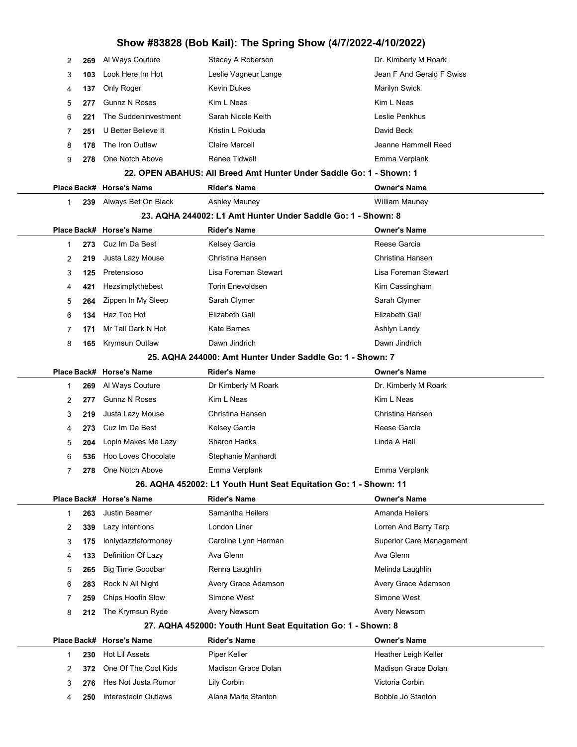| Place | Back# | Horse's Name | Rider's Name | Owner's Name |
|---|---|---|---|---|
| 2 | 269 | Al Ways Couture | Stacey A Roberson | Dr. Kimberly M Roark |
| 3 | 103 | Look Here Im Hot | Leslie Vagneur Lange | Jean F And Gerald F Swiss |
| 4 | 137 | Only Roger | Kevin Dukes | Marilyn Swick |
| 5 | 277 | Gunnz N Roses | Kim L Neas | Kim L Neas |
| 6 | 221 | The Suddeninvestment | Sarah Nicole Keith | Leslie Penkhus |
| 7 | 251 | U Better Believe It | Kristin L Pokluda | David Beck |
| 8 | 178 | The Iron Outlaw | Claire Marcell | Jeanne Hammell Reed |
| 9 | 278 | One Notch Above | Renee Tidwell | Emma Verplank |

### 22. OPEN ABAHUS: All Breed Amt Hunter Under Saddle Go: 1 - Shown: 1

| Place | Back# | Horse's Name | Rider's Name | Owner's Name |
|---|---|---|---|---|
| 1 | 239 | Always Bet On Black | Ashley Mauney | William Mauney |

### 23. AQHA 244002: L1 Amt Hunter Under Saddle Go: 1 - Shown: 8

| Place | Back# | Horse's Name | Rider's Name | Owner's Name |
|---|---|---|---|---|
| 1 | 273 | Cuz Im Da Best | Kelsey Garcia | Reese Garcia |
| 2 | 219 | Justa Lazy Mouse | Christina Hansen | Christina Hansen |
| 3 | 125 | Pretensioso | Lisa Foreman Stewart | Lisa Foreman Stewart |
| 4 | 421 | Hezsimplythebest | Torin Enevoldsen | Kim Cassingham |
| 5 | 264 | Zippen In My Sleep | Sarah Clymer | Sarah Clymer |
| 6 | 134 | Hez Too Hot | Elizabeth Gall | Elizabeth Gall |
| 7 | 171 | Mr Tall Dark N Hot | Kate Barnes | Ashlyn Landy |
| 8 | 165 | Krymsun Outlaw | Dawn Jindrich | Dawn Jindrich |

### 25. AQHA 244000: Amt Hunter Under Saddle Go: 1 - Shown: 7

| Place | Back# | Horse's Name | Rider's Name | Owner's Name |
|---|---|---|---|---|
| 1 | 269 | Al Ways Couture | Dr Kimberly M Roark | Dr. Kimberly M Roark |
| 2 | 277 | Gunnz N Roses | Kim L Neas | Kim L Neas |
| 3 | 219 | Justa Lazy Mouse | Christina Hansen | Christina Hansen |
| 4 | 273 | Cuz Im Da Best | Kelsey Garcia | Reese Garcia |
| 5 | 204 | Lopin Makes Me Lazy | Sharon Hanks | Linda A Hall |
| 6 | 536 | Hoo Loves Chocolate | Stephanie Manhardt | |
| 7 | 278 | One Notch Above | Emma Verplank | Emma Verplank |

### 26. AQHA 452002: L1 Youth Hunt Seat Equitation Go: 1 - Shown: 11

| Place | Back# | Horse's Name | Rider's Name | Owner's Name |
|---|---|---|---|---|
| 1 | 263 | Justin Beamer | Samantha Heilers | Amanda Heilers |
| 2 | 339 | Lazy Intentions | London Liner | Lorren And Barry Tarp |
| 3 | 175 | Ionlydazzleformoney | Caroline Lynn Herman | Superior Care Management |
| 4 | 133 | Definition Of Lazy | Ava Glenn | Ava Glenn |
| 5 | 265 | Big Time Goodbar | Renna Laughlin | Melinda Laughlin |
| 6 | 283 | Rock N All Night | Avery Grace Adamson | Avery Grace Adamson |
| 7 | 259 | Chips Hoofin Slow | Simone West | Simone West |
| 8 | 212 | The Krymsun Ryde | Avery Newsom | Avery Newsom |

### 27. AQHA 452000: Youth Hunt Seat Equitation Go: 1 - Shown: 8

| Place | Back# | Horse's Name | Rider's Name | Owner's Name |
|---|---|---|---|---|
| 1 | 230 | Hot Lil Assets | Piper Keller | Heather Leigh Keller |
| 2 | 372 | One Of The Cool Kids | Madison Grace Dolan | Madison Grace Dolan |
| 3 | 276 | Hes Not Justa Rumor | Lily Corbin | Victoria Corbin |
| 4 | 250 | Interestedin Outlaws | Alana Marie Stanton | Bobbie Jo Stanton |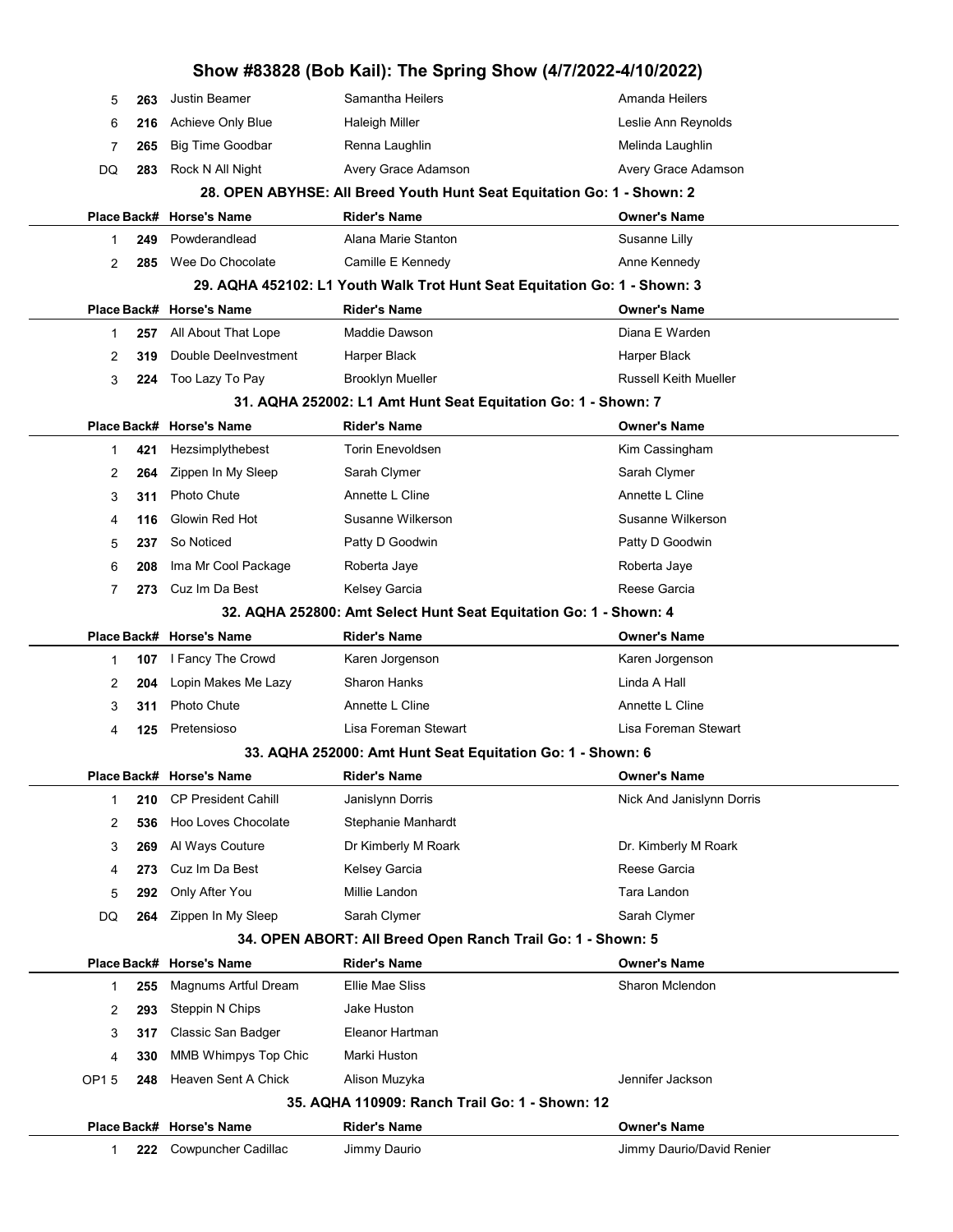| Place | Back# | Horse's Name | Rider's Name | Owner's Name |
|---|---|---|---|---|
| 5 | 263 | Justin Beamer | Samantha Heilers | Amanda Heilers |
| 6 | 216 | Achieve Only Blue | Haleigh Miller | Leslie Ann Reynolds |
| 7 | 265 | Big Time Goodbar | Renna Laughlin | Melinda Laughlin |
| DQ | 283 | Rock N All Night | Avery Grace Adamson | Avery Grace Adamson |

### 28. OPEN ABYHSE: All Breed Youth Hunt Seat Equitation Go: 1 - Shown: 2

| Place | Back# | Horse's Name | Rider's Name | Owner's Name |
|---|---|---|---|---|
| 1 | 249 | Powderandlead | Alana Marie Stanton | Susanne Lilly |
| 2 | 285 | Wee Do Chocolate | Camille E Kennedy | Anne Kennedy |

### 29. AQHA 452102: L1 Youth Walk Trot Hunt Seat Equitation Go: 1 - Shown: 3

| Place | Back# | Horse's Name | Rider's Name | Owner's Name |
|---|---|---|---|---|
| 1 | 257 | All About That Lope | Maddie Dawson | Diana E Warden |
| 2 | 319 | Double DeeInvestment | Harper Black | Harper Black |
| 3 | 224 | Too Lazy To Pay | Brooklyn Mueller | Russell Keith Mueller |

### 31. AQHA 252002: L1 Amt Hunt Seat Equitation Go: 1 - Shown: 7

| Place | Back# | Horse's Name | Rider's Name | Owner's Name |
|---|---|---|---|---|
| 1 | 421 | Hezsimplythebest | Torin Enevoldsen | Kim Cassingham |
| 2 | 264 | Zippen In My Sleep | Sarah Clymer | Sarah Clymer |
| 3 | 311 | Photo Chute | Annette L Cline | Annette L Cline |
| 4 | 116 | Glowin Red Hot | Susanne Wilkerson | Susanne Wilkerson |
| 5 | 237 | So Noticed | Patty D Goodwin | Patty D Goodwin |
| 6 | 208 | Ima Mr Cool Package | Roberta Jaye | Roberta Jaye |
| 7 | 273 | Cuz Im Da Best | Kelsey Garcia | Reese Garcia |

### 32. AQHA 252800: Amt Select Hunt Seat Equitation Go: 1 - Shown: 4

| Place | Back# | Horse's Name | Rider's Name | Owner's Name |
|---|---|---|---|---|
| 1 | 107 | I Fancy The Crowd | Karen Jorgenson | Karen Jorgenson |
| 2 | 204 | Lopin Makes Me Lazy | Sharon Hanks | Linda A Hall |
| 3 | 311 | Photo Chute | Annette L Cline | Annette L Cline |
| 4 | 125 | Pretensioso | Lisa Foreman Stewart | Lisa Foreman Stewart |

### 33. AQHA 252000: Amt Hunt Seat Equitation Go: 1 - Shown: 6

| Place | Back# | Horse's Name | Rider's Name | Owner's Name |
|---|---|---|---|---|
| 1 | 210 | CP President Cahill | Janislynn Dorris | Nick And Janislynn Dorris |
| 2 | 536 | Hoo Loves Chocolate | Stephanie Manhardt | |
| 3 | 269 | Al Ways Couture | Dr Kimberly M Roark | Dr. Kimberly M Roark |
| 4 | 273 | Cuz Im Da Best | Kelsey Garcia | Reese Garcia |
| 5 | 292 | Only After You | Millie Landon | Tara Landon |
| DQ | 264 | Zippen In My Sleep | Sarah Clymer | Sarah Clymer |

### 34. OPEN ABORT: All Breed Open Ranch Trail Go: 1 - Shown: 5

| Place | Back# | Horse's Name | Rider's Name | Owner's Name |
|---|---|---|---|---|
| 1 | 255 | Magnums Artful Dream | Ellie Mae Sliss | Sharon Mclendon |
| 2 | 293 | Steppin N Chips | Jake Huston | |
| 3 | 317 | Classic San Badger | Eleanor Hartman | |
| 4 | 330 | MMB Whimpys Top Chic | Marki Huston | |
| OP1 5 | 248 | Heaven Sent A Chick | Alison Muzyka | Jennifer Jackson |

### 35. AQHA 110909: Ranch Trail Go: 1 - Shown: 12

| Place | Back# | Horse's Name | Rider's Name | Owner's Name |
|---|---|---|---|---|
| 1 | 222 | Cowpuncher Cadillac | Jimmy Daurio | Jimmy Daurio/David Renier |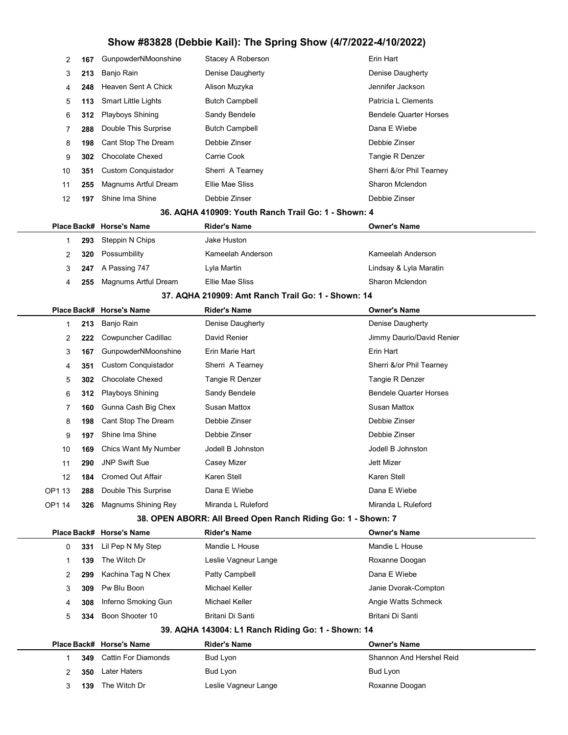| Place | Back# | Horse's Name | Rider's Name | Owner's Name |
|---|---|---|---|---|
| 2 | 167 | GunpowderNMoonshine | Stacey A Roberson | Erin Hart |
| 3 | 213 | Banjo Rain | Denise Daugherty | Denise Daugherty |
| 4 | 248 | Heaven Sent A Chick | Alison Muzyka | Jennifer Jackson |
| 5 | 113 | Smart Little Lights | Butch Campbell | Patricia L Clements |
| 6 | 312 | Playboys Shining | Sandy Bendele | Bendele Quarter Horses |
| 7 | 288 | Double This Surprise | Butch Campbell | Dana E Wiebe |
| 8 | 198 | Cant Stop The Dream | Debbie Zinser | Debbie Zinser |
| 9 | 302 | Chocolate Chexed | Carrie Cook | Tangie R Denzer |
| 10 | 351 | Custom Conquistador | Sherri A Tearney | Sherri &/or Phil Tearney |
| 11 | 255 | Magnums Artful Dream | Ellie Mae Sliss | Sharon Mclendon |
| 12 | 197 | Shine Ima Shine | Debbie Zinser | Debbie Zinser |

### 36. AQHA 410909: Youth Ranch Trail Go: 1 - Shown: 4

| Place | Back# | Horse's Name | Rider's Name | Owner's Name |
|---|---|---|---|---|
| 1 | 293 | Steppin N Chips | Jake Huston | |
| 2 | 320 | Possumbility | Kameelah Anderson | Kameelah Anderson |
| 3 | 247 | A Passing 747 | Lyla Martin | Lindsay & Lyla Maratin |
| 4 | 255 | Magnums Artful Dream | Ellie Mae Sliss | Sharon Mclendon |

### 37. AQHA 210909: Amt Ranch Trail Go: 1 - Shown: 14

| Place | Back# | Horse's Name | Rider's Name | Owner's Name |
|---|---|---|---|---|
| 1 | 213 | Banjo Rain | Denise Daugherty | Denise Daugherty |
| 2 | 222 | Cowpuncher Cadillac | David Renier | Jimmy Daurio/David Renier |
| 3 | 167 | GunpowderNMoonshine | Erin Marie Hart | Erin Hart |
| 4 | 351 | Custom Conquistador | Sherri A Tearney | Sherri &/or Phil Tearney |
| 5 | 302 | Chocolate Chexed | Tangie R Denzer | Tangie R Denzer |
| 6 | 312 | Playboys Shining | Sandy Bendele | Bendele Quarter Horses |
| 7 | 160 | Gunna Cash Big Chex | Susan Mattox | Susan Mattox |
| 8 | 198 | Cant Stop The Dream | Debbie Zinser | Debbie Zinser |
| 9 | 197 | Shine Ima Shine | Debbie Zinser | Debbie Zinser |
| 10 | 169 | Chics Want My Number | Jodell B Johnston | Jodell B Johnston |
| 11 | 290 | JNP Swift Sue | Casey Mizer | Jett Mizer |
| 12 | 184 | Cromed Out Affair | Karen Stell | Karen Stell |
| OP1 13 | 288 | Double This Surprise | Dana E Wiebe | Dana E Wiebe |
| OP1 14 | 326 | Magnums Shining Rey | Miranda L Ruleford | Miranda L Ruleford |

### 38. OPEN ABORR: All Breed Open Ranch Riding Go: 1 - Shown: 7

| Place | Back# | Horse's Name | Rider's Name | Owner's Name |
|---|---|---|---|---|
| 0 | 331 | Lil Pep N My Step | Mandie L House | Mandie L House |
| 1 | 139 | The Witch Dr | Leslie Vagneur Lange | Roxanne Doogan |
| 2 | 299 | Kachina Tag N Chex | Patty Campbell | Dana E Wiebe |
| 3 | 309 | Pw Blu Boon | Michael Keller | Janie Dvorak-Compton |
| 4 | 308 | Inferno Smoking Gun | Michael Keller | Angie Watts Schmeck |
| 5 | 334 | Boon Shooter 10 | Britani Di Santi | Britani Di Santi |

### 39. AQHA 143004: L1 Ranch Riding Go: 1 - Shown: 14

| Place | Back# | Horse's Name | Rider's Name | Owner's Name |
|---|---|---|---|---|
| 1 | 349 | Cattin For Diamonds | Bud Lyon | Shannon And Hershel Reid |
| 2 | 350 | Later Haters | Bud Lyon | Bud Lyon |
| 3 | 139 | The Witch Dr | Leslie Vagneur Lange | Roxanne Doogan |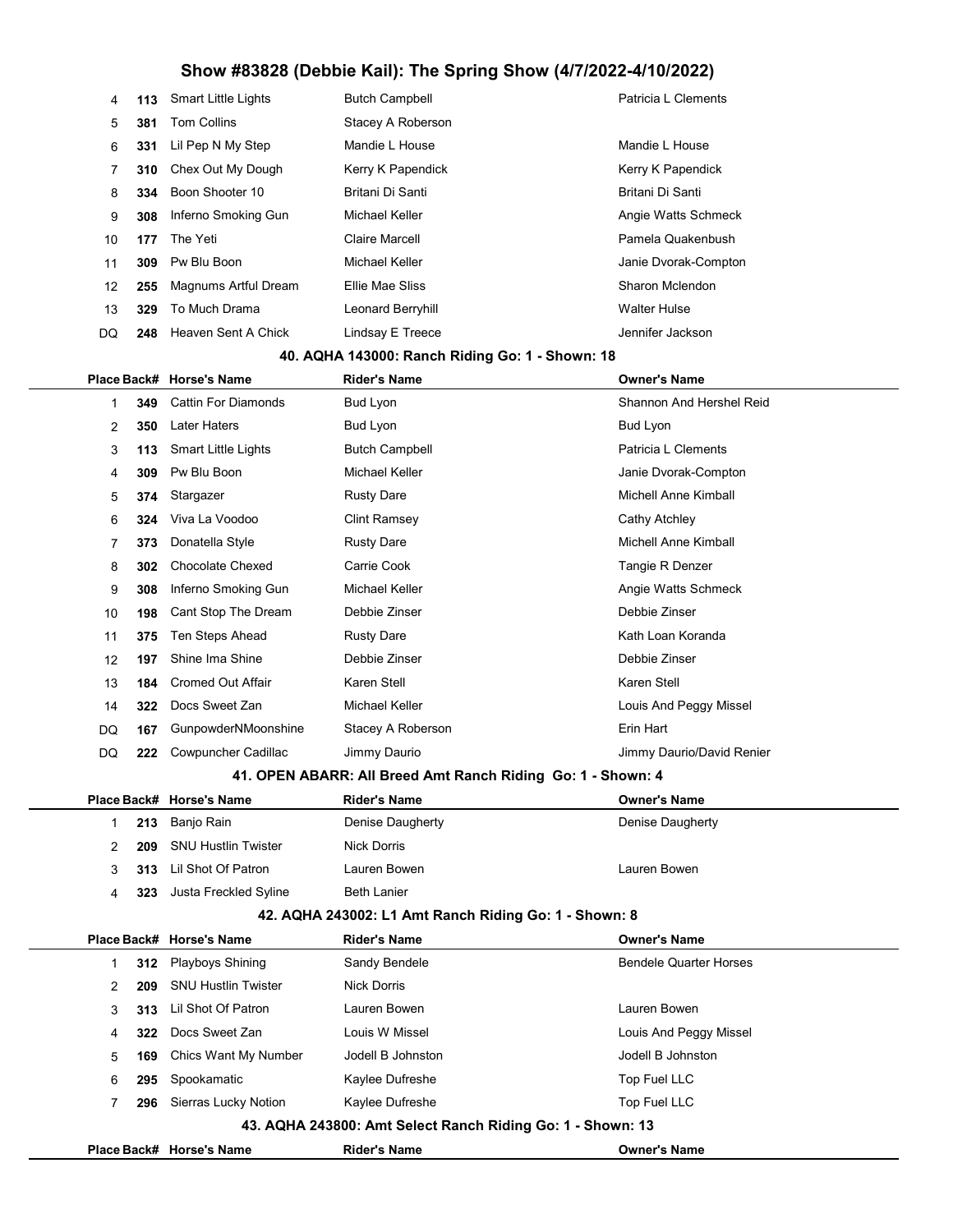| Place | Back# | Horse's Name | Rider's Name | Owner's Name |
|---|---|---|---|---|
| 4 | **113** | Smart Little Lights | Butch Campbell | Patricia L Clements |
| 5 | **381** | Tom Collins | Stacey A Roberson | |
| 6 | **331** | Lil Pep N My Step | Mandie L House | Mandie L House |
| 7 | **310** | Chex Out My Dough | Kerry K Papendick | Kerry K Papendick |
| 8 | **334** | Boon Shooter 10 | Britani Di Santi | Britani Di Santi |
| 9 | **308** | Inferno Smoking Gun | Michael Keller | Angie Watts Schmeck |
| 10 | **177** | The Yeti | Claire Marcell | Pamela Quakenbush |
| 11 | **309** | Pw Blu Boon | Michael Keller | Janie Dvorak-Compton |
| 12 | **255** | Magnums Artful Dream | Ellie Mae Sliss | Sharon Mclendon |
| 13 | **329** | To Much Drama | Leonard Berryhill | Walter Hulse |
| DQ | **248** | Heaven Sent A Chick | Lindsay E Treece | Jennifer Jackson |

### 40. AQHA 143000: Ranch Riding Go: 1 - Shown: 18

| Place | Back# | Horse's Name | Rider's Name | Owner's Name |
|---|---|---|---|---|
| 1 | **349** | Cattin For Diamonds | Bud Lyon | Shannon And Hershel Reid |
| 2 | **350** | Later Haters | Bud Lyon | Bud Lyon |
| 3 | **113** | Smart Little Lights | Butch Campbell | Patricia L Clements |
| 4 | **309** | Pw Blu Boon | Michael Keller | Janie Dvorak-Compton |
| 5 | **374** | Stargazer | Rusty Dare | Michell Anne Kimball |
| 6 | **324** | Viva La Voodoo | Clint Ramsey | Cathy Atchley |
| 7 | **373** | Donatella Style | Rusty Dare | Michell Anne Kimball |
| 8 | **302** | Chocolate Chexed | Carrie Cook | Tangie R Denzer |
| 9 | **308** | Inferno Smoking Gun | Michael Keller | Angie Watts Schmeck |
| 10 | **198** | Cant Stop The Dream | Debbie Zinser | Debbie Zinser |
| 11 | **375** | Ten Steps Ahead | Rusty Dare | Kath Loan Koranda |
| 12 | **197** | Shine Ima Shine | Debbie Zinser | Debbie Zinser |
| 13 | **184** | Cromed Out Affair | Karen Stell | Karen Stell |
| 14 | **322** | Docs Sweet Zan | Michael Keller | Louis And Peggy Missel |
| DQ | **167** | GunpowderNMoonshine | Stacey A Roberson | Erin Hart |
| DQ | **222** | Cowpuncher Cadillac | Jimmy Daurio | Jimmy Daurio/David Renier |

### 41. OPEN ABARR: All Breed Amt Ranch Riding Go: 1 - Shown: 4

| Place | Back# | Horse's Name | Rider's Name | Owner's Name |
|---|---|---|---|---|
| 1 | **213** | Banjo Rain | Denise Daugherty | Denise Daugherty |
| 2 | **209** | SNU Hustlin Twister | Nick Dorris | |
| 3 | **313** | Lil Shot Of Patron | Lauren Bowen | Lauren Bowen |
| 4 | **323** | Justa Freckled Syline | Beth Lanier | |

### 42. AQHA 243002: L1 Amt Ranch Riding Go: 1 - Shown: 8

| Place | Back# | Horse's Name | Rider's Name | Owner's Name |
|---|---|---|---|---|
| 1 | **312** | Playboys Shining | Sandy Bendele | Bendele Quarter Horses |
| 2 | **209** | SNU Hustlin Twister | Nick Dorris | |
| 3 | **313** | Lil Shot Of Patron | Lauren Bowen | Lauren Bowen |
| 4 | **322** | Docs Sweet Zan | Louis W Missel | Louis And Peggy Missel |
| 5 | **169** | Chics Want My Number | Jodell B Johnston | Jodell B Johnston |
| 6 | **295** | Spookamatic | Kaylee Dufreshe | Top Fuel LLC |
| 7 | **296** | Sierras Lucky Notion | Kaylee Dufreshe | Top Fuel LLC |

### 43. AQHA 243800: Amt Select Ranch Riding Go: 1 - Shown: 13

| Place | Back# | Horse's Name | Rider's Name | Owner's Name |
|---|---|---|---|---|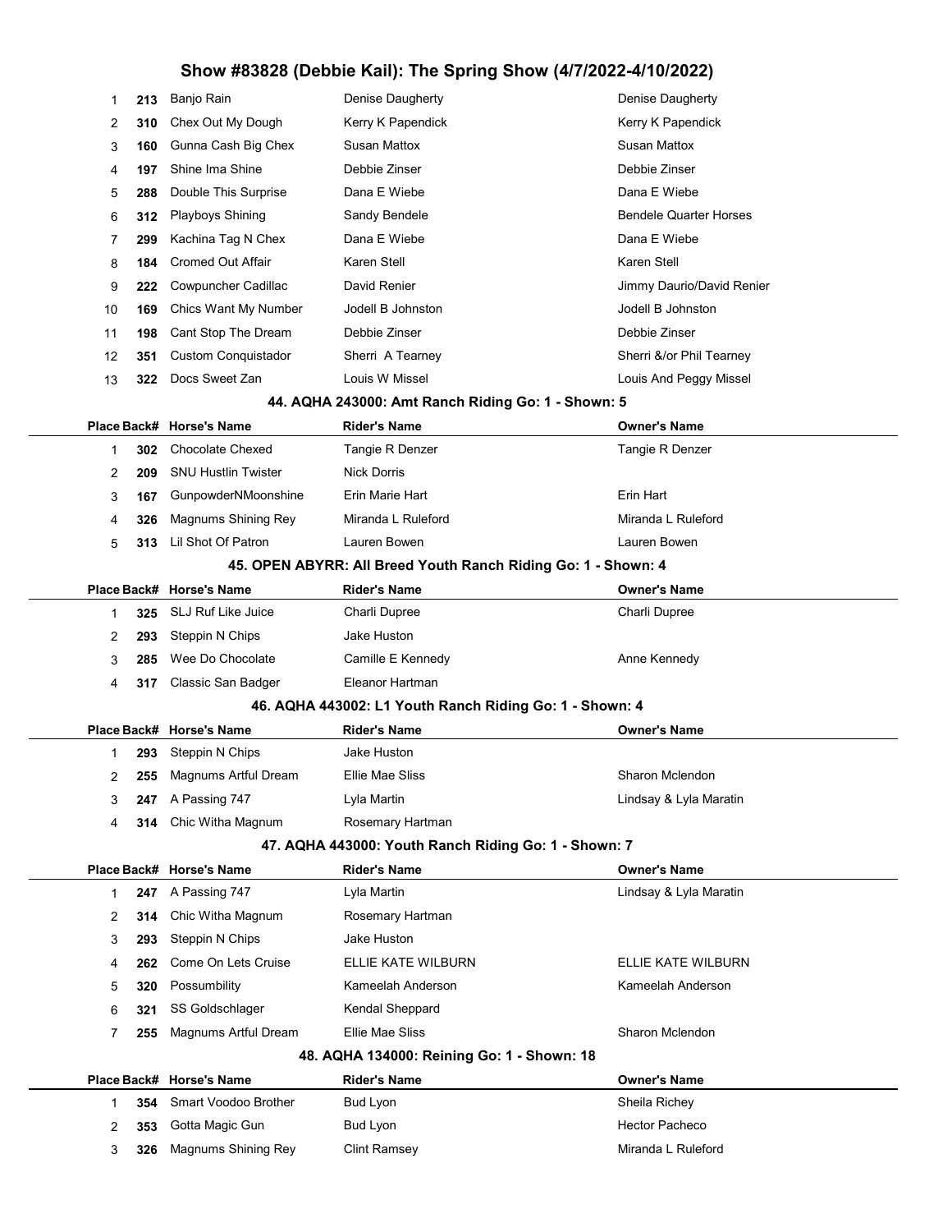## Show #83828 (Debbie Kail): The Spring Show (4/7/2022-4/10/2022)

| Place | Back# | Horse's Name | Rider's Name | Owner's Name |
|---|---|---|---|---|
| 1 | 213 | Banjo Rain | Denise Daugherty | Denise Daugherty |
| 2 | 310 | Chex Out My Dough | Kerry K Papendick | Kerry K Papendick |
| 3 | 160 | Gunna Cash Big Chex | Susan Mattox | Susan Mattox |
| 4 | 197 | Shine Ima Shine | Debbie Zinser | Debbie Zinser |
| 5 | 288 | Double This Surprise | Dana E Wiebe | Dana E Wiebe |
| 6 | 312 | Playboys Shining | Sandy Bendele | Bendele Quarter Horses |
| 7 | 299 | Kachina Tag N Chex | Dana E Wiebe | Dana E Wiebe |
| 8 | 184 | Cromed Out Affair | Karen Stell | Karen Stell |
| 9 | 222 | Cowpuncher Cadillac | David Renier | Jimmy Daurio/David Renier |
| 10 | 169 | Chics Want My Number | Jodell B Johnston | Jodell B Johnston |
| 11 | 198 | Cant Stop The Dream | Debbie Zinser | Debbie Zinser |
| 12 | 351 | Custom Conquistador | Sherri A Tearney | Sherri &/or Phil Tearney |
| 13 | 322 | Docs Sweet Zan | Louis W Missel | Louis And Peggy Missel |

### 44. AQHA 243000: Amt Ranch Riding Go: 1 - Shown: 5

| Place | Back# | Horse's Name | Rider's Name | Owner's Name |
|---|---|---|---|---|
| 1 | 302 | Chocolate Chexed | Tangie R Denzer | Tangie R Denzer |
| 2 | 209 | SNU Hustlin Twister | Nick Dorris | |
| 3 | 167 | GunpowderNMoonshine | Erin Marie Hart | Erin Hart |
| 4 | 326 | Magnums Shining Rey | Miranda L Ruleford | Miranda L Ruleford |
| 5 | 313 | Lil Shot Of Patron | Lauren Bowen | Lauren Bowen |

### 45. OPEN ABYRR: All Breed Youth Ranch Riding Go: 1 - Shown: 4

| Place | Back# | Horse's Name | Rider's Name | Owner's Name |
|---|---|---|---|---|
| 1 | 325 | SLJ Ruf Like Juice | Charli Dupree | Charli Dupree |
| 2 | 293 | Steppin N Chips | Jake Huston | |
| 3 | 285 | Wee Do Chocolate | Camille E Kennedy | Anne Kennedy |
| 4 | 317 | Classic San Badger | Eleanor Hartman | |

### 46. AQHA 443002: L1 Youth Ranch Riding Go: 1 - Shown: 4

| Place | Back# | Horse's Name | Rider's Name | Owner's Name |
|---|---|---|---|---|
| 1 | 293 | Steppin N Chips | Jake Huston | |
| 2 | 255 | Magnums Artful Dream | Ellie Mae Sliss | Sharon Mclendon |
| 3 | 247 | A Passing 747 | Lyla Martin | Lindsay & Lyla Maratin |
| 4 | 314 | Chic Witha Magnum | Rosemary Hartman | |

### 47. AQHA 443000: Youth Ranch Riding Go: 1 - Shown: 7

| Place | Back# | Horse's Name | Rider's Name | Owner's Name |
|---|---|---|---|---|
| 1 | 247 | A Passing 747 | Lyla Martin | Lindsay & Lyla Maratin |
| 2 | 314 | Chic Witha Magnum | Rosemary Hartman | |
| 3 | 293 | Steppin N Chips | Jake Huston | |
| 4 | 262 | Come On Lets Cruise | ELLIE KATE WILBURN | ELLIE KATE WILBURN |
| 5 | 320 | Possumbility | Kameelah Anderson | Kameelah Anderson |
| 6 | 321 | SS Goldschlager | Kendal Sheppard | |
| 7 | 255 | Magnums Artful Dream | Ellie Mae Sliss | Sharon Mclendon |

### 48. AQHA 134000: Reining Go: 1 - Shown: 18

| Place | Back# | Horse's Name | Rider's Name | Owner's Name |
|---|---|---|---|---|
| 1 | 354 | Smart Voodoo Brother | Bud Lyon | Sheila Richey |
| 2 | 353 | Gotta Magic Gun | Bud Lyon | Hector Pacheco |
| 3 | 326 | Magnums Shining Rey | Clint Ramsey | Miranda L Ruleford |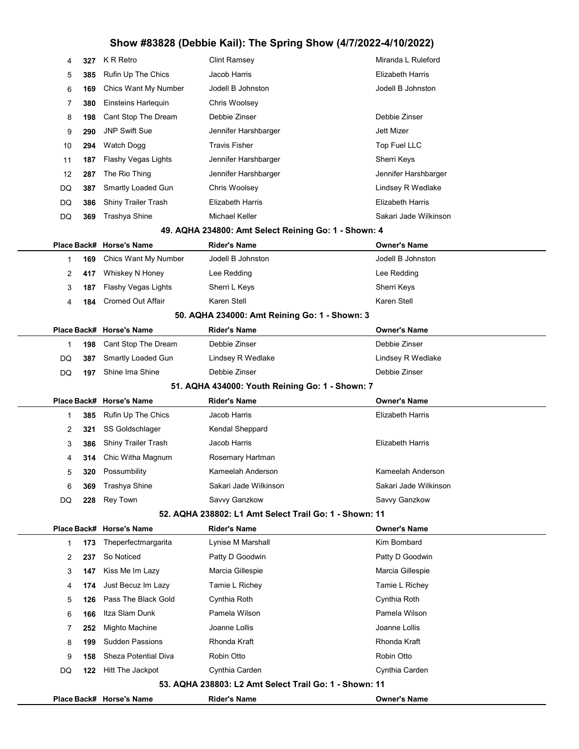| Place | Back# | Horse's Name | Rider's Name | Owner's Name |
|---|---|---|---|---|
| 4 | 327 | K R Retro | Clint Ramsey | Miranda L Ruleford |
| 5 | 385 | Rufin Up The Chics | Jacob Harris | Elizabeth Harris |
| 6 | 169 | Chics Want My Number | Jodell B Johnston | Jodell B Johnston |
| 7 | 380 | Einsteins Harlequin | Chris Woolsey | |
| 8 | 198 | Cant Stop The Dream | Debbie Zinser | Debbie Zinser |
| 9 | 290 | JNP Swift Sue | Jennifer Harshbarger | Jett Mizer |
| 10 | 294 | Watch Dogg | Travis Fisher | Top Fuel LLC |
| 11 | 187 | Flashy Vegas Lights | Jennifer Harshbarger | Sherri Keys |
| 12 | 287 | The Rio Thing | Jennifer Harshbarger | Jennifer Harshbarger |
| DQ | 387 | Smartly Loaded Gun | Chris Woolsey | Lindsey R Wedlake |
| DQ | 386 | Shiny Trailer Trash | Elizabeth Harris | Elizabeth Harris |
| DQ | 369 | Trashya Shine | Michael Keller | Sakari Jade Wilkinson |

### 49. AQHA 234800: Amt Select Reining Go: 1 - Shown: 4

| Place | Back# | Horse's Name | Rider's Name | Owner's Name |
|---|---|---|---|---|
| 1 | 169 | Chics Want My Number | Jodell B Johnston | Jodell B Johnston |
| 2 | 417 | Whiskey N Honey | Lee Redding | Lee Redding |
| 3 | 187 | Flashy Vegas Lights | Sherri L Keys | Sherri Keys |
| 4 | 184 | Cromed Out Affair | Karen Stell | Karen Stell |

### 50. AQHA 234000: Amt Reining Go: 1 - Shown: 3

| Place | Back# | Horse's Name | Rider's Name | Owner's Name |
|---|---|---|---|---|
| 1 | 198 | Cant Stop The Dream | Debbie Zinser | Debbie Zinser |
| DQ | 387 | Smartly Loaded Gun | Lindsey R Wedlake | Lindsey R Wedlake |
| DQ | 197 | Shine Ima Shine | Debbie Zinser | Debbie Zinser |

### 51. AQHA 434000: Youth Reining Go: 1 - Shown: 7

| Place | Back# | Horse's Name | Rider's Name | Owner's Name |
|---|---|---|---|---|
| 1 | 385 | Rufin Up The Chics | Jacob Harris | Elizabeth Harris |
| 2 | 321 | SS Goldschlager | Kendal Sheppard | |
| 3 | 386 | Shiny Trailer Trash | Jacob Harris | Elizabeth Harris |
| 4 | 314 | Chic Witha Magnum | Rosemary Hartman | |
| 5 | 320 | Possumbility | Kameelah Anderson | Kameelah Anderson |
| 6 | 369 | Trashya Shine | Sakari Jade Wilkinson | Sakari Jade Wilkinson |
| DQ | 228 | Rey Town | Savvy Ganzkow | Savvy Ganzkow |

### 52. AQHA 238802: L1 Amt Select Trail Go: 1 - Shown: 11

| Place | Back# | Horse's Name | Rider's Name | Owner's Name |
|---|---|---|---|---|
| 1 | 173 | Theperfectmargarita | Lynise M Marshall | Kim Bombard |
| 2 | 237 | So Noticed | Patty D Goodwin | Patty D Goodwin |
| 3 | 147 | Kiss Me Im Lazy | Marcia Gillespie | Marcia Gillespie |
| 4 | 174 | Just Becuz Im Lazy | Tamie L Richey | Tamie L Richey |
| 5 | 126 | Pass The Black Gold | Cynthia Roth | Cynthia Roth |
| 6 | 166 | Itza Slam Dunk | Pamela Wilson | Pamela Wilson |
| 7 | 252 | Mighto Machine | Joanne Lollis | Joanne Lollis |
| 8 | 199 | Sudden Passions | Rhonda Kraft | Rhonda Kraft |
| 9 | 158 | Sheza Potential Diva | Robin Otto | Robin Otto |
| DQ | 122 | Hitt The Jackpot | Cynthia Carden | Cynthia Carden |

### 53. AQHA 238803: L2 Amt Select Trail Go: 1 - Shown: 11

| Place | Back# | Horse's Name | Rider's Name | Owner's Name |
|---|---|---|---|---|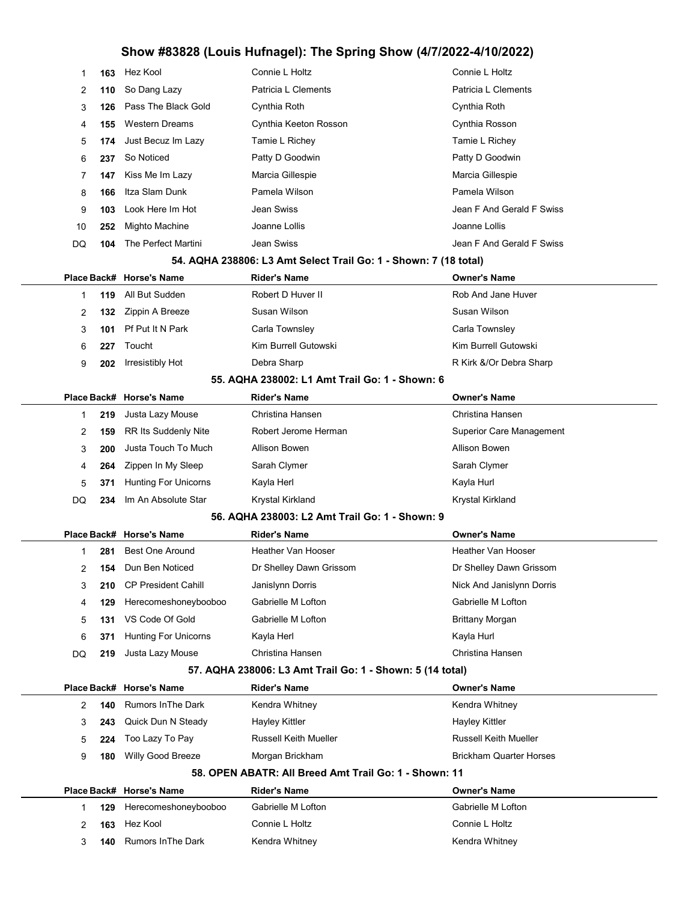| Place | Back# | Horse's Name | Rider's Name | Owner's Name |
|---|---|---|---|---|
| 1 | 163 | Hez Kool | Connie L Holtz | Connie L Holtz |
| 2 | 110 | So Dang Lazy | Patricia L Clements | Patricia L Clements |
| 3 | 126 | Pass The Black Gold | Cynthia Roth | Cynthia Roth |
| 4 | 155 | Western Dreams | Cynthia Keeton Rosson | Cynthia Rosson |
| 5 | 174 | Just Becuz Im Lazy | Tamie L Richey | Tamie L Richey |
| 6 | 237 | So Noticed | Patty D Goodwin | Patty D Goodwin |
| 7 | 147 | Kiss Me Im Lazy | Marcia Gillespie | Marcia Gillespie |
| 8 | 166 | Itza Slam Dunk | Pamela Wilson | Pamela Wilson |
| 9 | 103 | Look Here Im Hot | Jean Swiss | Jean F And Gerald F Swiss |
| 10 | 252 | Mighto Machine | Joanne Lollis | Joanne Lollis |
| DQ | 104 | The Perfect Martini | Jean Swiss | Jean F And Gerald F Swiss |

### 54. AQHA 238806: L3 Amt Select Trail Go: 1 - Shown: 7 (18 total)

| Place | Back# | Horse's Name | Rider's Name | Owner's Name |
|---|---|---|---|---|
| 1 | 119 | All But Sudden | Robert D Huver II | Rob And Jane Huver |
| 2 | 132 | Zippin A Breeze | Susan Wilson | Susan Wilson |
| 3 | 101 | Pf Put It N Park | Carla Townsley | Carla Townsley |
| 6 | 227 | Toucht | Kim Burrell Gutowski | Kim Burrell Gutowski |
| 9 | 202 | Irresistibly Hot | Debra Sharp | R Kirk &/Or Debra Sharp |

### 55. AQHA 238002: L1 Amt Trail Go: 1 - Shown: 6

| Place | Back# | Horse's Name | Rider's Name | Owner's Name |
|---|---|---|---|---|
| 1 | 219 | Justa Lazy Mouse | Christina Hansen | Christina Hansen |
| 2 | 159 | RR Its Suddenly Nite | Robert Jerome Herman | Superior Care Management |
| 3 | 200 | Justa Touch To Much | Allison Bowen | Allison Bowen |
| 4 | 264 | Zippen In My Sleep | Sarah Clymer | Sarah Clymer |
| 5 | 371 | Hunting For Unicorns | Kayla Herl | Kayla Hurl |
| DQ | 234 | Im An Absolute Star | Krystal Kirkland | Krystal Kirkland |

### 56. AQHA 238003: L2 Amt Trail Go: 1 - Shown: 9

| Place | Back# | Horse's Name | Rider's Name | Owner's Name |
|---|---|---|---|---|
| 1 | 281 | Best One Around | Heather Van Hooser | Heather Van Hooser |
| 2 | 154 | Dun Ben Noticed | Dr Shelley Dawn Grissom | Dr Shelley Dawn Grissom |
| 3 | 210 | CP President Cahill | Janislynn Dorris | Nick And Janislynn Dorris |
| 4 | 129 | Herecomeshoneybooboo | Gabrielle M Lofton | Gabrielle M Lofton |
| 5 | 131 | VS Code Of Gold | Gabrielle M Lofton | Brittany Morgan |
| 6 | 371 | Hunting For Unicorns | Kayla Herl | Kayla Hurl |
| DQ | 219 | Justa Lazy Mouse | Christina Hansen | Christina Hansen |

### 57. AQHA 238006: L3 Amt Trail Go: 1 - Shown: 5 (14 total)

| Place | Back# | Horse's Name | Rider's Name | Owner's Name |
|---|---|---|---|---|
| 2 | 140 | Rumors InThe Dark | Kendra Whitney | Kendra Whitney |
| 3 | 243 | Quick Dun N Steady | Hayley Kittler | Hayley Kittler |
| 5 | 224 | Too Lazy To Pay | Russell Keith Mueller | Russell Keith Mueller |
| 9 | 180 | Willy Good Breeze | Morgan Brickham | Brickham Quarter Horses |

### 58. OPEN ABATR: All Breed Amt Trail Go: 1 - Shown: 11

| Place | Back# | Horse's Name | Rider's Name | Owner's Name |
|---|---|---|---|---|
| 1 | 129 | Herecomeshoneybooboo | Gabrielle M Lofton | Gabrielle M Lofton |
| 2 | 163 | Hez Kool | Connie L Holtz | Connie L Holtz |
| 3 | 140 | Rumors InThe Dark | Kendra Whitney | Kendra Whitney |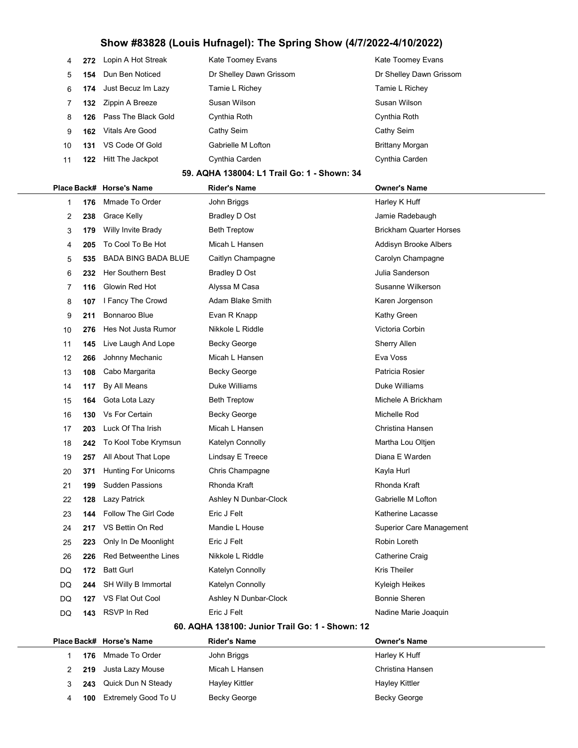| Place | Back# | Horse's Name | Rider's Name | Owner's Name |
|---|---|---|---|---|
| 4 | 272 | Lopin A Hot Streak | Kate Toomey Evans | Kate Toomey Evans |
| 5 | 154 | Dun Ben Noticed | Dr Shelley Dawn Grissom | Dr Shelley Dawn Grissom |
| 6 | 174 | Just Becuz Im Lazy | Tamie L Richey | Tamie L Richey |
| 7 | 132 | Zippin A Breeze | Susan Wilson | Susan Wilson |
| 8 | 126 | Pass The Black Gold | Cynthia Roth | Cynthia Roth |
| 9 | 162 | Vitals Are Good | Cathy Seim | Cathy Seim |
| 10 | 131 | VS Code Of Gold | Gabrielle M Lofton | Brittany Morgan |
| 11 | 122 | Hitt The Jackpot | Cynthia Carden | Cynthia Carden |

## 59. AQHA 138004: L1 Trail Go: 1 - Shown: 34

| Place | Back# | Horse's Name | Rider's Name | Owner's Name |
|---|---|---|---|---|
| 1 | 176 | Mmade To Order | John Briggs | Harley K Huff |
| 2 | 238 | Grace Kelly | Bradley D Ost | Jamie Radebaugh |
| 3 | 179 | Willy Invite Brady | Beth Treptow | Brickham Quarter Horses |
| 4 | 205 | To Cool To Be Hot | Micah L Hansen | Addisyn Brooke Albers |
| 5 | 535 | BADA BING BADA BLUE | Caitlyn Champagne | Carolyn Champagne |
| 6 | 232 | Her Southern Best | Bradley D Ost | Julia Sanderson |
| 7 | 116 | Glowin Red Hot | Alyssa M Casa | Susanne Wilkerson |
| 8 | 107 | I Fancy The Crowd | Adam Blake Smith | Karen Jorgenson |
| 9 | 211 | Bonnaroo Blue | Evan R Knapp | Kathy Green |
| 10 | 276 | Hes Not Justa Rumor | Nikkole L Riddle | Victoria Corbin |
| 11 | 145 | Live Laugh And Lope | Becky George | Sherry Allen |
| 12 | 266 | Johnny Mechanic | Micah L Hansen | Eva Voss |
| 13 | 108 | Cabo Margarita | Becky George | Patricia Rosier |
| 14 | 117 | By All Means | Duke Williams | Duke Williams |
| 15 | 164 | Gota Lota Lazy | Beth Treptow | Michele A Brickham |
| 16 | 130 | Vs For Certain | Becky George | Michelle Rod |
| 17 | 203 | Luck Of Tha Irish | Micah L Hansen | Christina Hansen |
| 18 | 242 | To Kool Tobe Krymsun | Katelyn Connolly | Martha Lou Oltjen |
| 19 | 257 | All About That Lope | Lindsay E Treece | Diana E Warden |
| 20 | 371 | Hunting For Unicorns | Chris Champagne | Kayla Hurl |
| 21 | 199 | Sudden Passions | Rhonda Kraft | Rhonda Kraft |
| 22 | 128 | Lazy Patrick | Ashley N Dunbar-Clock | Gabrielle M Lofton |
| 23 | 144 | Follow The Girl Code | Eric J Felt | Katherine Lacasse |
| 24 | 217 | VS Bettin On Red | Mandie L House | Superior Care Management |
| 25 | 223 | Only In De Moonlight | Eric J Felt | Robin Loreth |
| 26 | 226 | Red Betweenthe Lines | Nikkole L Riddle | Catherine Craig |
| DQ | 172 | Batt Gurl | Katelyn Connolly | Kris Theiler |
| DQ | 244 | SH Willy B Immortal | Katelyn Connolly | Kyleigh Heikes |
| DQ | 127 | VS Flat Out Cool | Ashley N Dunbar-Clock | Bonnie Sheren |
| DQ | 143 | RSVP In Red | Eric J Felt | Nadine Marie Joaquin |

## 60. AQHA 138100: Junior Trail Go: 1 - Shown: 12

| Place | Back# | Horse's Name | Rider's Name | Owner's Name |
|---|---|---|---|---|
| 1 | 176 | Mmade To Order | John Briggs | Harley K Huff |
| 2 | 219 | Justa Lazy Mouse | Micah L Hansen | Christina Hansen |
| 3 | 243 | Quick Dun N Steady | Hayley Kittler | Hayley Kittler |
| 4 | 100 | Extremely Good To U | Becky George | Becky George |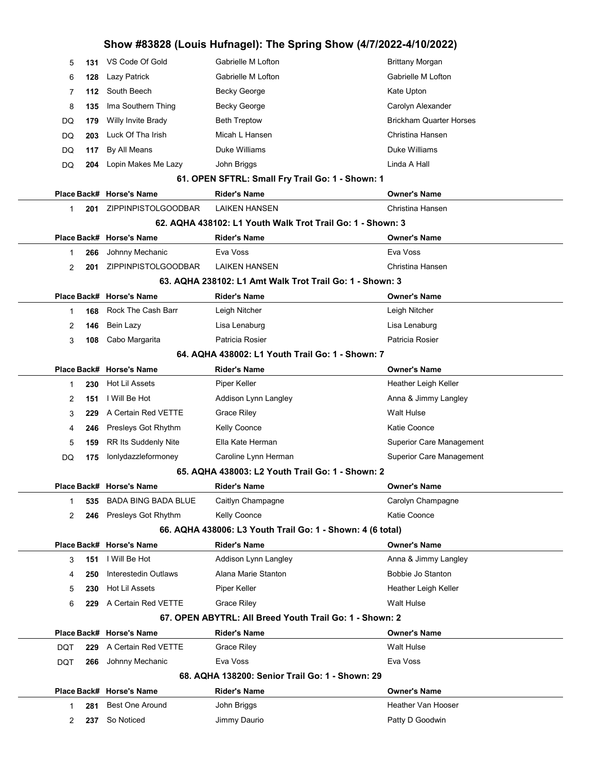# Show #83828 (Louis Hufnagel): The Spring Show (4/7/2022-4/10/2022)

| Place | Back# | Horse's Name | Rider's Name | Owner's Name |
|---|---|---|---|---|
| 5 | 131 | VS Code Of Gold | Gabrielle M Lofton | Brittany Morgan |
| 6 | 128 | Lazy Patrick | Gabrielle M Lofton | Gabrielle M Lofton |
| 7 | 112 | South Beech | Becky George | Kate Upton |
| 8 | 135 | Ima Southern Thing | Becky George | Carolyn Alexander |
| DQ | 179 | Willy Invite Brady | Beth Treptow | Brickham Quarter Horses |
| DQ | 203 | Luck Of Tha Irish | Micah L Hansen | Christina Hansen |
| DQ | 117 | By All Means | Duke Williams | Duke Williams |
| DQ | 204 | Lopin Makes Me Lazy | John Briggs | Linda A Hall |

### 61. OPEN SFTRL: Small Fry Trail Go: 1 - Shown: 1

| Place | Back# | Horse's Name | Rider's Name | Owner's Name |
|---|---|---|---|---|
| 1 | 201 | ZIPPINPISTOLGOODBAR | LAIKEN HANSEN | Christina Hansen |

### 62. AQHA 438102: L1 Youth Walk Trot Trail Go: 1 - Shown: 3

| Place | Back# | Horse's Name | Rider's Name | Owner's Name |
|---|---|---|---|---|
| 1 | 266 | Johnny Mechanic | Eva Voss | Eva Voss |
| 2 | 201 | ZIPPINPISTOLGOODBAR | LAIKEN HANSEN | Christina Hansen |

### 63. AQHA 238102: L1 Amt Walk Trot Trail Go: 1 - Shown: 3

| Place | Back# | Horse's Name | Rider's Name | Owner's Name |
|---|---|---|---|---|
| 1 | 168 | Rock The Cash Barr | Leigh Nitcher | Leigh Nitcher |
| 2 | 146 | Bein Lazy | Lisa Lenaburg | Lisa Lenaburg |
| 3 | 108 | Cabo Margarita | Patricia Rosier | Patricia Rosier |

### 64. AQHA 438002: L1 Youth Trail Go: 1 - Shown: 7

| Place | Back# | Horse's Name | Rider's Name | Owner's Name |
|---|---|---|---|---|
| 1 | 230 | Hot Lil Assets | Piper Keller | Heather Leigh Keller |
| 2 | 151 | I Will Be Hot | Addison Lynn Langley | Anna & Jimmy Langley |
| 3 | 229 | A Certain Red VETTE | Grace Riley | Walt Hulse |
| 4 | 246 | Presleys Got Rhythm | Kelly Coonce | Katie Coonce |
| 5 | 159 | RR Its Suddenly Nite | Ella Kate Herman | Superior Care Management |
| DQ | 175 | Ionlydazzleformoney | Caroline Lynn Herman | Superior Care Management |

### 65. AQHA 438003: L2 Youth Trail Go: 1 - Shown: 2

| Place | Back# | Horse's Name | Rider's Name | Owner's Name |
|---|---|---|---|---|
| 1 | 535 | BADA BING BADA BLUE | Caitlyn Champagne | Carolyn Champagne |
| 2 | 246 | Presleys Got Rhythm | Kelly Coonce | Katie Coonce |

### 66. AQHA 438006: L3 Youth Trail Go: 1 - Shown: 4 (6 total)

| Place | Back# | Horse's Name | Rider's Name | Owner's Name |
|---|---|---|---|---|
| 3 | 151 | I Will Be Hot | Addison Lynn Langley | Anna & Jimmy Langley |
| 4 | 250 | Interestedin Outlaws | Alana Marie Stanton | Bobbie Jo Stanton |
| 5 | 230 | Hot Lil Assets | Piper Keller | Heather Leigh Keller |
| 6 | 229 | A Certain Red VETTE | Grace Riley | Walt Hulse |

### 67. OPEN ABYTRL: All Breed Youth Trail Go: 1 - Shown: 2

| Place | Back# | Horse's Name | Rider's Name | Owner's Name |
|---|---|---|---|---|
| DQT | 229 | A Certain Red VETTE | Grace Riley | Walt Hulse |
| DQT | 266 | Johnny Mechanic | Eva Voss | Eva Voss |

### 68. AQHA 138200: Senior Trail Go: 1 - Shown: 29

| Place | Back# | Horse's Name | Rider's Name | Owner's Name |
|---|---|---|---|---|
| 1 | 281 | Best One Around | John Briggs | Heather Van Hooser |
| 2 | 237 | So Noticed | Jimmy Daurio | Patty D Goodwin |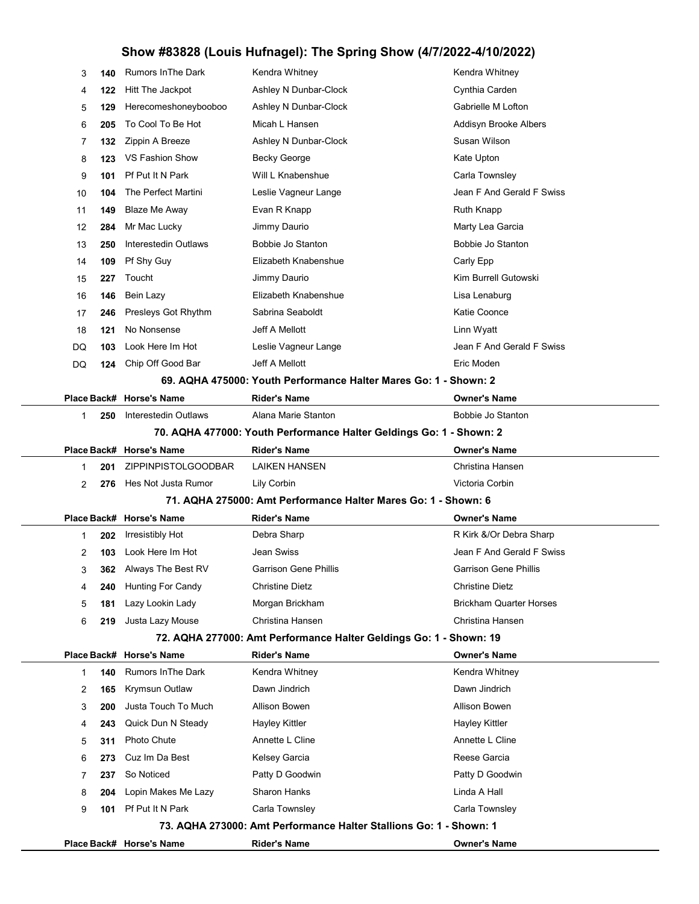| Place | Back# | Horse's Name | Rider's Name | Owner's Name |
|---|---|---|---|---|
| 3 | 140 | Rumors InThe Dark | Kendra Whitney | Kendra Whitney |
| 4 | 122 | Hitt The Jackpot | Ashley N Dunbar-Clock | Cynthia Carden |
| 5 | 129 | Herecomeshoneybooboo | Ashley N Dunbar-Clock | Gabrielle M Lofton |
| 6 | 205 | To Cool To Be Hot | Micah L Hansen | Addisyn Brooke Albers |
| 7 | 132 | Zippin A Breeze | Ashley N Dunbar-Clock | Susan Wilson |
| 8 | 123 | VS Fashion Show | Becky George | Kate Upton |
| 9 | 101 | Pf Put It N Park | Will L Knabenshue | Carla Townsley |
| 10 | 104 | The Perfect Martini | Leslie Vagneur Lange | Jean F And Gerald F Swiss |
| 11 | 149 | Blaze Me Away | Evan R Knapp | Ruth Knapp |
| 12 | 284 | Mr Mac Lucky | Jimmy Daurio | Marty Lea Garcia |
| 13 | 250 | Interestedin Outlaws | Bobbie Jo Stanton | Bobbie Jo Stanton |
| 14 | 109 | Pf Shy Guy | Elizabeth Knabenshue | Carly Epp |
| 15 | 227 | Toucht | Jimmy Daurio | Kim Burrell Gutowski |
| 16 | 146 | Bein Lazy | Elizabeth Knabenshue | Lisa Lenaburg |
| 17 | 246 | Presleys Got Rhythm | Sabrina Seaboldt | Katie Coonce |
| 18 | 121 | No Nonsense | Jeff A Mellott | Linn Wyatt |
| DQ | 103 | Look Here Im Hot | Leslie Vagneur Lange | Jean F And Gerald F Swiss |
| DQ | 124 | Chip Off Good Bar | Jeff A Mellott | Eric Moden |

### 69. AQHA 475000: Youth Performance Halter Mares Go: 1 - Shown: 2

| Place | Back# | Horse's Name | Rider's Name | Owner's Name |
|---|---|---|---|---|
| 1 | 250 | Interestedin Outlaws | Alana Marie Stanton | Bobbie Jo Stanton |

### 70. AQHA 477000: Youth Performance Halter Geldings Go: 1 - Shown: 2

| Place | Back# | Horse's Name | Rider's Name | Owner's Name |
|---|---|---|---|---|
| 1 | 201 | ZIPPINPISTOLGOODBAR | LAIKEN HANSEN | Christina Hansen |
| 2 | 276 | Hes Not Justa Rumor | Lily Corbin | Victoria Corbin |

### 71. AQHA 275000: Amt Performance Halter Mares Go: 1 - Shown: 6

| Place | Back# | Horse's Name | Rider's Name | Owner's Name |
|---|---|---|---|---|
| 1 | 202 | Irresistibly Hot | Debra Sharp | R Kirk &/Or Debra Sharp |
| 2 | 103 | Look Here Im Hot | Jean Swiss | Jean F And Gerald F Swiss |
| 3 | 362 | Always The Best RV | Garrison Gene Phillis | Garrison Gene Phillis |
| 4 | 240 | Hunting For Candy | Christine Dietz | Christine Dietz |
| 5 | 181 | Lazy Lookin Lady | Morgan Brickham | Brickham Quarter Horses |
| 6 | 219 | Justa Lazy Mouse | Christina Hansen | Christina Hansen |

### 72. AQHA 277000: Amt Performance Halter Geldings Go: 1 - Shown: 19

| Place | Back# | Horse's Name | Rider's Name | Owner's Name |
|---|---|---|---|---|
| 1 | 140 | Rumors InThe Dark | Kendra Whitney | Kendra Whitney |
| 2 | 165 | Krymsun Outlaw | Dawn Jindrich | Dawn Jindrich |
| 3 | 200 | Justa Touch To Much | Allison Bowen | Allison Bowen |
| 4 | 243 | Quick Dun N Steady | Hayley Kittler | Hayley Kittler |
| 5 | 311 | Photo Chute | Annette L Cline | Annette L Cline |
| 6 | 273 | Cuz Im Da Best | Kelsey Garcia | Reese Garcia |
| 7 | 237 | So Noticed | Patty D Goodwin | Patty D Goodwin |
| 8 | 204 | Lopin Makes Me Lazy | Sharon Hanks | Linda A Hall |
| 9 | 101 | Pf Put It N Park | Carla Townsley | Carla Townsley |

### 73. AQHA 273000: Amt Performance Halter Stallions Go: 1 - Shown: 1

| Place | Back# | Horse's Name | Rider's Name | Owner's Name |
|---|---|---|---|---|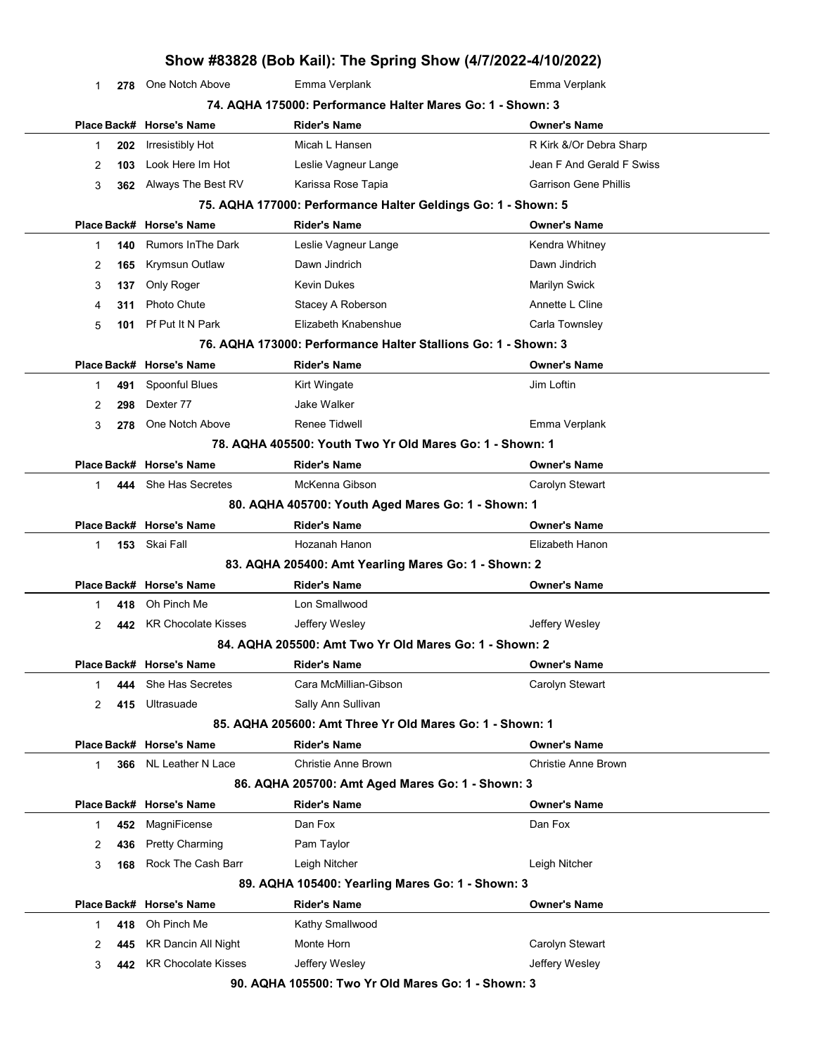# Show #83828 (Bob Kail): The Spring Show (4/7/2022-4/10/2022)

| Place | Back# | Horse's Name | Rider's Name | Owner's Name |
|---|---|---|---|---|
| 1 | 278 | One Notch Above | Emma Verplank | Emma Verplank |

### 74. AQHA 175000: Performance Halter Mares Go: 1 - Shown: 3

| Place | Back# | Horse's Name | Rider's Name | Owner's Name |
|---|---|---|---|---|
| 1 | 202 | Irresistibly Hot | Micah L Hansen | R Kirk &/Or Debra Sharp |
| 2 | 103 | Look Here Im Hot | Leslie Vagneur Lange | Jean F And Gerald F Swiss |
| 3 | 362 | Always The Best RV | Karissa Rose Tapia | Garrison Gene Phillis |

### 75. AQHA 177000: Performance Halter Geldings Go: 1 - Shown: 5

| Place | Back# | Horse's Name | Rider's Name | Owner's Name |
|---|---|---|---|---|
| 1 | 140 | Rumors InThe Dark | Leslie Vagneur Lange | Kendra Whitney |
| 2 | 165 | Krymsun Outlaw | Dawn Jindrich | Dawn Jindrich |
| 3 | 137 | Only Roger | Kevin Dukes | Marilyn Swick |
| 4 | 311 | Photo Chute | Stacey A Roberson | Annette L Cline |
| 5 | 101 | Pf Put It N Park | Elizabeth Knabenshue | Carla Townsley |

### 76. AQHA 173000: Performance Halter Stallions Go: 1 - Shown: 3

| Place | Back# | Horse's Name | Rider's Name | Owner's Name |
|---|---|---|---|---|
| 1 | 491 | Spoonful Blues | Kirt Wingate | Jim Loftin |
| 2 | 298 | Dexter 77 | Jake Walker | |
| 3 | 278 | One Notch Above | Renee Tidwell | Emma Verplank |

### 78. AQHA 405500: Youth Two Yr Old Mares Go: 1 - Shown: 1

| Place | Back# | Horse's Name | Rider's Name | Owner's Name |
|---|---|---|---|---|
| 1 | 444 | She Has Secretes | McKenna Gibson | Carolyn Stewart |

### 80. AQHA 405700: Youth Aged Mares Go: 1 - Shown: 1

| Place | Back# | Horse's Name | Rider's Name | Owner's Name |
|---|---|---|---|---|
| 1 | 153 | Skai Fall | Hozanah Hanon | Elizabeth Hanon |

### 83. AQHA 205400: Amt Yearling Mares Go: 1 - Shown: 2

| Place | Back# | Horse's Name | Rider's Name | Owner's Name |
|---|---|---|---|---|
| 1 | 418 | Oh Pinch Me | Lon Smallwood | |
| 2 | 442 | KR Chocolate Kisses | Jeffery Wesley | Jeffery Wesley |

### 84. AQHA 205500: Amt Two Yr Old Mares Go: 1 - Shown: 2

| Place | Back# | Horse's Name | Rider's Name | Owner's Name |
|---|---|---|---|---|
| 1 | 444 | She Has Secretes | Cara McMillian-Gibson | Carolyn Stewart |
| 2 | 415 | Ultrasuade | Sally Ann Sullivan | |

### 85. AQHA 205600: Amt Three Yr Old Mares Go: 1 - Shown: 1

| Place | Back# | Horse's Name | Rider's Name | Owner's Name |
|---|---|---|---|---|
| 1 | 366 | NL Leather N Lace | Christie Anne Brown | Christie Anne Brown |

### 86. AQHA 205700: Amt Aged Mares Go: 1 - Shown: 3

| Place | Back# | Horse's Name | Rider's Name | Owner's Name |
|---|---|---|---|---|
| 1 | 452 | MagniFicense | Dan Fox | Dan Fox |
| 2 | 436 | Pretty Charming | Pam Taylor | |
| 3 | 168 | Rock The Cash Barr | Leigh Nitcher | Leigh Nitcher |

### 89. AQHA 105400: Yearling Mares Go: 1 - Shown: 3

| Place | Back# | Horse's Name | Rider's Name | Owner's Name |
|---|---|---|---|---|
| 1 | 418 | Oh Pinch Me | Kathy Smallwood | |
| 2 | 445 | KR Dancin All Night | Monte Horn | Carolyn Stewart |
| 3 | 442 | KR Chocolate Kisses | Jeffery Wesley | Jeffery Wesley |

### 90. AQHA 105500: Two Yr Old Mares Go: 1 - Shown: 3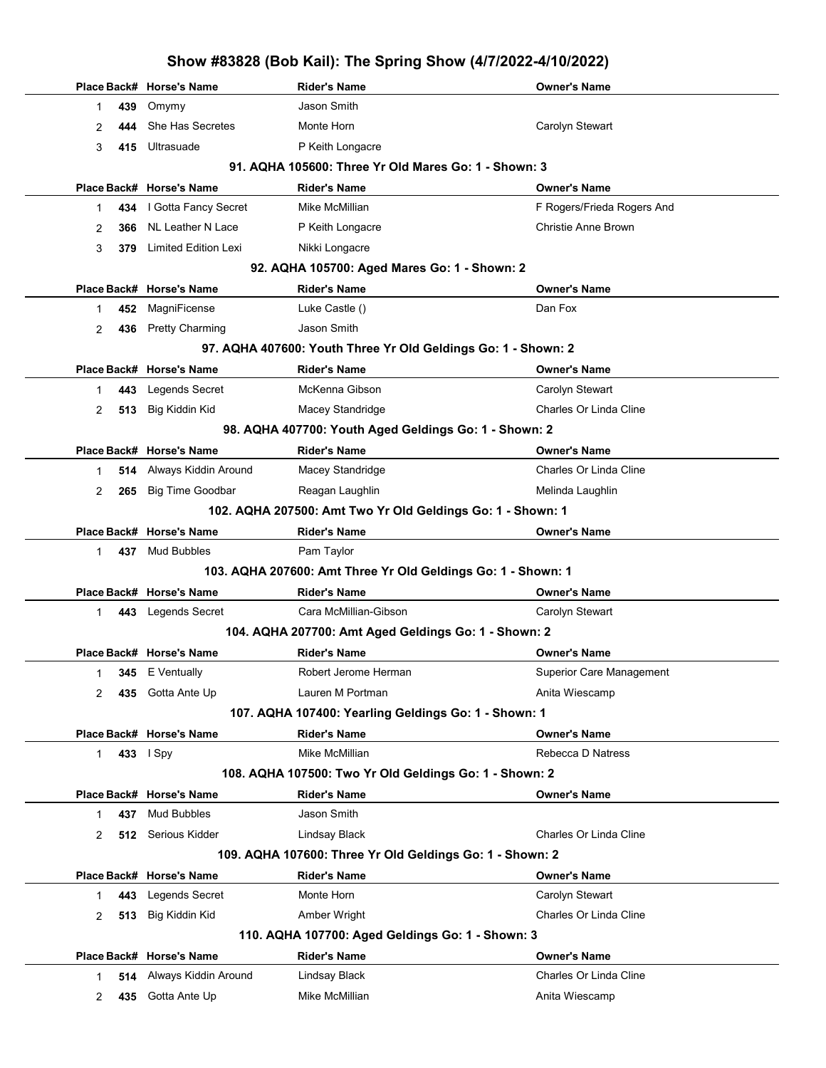# Show #83828 (Bob Kail): The Spring Show (4/7/2022-4/10/2022)

| Place | Back# | Horse's Name | Rider's Name | Owner's Name |
|---|---|---|---|---|
| 1 | 439 | Omymy | Jason Smith | |
| 2 | 444 | She Has Secretes | Monte Horn | Carolyn Stewart |
| 3 | 415 | Ultrasuade | P Keith Longacre | |

### 91. AQHA 105600: Three Yr Old Mares Go: 1 - Shown: 3

| Place | Back# | Horse's Name | Rider's Name | Owner's Name |
|---|---|---|---|---|
| 1 | 434 | I Gotta Fancy Secret | Mike McMillian | F Rogers/Frieda Rogers And |
| 2 | 366 | NL Leather N Lace | P Keith Longacre | Christie Anne Brown |
| 3 | 379 | Limited Edition Lexi | Nikki Longacre | |

### 92. AQHA 105700: Aged Mares Go: 1 - Shown: 2

| Place | Back# | Horse's Name | Rider's Name | Owner's Name |
|---|---|---|---|---|
| 1 | 452 | MagniFicense | Luke Castle () | Dan Fox |
| 2 | 436 | Pretty Charming | Jason Smith | |

### 97. AQHA 407600: Youth Three Yr Old Geldings Go: 1 - Shown: 2

| Place | Back# | Horse's Name | Rider's Name | Owner's Name |
|---|---|---|---|---|
| 1 | 443 | Legends Secret | McKenna Gibson | Carolyn Stewart |
| 2 | 513 | Big Kiddin Kid | Macey Standridge | Charles Or Linda Cline |

### 98. AQHA 407700: Youth Aged Geldings Go: 1 - Shown: 2

| Place | Back# | Horse's Name | Rider's Name | Owner's Name |
|---|---|---|---|---|
| 1 | 514 | Always Kiddin Around | Macey Standridge | Charles Or Linda Cline |
| 2 | 265 | Big Time Goodbar | Reagan Laughlin | Melinda Laughlin |

### 102. AQHA 207500: Amt Two Yr Old Geldings Go: 1 - Shown: 1

| Place | Back# | Horse's Name | Rider's Name | Owner's Name |
|---|---|---|---|---|
| 1 | 437 | Mud Bubbles | Pam Taylor | |

### 103. AQHA 207600: Amt Three Yr Old Geldings Go: 1 - Shown: 1

| Place | Back# | Horse's Name | Rider's Name | Owner's Name |
|---|---|---|---|---|
| 1 | 443 | Legends Secret | Cara McMillian-Gibson | Carolyn Stewart |

### 104. AQHA 207700: Amt Aged Geldings Go: 1 - Shown: 2

| Place | Back# | Horse's Name | Rider's Name | Owner's Name |
|---|---|---|---|---|
| 1 | 345 | E Ventually | Robert Jerome Herman | Superior Care Management |
| 2 | 435 | Gotta Ante Up | Lauren M Portman | Anita Wiescamp |

### 107. AQHA 107400: Yearling Geldings Go: 1 - Shown: 1

| Place | Back# | Horse's Name | Rider's Name | Owner's Name |
|---|---|---|---|---|
| 1 | 433 | I Spy | Mike McMillian | Rebecca D Natress |

### 108. AQHA 107500: Two Yr Old Geldings Go: 1 - Shown: 2

| Place | Back# | Horse's Name | Rider's Name | Owner's Name |
|---|---|---|---|---|
| 1 | 437 | Mud Bubbles | Jason Smith | |
| 2 | 512 | Serious Kidder | Lindsay Black | Charles Or Linda Cline |

### 109. AQHA 107600: Three Yr Old Geldings Go: 1 - Shown: 2

| Place | Back# | Horse's Name | Rider's Name | Owner's Name |
|---|---|---|---|---|
| 1 | 443 | Legends Secret | Monte Horn | Carolyn Stewart |
| 2 | 513 | Big Kiddin Kid | Amber Wright | Charles Or Linda Cline |

### 110. AQHA 107700: Aged Geldings Go: 1 - Shown: 3

| Place | Back# | Horse's Name | Rider's Name | Owner's Name |
|---|---|---|---|---|
| 1 | 514 | Always Kiddin Around | Lindsay Black | Charles Or Linda Cline |
| 2 | 435 | Gotta Ante Up | Mike McMillian | Anita Wiescamp |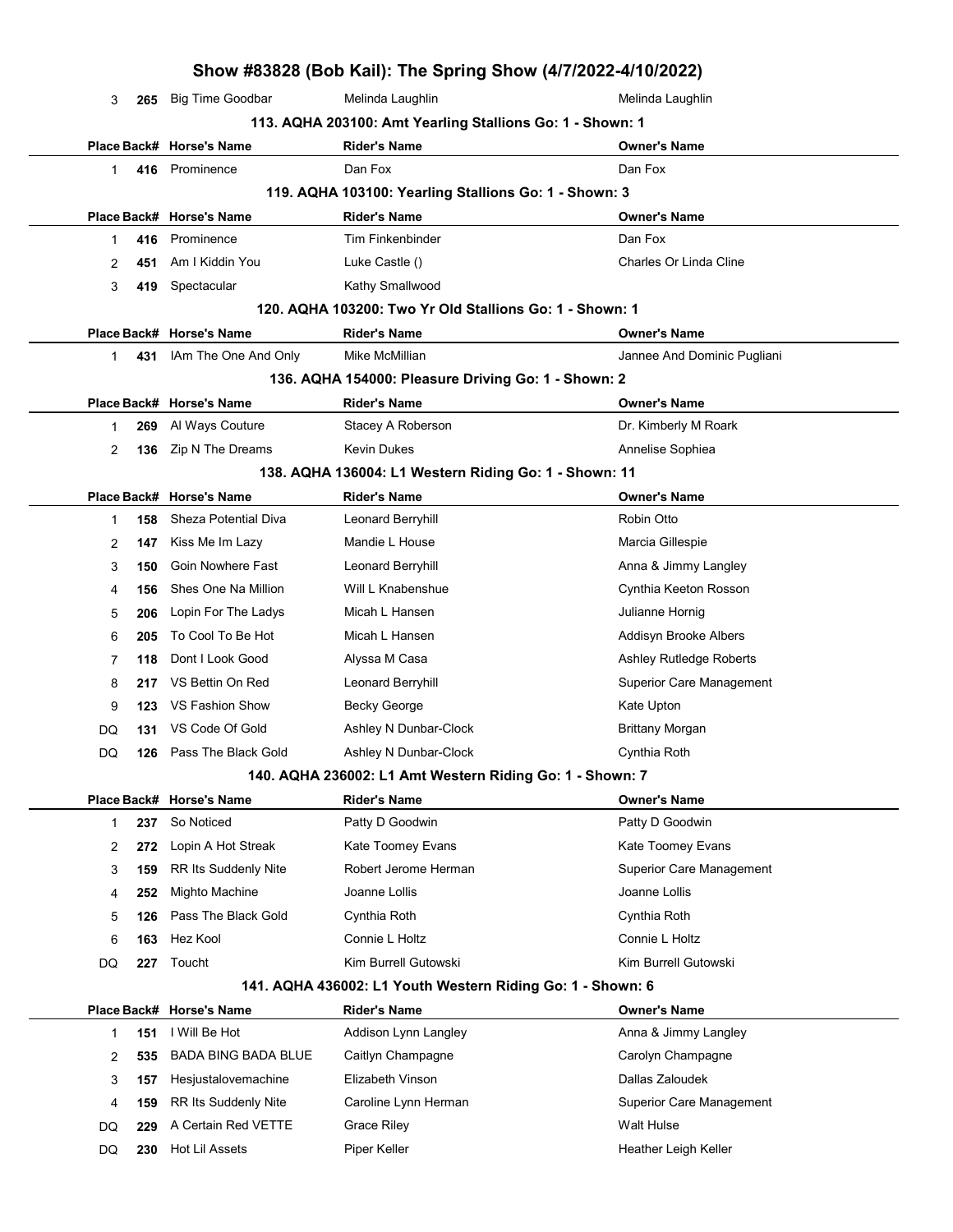| Place | Back# | Horse's Name | Rider's Name | Owner's Name |
|---|---|---|---|---|
| 3 | 265 | Big Time Goodbar | Melinda Laughlin | Melinda Laughlin |

### 113. AQHA 203100: Amt Yearling Stallions Go: 1 - Shown: 1

| Place | Back# | Horse's Name | Rider's Name | Owner's Name |
|---|---|---|---|---|
| 1 | 416 | Prominence | Dan Fox | Dan Fox |

### 119. AQHA 103100: Yearling Stallions Go: 1 - Shown: 3

| Place | Back# | Horse's Name | Rider's Name | Owner's Name |
|---|---|---|---|---|
| 1 | 416 | Prominence | Tim Finkenbinder | Dan Fox |
| 2 | 451 | Am I Kiddin You | Luke Castle () | Charles Or Linda Cline |
| 3 | 419 | Spectacular | Kathy Smallwood | |

### 120. AQHA 103200: Two Yr Old Stallions Go: 1 - Shown: 1

| Place | Back# | Horse's Name | Rider's Name | Owner's Name |
|---|---|---|---|---|
| 1 | 431 | IAm The One And Only | Mike McMillian | Jannee And Dominic Pugliani |

### 136. AQHA 154000: Pleasure Driving Go: 1 - Shown: 2

| Place | Back# | Horse's Name | Rider's Name | Owner's Name |
|---|---|---|---|---|
| 1 | 269 | Al Ways Couture | Stacey A Roberson | Dr. Kimberly M Roark |
| 2 | 136 | Zip N The Dreams | Kevin Dukes | Annelise Sophiea |

### 138. AQHA 136004: L1 Western Riding Go: 1 - Shown: 11

| Place | Back# | Horse's Name | Rider's Name | Owner's Name |
|---|---|---|---|---|
| 1 | 158 | Sheza Potential Diva | Leonard Berryhill | Robin Otto |
| 2 | 147 | Kiss Me Im Lazy | Mandie L House | Marcia Gillespie |
| 3 | 150 | Goin Nowhere Fast | Leonard Berryhill | Anna & Jimmy Langley |
| 4 | 156 | Shes One Na Million | Will L Knabenshue | Cynthia Keeton Rosson |
| 5 | 206 | Lopin For The Ladys | Micah L Hansen | Julianne Hornig |
| 6 | 205 | To Cool To Be Hot | Micah L Hansen | Addisyn Brooke Albers |
| 7 | 118 | Dont I Look Good | Alyssa M Casa | Ashley Rutledge Roberts |
| 8 | 217 | VS Bettin On Red | Leonard Berryhill | Superior Care Management |
| 9 | 123 | VS Fashion Show | Becky George | Kate Upton |
| DQ | 131 | VS Code Of Gold | Ashley N Dunbar-Clock | Brittany Morgan |
| DQ | 126 | Pass The Black Gold | Ashley N Dunbar-Clock | Cynthia Roth |

### 140. AQHA 236002: L1 Amt Western Riding Go: 1 - Shown: 7

| Place | Back# | Horse's Name | Rider's Name | Owner's Name |
|---|---|---|---|---|
| 1 | 237 | So Noticed | Patty D Goodwin | Patty D Goodwin |
| 2 | 272 | Lopin A Hot Streak | Kate Toomey Evans | Kate Toomey Evans |
| 3 | 159 | RR Its Suddenly Nite | Robert Jerome Herman | Superior Care Management |
| 4 | 252 | Mighto Machine | Joanne Lollis | Joanne Lollis |
| 5 | 126 | Pass The Black Gold | Cynthia Roth | Cynthia Roth |
| 6 | 163 | Hez Kool | Connie L Holtz | Connie L Holtz |
| DQ | 227 | Toucht | Kim Burrell Gutowski | Kim Burrell Gutowski |

### 141. AQHA 436002: L1 Youth Western Riding Go: 1 - Shown: 6

| Place | Back# | Horse's Name | Rider's Name | Owner's Name |
|---|---|---|---|---|
| 1 | 151 | I Will Be Hot | Addison Lynn Langley | Anna & Jimmy Langley |
| 2 | 535 | BADA BING BADA BLUE | Caitlyn Champagne | Carolyn Champagne |
| 3 | 157 | Hesjustalovemachine | Elizabeth Vinson | Dallas Zaloudek |
| 4 | 159 | RR Its Suddenly Nite | Caroline Lynn Herman | Superior Care Management |
| DQ | 229 | A Certain Red VETTE | Grace Riley | Walt Hulse |
| DQ | 230 | Hot Lil Assets | Piper Keller | Heather Leigh Keller |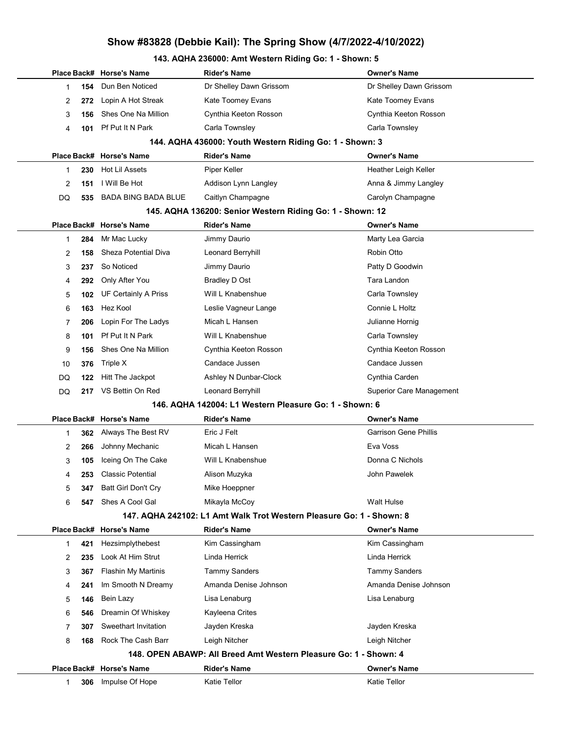# Show #83828 (Debbie Kail): The Spring Show (4/7/2022-4/10/2022)

### 143. AQHA 236000: Amt Western Riding Go: 1 - Shown: 5

| Place | Back# | Horse's Name | Rider's Name | Owner's Name |
|---|---|---|---|---|
| 1 | 154 | Dun Ben Noticed | Dr Shelley Dawn Grissom | Dr Shelley Dawn Grissom |
| 2 | 272 | Lopin A Hot Streak | Kate Toomey Evans | Kate Toomey Evans |
| 3 | 156 | Shes One Na Million | Cynthia Keeton Rosson | Cynthia Keeton Rosson |
| 4 | 101 | Pf Put It N Park | Carla Townsley | Carla Townsley |

### 144. AQHA 436000: Youth Western Riding Go: 1 - Shown: 3

| Place | Back# | Horse's Name | Rider's Name | Owner's Name |
|---|---|---|---|---|
| 1 | 230 | Hot Lil Assets | Piper Keller | Heather Leigh Keller |
| 2 | 151 | I Will Be Hot | Addison Lynn Langley | Anna & Jimmy Langley |
| DQ | 535 | BADA BING BADA BLUE | Caitlyn Champagne | Carolyn Champagne |

### 145. AQHA 136200: Senior Western Riding Go: 1 - Shown: 12

| Place | Back# | Horse's Name | Rider's Name | Owner's Name |
|---|---|---|---|---|
| 1 | 284 | Mr Mac Lucky | Jimmy Daurio | Marty Lea Garcia |
| 2 | 158 | Sheza Potential Diva | Leonard Berryhill | Robin Otto |
| 3 | 237 | So Noticed | Jimmy Daurio | Patty D Goodwin |
| 4 | 292 | Only After You | Bradley D Ost | Tara Landon |
| 5 | 102 | UF Certainly A Priss | Will L Knabenshue | Carla Townsley |
| 6 | 163 | Hez Kool | Leslie Vagneur Lange | Connie L Holtz |
| 7 | 206 | Lopin For The Ladys | Micah L Hansen | Julianne Hornig |
| 8 | 101 | Pf Put It N Park | Will L Knabenshue | Carla Townsley |
| 9 | 156 | Shes One Na Million | Cynthia Keeton Rosson | Cynthia Keeton Rosson |
| 10 | 376 | Triple X | Candace Jussen | Candace Jussen |
| DQ | 122 | Hitt The Jackpot | Ashley N Dunbar-Clock | Cynthia Carden |
| DQ | 217 | VS Bettin On Red | Leonard Berryhill | Superior Care Management |

### 146. AQHA 142004: L1 Western Pleasure Go: 1 - Shown: 6

| Place | Back# | Horse's Name | Rider's Name | Owner's Name |
|---|---|---|---|---|
| 1 | 362 | Always The Best RV | Eric J Felt | Garrison Gene Phillis |
| 2 | 266 | Johnny Mechanic | Micah L Hansen | Eva Voss |
| 3 | 105 | Iceing On The Cake | Will L Knabenshue | Donna C Nichols |
| 4 | 253 | Classic Potential | Alison Muzyka | John Pawelek |
| 5 | 347 | Batt Girl Don't Cry | Mike Hoeppner | |
| 6 | 547 | Shes A Cool Gal | Mikayla McCoy | Walt Hulse |

### 147. AQHA 242102: L1 Amt Walk Trot Western Pleasure Go: 1 - Shown: 8

| Place | Back# | Horse's Name | Rider's Name | Owner's Name |
|---|---|---|---|---|
| 1 | 421 | Hezsimplythebest | Kim Cassingham | Kim Cassingham |
| 2 | 235 | Look At Him Strut | Linda Herrick | Linda Herrick |
| 3 | 367 | Flashin My Martinis | Tammy Sanders | Tammy Sanders |
| 4 | 241 | Im Smooth N Dreamy | Amanda Denise Johnson | Amanda Denise Johnson |
| 5 | 146 | Bein Lazy | Lisa Lenaburg | Lisa Lenaburg |
| 6 | 546 | Dreamin Of Whiskey | Kayleena Crites | |
| 7 | 307 | Sweethart Invitation | Jayden Kreska | Jayden Kreska |
| 8 | 168 | Rock The Cash Barr | Leigh Nitcher | Leigh Nitcher |

### 148. OPEN ABAWP: All Breed Amt Western Pleasure Go: 1 - Shown: 4

| Place | Back# | Horse's Name | Rider's Name | Owner's Name |
|---|---|---|---|---|
| 1 | 306 | Impulse Of Hope | Katie Tellor | Katie Tellor |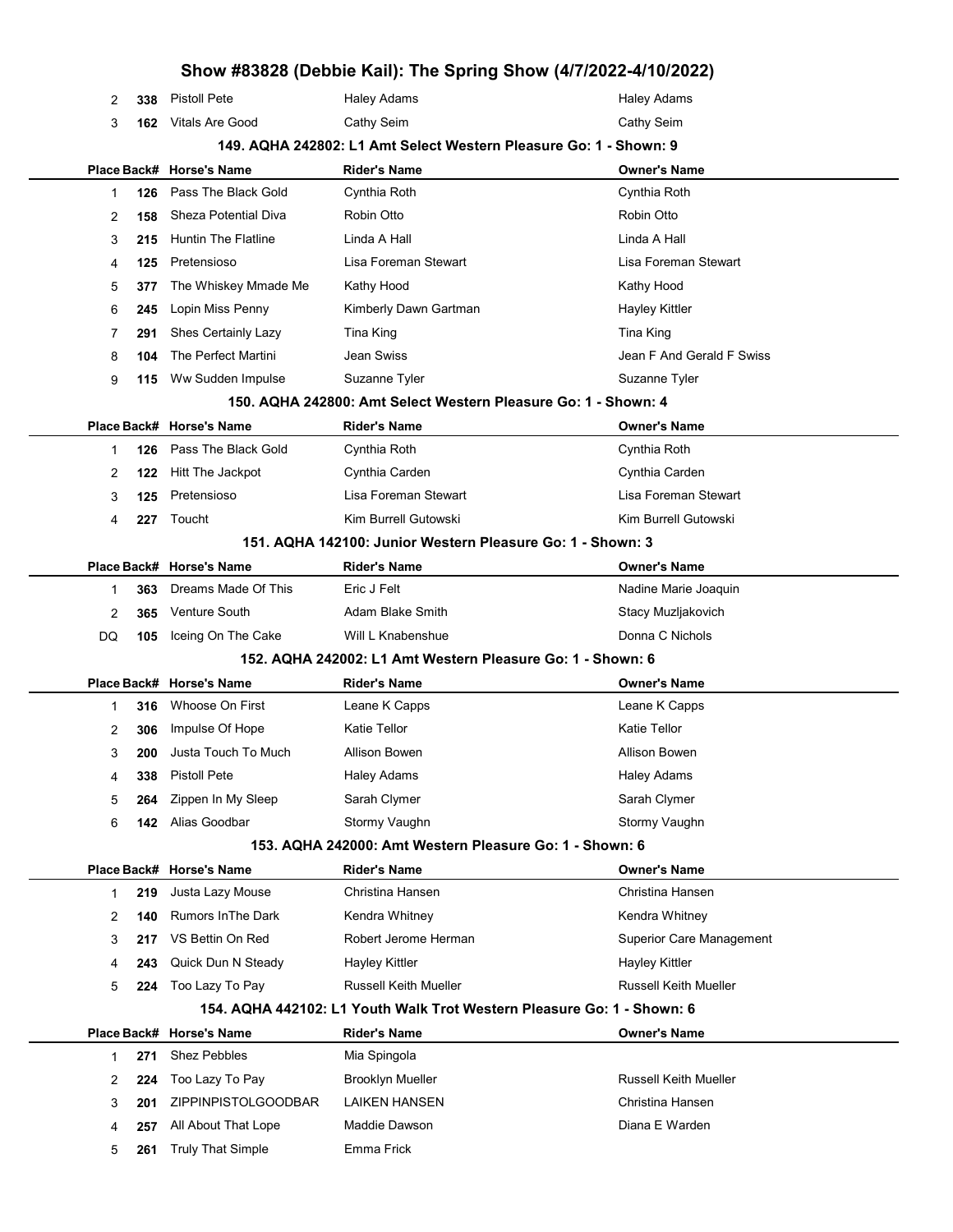| Place | Back# | Horse's Name | Rider's Name | Owner's Name |
|---|---|---|---|---|
| 2 | 338 | Pistoll Pete | Haley Adams | Haley Adams |
| 3 | 162 | Vitals Are Good | Cathy Seim | Cathy Seim |

### 149. AQHA 242802: L1 Amt Select Western Pleasure Go: 1 - Shown: 9

| Place | Back# | Horse's Name | Rider's Name | Owner's Name |
|---|---|---|---|---|
| 1 | 126 | Pass The Black Gold | Cynthia Roth | Cynthia Roth |
| 2 | 158 | Sheza Potential Diva | Robin Otto | Robin Otto |
| 3 | 215 | Huntin The Flatline | Linda A Hall | Linda A Hall |
| 4 | 125 | Pretensioso | Lisa Foreman Stewart | Lisa Foreman Stewart |
| 5 | 377 | The Whiskey Mmade Me | Kathy Hood | Kathy Hood |
| 6 | 245 | Lopin Miss Penny | Kimberly Dawn Gartman | Hayley Kittler |
| 7 | 291 | Shes Certainly Lazy | Tina King | Tina King |
| 8 | 104 | The Perfect Martini | Jean Swiss | Jean F And Gerald F Swiss |
| 9 | 115 | Ww Sudden Impulse | Suzanne Tyler | Suzanne Tyler |

### 150. AQHA 242800: Amt Select Western Pleasure Go: 1 - Shown: 4

| Place | Back# | Horse's Name | Rider's Name | Owner's Name |
|---|---|---|---|---|
| 1 | 126 | Pass The Black Gold | Cynthia Roth | Cynthia Roth |
| 2 | 122 | Hitt The Jackpot | Cynthia Carden | Cynthia Carden |
| 3 | 125 | Pretensioso | Lisa Foreman Stewart | Lisa Foreman Stewart |
| 4 | 227 | Toucht | Kim Burrell Gutowski | Kim Burrell Gutowski |

### 151. AQHA 142100: Junior Western Pleasure Go: 1 - Shown: 3

| Place | Back# | Horse's Name | Rider's Name | Owner's Name |
|---|---|---|---|---|
| 1 | 363 | Dreams Made Of This | Eric J Felt | Nadine Marie Joaquin |
| 2 | 365 | Venture South | Adam Blake Smith | Stacy Muzljakovich |
| DQ | 105 | Iceing On The Cake | Will L Knabenshue | Donna C Nichols |

### 152. AQHA 242002: L1 Amt Western Pleasure Go: 1 - Shown: 6

| Place | Back# | Horse's Name | Rider's Name | Owner's Name |
|---|---|---|---|---|
| 1 | 316 | Whoose On First | Leane K Capps | Leane K Capps |
| 2 | 306 | Impulse Of Hope | Katie Tellor | Katie Tellor |
| 3 | 200 | Justa Touch To Much | Allison Bowen | Allison Bowen |
| 4 | 338 | Pistoll Pete | Haley Adams | Haley Adams |
| 5 | 264 | Zippen In My Sleep | Sarah Clymer | Sarah Clymer |
| 6 | 142 | Alias Goodbar | Stormy Vaughn | Stormy Vaughn |

### 153. AQHA 242000: Amt Western Pleasure Go: 1 - Shown: 6

| Place | Back# | Horse's Name | Rider's Name | Owner's Name |
|---|---|---|---|---|
| 1 | 219 | Justa Lazy Mouse | Christina Hansen | Christina Hansen |
| 2 | 140 | Rumors InThe Dark | Kendra Whitney | Kendra Whitney |
| 3 | 217 | VS Bettin On Red | Robert Jerome Herman | Superior Care Management |
| 4 | 243 | Quick Dun N Steady | Hayley Kittler | Hayley Kittler |
| 5 | 224 | Too Lazy To Pay | Russell Keith Mueller | Russell Keith Mueller |

### 154. AQHA 442102: L1 Youth Walk Trot Western Pleasure Go: 1 - Shown: 6

| Place | Back# | Horse's Name | Rider's Name | Owner's Name |
|---|---|---|---|---|
| 1 | 271 | Shez Pebbles | Mia Spingola | |
| 2 | 224 | Too Lazy To Pay | Brooklyn Mueller | Russell Keith Mueller |
| 3 | 201 | ZIPPINPISTOLGOODBAR | LAIKEN HANSEN | Christina Hansen |
| 4 | 257 | All About That Lope | Maddie Dawson | Diana E Warden |
| 5 | 261 | Truly That Simple | Emma Frick | |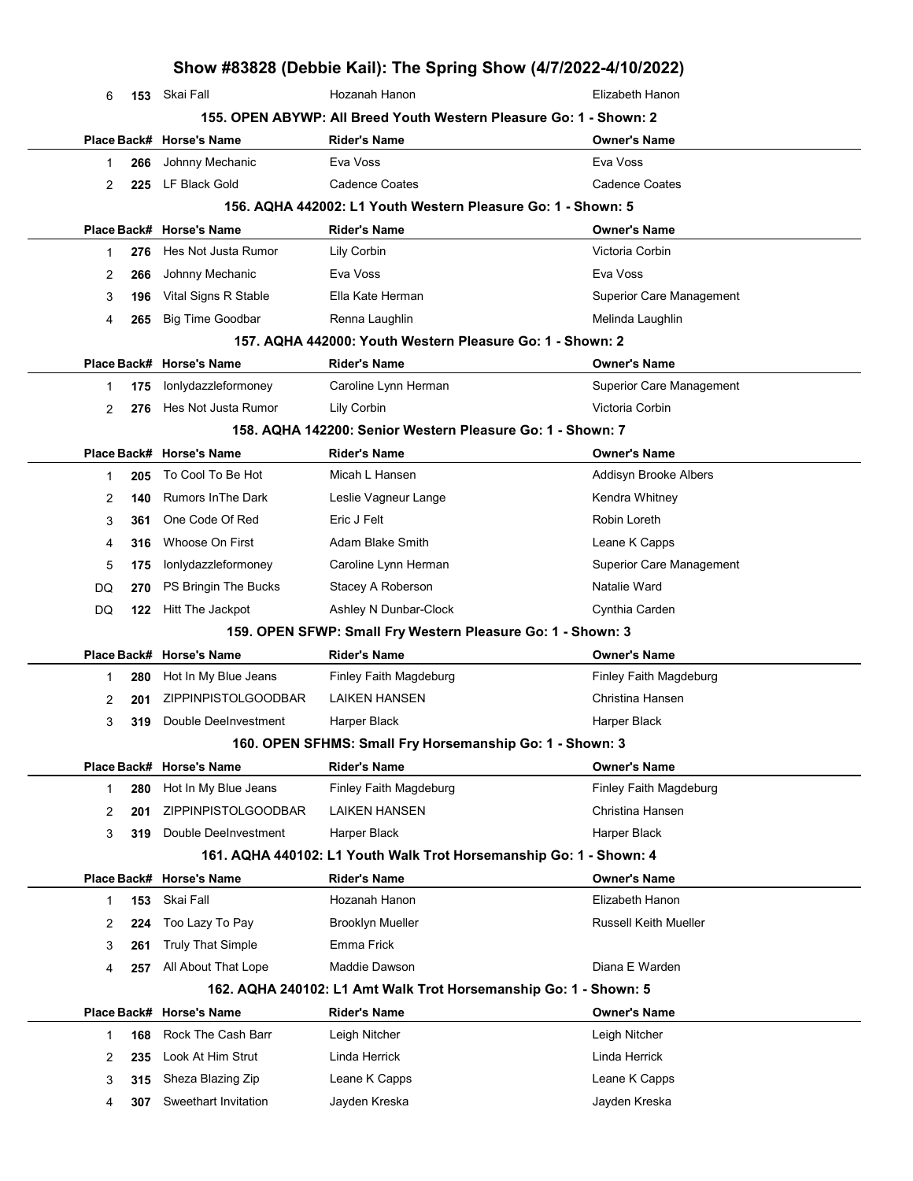| Place | Back# | Horse's Name | Rider's Name | Owner's Name |
|---|---|---|---|---|
| 6 | 153 | Skai Fall | Hozanah Hanon | Elizabeth Hanon |

### 155. OPEN ABYWP: All Breed Youth Western Pleasure Go: 1 - Shown: 2

| Place | Back# | Horse's Name | Rider's Name | Owner's Name |
|---|---|---|---|---|
| 1 | 266 | Johnny Mechanic | Eva Voss | Eva Voss |
| 2 | 225 | LF Black Gold | Cadence Coates | Cadence Coates |

### 156. AQHA 442002: L1 Youth Western Pleasure Go: 1 - Shown: 5

| Place | Back# | Horse's Name | Rider's Name | Owner's Name |
|---|---|---|---|---|
| 1 | 276 | Hes Not Justa Rumor | Lily Corbin | Victoria Corbin |
| 2 | 266 | Johnny Mechanic | Eva Voss | Eva Voss |
| 3 | 196 | Vital Signs R Stable | Ella Kate Herman | Superior Care Management |
| 4 | 265 | Big Time Goodbar | Renna Laughlin | Melinda Laughlin |

### 157. AQHA 442000: Youth Western Pleasure Go: 1 - Shown: 2

| Place | Back# | Horse's Name | Rider's Name | Owner's Name |
|---|---|---|---|---|
| 1 | 175 | Ionlydazzleformoney | Caroline Lynn Herman | Superior Care Management |
| 2 | 276 | Hes Not Justa Rumor | Lily Corbin | Victoria Corbin |

### 158. AQHA 142200: Senior Western Pleasure Go: 1 - Shown: 7

| Place | Back# | Horse's Name | Rider's Name | Owner's Name |
|---|---|---|---|---|
| 1 | 205 | To Cool To Be Hot | Micah L Hansen | Addisyn Brooke Albers |
| 2 | 140 | Rumors InThe Dark | Leslie Vagneur Lange | Kendra Whitney |
| 3 | 361 | One Code Of Red | Eric J Felt | Robin Loreth |
| 4 | 316 | Whoose On First | Adam Blake Smith | Leane K Capps |
| 5 | 175 | Ionlydazzleformoney | Caroline Lynn Herman | Superior Care Management |
| DQ | 270 | PS Bringin The Bucks | Stacey A Roberson | Natalie Ward |
| DQ | 122 | Hitt The Jackpot | Ashley N Dunbar-Clock | Cynthia Carden |

### 159. OPEN SFWP: Small Fry Western Pleasure Go: 1 - Shown: 3

| Place | Back# | Horse's Name | Rider's Name | Owner's Name |
|---|---|---|---|---|
| 1 | 280 | Hot In My Blue Jeans | Finley Faith Magdeburg | Finley Faith Magdeburg |
| 2 | 201 | ZIPPINPISTOLGOODBAR | LAIKEN HANSEN | Christina Hansen |
| 3 | 319 | Double DeeInvestment | Harper Black | Harper Black |

### 160. OPEN SFHMS: Small Fry Horsemanship Go: 1 - Shown: 3

| Place | Back# | Horse's Name | Rider's Name | Owner's Name |
|---|---|---|---|---|
| 1 | 280 | Hot In My Blue Jeans | Finley Faith Magdeburg | Finley Faith Magdeburg |
| 2 | 201 | ZIPPINPISTOLGOODBAR | LAIKEN HANSEN | Christina Hansen |
| 3 | 319 | Double DeeInvestment | Harper Black | Harper Black |

### 161. AQHA 440102: L1 Youth Walk Trot Horsemanship Go: 1 - Shown: 4

| Place | Back# | Horse's Name | Rider's Name | Owner's Name |
|---|---|---|---|---|
| 1 | 153 | Skai Fall | Hozanah Hanon | Elizabeth Hanon |
| 2 | 224 | Too Lazy To Pay | Brooklyn Mueller | Russell Keith Mueller |
| 3 | 261 | Truly That Simple | Emma Frick | |
| 4 | 257 | All About That Lope | Maddie Dawson | Diana E Warden |

### 162. AQHA 240102: L1 Amt Walk Trot Horsemanship Go: 1 - Shown: 5

| Place | Back# | Horse's Name | Rider's Name | Owner's Name |
|---|---|---|---|---|
| 1 | 168 | Rock The Cash Barr | Leigh Nitcher | Leigh Nitcher |
| 2 | 235 | Look At Him Strut | Linda Herrick | Linda Herrick |
| 3 | 315 | Sheza Blazing Zip | Leane K Capps | Leane K Capps |
| 4 | 307 | Sweethart Invitation | Jayden Kreska | Jayden Kreska |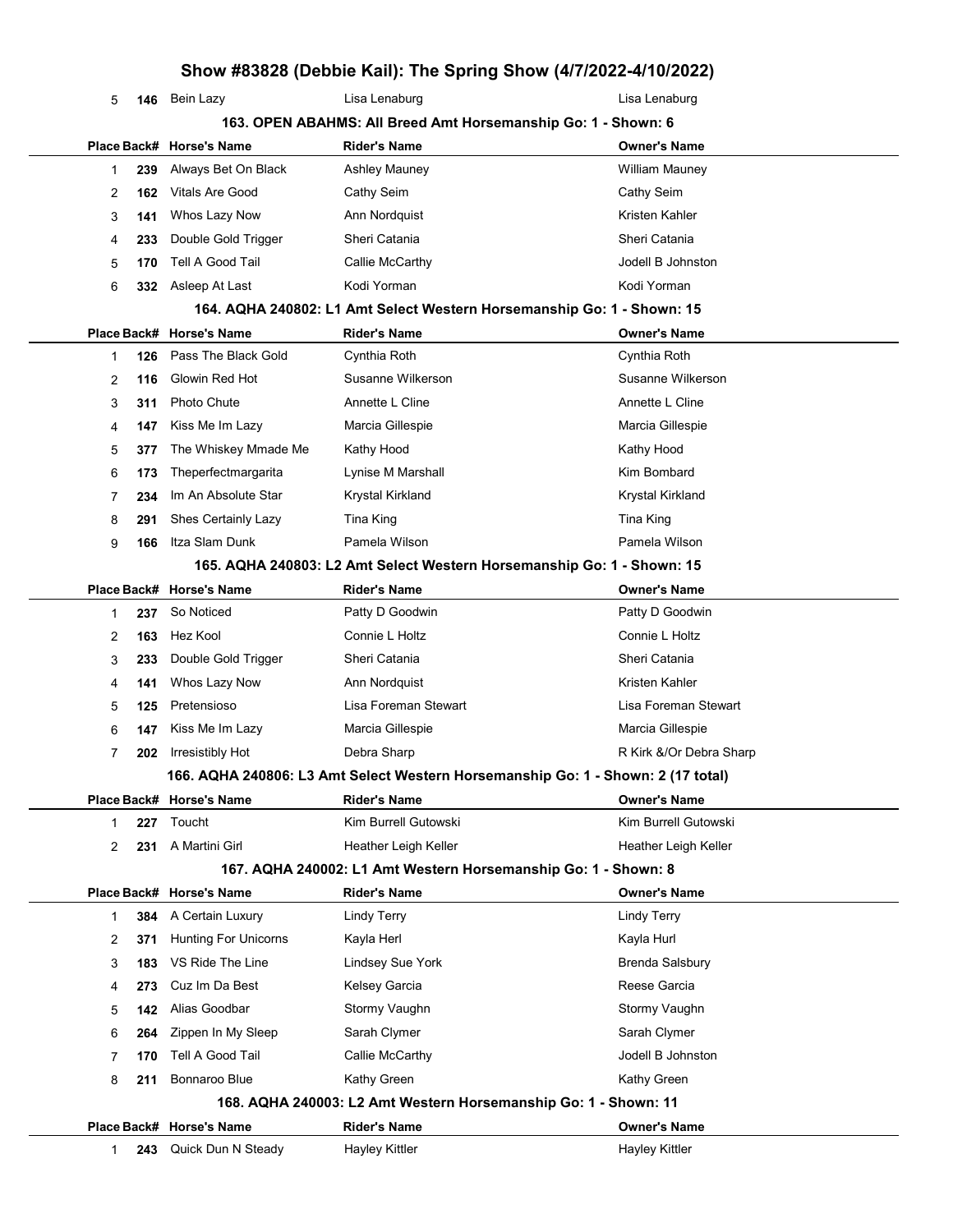| Place | Back# | Horse's Name | Rider's Name | Owner's Name |
|---|---|---|---|---|
| 5 | 146 | Bein Lazy | Lisa Lenaburg | Lisa Lenaburg |

### 163. OPEN ABAHMS: All Breed Amt Horsemanship Go: 1 - Shown: 6

| Place | Back# | Horse's Name | Rider's Name | Owner's Name |
|---|---|---|---|---|
| 1 | 239 | Always Bet On Black | Ashley Mauney | William Mauney |
| 2 | 162 | Vitals Are Good | Cathy Seim | Cathy Seim |
| 3 | 141 | Whos Lazy Now | Ann Nordquist | Kristen Kahler |
| 4 | 233 | Double Gold Trigger | Sheri Catania | Sheri Catania |
| 5 | 170 | Tell A Good Tail | Callie McCarthy | Jodell B Johnston |
| 6 | 332 | Asleep At Last | Kodi Yorman | Kodi Yorman |

### 164. AQHA 240802: L1 Amt Select Western Horsemanship Go: 1 - Shown: 15

| Place | Back# | Horse's Name | Rider's Name | Owner's Name |
|---|---|---|---|---|
| 1 | 126 | Pass The Black Gold | Cynthia Roth | Cynthia Roth |
| 2 | 116 | Glowin Red Hot | Susanne Wilkerson | Susanne Wilkerson |
| 3 | 311 | Photo Chute | Annette L Cline | Annette L Cline |
| 4 | 147 | Kiss Me Im Lazy | Marcia Gillespie | Marcia Gillespie |
| 5 | 377 | The Whiskey Mmade Me | Kathy Hood | Kathy Hood |
| 6 | 173 | Theperfectmargarita | Lynise M Marshall | Kim Bombard |
| 7 | 234 | Im An Absolute Star | Krystal Kirkland | Krystal Kirkland |
| 8 | 291 | Shes Certainly Lazy | Tina King | Tina King |
| 9 | 166 | Itza Slam Dunk | Pamela Wilson | Pamela Wilson |

### 165. AQHA 240803: L2 Amt Select Western Horsemanship Go: 1 - Shown: 15

| Place | Back# | Horse's Name | Rider's Name | Owner's Name |
|---|---|---|---|---|
| 1 | 237 | So Noticed | Patty D Goodwin | Patty D Goodwin |
| 2 | 163 | Hez Kool | Connie L Holtz | Connie L Holtz |
| 3 | 233 | Double Gold Trigger | Sheri Catania | Sheri Catania |
| 4 | 141 | Whos Lazy Now | Ann Nordquist | Kristen Kahler |
| 5 | 125 | Pretensioso | Lisa Foreman Stewart | Lisa Foreman Stewart |
| 6 | 147 | Kiss Me Im Lazy | Marcia Gillespie | Marcia Gillespie |
| 7 | 202 | Irresistibly Hot | Debra Sharp | R Kirk &/Or Debra Sharp |

### 166. AQHA 240806: L3 Amt Select Western Horsemanship Go: 1 - Shown: 2 (17 total)

| Place | Back# | Horse's Name | Rider's Name | Owner's Name |
|---|---|---|---|---|
| 1 | 227 | Toucht | Kim Burrell Gutowski | Kim Burrell Gutowski |
| 2 | 231 | A Martini Girl | Heather Leigh Keller | Heather Leigh Keller |

### 167. AQHA 240002: L1 Amt Western Horsemanship Go: 1 - Shown: 8

| Place | Back# | Horse's Name | Rider's Name | Owner's Name |
|---|---|---|---|---|
| 1 | 384 | A Certain Luxury | Lindy Terry | Lindy Terry |
| 2 | 371 | Hunting For Unicorns | Kayla Herl | Kayla Hurl |
| 3 | 183 | VS Ride The Line | Lindsey Sue York | Brenda Salsbury |
| 4 | 273 | Cuz Im Da Best | Kelsey Garcia | Reese Garcia |
| 5 | 142 | Alias Goodbar | Stormy Vaughn | Stormy Vaughn |
| 6 | 264 | Zippen In My Sleep | Sarah Clymer | Sarah Clymer |
| 7 | 170 | Tell A Good Tail | Callie McCarthy | Jodell B Johnston |
| 8 | 211 | Bonnaroo Blue | Kathy Green | Kathy Green |

### 168. AQHA 240003: L2 Amt Western Horsemanship Go: 1 - Shown: 11

| Place | Back# | Horse's Name | Rider's Name | Owner's Name |
|---|---|---|---|---|
| 1 | 243 | Quick Dun N Steady | Hayley Kittler | Hayley Kittler |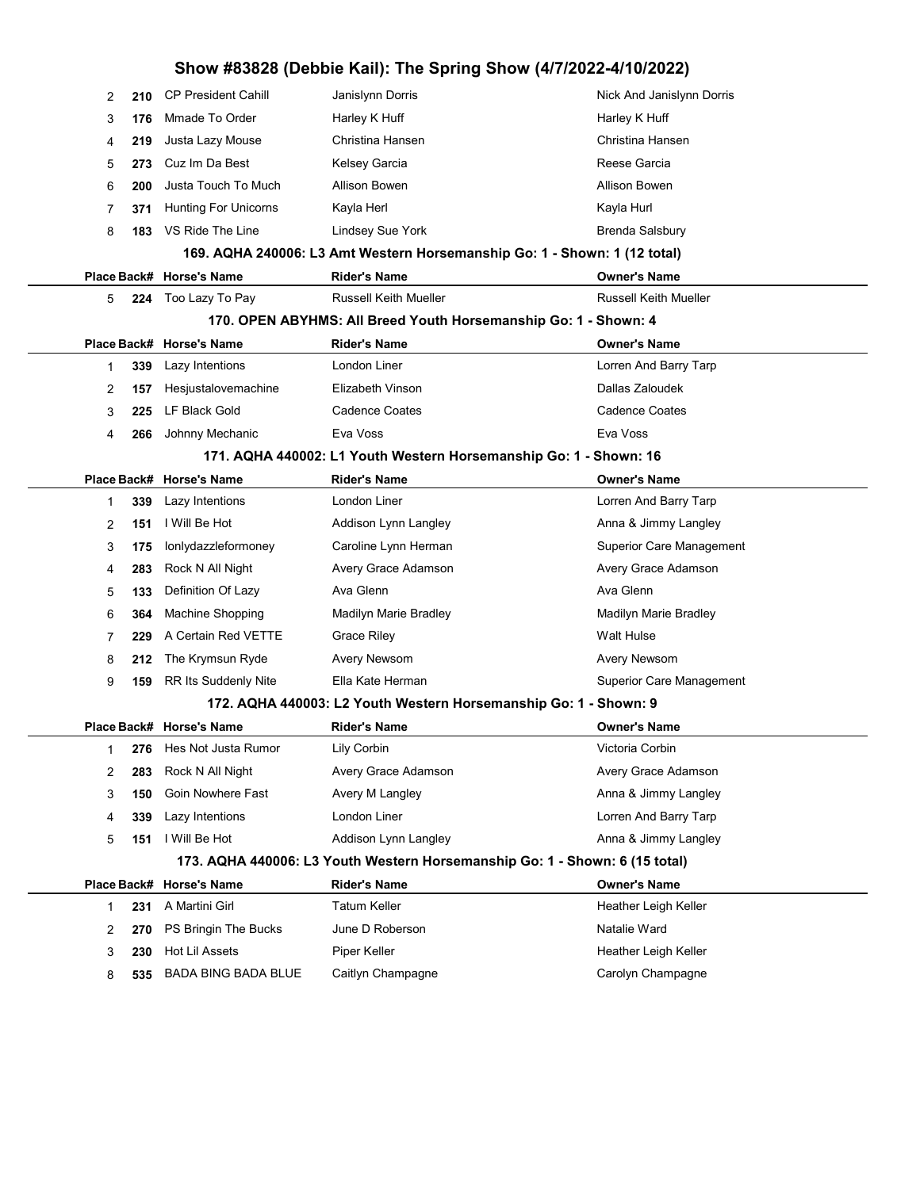| Place | Back# | Horse's Name | Rider's Name | Owner's Name |
|---|---|---|---|---|
| 2 | 210 | CP President Cahill | Janislynn Dorris | Nick And Janislynn Dorris |
| 3 | 176 | Mmade To Order | Harley K Huff | Harley K Huff |
| 4 | 219 | Justa Lazy Mouse | Christina Hansen | Christina Hansen |
| 5 | 273 | Cuz Im Da Best | Kelsey Garcia | Reese Garcia |
| 6 | 200 | Justa Touch To Much | Allison Bowen | Allison Bowen |
| 7 | 371 | Hunting For Unicorns | Kayla Herl | Kayla Hurl |
| 8 | 183 | VS Ride The Line | Lindsey Sue York | Brenda Salsbury |

### 169. AQHA 240006: L3 Amt Western Horsemanship Go: 1 - Shown: 1 (12 total)

| Place | Back# | Horse's Name | Rider's Name | Owner's Name |
|---|---|---|---|---|
| 5 | 224 | Too Lazy To Pay | Russell Keith Mueller | Russell Keith Mueller |

### 170. OPEN ABYHMS: All Breed Youth Horsemanship Go: 1 - Shown: 4

| Place | Back# | Horse's Name | Rider's Name | Owner's Name |
|---|---|---|---|---|
| 1 | 339 | Lazy Intentions | London Liner | Lorren And Barry Tarp |
| 2 | 157 | Hesjustalovemachine | Elizabeth Vinson | Dallas Zaloudek |
| 3 | 225 | LF Black Gold | Cadence Coates | Cadence Coates |
| 4 | 266 | Johnny Mechanic | Eva Voss | Eva Voss |

### 171. AQHA 440002: L1 Youth Western Horsemanship Go: 1 - Shown: 16

| Place | Back# | Horse's Name | Rider's Name | Owner's Name |
|---|---|---|---|---|
| 1 | 339 | Lazy Intentions | London Liner | Lorren And Barry Tarp |
| 2 | 151 | I Will Be Hot | Addison Lynn Langley | Anna & Jimmy Langley |
| 3 | 175 | Ionlydazzleformoney | Caroline Lynn Herman | Superior Care Management |
| 4 | 283 | Rock N All Night | Avery Grace Adamson | Avery Grace Adamson |
| 5 | 133 | Definition Of Lazy | Ava Glenn | Ava Glenn |
| 6 | 364 | Machine Shopping | Madilyn Marie Bradley | Madilyn Marie Bradley |
| 7 | 229 | A Certain Red VETTE | Grace Riley | Walt Hulse |
| 8 | 212 | The Krymsun Ryde | Avery Newsom | Avery Newsom |
| 9 | 159 | RR Its Suddenly Nite | Ella Kate Herman | Superior Care Management |

### 172. AQHA 440003: L2 Youth Western Horsemanship Go: 1 - Shown: 9

| Place | Back# | Horse's Name | Rider's Name | Owner's Name |
|---|---|---|---|---|
| 1 | 276 | Hes Not Justa Rumor | Lily Corbin | Victoria Corbin |
| 2 | 283 | Rock N All Night | Avery Grace Adamson | Avery Grace Adamson |
| 3 | 150 | Goin Nowhere Fast | Avery M Langley | Anna & Jimmy Langley |
| 4 | 339 | Lazy Intentions | London Liner | Lorren And Barry Tarp |
| 5 | 151 | I Will Be Hot | Addison Lynn Langley | Anna & Jimmy Langley |

### 173. AQHA 440006: L3 Youth Western Horsemanship Go: 1 - Shown: 6 (15 total)

| Place | Back# | Horse's Name | Rider's Name | Owner's Name |
|---|---|---|---|---|
| 1 | 231 | A Martini Girl | Tatum Keller | Heather Leigh Keller |
| 2 | 270 | PS Bringin The Bucks | June D Roberson | Natalie Ward |
| 3 | 230 | Hot Lil Assets | Piper Keller | Heather Leigh Keller |
| 8 | 535 | BADA BING BADA BLUE | Caitlyn Champagne | Carolyn Champagne |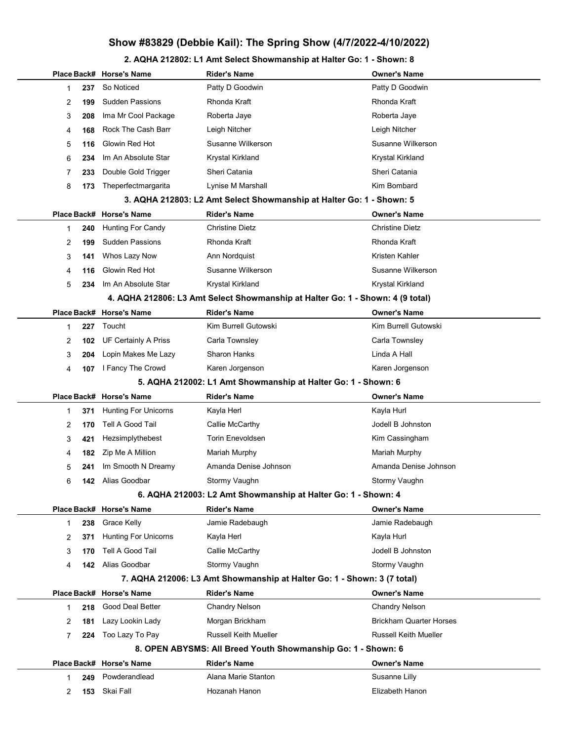# Show #83829 (Debbie Kail): The Spring Show (4/7/2022-4/10/2022)

### 2. AQHA 212802: L1 Amt Select Showmanship at Halter Go: 1 - Shown: 8

| Place | Back# | Horse's Name | Rider's Name | Owner's Name |
|---|---|---|---|---|
| 1 | 237 | So Noticed | Patty D Goodwin | Patty D Goodwin |
| 2 | 199 | Sudden Passions | Rhonda Kraft | Rhonda Kraft |
| 3 | 208 | Ima Mr Cool Package | Roberta Jaye | Roberta Jaye |
| 4 | 168 | Rock The Cash Barr | Leigh Nitcher | Leigh Nitcher |
| 5 | 116 | Glowin Red Hot | Susanne Wilkerson | Susanne Wilkerson |
| 6 | 234 | Im An Absolute Star | Krystal Kirkland | Krystal Kirkland |
| 7 | 233 | Double Gold Trigger | Sheri Catania | Sheri Catania |
| 8 | 173 | Theperfectmargarita | Lynise M Marshall | Kim Bombard |

### 3. AQHA 212803: L2 Amt Select Showmanship at Halter Go: 1 - Shown: 5

| Place | Back# | Horse's Name | Rider's Name | Owner's Name |
|---|---|---|---|---|
| 1 | 240 | Hunting For Candy | Christine Dietz | Christine Dietz |
| 2 | 199 | Sudden Passions | Rhonda Kraft | Rhonda Kraft |
| 3 | 141 | Whos Lazy Now | Ann Nordquist | Kristen Kahler |
| 4 | 116 | Glowin Red Hot | Susanne Wilkerson | Susanne Wilkerson |
| 5 | 234 | Im An Absolute Star | Krystal Kirkland | Krystal Kirkland |

### 4. AQHA 212806: L3 Amt Select Showmanship at Halter Go: 1 - Shown: 4 (9 total)

| Place | Back# | Horse's Name | Rider's Name | Owner's Name |
|---|---|---|---|---|
| 1 | 227 | Toucht | Kim Burrell Gutowski | Kim Burrell Gutowski |
| 2 | 102 | UF Certainly A Priss | Carla Townsley | Carla Townsley |
| 3 | 204 | Lopin Makes Me Lazy | Sharon Hanks | Linda A Hall |
| 4 | 107 | I Fancy The Crowd | Karen Jorgenson | Karen Jorgenson |

### 5. AQHA 212002: L1 Amt Showmanship at Halter Go: 1 - Shown: 6

| Place | Back# | Horse's Name | Rider's Name | Owner's Name |
|---|---|---|---|---|
| 1 | 371 | Hunting For Unicorns | Kayla Herl | Kayla Hurl |
| 2 | 170 | Tell A Good Tail | Callie McCarthy | Jodell B Johnston |
| 3 | 421 | Hezsimplythebest | Torin Enevoldsen | Kim Cassingham |
| 4 | 182 | Zip Me A Million | Mariah Murphy | Mariah Murphy |
| 5 | 241 | Im Smooth N Dreamy | Amanda Denise Johnson | Amanda Denise Johnson |
| 6 | 142 | Alias Goodbar | Stormy Vaughn | Stormy Vaughn |

### 6. AQHA 212003: L2 Amt Showmanship at Halter Go: 1 - Shown: 4

| Place | Back# | Horse's Name | Rider's Name | Owner's Name |
|---|---|---|---|---|
| 1 | 238 | Grace Kelly | Jamie Radebaugh | Jamie Radebaugh |
| 2 | 371 | Hunting For Unicorns | Kayla Herl | Kayla Hurl |
| 3 | 170 | Tell A Good Tail | Callie McCarthy | Jodell B Johnston |
| 4 | 142 | Alias Goodbar | Stormy Vaughn | Stormy Vaughn |

### 7. AQHA 212006: L3 Amt Showmanship at Halter Go: 1 - Shown: 3 (7 total)

| Place | Back# | Horse's Name | Rider's Name | Owner's Name |
|---|---|---|---|---|
| 1 | 218 | Good Deal Better | Chandry Nelson | Chandry Nelson |
| 2 | 181 | Lazy Lookin Lady | Morgan Brickham | Brickham Quarter Horses |
| 7 | 224 | Too Lazy To Pay | Russell Keith Mueller | Russell Keith Mueller |

### 8. OPEN ABYSMS: All Breed Youth Showmanship Go: 1 - Shown: 6

| Place | Back# | Horse's Name | Rider's Name | Owner's Name |
|---|---|---|---|---|
| 1 | 249 | Powderandlead | Alana Marie Stanton | Susanne Lilly |
| 2 | 153 | Skai Fall | Hozanah Hanon | Elizabeth Hanon |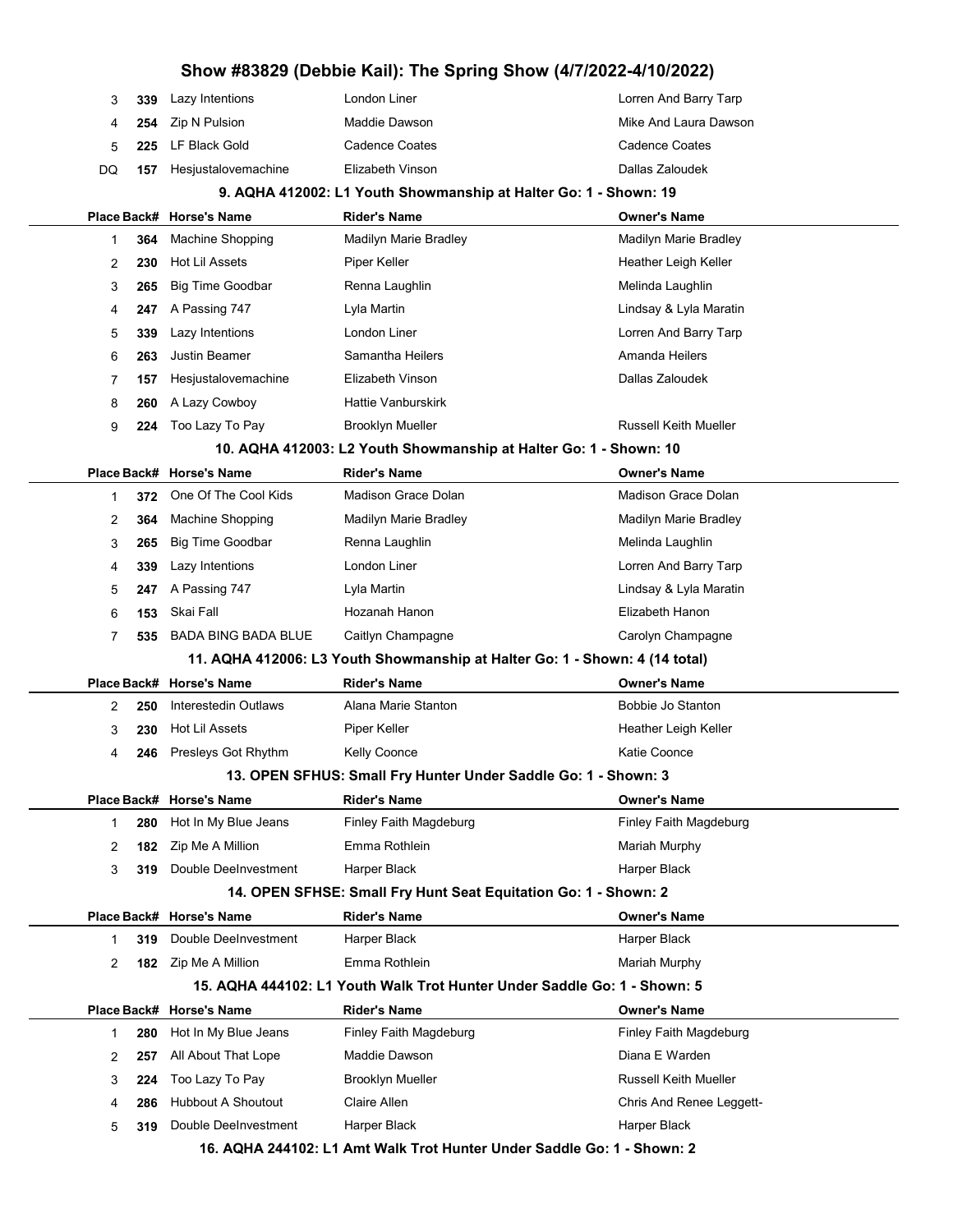| Place | Back# | Horse's Name | Rider's Name | Owner's Name |
|---|---|---|---|---|
| 3 | 339 | Lazy Intentions | London Liner | Lorren And Barry Tarp |
| 4 | 254 | Zip N Pulsion | Maddie Dawson | Mike And Laura Dawson |
| 5 | 225 | LF Black Gold | Cadence Coates | Cadence Coates |
| DQ | 157 | Hesjustalovemachine | Elizabeth Vinson | Dallas Zaloudek |

### 9. AQHA 412002: L1 Youth Showmanship at Halter Go: 1 - Shown: 19

| Place | Back# | Horse's Name | Rider's Name | Owner's Name |
|---|---|---|---|---|
| 1 | 364 | Machine Shopping | Madilyn Marie Bradley | Madilyn Marie Bradley |
| 2 | 230 | Hot Lil Assets | Piper Keller | Heather Leigh Keller |
| 3 | 265 | Big Time Goodbar | Renna Laughlin | Melinda Laughlin |
| 4 | 247 | A Passing 747 | Lyla Martin | Lindsay & Lyla Maratin |
| 5 | 339 | Lazy Intentions | London Liner | Lorren And Barry Tarp |
| 6 | 263 | Justin Beamer | Samantha Heilers | Amanda Heilers |
| 7 | 157 | Hesjustalovemachine | Elizabeth Vinson | Dallas Zaloudek |
| 8 | 260 | A Lazy Cowboy | Hattie Vanburskirk | |
| 9 | 224 | Too Lazy To Pay | Brooklyn Mueller | Russell Keith Mueller |

### 10. AQHA 412003: L2 Youth Showmanship at Halter Go: 1 - Shown: 10

| Place | Back# | Horse's Name | Rider's Name | Owner's Name |
|---|---|---|---|---|
| 1 | 372 | One Of The Cool Kids | Madison Grace Dolan | Madison Grace Dolan |
| 2 | 364 | Machine Shopping | Madilyn Marie Bradley | Madilyn Marie Bradley |
| 3 | 265 | Big Time Goodbar | Renna Laughlin | Melinda Laughlin |
| 4 | 339 | Lazy Intentions | London Liner | Lorren And Barry Tarp |
| 5 | 247 | A Passing 747 | Lyla Martin | Lindsay & Lyla Maratin |
| 6 | 153 | Skai Fall | Hozanah Hanon | Elizabeth Hanon |
| 7 | 535 | BADA BING BADA BLUE | Caitlyn Champagne | Carolyn Champagne |

### 11. AQHA 412006: L3 Youth Showmanship at Halter Go: 1 - Shown: 4 (14 total)

| Place | Back# | Horse's Name | Rider's Name | Owner's Name |
|---|---|---|---|---|
| 2 | 250 | Interestedin Outlaws | Alana Marie Stanton | Bobbie Jo Stanton |
| 3 | 230 | Hot Lil Assets | Piper Keller | Heather Leigh Keller |
| 4 | 246 | Presleys Got Rhythm | Kelly Coonce | Katie Coonce |

### 13. OPEN SFHUS: Small Fry Hunter Under Saddle Go: 1 - Shown: 3

| Place | Back# | Horse's Name | Rider's Name | Owner's Name |
|---|---|---|---|---|
| 1 | 280 | Hot In My Blue Jeans | Finley Faith Magdeburg | Finley Faith Magdeburg |
| 2 | 182 | Zip Me A Million | Emma Rothlein | Mariah Murphy |
| 3 | 319 | Double DeeInvestment | Harper Black | Harper Black |

### 14. OPEN SFHSE: Small Fry Hunt Seat Equitation Go: 1 - Shown: 2

| Place | Back# | Horse's Name | Rider's Name | Owner's Name |
|---|---|---|---|---|
| 1 | 319 | Double DeeInvestment | Harper Black | Harper Black |
| 2 | 182 | Zip Me A Million | Emma Rothlein | Mariah Murphy |

### 15. AQHA 444102: L1 Youth Walk Trot Hunter Under Saddle Go: 1 - Shown: 5

| Place | Back# | Horse's Name | Rider's Name | Owner's Name |
|---|---|---|---|---|
| 1 | 280 | Hot In My Blue Jeans | Finley Faith Magdeburg | Finley Faith Magdeburg |
| 2 | 257 | All About That Lope | Maddie Dawson | Diana E Warden |
| 3 | 224 | Too Lazy To Pay | Brooklyn Mueller | Russell Keith Mueller |
| 4 | 286 | Hubbout A Shoutout | Claire Allen | Chris And Renee Leggett- |
| 5 | 319 | Double DeeInvestment | Harper Black | Harper Black |

### 16. AQHA 244102: L1 Amt Walk Trot Hunter Under Saddle Go: 1 - Shown: 2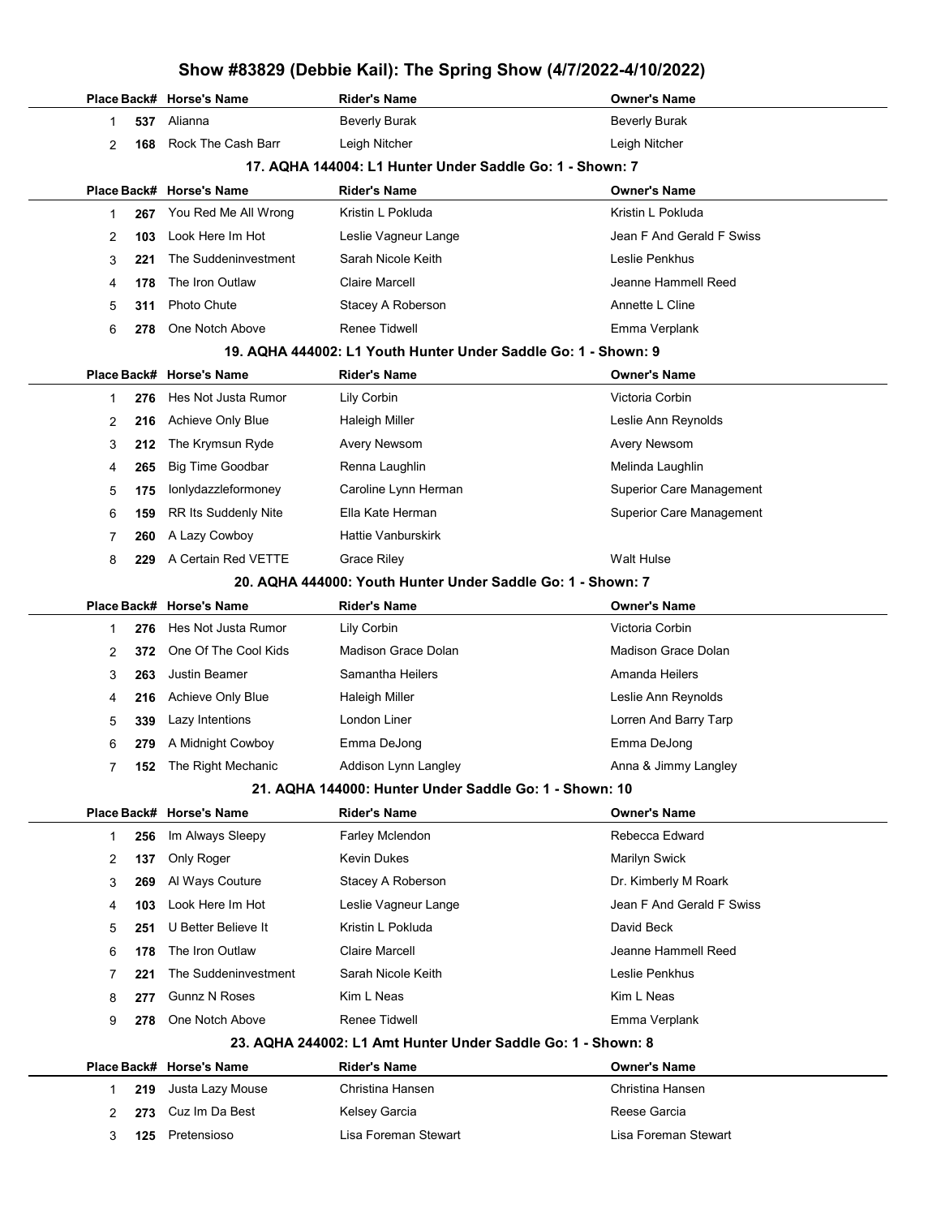# Show #83829 (Debbie Kail): The Spring Show (4/7/2022-4/10/2022)

| Place | Back# | Horse's Name | Rider's Name | Owner's Name |
|---|---|---|---|---|
| 1 | **537** | Alianna | Beverly Burak | Beverly Burak |
| 2 | **168** | Rock The Cash Barr | Leigh Nitcher | Leigh Nitcher |

### 17. AQHA 144004: L1 Hunter Under Saddle Go: 1 - Shown: 7

| Place | Back# | Horse's Name | Rider's Name | Owner's Name |
|---|---|---|---|---|
| 1 | **267** | You Red Me All Wrong | Kristin L Pokluda | Kristin L Pokluda |
| 2 | **103** | Look Here Im Hot | Leslie Vagneur Lange | Jean F And Gerald F Swiss |
| 3 | **221** | The Suddeninvestment | Sarah Nicole Keith | Leslie Penkhus |
| 4 | **178** | The Iron Outlaw | Claire Marcell | Jeanne Hammell Reed |
| 5 | **311** | Photo Chute | Stacey A Roberson | Annette L Cline |
| 6 | **278** | One Notch Above | Renee Tidwell | Emma Verplank |

### 19. AQHA 444002: L1 Youth Hunter Under Saddle Go: 1 - Shown: 9

| Place | Back# | Horse's Name | Rider's Name | Owner's Name |
|---|---|---|---|---|
| 1 | **276** | Hes Not Justa Rumor | Lily Corbin | Victoria Corbin |
| 2 | **216** | Achieve Only Blue | Haleigh Miller | Leslie Ann Reynolds |
| 3 | **212** | The Krymsun Ryde | Avery Newsom | Avery Newsom |
| 4 | **265** | Big Time Goodbar | Renna Laughlin | Melinda Laughlin |
| 5 | **175** | Ionlydazzleformoney | Caroline Lynn Herman | Superior Care Management |
| 6 | **159** | RR Its Suddenly Nite | Ella Kate Herman | Superior Care Management |
| 7 | **260** | A Lazy Cowboy | Hattie Vanburskirk | |
| 8 | **229** | A Certain Red VETTE | Grace Riley | Walt Hulse |

### 20. AQHA 444000: Youth Hunter Under Saddle Go: 1 - Shown: 7

| Place | Back# | Horse's Name | Rider's Name | Owner's Name |
|---|---|---|---|---|
| 1 | **276** | Hes Not Justa Rumor | Lily Corbin | Victoria Corbin |
| 2 | **372** | One Of The Cool Kids | Madison Grace Dolan | Madison Grace Dolan |
| 3 | **263** | Justin Beamer | Samantha Heilers | Amanda Heilers |
| 4 | **216** | Achieve Only Blue | Haleigh Miller | Leslie Ann Reynolds |
| 5 | **339** | Lazy Intentions | London Liner | Lorren And Barry Tarp |
| 6 | **279** | A Midnight Cowboy | Emma DeJong | Emma DeJong |
| 7 | **152** | The Right Mechanic | Addison Lynn Langley | Anna & Jimmy Langley |

### 21. AQHA 144000: Hunter Under Saddle Go: 1 - Shown: 10

| Place | Back# | Horse's Name | Rider's Name | Owner's Name |
|---|---|---|---|---|
| 1 | **256** | Im Always Sleepy | Farley Mclendon | Rebecca Edward |
| 2 | **137** | Only Roger | Kevin Dukes | Marilyn Swick |
| 3 | **269** | Al Ways Couture | Stacey A Roberson | Dr. Kimberly M Roark |
| 4 | **103** | Look Here Im Hot | Leslie Vagneur Lange | Jean F And Gerald F Swiss |
| 5 | **251** | U Better Believe It | Kristin L Pokluda | David Beck |
| 6 | **178** | The Iron Outlaw | Claire Marcell | Jeanne Hammell Reed |
| 7 | **221** | The Suddeninvestment | Sarah Nicole Keith | Leslie Penkhus |
| 8 | **277** | Gunnz N Roses | Kim L Neas | Kim L Neas |
| 9 | **278** | One Notch Above | Renee Tidwell | Emma Verplank |

### 23. AQHA 244002: L1 Amt Hunter Under Saddle Go: 1 - Shown: 8

| Place | Back# | Horse's Name | Rider's Name | Owner's Name |
|---|---|---|---|---|
| 1 | **219** | Justa Lazy Mouse | Christina Hansen | Christina Hansen |
| 2 | **273** | Cuz Im Da Best | Kelsey Garcia | Reese Garcia |
| 3 | **125** | Pretensioso | Lisa Foreman Stewart | Lisa Foreman Stewart |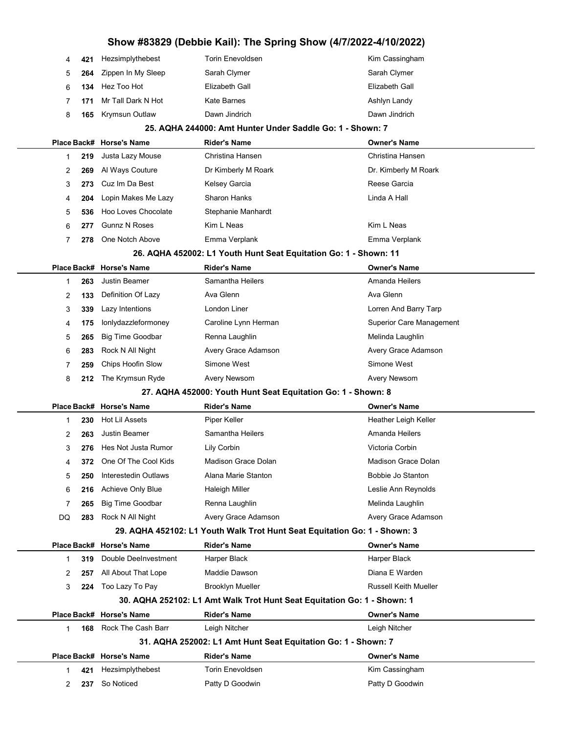| Place | Back# | Horse's Name | Rider's Name | Owner's Name |
|---|---|---|---|---|
| 4 | 421 | Hezsimplythebest | Torin Enevoldsen | Kim Cassingham |
| 5 | 264 | Zippen In My Sleep | Sarah Clymer | Sarah Clymer |
| 6 | 134 | Hez Too Hot | Elizabeth Gall | Elizabeth Gall |
| 7 | 171 | Mr Tall Dark N Hot | Kate Barnes | Ashlyn Landy |
| 8 | 165 | Krymsun Outlaw | Dawn Jindrich | Dawn Jindrich |

### 25. AQHA 244000: Amt Hunter Under Saddle Go: 1 - Shown: 7

| Place | Back# | Horse's Name | Rider's Name | Owner's Name |
|---|---|---|---|---|
| 1 | 219 | Justa Lazy Mouse | Christina Hansen | Christina Hansen |
| 2 | 269 | Al Ways Couture | Dr Kimberly M Roark | Dr. Kimberly M Roark |
| 3 | 273 | Cuz Im Da Best | Kelsey Garcia | Reese Garcia |
| 4 | 204 | Lopin Makes Me Lazy | Sharon Hanks | Linda A Hall |
| 5 | 536 | Hoo Loves Chocolate | Stephanie Manhardt | |
| 6 | 277 | Gunnz N Roses | Kim L Neas | Kim L Neas |
| 7 | 278 | One Notch Above | Emma Verplank | Emma Verplank |

### 26. AQHA 452002: L1 Youth Hunt Seat Equitation Go: 1 - Shown: 11

| Place | Back# | Horse's Name | Rider's Name | Owner's Name |
|---|---|---|---|---|
| 1 | 263 | Justin Beamer | Samantha Heilers | Amanda Heilers |
| 2 | 133 | Definition Of Lazy | Ava Glenn | Ava Glenn |
| 3 | 339 | Lazy Intentions | London Liner | Lorren And Barry Tarp |
| 4 | 175 | Ionlydazzleformoney | Caroline Lynn Herman | Superior Care Management |
| 5 | 265 | Big Time Goodbar | Renna Laughlin | Melinda Laughlin |
| 6 | 283 | Rock N All Night | Avery Grace Adamson | Avery Grace Adamson |
| 7 | 259 | Chips Hoofin Slow | Simone West | Simone West |
| 8 | 212 | The Krymsun Ryde | Avery Newsom | Avery Newsom |

### 27. AQHA 452000: Youth Hunt Seat Equitation Go: 1 - Shown: 8

| Place | Back# | Horse's Name | Rider's Name | Owner's Name |
|---|---|---|---|---|
| 1 | 230 | Hot Lil Assets | Piper Keller | Heather Leigh Keller |
| 2 | 263 | Justin Beamer | Samantha Heilers | Amanda Heilers |
| 3 | 276 | Hes Not Justa Rumor | Lily Corbin | Victoria Corbin |
| 4 | 372 | One Of The Cool Kids | Madison Grace Dolan | Madison Grace Dolan |
| 5 | 250 | Interestedin Outlaws | Alana Marie Stanton | Bobbie Jo Stanton |
| 6 | 216 | Achieve Only Blue | Haleigh Miller | Leslie Ann Reynolds |
| 7 | 265 | Big Time Goodbar | Renna Laughlin | Melinda Laughlin |
| DQ | 283 | Rock N All Night | Avery Grace Adamson | Avery Grace Adamson |

### 29. AQHA 452102: L1 Youth Walk Trot Hunt Seat Equitation Go: 1 - Shown: 3

| Place | Back# | Horse's Name | Rider's Name | Owner's Name |
|---|---|---|---|---|
| 1 | 319 | Double DeeInvestment | Harper Black | Harper Black |
| 2 | 257 | All About That Lope | Maddie Dawson | Diana E Warden |
| 3 | 224 | Too Lazy To Pay | Brooklyn Mueller | Russell Keith Mueller |

### 30. AQHA 252102: L1 Amt Walk Trot Hunt Seat Equitation Go: 1 - Shown: 1

| Place | Back# | Horse's Name | Rider's Name | Owner's Name |
|---|---|---|---|---|
| 1 | 168 | Rock The Cash Barr | Leigh Nitcher | Leigh Nitcher |

### 31. AQHA 252002: L1 Amt Hunt Seat Equitation Go: 1 - Shown: 7

| Place | Back# | Horse's Name | Rider's Name | Owner's Name |
|---|---|---|---|---|
| 1 | 421 | Hezsimplythebest | Torin Enevoldsen | Kim Cassingham |
| 2 | 237 | So Noticed | Patty D Goodwin | Patty D Goodwin |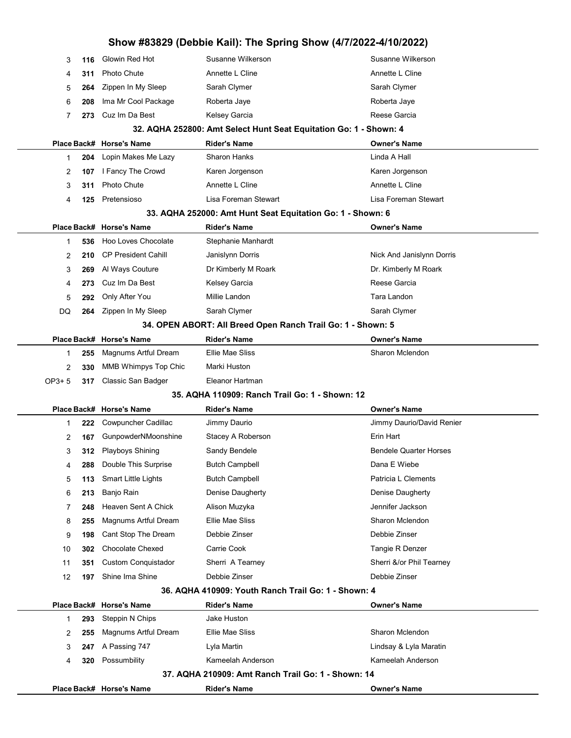| Place | Back# | Horse's Name | Rider's Name | Owner's Name |
|---|---|---|---|---|
| 3 | 116 | Glowin Red Hot | Susanne Wilkerson | Susanne Wilkerson |
| 4 | 311 | Photo Chute | Annette L Cline | Annette L Cline |
| 5 | 264 | Zippen In My Sleep | Sarah Clymer | Sarah Clymer |
| 6 | 208 | Ima Mr Cool Package | Roberta Jaye | Roberta Jaye |
| 7 | 273 | Cuz Im Da Best | Kelsey Garcia | Reese Garcia |

### 32. AQHA 252800: Amt Select Hunt Seat Equitation Go: 1 - Shown: 4

| Place | Back# | Horse's Name | Rider's Name | Owner's Name |
|---|---|---|---|---|
| 1 | 204 | Lopin Makes Me Lazy | Sharon Hanks | Linda A Hall |
| 2 | 107 | I Fancy The Crowd | Karen Jorgenson | Karen Jorgenson |
| 3 | 311 | Photo Chute | Annette L Cline | Annette L Cline |
| 4 | 125 | Pretensioso | Lisa Foreman Stewart | Lisa Foreman Stewart |

### 33. AQHA 252000: Amt Hunt Seat Equitation Go: 1 - Shown: 6

| Place | Back# | Horse's Name | Rider's Name | Owner's Name |
|---|---|---|---|---|
| 1 | 536 | Hoo Loves Chocolate | Stephanie Manhardt | |
| 2 | 210 | CP President Cahill | Janislynn Dorris | Nick And Janislynn Dorris |
| 3 | 269 | Al Ways Couture | Dr Kimberly M Roark | Dr. Kimberly M Roark |
| 4 | 273 | Cuz Im Da Best | Kelsey Garcia | Reese Garcia |
| 5 | 292 | Only After You | Millie Landon | Tara Landon |
| DQ | 264 | Zippen In My Sleep | Sarah Clymer | Sarah Clymer |

### 34. OPEN ABORT: All Breed Open Ranch Trail Go: 1 - Shown: 5

| Place | Back# | Horse's Name | Rider's Name | Owner's Name |
|---|---|---|---|---|
| 1 | 255 | Magnums Artful Dream | Ellie Mae Sliss | Sharon Mclendon |
| 2 | 330 | MMB Whimpys Top Chic | Marki Huston | |
| OP3+ 5 | 317 | Classic San Badger | Eleanor Hartman | |

### 35. AQHA 110909: Ranch Trail Go: 1 - Shown: 12

| Place | Back# | Horse's Name | Rider's Name | Owner's Name |
|---|---|---|---|---|
| 1 | 222 | Cowpuncher Cadillac | Jimmy Daurio | Jimmy Daurio/David Renier |
| 2 | 167 | GunpowderNMoonshine | Stacey A Roberson | Erin Hart |
| 3 | 312 | Playboys Shining | Sandy Bendele | Bendele Quarter Horses |
| 4 | 288 | Double This Surprise | Butch Campbell | Dana E Wiebe |
| 5 | 113 | Smart Little Lights | Butch Campbell | Patricia L Clements |
| 6 | 213 | Banjo Rain | Denise Daugherty | Denise Daugherty |
| 7 | 248 | Heaven Sent A Chick | Alison Muzyka | Jennifer Jackson |
| 8 | 255 | Magnums Artful Dream | Ellie Mae Sliss | Sharon Mclendon |
| 9 | 198 | Cant Stop The Dream | Debbie Zinser | Debbie Zinser |
| 10 | 302 | Chocolate Chexed | Carrie Cook | Tangie R Denzer |
| 11 | 351 | Custom Conquistador | Sherri A Tearney | Sherri &/or Phil Tearney |
| 12 | 197 | Shine Ima Shine | Debbie Zinser | Debbie Zinser |

### 36. AQHA 410909: Youth Ranch Trail Go: 1 - Shown: 4

| Place | Back# | Horse's Name | Rider's Name | Owner's Name |
|---|---|---|---|---|
| 1 | 293 | Steppin N Chips | Jake Huston | |
| 2 | 255 | Magnums Artful Dream | Ellie Mae Sliss | Sharon Mclendon |
| 3 | 247 | A Passing 747 | Lyla Martin | Lindsay & Lyla Maratin |
| 4 | 320 | Possumbility | Kameelah Anderson | Kameelah Anderson |

### 37. AQHA 210909: Amt Ranch Trail Go: 1 - Shown: 14

| Place | Back# | Horse's Name | Rider's Name | Owner's Name |
|---|---|---|---|---|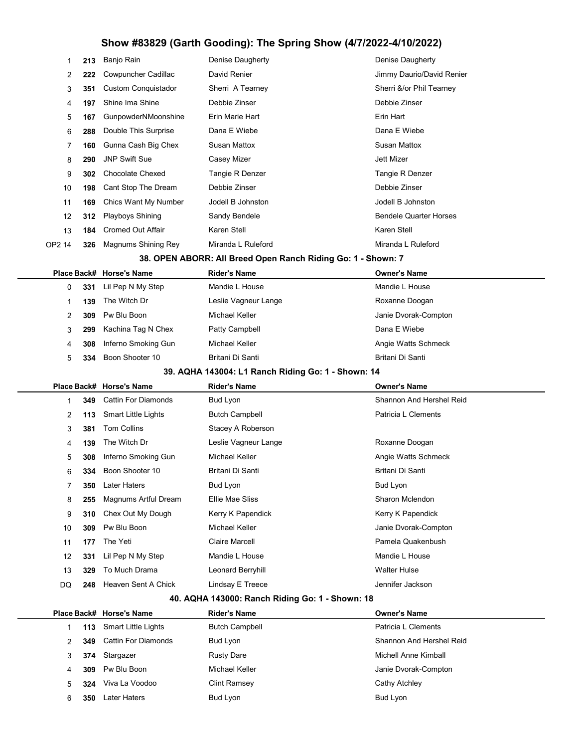# Show #83829 (Garth Gooding): The Spring Show (4/7/2022-4/10/2022)

| Place | Back# | Horse's Name | Rider's Name | Owner's Name |
|---|---|---|---|---|
| 1 | 213 | Banjo Rain | Denise Daugherty | Denise Daugherty |
| 2 | 222 | Cowpuncher Cadillac | David Renier | Jimmy Daurio/David Renier |
| 3 | 351 | Custom Conquistador | Sherri A Tearney | Sherri &/or Phil Tearney |
| 4 | 197 | Shine Ima Shine | Debbie Zinser | Debbie Zinser |
| 5 | 167 | GunpowderNMoonshine | Erin Marie Hart | Erin Hart |
| 6 | 288 | Double This Surprise | Dana E Wiebe | Dana E Wiebe |
| 7 | 160 | Gunna Cash Big Chex | Susan Mattox | Susan Mattox |
| 8 | 290 | JNP Swift Sue | Casey Mizer | Jett Mizer |
| 9 | 302 | Chocolate Chexed | Tangie R Denzer | Tangie R Denzer |
| 10 | 198 | Cant Stop The Dream | Debbie Zinser | Debbie Zinser |
| 11 | 169 | Chics Want My Number | Jodell B Johnston | Jodell B Johnston |
| 12 | 312 | Playboys Shining | Sandy Bendele | Bendele Quarter Horses |
| 13 | 184 | Cromed Out Affair | Karen Stell | Karen Stell |
| OP2 14 | 326 | Magnums Shining Rey | Miranda L Ruleford | Miranda L Ruleford |

### 38. OPEN ABORR: All Breed Open Ranch Riding Go: 1 - Shown: 7

| Place | Back# | Horse's Name | Rider's Name | Owner's Name |
|---|---|---|---|---|
| 0 | 331 | Lil Pep N My Step | Mandie L House | Mandie L House |
| 1 | 139 | The Witch Dr | Leslie Vagneur Lange | Roxanne Doogan |
| 2 | 309 | Pw Blu Boon | Michael Keller | Janie Dvorak-Compton |
| 3 | 299 | Kachina Tag N Chex | Patty Campbell | Dana E Wiebe |
| 4 | 308 | Inferno Smoking Gun | Michael Keller | Angie Watts Schmeck |
| 5 | 334 | Boon Shooter 10 | Britani Di Santi | Britani Di Santi |

### 39. AQHA 143004: L1 Ranch Riding Go: 1 - Shown: 14

| Place | Back# | Horse's Name | Rider's Name | Owner's Name |
|---|---|---|---|---|
| 1 | 349 | Cattin For Diamonds | Bud Lyon | Shannon And Hershel Reid |
| 2 | 113 | Smart Little Lights | Butch Campbell | Patricia L Clements |
| 3 | 381 | Tom Collins | Stacey A Roberson | |
| 4 | 139 | The Witch Dr | Leslie Vagneur Lange | Roxanne Doogan |
| 5 | 308 | Inferno Smoking Gun | Michael Keller | Angie Watts Schmeck |
| 6 | 334 | Boon Shooter 10 | Britani Di Santi | Britani Di Santi |
| 7 | 350 | Later Haters | Bud Lyon | Bud Lyon |
| 8 | 255 | Magnums Artful Dream | Ellie Mae Sliss | Sharon Mclendon |
| 9 | 310 | Chex Out My Dough | Kerry K Papendick | Kerry K Papendick |
| 10 | 309 | Pw Blu Boon | Michael Keller | Janie Dvorak-Compton |
| 11 | 177 | The Yeti | Claire Marcell | Pamela Quakenbush |
| 12 | 331 | Lil Pep N My Step | Mandie L House | Mandie L House |
| 13 | 329 | To Much Drama | Leonard Berryhill | Walter Hulse |
| DQ | 248 | Heaven Sent A Chick | Lindsay E Treece | Jennifer Jackson |

### 40. AQHA 143000: Ranch Riding Go: 1 - Shown: 18

| Place | Back# | Horse's Name | Rider's Name | Owner's Name |
|---|---|---|---|---|
| 1 | 113 | Smart Little Lights | Butch Campbell | Patricia L Clements |
| 2 | 349 | Cattin For Diamonds | Bud Lyon | Shannon And Hershel Reid |
| 3 | 374 | Stargazer | Rusty Dare | Michell Anne Kimball |
| 4 | 309 | Pw Blu Boon | Michael Keller | Janie Dvorak-Compton |
| 5 | 324 | Viva La Voodoo | Clint Ramsey | Cathy Atchley |
| 6 | 350 | Later Haters | Bud Lyon | Bud Lyon |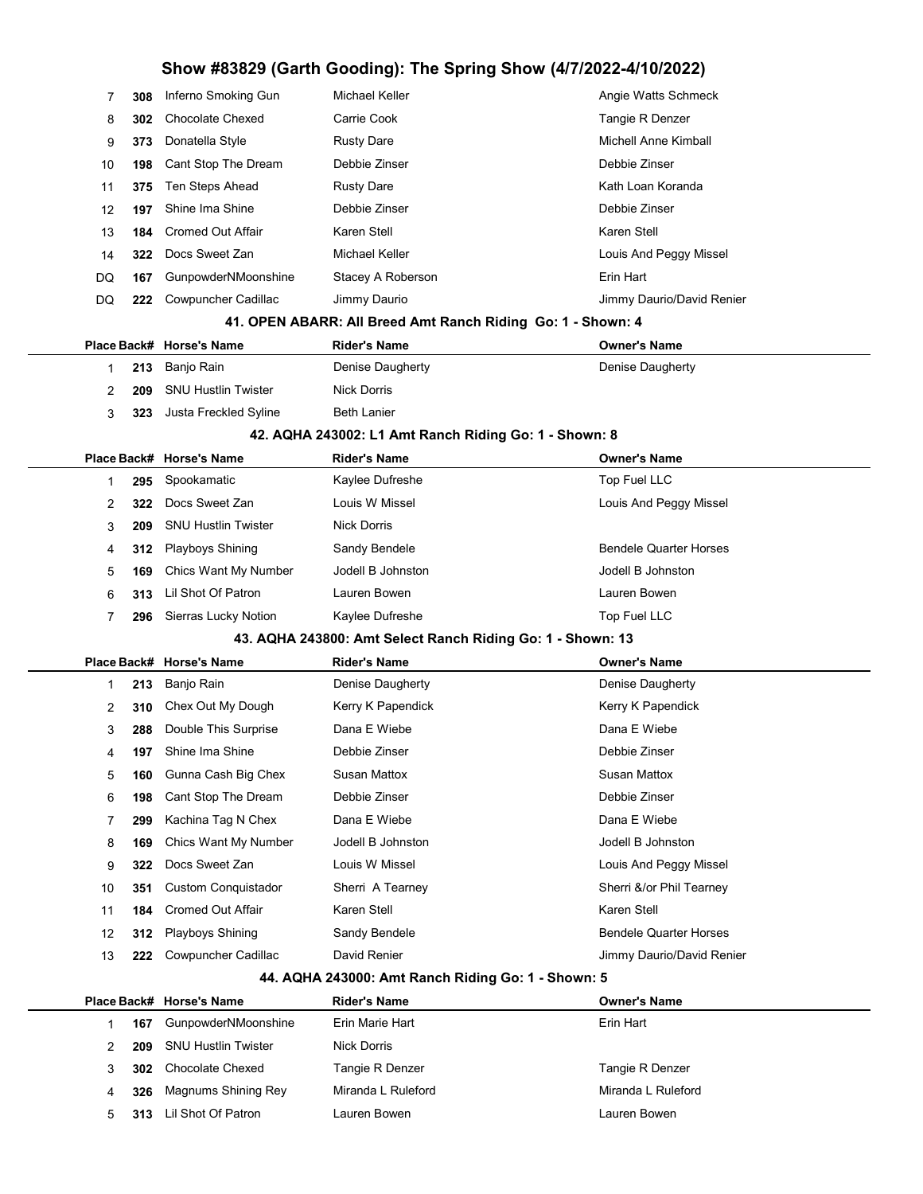| Place | Back# | Horse's Name | Rider's Name | Owner's Name |
|---|---|---|---|---|
| 7 | **308** | Inferno Smoking Gun | Michael Keller | Angie Watts Schmeck |
| 8 | **302** | Chocolate Chexed | Carrie Cook | Tangie R Denzer |
| 9 | **373** | Donatella Style | Rusty Dare | Michell Anne Kimball |
| 10 | **198** | Cant Stop The Dream | Debbie Zinser | Debbie Zinser |
| 11 | **375** | Ten Steps Ahead | Rusty Dare | Kath Loan Koranda |
| 12 | **197** | Shine Ima Shine | Debbie Zinser | Debbie Zinser |
| 13 | **184** | Cromed Out Affair | Karen Stell | Karen Stell |
| 14 | **322** | Docs Sweet Zan | Michael Keller | Louis And Peggy Missel |
| DQ | **167** | GunpowderNMoonshine | Stacey A Roberson | Erin Hart |
| DQ | **222** | Cowpuncher Cadillac | Jimmy Daurio | Jimmy Daurio/David Renier |

### 41. OPEN ABARR: All Breed Amt Ranch Riding Go: 1 - Shown: 4

| Place | Back# | Horse's Name | Rider's Name | Owner's Name |
|---|---|---|---|---|
| 1 | **213** | Banjo Rain | Denise Daugherty | Denise Daugherty |
| 2 | **209** | SNU Hustlin Twister | Nick Dorris | |
| 3 | **323** | Justa Freckled Syline | Beth Lanier | |

### 42. AQHA 243002: L1 Amt Ranch Riding Go: 1 - Shown: 8

| Place | Back# | Horse's Name | Rider's Name | Owner's Name |
|---|---|---|---|---|
| 1 | **295** | Spookamatic | Kaylee Dufreshe | Top Fuel LLC |
| 2 | **322** | Docs Sweet Zan | Louis W Missel | Louis And Peggy Missel |
| 3 | **209** | SNU Hustlin Twister | Nick Dorris | |
| 4 | **312** | Playboys Shining | Sandy Bendele | Bendele Quarter Horses |
| 5 | **169** | Chics Want My Number | Jodell B Johnston | Jodell B Johnston |
| 6 | **313** | Lil Shot Of Patron | Lauren Bowen | Lauren Bowen |
| 7 | **296** | Sierras Lucky Notion | Kaylee Dufreshe | Top Fuel LLC |

### 43. AQHA 243800: Amt Select Ranch Riding Go: 1 - Shown: 13

| Place | Back# | Horse's Name | Rider's Name | Owner's Name |
|---|---|---|---|---|
| 1 | **213** | Banjo Rain | Denise Daugherty | Denise Daugherty |
| 2 | **310** | Chex Out My Dough | Kerry K Papendick | Kerry K Papendick |
| 3 | **288** | Double This Surprise | Dana E Wiebe | Dana E Wiebe |
| 4 | **197** | Shine Ima Shine | Debbie Zinser | Debbie Zinser |
| 5 | **160** | Gunna Cash Big Chex | Susan Mattox | Susan Mattox |
| 6 | **198** | Cant Stop The Dream | Debbie Zinser | Debbie Zinser |
| 7 | **299** | Kachina Tag N Chex | Dana E Wiebe | Dana E Wiebe |
| 8 | **169** | Chics Want My Number | Jodell B Johnston | Jodell B Johnston |
| 9 | **322** | Docs Sweet Zan | Louis W Missel | Louis And Peggy Missel |
| 10 | **351** | Custom Conquistador | Sherri A Tearney | Sherri &/or Phil Tearney |
| 11 | **184** | Cromed Out Affair | Karen Stell | Karen Stell |
| 12 | **312** | Playboys Shining | Sandy Bendele | Bendele Quarter Horses |
| 13 | **222** | Cowpuncher Cadillac | David Renier | Jimmy Daurio/David Renier |

### 44. AQHA 243000: Amt Ranch Riding Go: 1 - Shown: 5

| Place | Back# | Horse's Name | Rider's Name | Owner's Name |
|---|---|---|---|---|
| 1 | **167** | GunpowderNMoonshine | Erin Marie Hart | Erin Hart |
| 2 | **209** | SNU Hustlin Twister | Nick Dorris | |
| 3 | **302** | Chocolate Chexed | Tangie R Denzer | Tangie R Denzer |
| 4 | **326** | Magnums Shining Rey | Miranda L Ruleford | Miranda L Ruleford |
| 5 | **313** | Lil Shot Of Patron | Lauren Bowen | Lauren Bowen |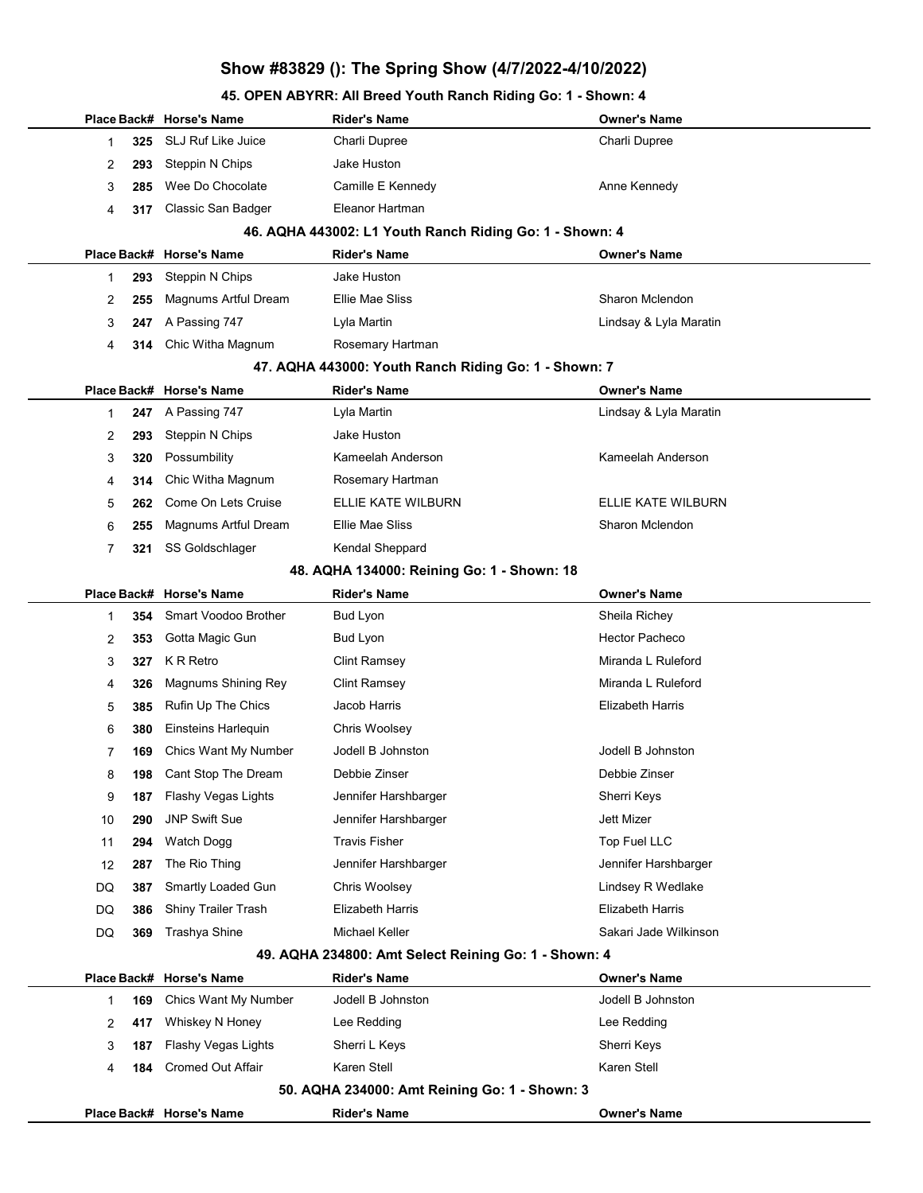# Show #83829 (): The Spring Show (4/7/2022-4/10/2022)

## 45. OPEN ABYRR: All Breed Youth Ranch Riding Go: 1 - Shown: 4

| Place | Back# | Horse's Name | Rider's Name | Owner's Name |
|---|---|---|---|---|
| 1 | **325** | SLJ Ruf Like Juice | Charli Dupree | Charli Dupree |
| 2 | **293** | Steppin N Chips | Jake Huston | |
| 3 | **285** | Wee Do Chocolate | Camille E Kennedy | Anne Kennedy |
| 4 | **317** | Classic San Badger | Eleanor Hartman | |

## 46. AQHA 443002: L1 Youth Ranch Riding Go: 1 - Shown: 4

| Place | Back# | Horse's Name | Rider's Name | Owner's Name |
|---|---|---|---|---|
| 1 | **293** | Steppin N Chips | Jake Huston | |
| 2 | **255** | Magnums Artful Dream | Ellie Mae Sliss | Sharon Mclendon |
| 3 | **247** | A Passing 747 | Lyla Martin | Lindsay & Lyla Maratin |
| 4 | **314** | Chic Witha Magnum | Rosemary Hartman | |

## 47. AQHA 443000: Youth Ranch Riding Go: 1 - Shown: 7

| Place | Back# | Horse's Name | Rider's Name | Owner's Name |
|---|---|---|---|---|
| 1 | **247** | A Passing 747 | Lyla Martin | Lindsay & Lyla Maratin |
| 2 | **293** | Steppin N Chips | Jake Huston | |
| 3 | **320** | Possumbility | Kameelah Anderson | Kameelah Anderson |
| 4 | **314** | Chic Witha Magnum | Rosemary Hartman | |
| 5 | **262** | Come On Lets Cruise | ELLIE KATE WILBURN | ELLIE KATE WILBURN |
| 6 | **255** | Magnums Artful Dream | Ellie Mae Sliss | Sharon Mclendon |
| 7 | **321** | SS Goldschlager | Kendal Sheppard | |

## 48. AQHA 134000: Reining Go: 1 - Shown: 18

| Place | Back# | Horse's Name | Rider's Name | Owner's Name |
|---|---|---|---|---|
| 1 | **354** | Smart Voodoo Brother | Bud Lyon | Sheila Richey |
| 2 | **353** | Gotta Magic Gun | Bud Lyon | Hector Pacheco |
| 3 | **327** | K R Retro | Clint Ramsey | Miranda L Ruleford |
| 4 | **326** | Magnums Shining Rey | Clint Ramsey | Miranda L Ruleford |
| 5 | **385** | Rufin Up The Chics | Jacob Harris | Elizabeth Harris |
| 6 | **380** | Einsteins Harlequin | Chris Woolsey | |
| 7 | **169** | Chics Want My Number | Jodell B Johnston | Jodell B Johnston |
| 8 | **198** | Cant Stop The Dream | Debbie Zinser | Debbie Zinser |
| 9 | **187** | Flashy Vegas Lights | Jennifer Harshbarger | Sherri Keys |
| 10 | **290** | JNP Swift Sue | Jennifer Harshbarger | Jett Mizer |
| 11 | **294** | Watch Dogg | Travis Fisher | Top Fuel LLC |
| 12 | **287** | The Rio Thing | Jennifer Harshbarger | Jennifer Harshbarger |
| DQ | **387** | Smartly Loaded Gun | Chris Woolsey | Lindsey R Wedlake |
| DQ | **386** | Shiny Trailer Trash | Elizabeth Harris | Elizabeth Harris |
| DQ | **369** | Trashya Shine | Michael Keller | Sakari Jade Wilkinson |

## 49. AQHA 234800: Amt Select Reining Go: 1 - Shown: 4

| Place | Back# | Horse's Name | Rider's Name | Owner's Name |
|---|---|---|---|---|
| 1 | **169** | Chics Want My Number | Jodell B Johnston | Jodell B Johnston |
| 2 | **417** | Whiskey N Honey | Lee Redding | Lee Redding |
| 3 | **187** | Flashy Vegas Lights | Sherri L Keys | Sherri Keys |
| 4 | **184** | Cromed Out Affair | Karen Stell | Karen Stell |

## 50. AQHA 234000: Amt Reining Go: 1 - Shown: 3

| Place | Back# | Horse's Name | Rider's Name | Owner's Name |
|---|---|---|---|---|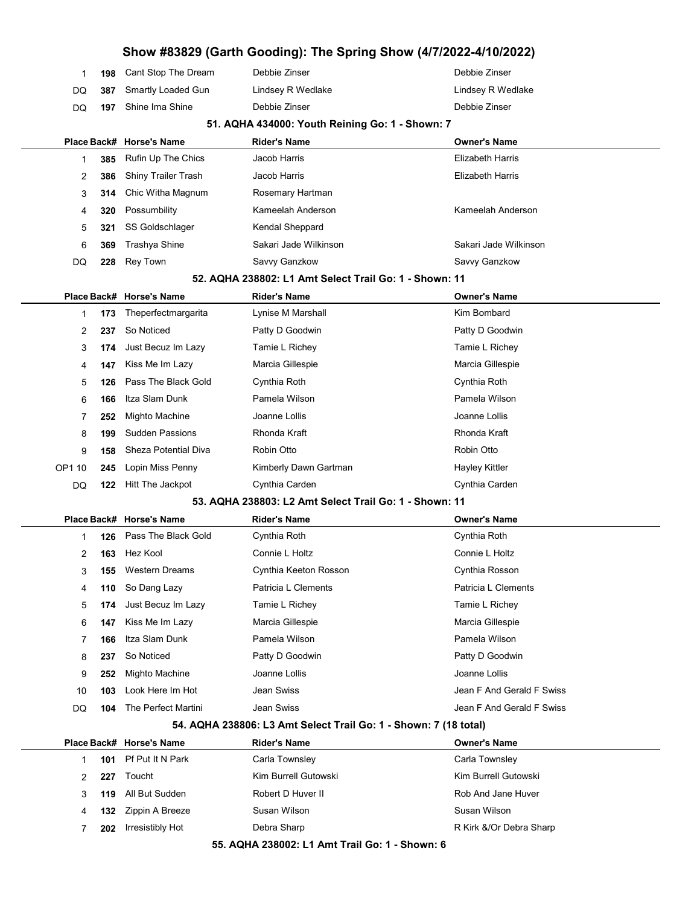# Show #83829 (Garth Gooding): The Spring Show (4/7/2022-4/10/2022)

| Place | Back# | Horse's Name | Rider's Name | Owner's Name |
|---|---|---|---|---|
| 1 | 198 | Cant Stop The Dream | Debbie Zinser | Debbie Zinser |
| DQ | 387 | Smartly Loaded Gun | Lindsey R Wedlake | Lindsey R Wedlake |
| DQ | 197 | Shine Ima Shine | Debbie Zinser | Debbie Zinser |

### 51. AQHA 434000: Youth Reining Go: 1 - Shown: 7

| Place | Back# | Horse's Name | Rider's Name | Owner's Name |
|---|---|---|---|---|
| 1 | 385 | Rufin Up The Chics | Jacob Harris | Elizabeth Harris |
| 2 | 386 | Shiny Trailer Trash | Jacob Harris | Elizabeth Harris |
| 3 | 314 | Chic Witha Magnum | Rosemary Hartman | |
| 4 | 320 | Possumbility | Kameelah Anderson | Kameelah Anderson |
| 5 | 321 | SS Goldschlager | Kendal Sheppard | |
| 6 | 369 | Trashya Shine | Sakari Jade Wilkinson | Sakari Jade Wilkinson |
| DQ | 228 | Rey Town | Savvy Ganzkow | Savvy Ganzkow |

### 52. AQHA 238802: L1 Amt Select Trail Go: 1 - Shown: 11

| Place | Back# | Horse's Name | Rider's Name | Owner's Name |
|---|---|---|---|---|
| 1 | 173 | Theperfectmargarita | Lynise M Marshall | Kim Bombard |
| 2 | 237 | So Noticed | Patty D Goodwin | Patty D Goodwin |
| 3 | 174 | Just Becuz Im Lazy | Tamie L Richey | Tamie L Richey |
| 4 | 147 | Kiss Me Im Lazy | Marcia Gillespie | Marcia Gillespie |
| 5 | 126 | Pass The Black Gold | Cynthia Roth | Cynthia Roth |
| 6 | 166 | Itza Slam Dunk | Pamela Wilson | Pamela Wilson |
| 7 | 252 | Mighto Machine | Joanne Lollis | Joanne Lollis |
| 8 | 199 | Sudden Passions | Rhonda Kraft | Rhonda Kraft |
| 9 | 158 | Sheza Potential Diva | Robin Otto | Robin Otto |
| OP1 10 | 245 | Lopin Miss Penny | Kimberly Dawn Gartman | Hayley Kittler |
| DQ | 122 | Hitt The Jackpot | Cynthia Carden | Cynthia Carden |

### 53. AQHA 238803: L2 Amt Select Trail Go: 1 - Shown: 11

| Place | Back# | Horse's Name | Rider's Name | Owner's Name |
|---|---|---|---|---|
| 1 | 126 | Pass The Black Gold | Cynthia Roth | Cynthia Roth |
| 2 | 163 | Hez Kool | Connie L Holtz | Connie L Holtz |
| 3 | 155 | Western Dreams | Cynthia Keeton Rosson | Cynthia Rosson |
| 4 | 110 | So Dang Lazy | Patricia L Clements | Patricia L Clements |
| 5 | 174 | Just Becuz Im Lazy | Tamie L Richey | Tamie L Richey |
| 6 | 147 | Kiss Me Im Lazy | Marcia Gillespie | Marcia Gillespie |
| 7 | 166 | Itza Slam Dunk | Pamela Wilson | Pamela Wilson |
| 8 | 237 | So Noticed | Patty D Goodwin | Patty D Goodwin |
| 9 | 252 | Mighto Machine | Joanne Lollis | Joanne Lollis |
| 10 | 103 | Look Here Im Hot | Jean Swiss | Jean F And Gerald F Swiss |
| DQ | 104 | The Perfect Martini | Jean Swiss | Jean F And Gerald F Swiss |

### 54. AQHA 238806: L3 Amt Select Trail Go: 1 - Shown: 7 (18 total)

| Place | Back# | Horse's Name | Rider's Name | Owner's Name |
|---|---|---|---|---|
| 1 | 101 | Pf Put It N Park | Carla Townsley | Carla Townsley |
| 2 | 227 | Toucht | Kim Burrell Gutowski | Kim Burrell Gutowski |
| 3 | 119 | All But Sudden | Robert D Huver II | Rob And Jane Huver |
| 4 | 132 | Zippin A Breeze | Susan Wilson | Susan Wilson |
| 7 | 202 | Irresistibly Hot | Debra Sharp | R Kirk &/Or Debra Sharp |

### 55. AQHA 238002: L1 Amt Trail Go: 1 - Shown: 6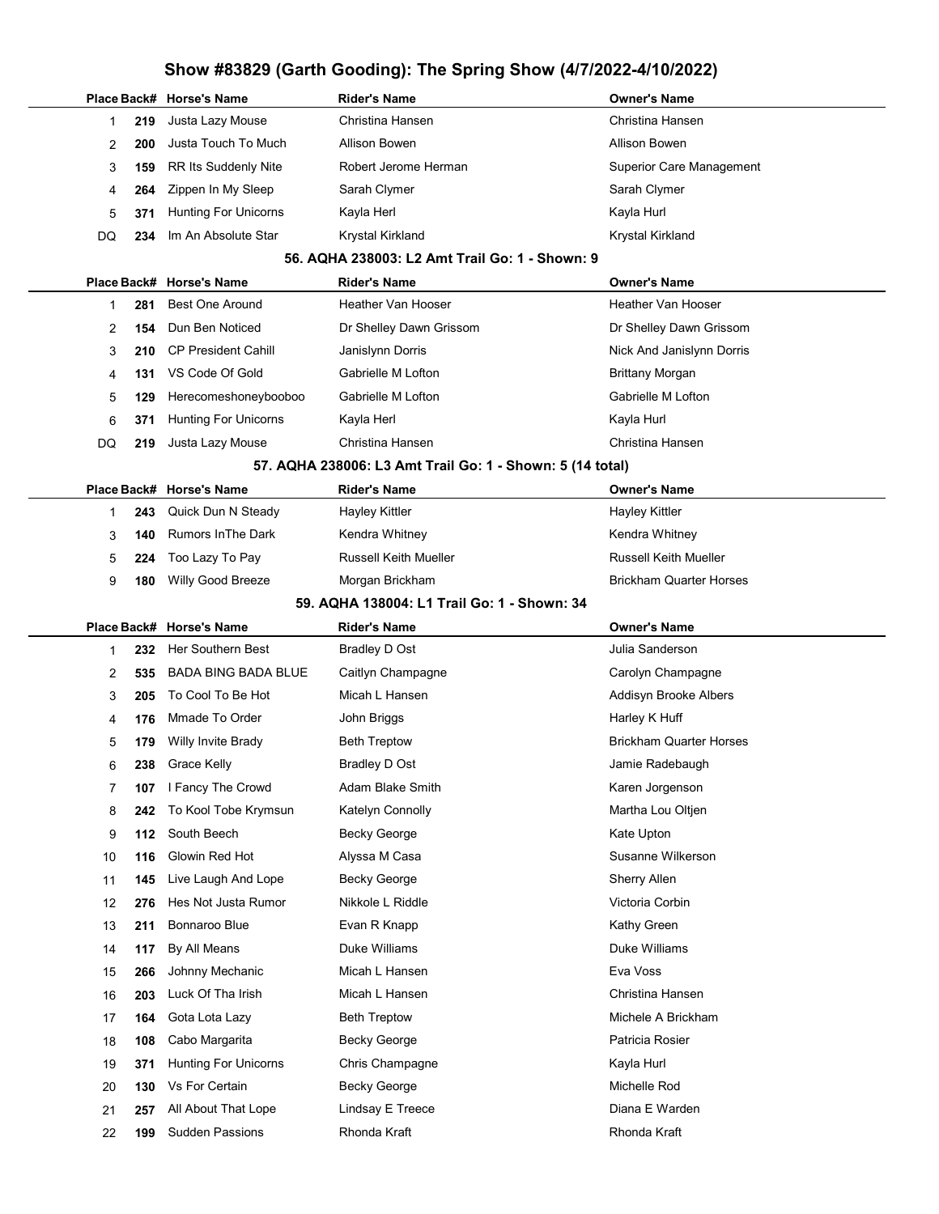## Show #83829 (Garth Gooding): The Spring Show (4/7/2022-4/10/2022)

| Place | Back# | Horse's Name | Rider's Name | Owner's Name |
|---|---|---|---|---|
| 1 | 219 | Justa Lazy Mouse | Christina Hansen | Christina Hansen |
| 2 | 200 | Justa Touch To Much | Allison Bowen | Allison Bowen |
| 3 | 159 | RR Its Suddenly Nite | Robert Jerome Herman | Superior Care Management |
| 4 | 264 | Zippen In My Sleep | Sarah Clymer | Sarah Clymer |
| 5 | 371 | Hunting For Unicorns | Kayla Herl | Kayla Hurl |
| DQ | 234 | Im An Absolute Star | Krystal Kirkland | Krystal Kirkland |

### 56. AQHA 238003: L2 Amt Trail Go: 1 - Shown: 9

| Place | Back# | Horse's Name | Rider's Name | Owner's Name |
|---|---|---|---|---|
| 1 | 281 | Best One Around | Heather Van Hooser | Heather Van Hooser |
| 2 | 154 | Dun Ben Noticed | Dr Shelley Dawn Grissom | Dr Shelley Dawn Grissom |
| 3 | 210 | CP President Cahill | Janislynn Dorris | Nick And Janislynn Dorris |
| 4 | 131 | VS Code Of Gold | Gabrielle M Lofton | Brittany Morgan |
| 5 | 129 | Herecomeshoneybooboo | Gabrielle M Lofton | Gabrielle M Lofton |
| 6 | 371 | Hunting For Unicorns | Kayla Herl | Kayla Hurl |
| DQ | 219 | Justa Lazy Mouse | Christina Hansen | Christina Hansen |

### 57. AQHA 238006: L3 Amt Trail Go: 1 - Shown: 5 (14 total)

| Place | Back# | Horse's Name | Rider's Name | Owner's Name |
|---|---|---|---|---|
| 1 | 243 | Quick Dun N Steady | Hayley Kittler | Hayley Kittler |
| 3 | 140 | Rumors InThe Dark | Kendra Whitney | Kendra Whitney |
| 5 | 224 | Too Lazy To Pay | Russell Keith Mueller | Russell Keith Mueller |
| 9 | 180 | Willy Good Breeze | Morgan Brickham | Brickham Quarter Horses |

### 59. AQHA 138004: L1 Trail Go: 1 - Shown: 34

| Place | Back# | Horse's Name | Rider's Name | Owner's Name |
|---|---|---|---|---|
| 1 | 232 | Her Southern Best | Bradley D Ost | Julia Sanderson |
| 2 | 535 | BADA BING BADA BLUE | Caitlyn Champagne | Carolyn Champagne |
| 3 | 205 | To Cool To Be Hot | Micah L Hansen | Addisyn Brooke Albers |
| 4 | 176 | Mmade To Order | John Briggs | Harley K Huff |
| 5 | 179 | Willy Invite Brady | Beth Treptow | Brickham Quarter Horses |
| 6 | 238 | Grace Kelly | Bradley D Ost | Jamie Radebaugh |
| 7 | 107 | I Fancy The Crowd | Adam Blake Smith | Karen Jorgenson |
| 8 | 242 | To Kool Tobe Krymsun | Katelyn Connolly | Martha Lou Oltjen |
| 9 | 112 | South Beech | Becky George | Kate Upton |
| 10 | 116 | Glowin Red Hot | Alyssa M Casa | Susanne Wilkerson |
| 11 | 145 | Live Laugh And Lope | Becky George | Sherry Allen |
| 12 | 276 | Hes Not Justa Rumor | Nikkole L Riddle | Victoria Corbin |
| 13 | 211 | Bonnaroo Blue | Evan R Knapp | Kathy Green |
| 14 | 117 | By All Means | Duke Williams | Duke Williams |
| 15 | 266 | Johnny Mechanic | Micah L Hansen | Eva Voss |
| 16 | 203 | Luck Of Tha Irish | Micah L Hansen | Christina Hansen |
| 17 | 164 | Gota Lota Lazy | Beth Treptow | Michele A Brickham |
| 18 | 108 | Cabo Margarita | Becky George | Patricia Rosier |
| 19 | 371 | Hunting For Unicorns | Chris Champagne | Kayla Hurl |
| 20 | 130 | Vs For Certain | Becky George | Michelle Rod |
| 21 | 257 | All About That Lope | Lindsay E Treece | Diana E Warden |
| 22 | 199 | Sudden Passions | Rhonda Kraft | Rhonda Kraft |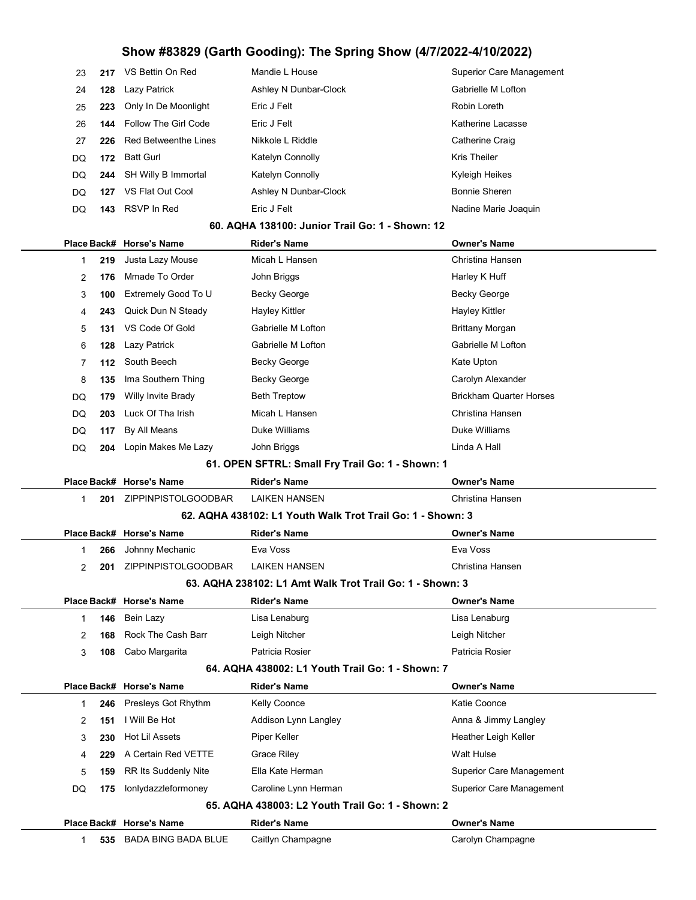| Place | Back# | Horse's Name | Rider's Name | Owner's Name |
|---|---|---|---|---|
| 23 | 217 | VS Bettin On Red | Mandie L House | Superior Care Management |
| 24 | 128 | Lazy Patrick | Ashley N Dunbar-Clock | Gabrielle M Lofton |
| 25 | 223 | Only In De Moonlight | Eric J Felt | Robin Loreth |
| 26 | 144 | Follow The Girl Code | Eric J Felt | Katherine Lacasse |
| 27 | 226 | Red Betweenthe Lines | Nikkole L Riddle | Catherine Craig |
| DQ | 172 | Batt Gurl | Katelyn Connolly | Kris Theiler |
| DQ | 244 | SH Willy B Immortal | Katelyn Connolly | Kyleigh Heikes |
| DQ | 127 | VS Flat Out Cool | Ashley N Dunbar-Clock | Bonnie Sheren |
| DQ | 143 | RSVP In Red | Eric J Felt | Nadine Marie Joaquin |

### 60. AQHA 138100: Junior Trail Go: 1 - Shown: 12

| Place | Back# | Horse's Name | Rider's Name | Owner's Name |
|---|---|---|---|---|
| 1 | 219 | Justa Lazy Mouse | Micah L Hansen | Christina Hansen |
| 2 | 176 | Mmade To Order | John Briggs | Harley K Huff |
| 3 | 100 | Extremely Good To U | Becky George | Becky George |
| 4 | 243 | Quick Dun N Steady | Hayley Kittler | Hayley Kittler |
| 5 | 131 | VS Code Of Gold | Gabrielle M Lofton | Brittany Morgan |
| 6 | 128 | Lazy Patrick | Gabrielle M Lofton | Gabrielle M Lofton |
| 7 | 112 | South Beech | Becky George | Kate Upton |
| 8 | 135 | Ima Southern Thing | Becky George | Carolyn Alexander |
| DQ | 179 | Willy Invite Brady | Beth Treptow | Brickham Quarter Horses |
| DQ | 203 | Luck Of Tha Irish | Micah L Hansen | Christina Hansen |
| DQ | 117 | By All Means | Duke Williams | Duke Williams |
| DQ | 204 | Lopin Makes Me Lazy | John Briggs | Linda A Hall |

### 61. OPEN SFTRL: Small Fry Trail Go: 1 - Shown: 1

| Place | Back# | Horse's Name | Rider's Name | Owner's Name |
|---|---|---|---|---|
| 1 | 201 | ZIPPINPISTOLGOODBAR | LAIKEN HANSEN | Christina Hansen |

### 62. AQHA 438102: L1 Youth Walk Trot Trail Go: 1 - Shown: 3

| Place | Back# | Horse's Name | Rider's Name | Owner's Name |
|---|---|---|---|---|
| 1 | 266 | Johnny Mechanic | Eva Voss | Eva Voss |
| 2 | 201 | ZIPPINPISTOLGOODBAR | LAIKEN HANSEN | Christina Hansen |

### 63. AQHA 238102: L1 Amt Walk Trot Trail Go: 1 - Shown: 3

| Place | Back# | Horse's Name | Rider's Name | Owner's Name |
|---|---|---|---|---|
| 1 | 146 | Bein Lazy | Lisa Lenaburg | Lisa Lenaburg |
| 2 | 168 | Rock The Cash Barr | Leigh Nitcher | Leigh Nitcher |
| 3 | 108 | Cabo Margarita | Patricia Rosier | Patricia Rosier |

### 64. AQHA 438002: L1 Youth Trail Go: 1 - Shown: 7

| Place | Back# | Horse's Name | Rider's Name | Owner's Name |
|---|---|---|---|---|
| 1 | 246 | Presleys Got Rhythm | Kelly Coonce | Katie Coonce |
| 2 | 151 | I Will Be Hot | Addison Lynn Langley | Anna & Jimmy Langley |
| 3 | 230 | Hot Lil Assets | Piper Keller | Heather Leigh Keller |
| 4 | 229 | A Certain Red VETTE | Grace Riley | Walt Hulse |
| 5 | 159 | RR Its Suddenly Nite | Ella Kate Herman | Superior Care Management |
| DQ | 175 | Ionlydazzleformoney | Caroline Lynn Herman | Superior Care Management |

### 65. AQHA 438003: L2 Youth Trail Go: 1 - Shown: 2

| Place | Back# | Horse's Name | Rider's Name | Owner's Name |
|---|---|---|---|---|
| 1 | 535 | BADA BING BADA BLUE | Caitlyn Champagne | Carolyn Champagne |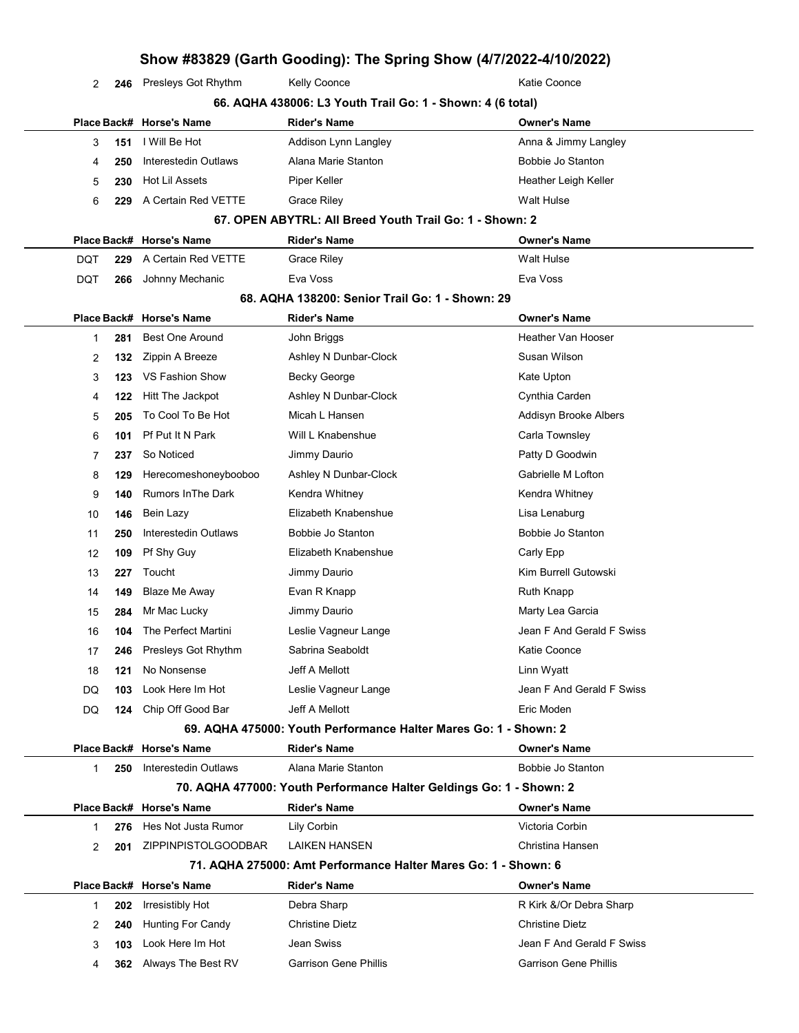| Place | Back# | Horse's Name | Rider's Name | Owner's Name |
|---|---|---|---|---|
| 2 | 246 | Presleys Got Rhythm | Kelly Coonce | Katie Coonce |

### 66. AQHA 438006: L3 Youth Trail Go: 1 - Shown: 4 (6 total)

| Place | Back# | Horse's Name | Rider's Name | Owner's Name |
|---|---|---|---|---|
| 3 | 151 | I Will Be Hot | Addison Lynn Langley | Anna & Jimmy Langley |
| 4 | 250 | Interestedin Outlaws | Alana Marie Stanton | Bobbie Jo Stanton |
| 5 | 230 | Hot Lil Assets | Piper Keller | Heather Leigh Keller |
| 6 | 229 | A Certain Red VETTE | Grace Riley | Walt Hulse |

### 67. OPEN ABYTRL: All Breed Youth Trail Go: 1 - Shown: 2

| Place | Back# | Horse's Name | Rider's Name | Owner's Name |
|---|---|---|---|---|
| DQT | 229 | A Certain Red VETTE | Grace Riley | Walt Hulse |
| DQT | 266 | Johnny Mechanic | Eva Voss | Eva Voss |

### 68. AQHA 138200: Senior Trail Go: 1 - Shown: 29

| Place | Back# | Horse's Name | Rider's Name | Owner's Name |
|---|---|---|---|---|
| 1 | 281 | Best One Around | John Briggs | Heather Van Hooser |
| 2 | 132 | Zippin A Breeze | Ashley N Dunbar-Clock | Susan Wilson |
| 3 | 123 | VS Fashion Show | Becky George | Kate Upton |
| 4 | 122 | Hitt The Jackpot | Ashley N Dunbar-Clock | Cynthia Carden |
| 5 | 205 | To Cool To Be Hot | Micah L Hansen | Addisyn Brooke Albers |
| 6 | 101 | Pf Put It N Park | Will L Knabenshue | Carla Townsley |
| 7 | 237 | So Noticed | Jimmy Daurio | Patty D Goodwin |
| 8 | 129 | Herecomeshoneybooboo | Ashley N Dunbar-Clock | Gabrielle M Lofton |
| 9 | 140 | Rumors InThe Dark | Kendra Whitney | Kendra Whitney |
| 10 | 146 | Bein Lazy | Elizabeth Knabenshue | Lisa Lenaburg |
| 11 | 250 | Interestedin Outlaws | Bobbie Jo Stanton | Bobbie Jo Stanton |
| 12 | 109 | Pf Shy Guy | Elizabeth Knabenshue | Carly Epp |
| 13 | 227 | Toucht | Jimmy Daurio | Kim Burrell Gutowski |
| 14 | 149 | Blaze Me Away | Evan R Knapp | Ruth Knapp |
| 15 | 284 | Mr Mac Lucky | Jimmy Daurio | Marty Lea Garcia |
| 16 | 104 | The Perfect Martini | Leslie Vagneur Lange | Jean F And Gerald F Swiss |
| 17 | 246 | Presleys Got Rhythm | Sabrina Seaboldt | Katie Coonce |
| 18 | 121 | No Nonsense | Jeff A Mellott | Linn Wyatt |
| DQ | 103 | Look Here Im Hot | Leslie Vagneur Lange | Jean F And Gerald F Swiss |
| DQ | 124 | Chip Off Good Bar | Jeff A Mellott | Eric Moden |

### 69. AQHA 475000: Youth Performance Halter Mares Go: 1 - Shown: 2

| Place | Back# | Horse's Name | Rider's Name | Owner's Name |
|---|---|---|---|---|
| 1 | 250 | Interestedin Outlaws | Alana Marie Stanton | Bobbie Jo Stanton |

### 70. AQHA 477000: Youth Performance Halter Geldings Go: 1 - Shown: 2

| Place | Back# | Horse's Name | Rider's Name | Owner's Name |
|---|---|---|---|---|
| 1 | 276 | Hes Not Justa Rumor | Lily Corbin | Victoria Corbin |
| 2 | 201 | ZIPPINPISTOLGOODBAR | LAIKEN HANSEN | Christina Hansen |

### 71. AQHA 275000: Amt Performance Halter Mares Go: 1 - Shown: 6

| Place | Back# | Horse's Name | Rider's Name | Owner's Name |
|---|---|---|---|---|
| 1 | 202 | Irresistibly Hot | Debra Sharp | R Kirk &/Or Debra Sharp |
| 2 | 240 | Hunting For Candy | Christine Dietz | Christine Dietz |
| 3 | 103 | Look Here Im Hot | Jean Swiss | Jean F And Gerald F Swiss |
| 4 | 362 | Always The Best RV | Garrison Gene Phillis | Garrison Gene Phillis |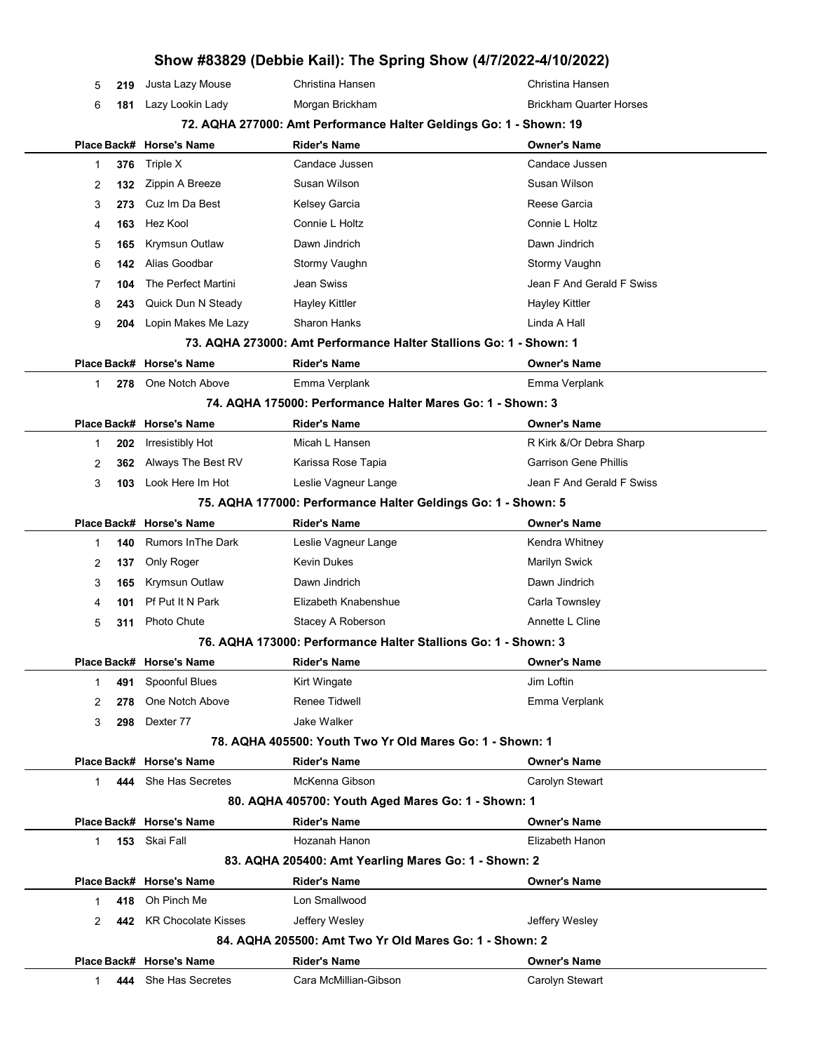| Place | Back# | Horse's Name | Rider's Name | Owner's Name |
|---|---|---|---|---|
| 5 | 219 | Justa Lazy Mouse | Christina Hansen | Christina Hansen |
| 6 | 181 | Lazy Lookin Lady | Morgan Brickham | Brickham Quarter Horses |

### 72. AQHA 277000: Amt Performance Halter Geldings Go: 1 - Shown: 19

| Place | Back# | Horse's Name | Rider's Name | Owner's Name |
|---|---|---|---|---|
| 1 | 376 | Triple X | Candace Jussen | Candace Jussen |
| 2 | 132 | Zippin A Breeze | Susan Wilson | Susan Wilson |
| 3 | 273 | Cuz Im Da Best | Kelsey Garcia | Reese Garcia |
| 4 | 163 | Hez Kool | Connie L Holtz | Connie L Holtz |
| 5 | 165 | Krymsun Outlaw | Dawn Jindrich | Dawn Jindrich |
| 6 | 142 | Alias Goodbar | Stormy Vaughn | Stormy Vaughn |
| 7 | 104 | The Perfect Martini | Jean Swiss | Jean F And Gerald F Swiss |
| 8 | 243 | Quick Dun N Steady | Hayley Kittler | Hayley Kittler |
| 9 | 204 | Lopin Makes Me Lazy | Sharon Hanks | Linda A Hall |

### 73. AQHA 273000: Amt Performance Halter Stallions Go: 1 - Shown: 1

| Place | Back# | Horse's Name | Rider's Name | Owner's Name |
|---|---|---|---|---|
| 1 | 278 | One Notch Above | Emma Verplank | Emma Verplank |

### 74. AQHA 175000: Performance Halter Mares Go: 1 - Shown: 3

| Place | Back# | Horse's Name | Rider's Name | Owner's Name |
|---|---|---|---|---|
| 1 | 202 | Irresistibly Hot | Micah L Hansen | R Kirk &/Or Debra Sharp |
| 2 | 362 | Always The Best RV | Karissa Rose Tapia | Garrison Gene Phillis |
| 3 | 103 | Look Here Im Hot | Leslie Vagneur Lange | Jean F And Gerald F Swiss |

### 75. AQHA 177000: Performance Halter Geldings Go: 1 - Shown: 5

| Place | Back# | Horse's Name | Rider's Name | Owner's Name |
|---|---|---|---|---|
| 1 | 140 | Rumors InThe Dark | Leslie Vagneur Lange | Kendra Whitney |
| 2 | 137 | Only Roger | Kevin Dukes | Marilyn Swick |
| 3 | 165 | Krymsun Outlaw | Dawn Jindrich | Dawn Jindrich |
| 4 | 101 | Pf Put It N Park | Elizabeth Knabenshue | Carla Townsley |
| 5 | 311 | Photo Chute | Stacey A Roberson | Annette L Cline |

### 76. AQHA 173000: Performance Halter Stallions Go: 1 - Shown: 3

| Place | Back# | Horse's Name | Rider's Name | Owner's Name |
|---|---|---|---|---|
| 1 | 491 | Spoonful Blues | Kirt Wingate | Jim Loftin |
| 2 | 278 | One Notch Above | Renee Tidwell | Emma Verplank |
| 3 | 298 | Dexter 77 | Jake Walker | |

### 78. AQHA 405500: Youth Two Yr Old Mares Go: 1 - Shown: 1

| Place | Back# | Horse's Name | Rider's Name | Owner's Name |
|---|---|---|---|---|
| 1 | 444 | She Has Secretes | McKenna Gibson | Carolyn Stewart |

### 80. AQHA 405700: Youth Aged Mares Go: 1 - Shown: 1

| Place | Back# | Horse's Name | Rider's Name | Owner's Name |
|---|---|---|---|---|
| 1 | 153 | Skai Fall | Hozanah Hanon | Elizabeth Hanon |

### 83. AQHA 205400: Amt Yearling Mares Go: 1 - Shown: 2

| Place | Back# | Horse's Name | Rider's Name | Owner's Name |
|---|---|---|---|---|
| 1 | 418 | Oh Pinch Me | Lon Smallwood | |
| 2 | 442 | KR Chocolate Kisses | Jeffery Wesley | Jeffery Wesley |

### 84. AQHA 205500: Amt Two Yr Old Mares Go: 1 - Shown: 2

| Place | Back# | Horse's Name | Rider's Name | Owner's Name |
|---|---|---|---|---|
| 1 | 444 | She Has Secretes | Cara McMillian-Gibson | Carolyn Stewart |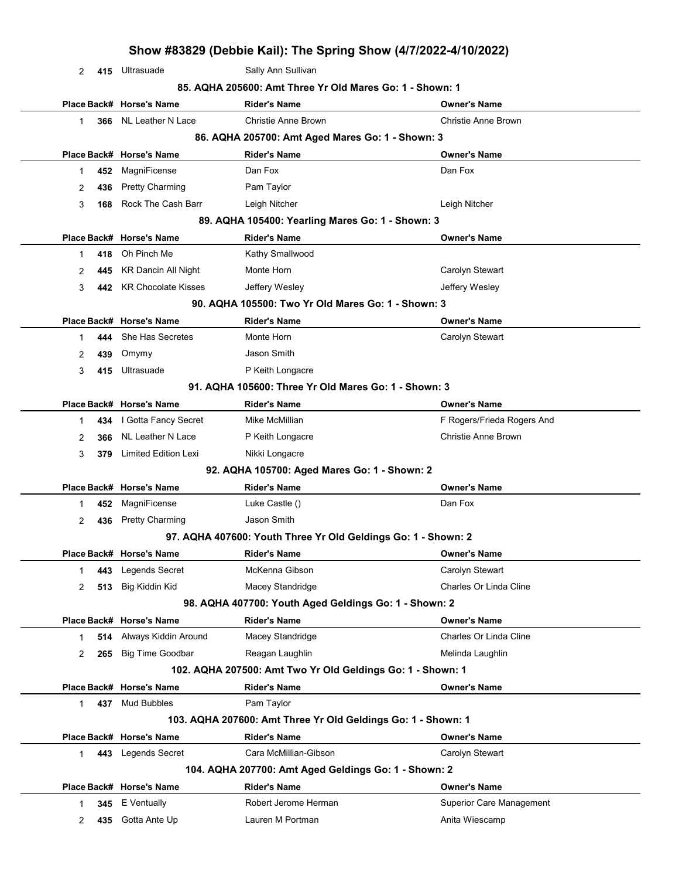| Place | Back# | Horse's Name | Rider's Name | Owner's Name |
|---|---|---|---|---|
| 2 | 415 | Ultrasuade | Sally Ann Sullivan | |

### 85. AQHA 205600: Amt Three Yr Old Mares Go: 1 - Shown: 1

| Place | Back# | Horse's Name | Rider's Name | Owner's Name |
|---|---|---|---|---|
| 1 | 366 | NL Leather N Lace | Christie Anne Brown | Christie Anne Brown |

### 86. AQHA 205700: Amt Aged Mares Go: 1 - Shown: 3

| Place | Back# | Horse's Name | Rider's Name | Owner's Name |
|---|---|---|---|---|
| 1 | 452 | MagniFicense | Dan Fox | Dan Fox |
| 2 | 436 | Pretty Charming | Pam Taylor | |
| 3 | 168 | Rock The Cash Barr | Leigh Nitcher | Leigh Nitcher |

### 89. AQHA 105400: Yearling Mares Go: 1 - Shown: 3

| Place | Back# | Horse's Name | Rider's Name | Owner's Name |
|---|---|---|---|---|
| 1 | 418 | Oh Pinch Me | Kathy Smallwood | |
| 2 | 445 | KR Dancin All Night | Monte Horn | Carolyn Stewart |
| 3 | 442 | KR Chocolate Kisses | Jeffery Wesley | Jeffery Wesley |

### 90. AQHA 105500: Two Yr Old Mares Go: 1 - Shown: 3

| Place | Back# | Horse's Name | Rider's Name | Owner's Name |
|---|---|---|---|---|
| 1 | 444 | She Has Secretes | Monte Horn | Carolyn Stewart |
| 2 | 439 | Omymy | Jason Smith | |
| 3 | 415 | Ultrasuade | P Keith Longacre | |

### 91. AQHA 105600: Three Yr Old Mares Go: 1 - Shown: 3

| Place | Back# | Horse's Name | Rider's Name | Owner's Name |
|---|---|---|---|---|
| 1 | 434 | I Gotta Fancy Secret | Mike McMillian | F Rogers/Frieda Rogers And |
| 2 | 366 | NL Leather N Lace | P Keith Longacre | Christie Anne Brown |
| 3 | 379 | Limited Edition Lexi | Nikki Longacre | |

### 92. AQHA 105700: Aged Mares Go: 1 - Shown: 2

| Place | Back# | Horse's Name | Rider's Name | Owner's Name |
|---|---|---|---|---|
| 1 | 452 | MagniFicense | Luke Castle () | Dan Fox |
| 2 | 436 | Pretty Charming | Jason Smith | |

### 97. AQHA 407600: Youth Three Yr Old Geldings Go: 1 - Shown: 2

| Place | Back# | Horse's Name | Rider's Name | Owner's Name |
|---|---|---|---|---|
| 1 | 443 | Legends Secret | McKenna Gibson | Carolyn Stewart |
| 2 | 513 | Big Kiddin Kid | Macey Standridge | Charles Or Linda Cline |

### 98. AQHA 407700: Youth Aged Geldings Go: 1 - Shown: 2

| Place | Back# | Horse's Name | Rider's Name | Owner's Name |
|---|---|---|---|---|
| 1 | 514 | Always Kiddin Around | Macey Standridge | Charles Or Linda Cline |
| 2 | 265 | Big Time Goodbar | Reagan Laughlin | Melinda Laughlin |

### 102. AQHA 207500: Amt Two Yr Old Geldings Go: 1 - Shown: 1

| Place | Back# | Horse's Name | Rider's Name | Owner's Name |
|---|---|---|---|---|
| 1 | 437 | Mud Bubbles | Pam Taylor | |

### 103. AQHA 207600: Amt Three Yr Old Geldings Go: 1 - Shown: 1

| Place | Back# | Horse's Name | Rider's Name | Owner's Name |
|---|---|---|---|---|
| 1 | 443 | Legends Secret | Cara McMillian-Gibson | Carolyn Stewart |

### 104. AQHA 207700: Amt Aged Geldings Go: 1 - Shown: 2

| Place | Back# | Horse's Name | Rider's Name | Owner's Name |
|---|---|---|---|---|
| 1 | 345 | E Ventually | Robert Jerome Herman | Superior Care Management |
| 2 | 435 | Gotta Ante Up | Lauren M Portman | Anita Wiescamp |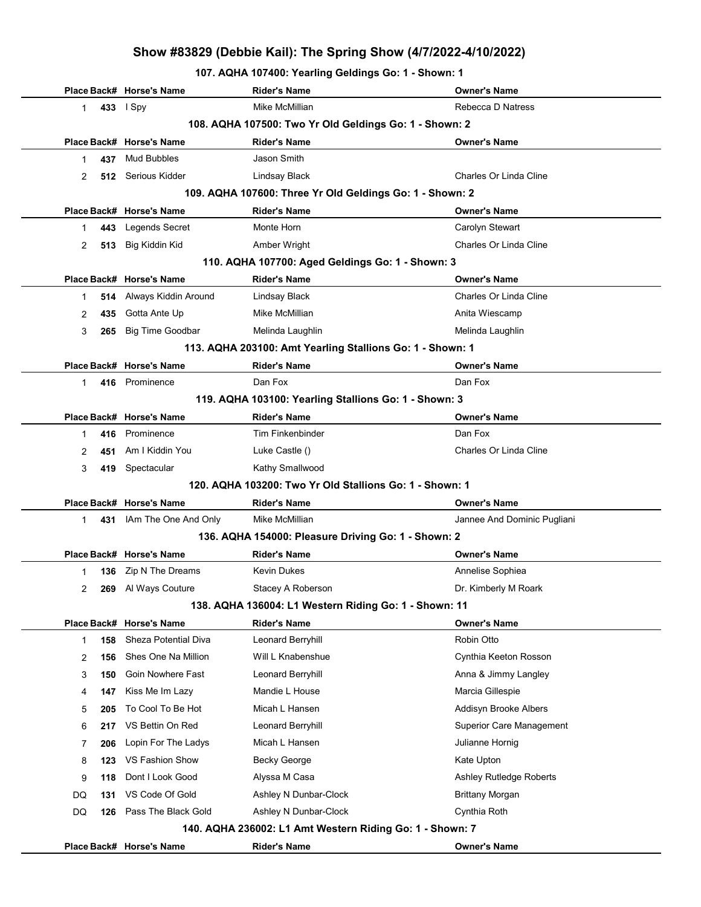# Show #83829 (Debbie Kail): The Spring Show (4/7/2022-4/10/2022)

### 107. AQHA 107400: Yearling Geldings Go: 1 - Shown: 1

| Place | Back# | Horse's Name | Rider's Name | Owner's Name |
|---|---|---|---|---|
| 1 | 433 | I Spy | Mike McMillian | Rebecca D Natress |

### 108. AQHA 107500: Two Yr Old Geldings Go: 1 - Shown: 2

| Place | Back# | Horse's Name | Rider's Name | Owner's Name |
|---|---|---|---|---|
| 1 | 437 | Mud Bubbles | Jason Smith | |
| 2 | 512 | Serious Kidder | Lindsay Black | Charles Or Linda Cline |

### 109. AQHA 107600: Three Yr Old Geldings Go: 1 - Shown: 2

| Place | Back# | Horse's Name | Rider's Name | Owner's Name |
|---|---|---|---|---|
| 1 | 443 | Legends Secret | Monte Horn | Carolyn Stewart |
| 2 | 513 | Big Kiddin Kid | Amber Wright | Charles Or Linda Cline |

### 110. AQHA 107700: Aged Geldings Go: 1 - Shown: 3

| Place | Back# | Horse's Name | Rider's Name | Owner's Name |
|---|---|---|---|---|
| 1 | 514 | Always Kiddin Around | Lindsay Black | Charles Or Linda Cline |
| 2 | 435 | Gotta Ante Up | Mike McMillian | Anita Wiescamp |
| 3 | 265 | Big Time Goodbar | Melinda Laughlin | Melinda Laughlin |

### 113. AQHA 203100: Amt Yearling Stallions Go: 1 - Shown: 1

| Place | Back# | Horse's Name | Rider's Name | Owner's Name |
|---|---|---|---|---|
| 1 | 416 | Prominence | Dan Fox | Dan Fox |

### 119. AQHA 103100: Yearling Stallions Go: 1 - Shown: 3

| Place | Back# | Horse's Name | Rider's Name | Owner's Name |
|---|---|---|---|---|
| 1 | 416 | Prominence | Tim Finkenbinder | Dan Fox |
| 2 | 451 | Am I Kiddin You | Luke Castle () | Charles Or Linda Cline |
| 3 | 419 | Spectacular | Kathy Smallwood | |

### 120. AQHA 103200: Two Yr Old Stallions Go: 1 - Shown: 1

| Place | Back# | Horse's Name | Rider's Name | Owner's Name |
|---|---|---|---|---|
| 1 | 431 | IAm The One And Only | Mike McMillian | Jannee And Dominic Pugliani |

### 136. AQHA 154000: Pleasure Driving Go: 1 - Shown: 2

| Place | Back# | Horse's Name | Rider's Name | Owner's Name |
|---|---|---|---|---|
| 1 | 136 | Zip N The Dreams | Kevin Dukes | Annelise Sophiea |
| 2 | 269 | Al Ways Couture | Stacey A Roberson | Dr. Kimberly M Roark |

### 138. AQHA 136004: L1 Western Riding Go: 1 - Shown: 11

| Place | Back# | Horse's Name | Rider's Name | Owner's Name |
|---|---|---|---|---|
| 1 | 158 | Sheza Potential Diva | Leonard Berryhill | Robin Otto |
| 2 | 156 | Shes One Na Million | Will L Knabenshue | Cynthia Keeton Rosson |
| 3 | 150 | Goin Nowhere Fast | Leonard Berryhill | Anna & Jimmy Langley |
| 4 | 147 | Kiss Me Im Lazy | Mandie L House | Marcia Gillespie |
| 5 | 205 | To Cool To Be Hot | Micah L Hansen | Addisyn Brooke Albers |
| 6 | 217 | VS Bettin On Red | Leonard Berryhill | Superior Care Management |
| 7 | 206 | Lopin For The Ladys | Micah L Hansen | Julianne Hornig |
| 8 | 123 | VS Fashion Show | Becky George | Kate Upton |
| 9 | 118 | Dont I Look Good | Alyssa M Casa | Ashley Rutledge Roberts |
| DQ | 131 | VS Code Of Gold | Ashley N Dunbar-Clock | Brittany Morgan |
| DQ | 126 | Pass The Black Gold | Ashley N Dunbar-Clock | Cynthia Roth |

### 140. AQHA 236002: L1 Amt Western Riding Go: 1 - Shown: 7

| Place | Back# | Horse's Name | Rider's Name | Owner's Name |
|---|---|---|---|---|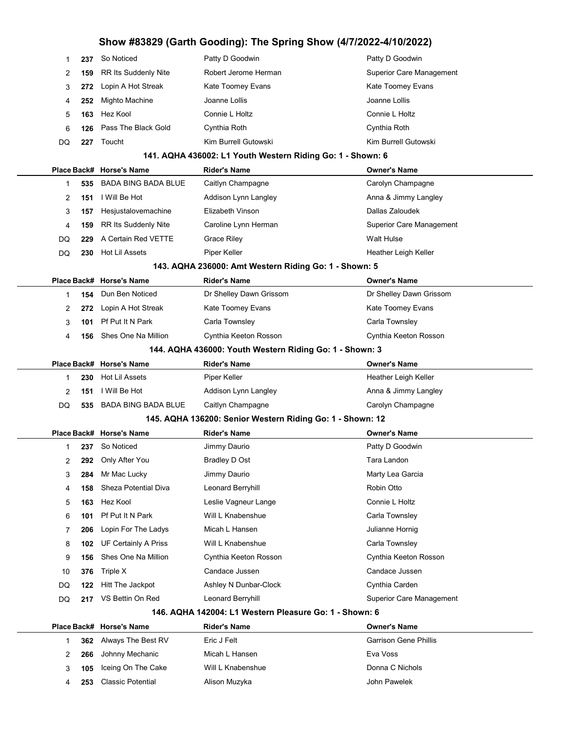# Show #83829 (Garth Gooding): The Spring Show (4/7/2022-4/10/2022)

| Place | Back# | Horse's Name | Rider's Name | Owner's Name |
|---|---|---|---|---|
| 1 | 237 | So Noticed | Patty D Goodwin | Patty D Goodwin |
| 2 | 159 | RR Its Suddenly Nite | Robert Jerome Herman | Superior Care Management |
| 3 | 272 | Lopin A Hot Streak | Kate Toomey Evans | Kate Toomey Evans |
| 4 | 252 | Mighto Machine | Joanne Lollis | Joanne Lollis |
| 5 | 163 | Hez Kool | Connie L Holtz | Connie L Holtz |
| 6 | 126 | Pass The Black Gold | Cynthia Roth | Cynthia Roth |
| DQ | 227 | Toucht | Kim Burrell Gutowski | Kim Burrell Gutowski |

### 141. AQHA 436002: L1 Youth Western Riding Go: 1 - Shown: 6

| Place | Back# | Horse's Name | Rider's Name | Owner's Name |
|---|---|---|---|---|
| 1 | 535 | BADA BING BADA BLUE | Caitlyn Champagne | Carolyn Champagne |
| 2 | 151 | I Will Be Hot | Addison Lynn Langley | Anna & Jimmy Langley |
| 3 | 157 | Hesjustalovemachine | Elizabeth Vinson | Dallas Zaloudek |
| 4 | 159 | RR Its Suddenly Nite | Caroline Lynn Herman | Superior Care Management |
| DQ | 229 | A Certain Red VETTE | Grace Riley | Walt Hulse |
| DQ | 230 | Hot Lil Assets | Piper Keller | Heather Leigh Keller |

### 143. AQHA 236000: Amt Western Riding Go: 1 - Shown: 5

| Place | Back# | Horse's Name | Rider's Name | Owner's Name |
|---|---|---|---|---|
| 1 | 154 | Dun Ben Noticed | Dr Shelley Dawn Grissom | Dr Shelley Dawn Grissom |
| 2 | 272 | Lopin A Hot Streak | Kate Toomey Evans | Kate Toomey Evans |
| 3 | 101 | Pf Put It N Park | Carla Townsley | Carla Townsley |
| 4 | 156 | Shes One Na Million | Cynthia Keeton Rosson | Cynthia Keeton Rosson |

### 144. AQHA 436000: Youth Western Riding Go: 1 - Shown: 3

| Place | Back# | Horse's Name | Rider's Name | Owner's Name |
|---|---|---|---|---|
| 1 | 230 | Hot Lil Assets | Piper Keller | Heather Leigh Keller |
| 2 | 151 | I Will Be Hot | Addison Lynn Langley | Anna & Jimmy Langley |
| DQ | 535 | BADA BING BADA BLUE | Caitlyn Champagne | Carolyn Champagne |

### 145. AQHA 136200: Senior Western Riding Go: 1 - Shown: 12

| Place | Back# | Horse's Name | Rider's Name | Owner's Name |
|---|---|---|---|---|
| 1 | 237 | So Noticed | Jimmy Daurio | Patty D Goodwin |
| 2 | 292 | Only After You | Bradley D Ost | Tara Landon |
| 3 | 284 | Mr Mac Lucky | Jimmy Daurio | Marty Lea Garcia |
| 4 | 158 | Sheza Potential Diva | Leonard Berryhill | Robin Otto |
| 5 | 163 | Hez Kool | Leslie Vagneur Lange | Connie L Holtz |
| 6 | 101 | Pf Put It N Park | Will L Knabenshue | Carla Townsley |
| 7 | 206 | Lopin For The Ladys | Micah L Hansen | Julianne Hornig |
| 8 | 102 | UF Certainly A Priss | Will L Knabenshue | Carla Townsley |
| 9 | 156 | Shes One Na Million | Cynthia Keeton Rosson | Cynthia Keeton Rosson |
| 10 | 376 | Triple X | Candace Jussen | Candace Jussen |
| DQ | 122 | Hitt The Jackpot | Ashley N Dunbar-Clock | Cynthia Carden |
| DQ | 217 | VS Bettin On Red | Leonard Berryhill | Superior Care Management |

### 146. AQHA 142004: L1 Western Pleasure Go: 1 - Shown: 6

| Place | Back# | Horse's Name | Rider's Name | Owner's Name |
|---|---|---|---|---|
| 1 | 362 | Always The Best RV | Eric J Felt | Garrison Gene Phillis |
| 2 | 266 | Johnny Mechanic | Micah L Hansen | Eva Voss |
| 3 | 105 | Iceing On The Cake | Will L Knabenshue | Donna C Nichols |
| 4 | 253 | Classic Potential | Alison Muzyka | John Pawelek |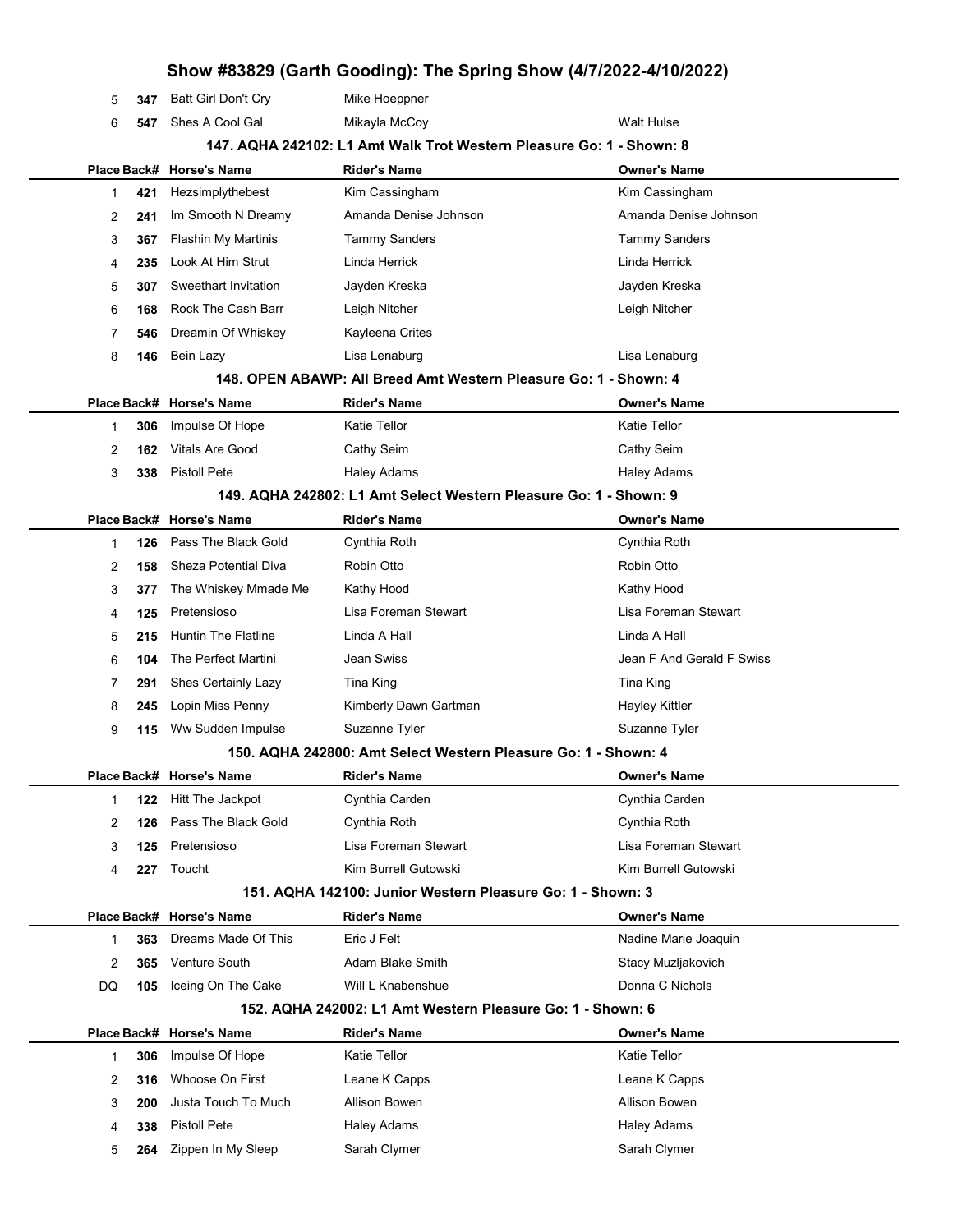| Place | Back# | Horse's Name | Rider's Name | Owner's Name |
|---|---|---|---|---|
| 5 | 347 | Batt Girl Don't Cry | Mike Hoeppner | |
| 6 | 547 | Shes A Cool Gal | Mikayla McCoy | Walt Hulse |

### 147. AQHA 242102: L1 Amt Walk Trot Western Pleasure Go: 1 - Shown: 8

| Place | Back# | Horse's Name | Rider's Name | Owner's Name |
|---|---|---|---|---|
| 1 | 421 | Hezsimplythebest | Kim Cassingham | Kim Cassingham |
| 2 | 241 | Im Smooth N Dreamy | Amanda Denise Johnson | Amanda Denise Johnson |
| 3 | 367 | Flashin My Martinis | Tammy Sanders | Tammy Sanders |
| 4 | 235 | Look At Him Strut | Linda Herrick | Linda Herrick |
| 5 | 307 | Sweethart Invitation | Jayden Kreska | Jayden Kreska |
| 6 | 168 | Rock The Cash Barr | Leigh Nitcher | Leigh Nitcher |
| 7 | 546 | Dreamin Of Whiskey | Kayleena Crites | |
| 8 | 146 | Bein Lazy | Lisa Lenaburg | Lisa Lenaburg |

### 148. OPEN ABAWP: All Breed Amt Western Pleasure Go: 1 - Shown: 4

| Place | Back# | Horse's Name | Rider's Name | Owner's Name |
|---|---|---|---|---|
| 1 | 306 | Impulse Of Hope | Katie Tellor | Katie Tellor |
| 2 | 162 | Vitals Are Good | Cathy Seim | Cathy Seim |
| 3 | 338 | Pistoll Pete | Haley Adams | Haley Adams |

### 149. AQHA 242802: L1 Amt Select Western Pleasure Go: 1 - Shown: 9

| Place | Back# | Horse's Name | Rider's Name | Owner's Name |
|---|---|---|---|---|
| 1 | 126 | Pass The Black Gold | Cynthia Roth | Cynthia Roth |
| 2 | 158 | Sheza Potential Diva | Robin Otto | Robin Otto |
| 3 | 377 | The Whiskey Mmade Me | Kathy Hood | Kathy Hood |
| 4 | 125 | Pretensioso | Lisa Foreman Stewart | Lisa Foreman Stewart |
| 5 | 215 | Huntin The Flatline | Linda A Hall | Linda A Hall |
| 6 | 104 | The Perfect Martini | Jean Swiss | Jean F And Gerald F Swiss |
| 7 | 291 | Shes Certainly Lazy | Tina King | Tina King |
| 8 | 245 | Lopin Miss Penny | Kimberly Dawn Gartman | Hayley Kittler |
| 9 | 115 | Ww Sudden Impulse | Suzanne Tyler | Suzanne Tyler |

### 150. AQHA 242800: Amt Select Western Pleasure Go: 1 - Shown: 4

| Place | Back# | Horse's Name | Rider's Name | Owner's Name |
|---|---|---|---|---|
| 1 | 122 | Hitt The Jackpot | Cynthia Carden | Cynthia Carden |
| 2 | 126 | Pass The Black Gold | Cynthia Roth | Cynthia Roth |
| 3 | 125 | Pretensioso | Lisa Foreman Stewart | Lisa Foreman Stewart |
| 4 | 227 | Toucht | Kim Burrell Gutowski | Kim Burrell Gutowski |

### 151. AQHA 142100: Junior Western Pleasure Go: 1 - Shown: 3

| Place | Back# | Horse's Name | Rider's Name | Owner's Name |
|---|---|---|---|---|
| 1 | 363 | Dreams Made Of This | Eric J Felt | Nadine Marie Joaquin |
| 2 | 365 | Venture South | Adam Blake Smith | Stacy Muzljakovich |
| DQ | 105 | Iceing On The Cake | Will L Knabenshue | Donna C Nichols |

### 152. AQHA 242002: L1 Amt Western Pleasure Go: 1 - Shown: 6

| Place | Back# | Horse's Name | Rider's Name | Owner's Name |
|---|---|---|---|---|
| 1 | 306 | Impulse Of Hope | Katie Tellor | Katie Tellor |
| 2 | 316 | Whoose On First | Leane K Capps | Leane K Capps |
| 3 | 200 | Justa Touch To Much | Allison Bowen | Allison Bowen |
| 4 | 338 | Pistoll Pete | Haley Adams | Haley Adams |
| 5 | 264 | Zippen In My Sleep | Sarah Clymer | Sarah Clymer |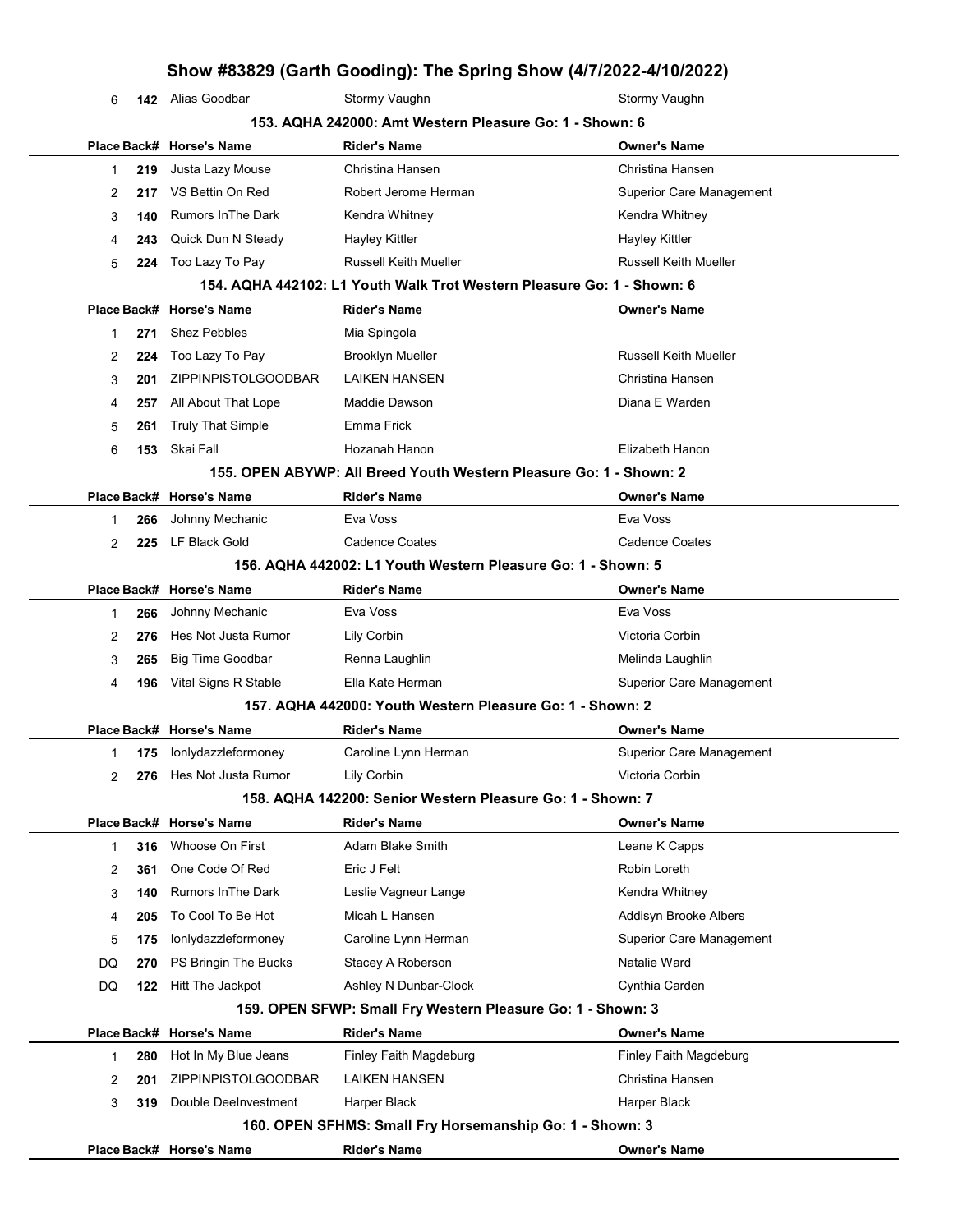| Place | Back# | Horse's Name | Rider's Name | Owner's Name |
|---|---|---|---|---|
| 6 | 142 | Alias Goodbar | Stormy Vaughn | Stormy Vaughn |

### 153. AQHA 242000: Amt Western Pleasure Go: 1 - Shown: 6

| Place | Back# | Horse's Name | Rider's Name | Owner's Name |
|---|---|---|---|---|
| 1 | 219 | Justa Lazy Mouse | Christina Hansen | Christina Hansen |
| 2 | 217 | VS Bettin On Red | Robert Jerome Herman | Superior Care Management |
| 3 | 140 | Rumors InThe Dark | Kendra Whitney | Kendra Whitney |
| 4 | 243 | Quick Dun N Steady | Hayley Kittler | Hayley Kittler |
| 5 | 224 | Too Lazy To Pay | Russell Keith Mueller | Russell Keith Mueller |

### 154. AQHA 442102: L1 Youth Walk Trot Western Pleasure Go: 1 - Shown: 6

| Place | Back# | Horse's Name | Rider's Name | Owner's Name |
|---|---|---|---|---|
| 1 | 271 | Shez Pebbles | Mia Spingola | |
| 2 | 224 | Too Lazy To Pay | Brooklyn Mueller | Russell Keith Mueller |
| 3 | 201 | ZIPPINPISTOLGOODBAR | LAIKEN HANSEN | Christina Hansen |
| 4 | 257 | All About That Lope | Maddie Dawson | Diana E Warden |
| 5 | 261 | Truly That Simple | Emma Frick | |
| 6 | 153 | Skai Fall | Hozanah Hanon | Elizabeth Hanon |

### 155. OPEN ABYWP: All Breed Youth Western Pleasure Go: 1 - Shown: 2

| Place | Back# | Horse's Name | Rider's Name | Owner's Name |
|---|---|---|---|---|
| 1 | 266 | Johnny Mechanic | Eva Voss | Eva Voss |
| 2 | 225 | LF Black Gold | Cadence Coates | Cadence Coates |

### 156. AQHA 442002: L1 Youth Western Pleasure Go: 1 - Shown: 5

| Place | Back# | Horse's Name | Rider's Name | Owner's Name |
|---|---|---|---|---|
| 1 | 266 | Johnny Mechanic | Eva Voss | Eva Voss |
| 2 | 276 | Hes Not Justa Rumor | Lily Corbin | Victoria Corbin |
| 3 | 265 | Big Time Goodbar | Renna Laughlin | Melinda Laughlin |
| 4 | 196 | Vital Signs R Stable | Ella Kate Herman | Superior Care Management |

### 157. AQHA 442000: Youth Western Pleasure Go: 1 - Shown: 2

| Place | Back# | Horse's Name | Rider's Name | Owner's Name |
|---|---|---|---|---|
| 1 | 175 | Ionlydazzleformoney | Caroline Lynn Herman | Superior Care Management |
| 2 | 276 | Hes Not Justa Rumor | Lily Corbin | Victoria Corbin |

### 158. AQHA 142200: Senior Western Pleasure Go: 1 - Shown: 7

| Place | Back# | Horse's Name | Rider's Name | Owner's Name |
|---|---|---|---|---|
| 1 | 316 | Whoose On First | Adam Blake Smith | Leane K Capps |
| 2 | 361 | One Code Of Red | Eric J Felt | Robin Loreth |
| 3 | 140 | Rumors InThe Dark | Leslie Vagneur Lange | Kendra Whitney |
| 4 | 205 | To Cool To Be Hot | Micah L Hansen | Addisyn Brooke Albers |
| 5 | 175 | Ionlydazzleformoney | Caroline Lynn Herman | Superior Care Management |
| DQ | 270 | PS Bringin The Bucks | Stacey A Roberson | Natalie Ward |
| DQ | 122 | Hitt The Jackpot | Ashley N Dunbar-Clock | Cynthia Carden |

### 159. OPEN SFWP: Small Fry Western Pleasure Go: 1 - Shown: 3

| Place | Back# | Horse's Name | Rider's Name | Owner's Name |
|---|---|---|---|---|
| 1 | 280 | Hot In My Blue Jeans | Finley Faith Magdeburg | Finley Faith Magdeburg |
| 2 | 201 | ZIPPINPISTOLGOODBAR | LAIKEN HANSEN | Christina Hansen |
| 3 | 319 | Double DeeInvestment | Harper Black | Harper Black |

### 160. OPEN SFHMS: Small Fry Horsemanship Go: 1 - Shown: 3

| Place | Back# | Horse's Name | Rider's Name | Owner's Name |
|---|---|---|---|---|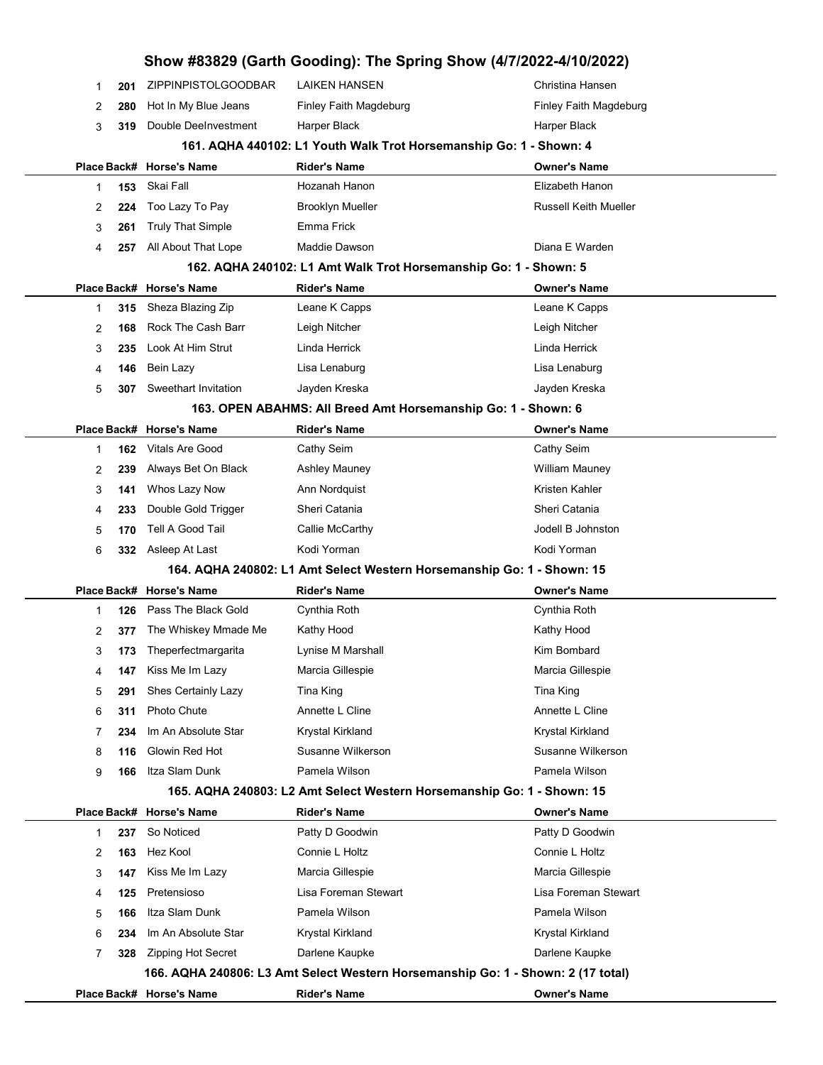## Show #83829 (Garth Gooding): The Spring Show (4/7/2022-4/10/2022)

| Place | Back# | Horse's Name | Rider's Name | Owner's Name |
|---|---|---|---|---|
| 1 | 201 | ZIPPINPISTOLGOODBAR | LAIKEN HANSEN | Christina Hansen |
| 2 | 280 | Hot In My Blue Jeans | Finley Faith Magdeburg | Finley Faith Magdeburg |
| 3 | 319 | Double DeeInvestment | Harper Black | Harper Black |

### 161. AQHA 440102: L1 Youth Walk Trot Horsemanship Go: 1 - Shown: 4

| Place | Back# | Horse's Name | Rider's Name | Owner's Name |
|---|---|---|---|---|
| 1 | 153 | Skai Fall | Hozanah Hanon | Elizabeth Hanon |
| 2 | 224 | Too Lazy To Pay | Brooklyn Mueller | Russell Keith Mueller |
| 3 | 261 | Truly That Simple | Emma Frick | |
| 4 | 257 | All About That Lope | Maddie Dawson | Diana E Warden |

### 162. AQHA 240102: L1 Amt Walk Trot Horsemanship Go: 1 - Shown: 5

| Place | Back# | Horse's Name | Rider's Name | Owner's Name |
|---|---|---|---|---|
| 1 | 315 | Sheza Blazing Zip | Leane K Capps | Leane K Capps |
| 2 | 168 | Rock The Cash Barr | Leigh Nitcher | Leigh Nitcher |
| 3 | 235 | Look At Him Strut | Linda Herrick | Linda Herrick |
| 4 | 146 | Bein Lazy | Lisa Lenaburg | Lisa Lenaburg |
| 5 | 307 | Sweethart Invitation | Jayden Kreska | Jayden Kreska |

### 163. OPEN ABAHMS: All Breed Amt Horsemanship Go: 1 - Shown: 6

| Place | Back# | Horse's Name | Rider's Name | Owner's Name |
|---|---|---|---|---|
| 1 | 162 | Vitals Are Good | Cathy Seim | Cathy Seim |
| 2 | 239 | Always Bet On Black | Ashley Mauney | William Mauney |
| 3 | 141 | Whos Lazy Now | Ann Nordquist | Kristen Kahler |
| 4 | 233 | Double Gold Trigger | Sheri Catania | Sheri Catania |
| 5 | 170 | Tell A Good Tail | Callie McCarthy | Jodell B Johnston |
| 6 | 332 | Asleep At Last | Kodi Yorman | Kodi Yorman |

### 164. AQHA 240802: L1 Amt Select Western Horsemanship Go: 1 - Shown: 15

| Place | Back# | Horse's Name | Rider's Name | Owner's Name |
|---|---|---|---|---|
| 1 | 126 | Pass The Black Gold | Cynthia Roth | Cynthia Roth |
| 2 | 377 | The Whiskey Mmade Me | Kathy Hood | Kathy Hood |
| 3 | 173 | Theperfectmargarita | Lynise M Marshall | Kim Bombard |
| 4 | 147 | Kiss Me Im Lazy | Marcia Gillespie | Marcia Gillespie |
| 5 | 291 | Shes Certainly Lazy | Tina King | Tina King |
| 6 | 311 | Photo Chute | Annette L Cline | Annette L Cline |
| 7 | 234 | Im An Absolute Star | Krystal Kirkland | Krystal Kirkland |
| 8 | 116 | Glowin Red Hot | Susanne Wilkerson | Susanne Wilkerson |
| 9 | 166 | Itza Slam Dunk | Pamela Wilson | Pamela Wilson |

### 165. AQHA 240803: L2 Amt Select Western Horsemanship Go: 1 - Shown: 15

| Place | Back# | Horse's Name | Rider's Name | Owner's Name |
|---|---|---|---|---|
| 1 | 237 | So Noticed | Patty D Goodwin | Patty D Goodwin |
| 2 | 163 | Hez Kool | Connie L Holtz | Connie L Holtz |
| 3 | 147 | Kiss Me Im Lazy | Marcia Gillespie | Marcia Gillespie |
| 4 | 125 | Pretensioso | Lisa Foreman Stewart | Lisa Foreman Stewart |
| 5 | 166 | Itza Slam Dunk | Pamela Wilson | Pamela Wilson |
| 6 | 234 | Im An Absolute Star | Krystal Kirkland | Krystal Kirkland |
| 7 | 328 | Zipping Hot Secret | Darlene Kaupke | Darlene Kaupke |

### 166. AQHA 240806: L3 Amt Select Western Horsemanship Go: 1 - Shown: 2 (17 total)

| Place | Back# | Horse's Name | Rider's Name | Owner's Name |
|---|---|---|---|---|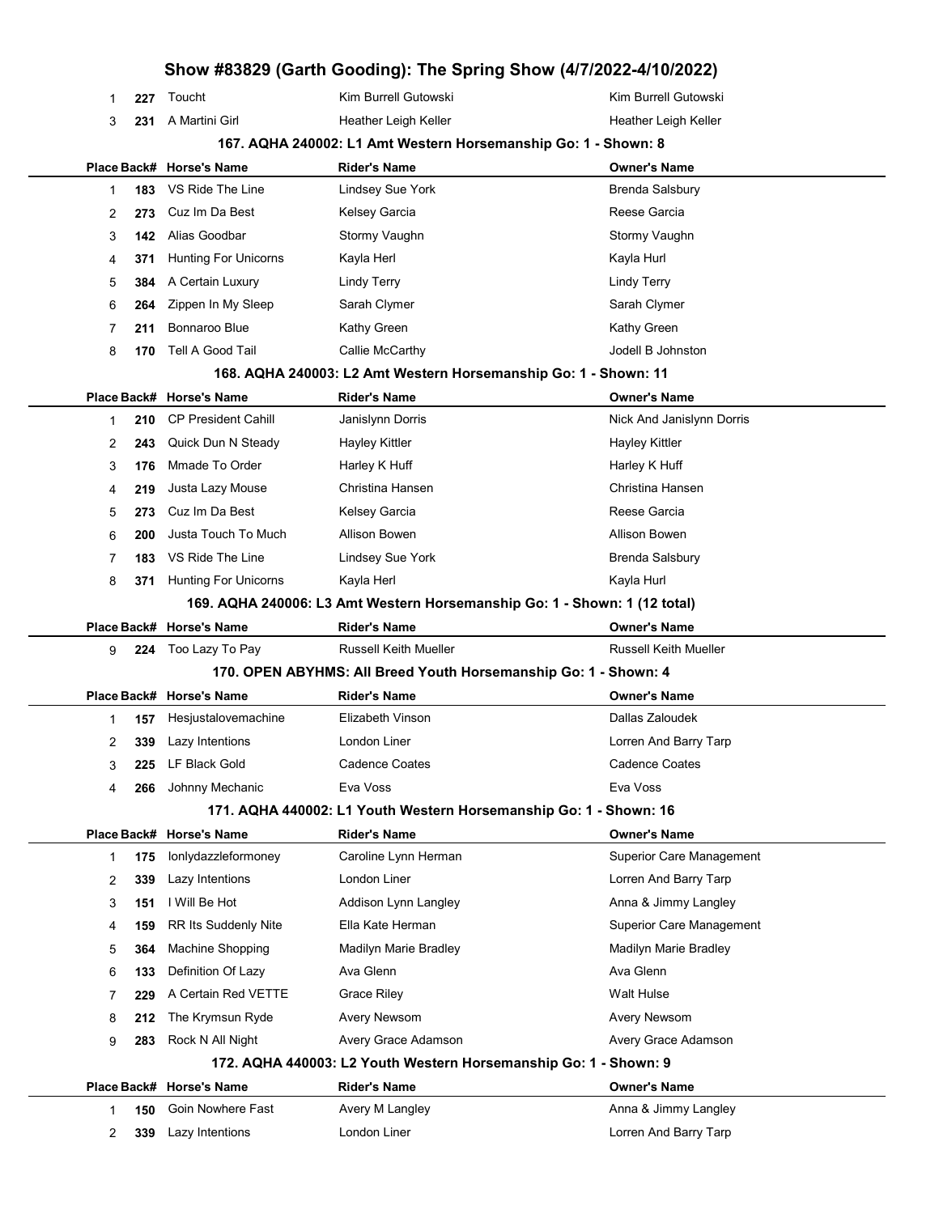| Place | Back# | Horse's Name | Rider's Name | Owner's Name |
|---|---|---|---|---|
| 1 | 227 | Toucht | Kim Burrell Gutowski | Kim Burrell Gutowski |
| 3 | 231 | A Martini Girl | Heather Leigh Keller | Heather Leigh Keller |

### 167. AQHA 240002: L1 Amt Western Horsemanship Go: 1 - Shown: 8

| Place | Back# | Horse's Name | Rider's Name | Owner's Name |
|---|---|---|---|---|
| 1 | 183 | VS Ride The Line | Lindsey Sue York | Brenda Salsbury |
| 2 | 273 | Cuz Im Da Best | Kelsey Garcia | Reese Garcia |
| 3 | 142 | Alias Goodbar | Stormy Vaughn | Stormy Vaughn |
| 4 | 371 | Hunting For Unicorns | Kayla Herl | Kayla Hurl |
| 5 | 384 | A Certain Luxury | Lindy Terry | Lindy Terry |
| 6 | 264 | Zippen In My Sleep | Sarah Clymer | Sarah Clymer |
| 7 | 211 | Bonnaroo Blue | Kathy Green | Kathy Green |
| 8 | 170 | Tell A Good Tail | Callie McCarthy | Jodell B Johnston |

### 168. AQHA 240003: L2 Amt Western Horsemanship Go: 1 - Shown: 11

| Place | Back# | Horse's Name | Rider's Name | Owner's Name |
|---|---|---|---|---|
| 1 | 210 | CP President Cahill | Janislynn Dorris | Nick And Janislynn Dorris |
| 2 | 243 | Quick Dun N Steady | Hayley Kittler | Hayley Kittler |
| 3 | 176 | Mmade To Order | Harley K Huff | Harley K Huff |
| 4 | 219 | Justa Lazy Mouse | Christina Hansen | Christina Hansen |
| 5 | 273 | Cuz Im Da Best | Kelsey Garcia | Reese Garcia |
| 6 | 200 | Justa Touch To Much | Allison Bowen | Allison Bowen |
| 7 | 183 | VS Ride The Line | Lindsey Sue York | Brenda Salsbury |
| 8 | 371 | Hunting For Unicorns | Kayla Herl | Kayla Hurl |

### 169. AQHA 240006: L3 Amt Western Horsemanship Go: 1 - Shown: 1 (12 total)

| Place | Back# | Horse's Name | Rider's Name | Owner's Name |
|---|---|---|---|---|
| 9 | 224 | Too Lazy To Pay | Russell Keith Mueller | Russell Keith Mueller |

### 170. OPEN ABYHMS: All Breed Youth Horsemanship Go: 1 - Shown: 4

| Place | Back# | Horse's Name | Rider's Name | Owner's Name |
|---|---|---|---|---|
| 1 | 157 | Hesjustalovemachine | Elizabeth Vinson | Dallas Zaloudek |
| 2 | 339 | Lazy Intentions | London Liner | Lorren And Barry Tarp |
| 3 | 225 | LF Black Gold | Cadence Coates | Cadence Coates |
| 4 | 266 | Johnny Mechanic | Eva Voss | Eva Voss |

### 171. AQHA 440002: L1 Youth Western Horsemanship Go: 1 - Shown: 16

| Place | Back# | Horse's Name | Rider's Name | Owner's Name |
|---|---|---|---|---|
| 1 | 175 | Ionlydazzleformoney | Caroline Lynn Herman | Superior Care Management |
| 2 | 339 | Lazy Intentions | London Liner | Lorren And Barry Tarp |
| 3 | 151 | I Will Be Hot | Addison Lynn Langley | Anna & Jimmy Langley |
| 4 | 159 | RR Its Suddenly Nite | Ella Kate Herman | Superior Care Management |
| 5 | 364 | Machine Shopping | Madilyn Marie Bradley | Madilyn Marie Bradley |
| 6 | 133 | Definition Of Lazy | Ava Glenn | Ava Glenn |
| 7 | 229 | A Certain Red VETTE | Grace Riley | Walt Hulse |
| 8 | 212 | The Krymsun Ryde | Avery Newsom | Avery Newsom |
| 9 | 283 | Rock N All Night | Avery Grace Adamson | Avery Grace Adamson |

### 172. AQHA 440003: L2 Youth Western Horsemanship Go: 1 - Shown: 9

| Place | Back# | Horse's Name | Rider's Name | Owner's Name |
|---|---|---|---|---|
| 1 | 150 | Goin Nowhere Fast | Avery M Langley | Anna & Jimmy Langley |
| 2 | 339 | Lazy Intentions | London Liner | Lorren And Barry Tarp |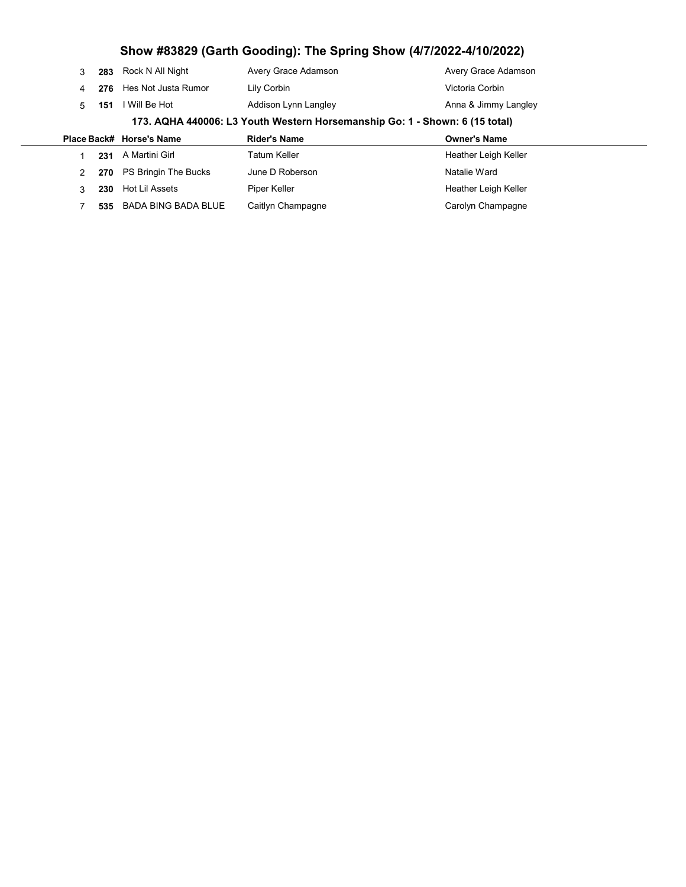| Place | Back# | Horse's Name | Rider's Name | Owner's Name |
|---|---|---|---|---|
| 3 | **283** | Rock N All Night | Avery Grace Adamson | Avery Grace Adamson |
| 4 | **276** | Hes Not Justa Rumor | Lily Corbin | Victoria Corbin |
| 5 | **151** | I Will Be Hot | Addison Lynn Langley | Anna & Jimmy Langley |

### 173. AQHA 440006: L3 Youth Western Horsemanship Go: 1 - Shown: 6 (15 total)

| Place | Back# | Horse's Name | Rider's Name | Owner's Name |
|---|---|---|---|---|
| 1 | **231** | A Martini Girl | Tatum Keller | Heather Leigh Keller |
| 2 | **270** | PS Bringin The Bucks | June D Roberson | Natalie Ward |
| 3 | **230** | Hot Lil Assets | Piper Keller | Heather Leigh Keller |
| 7 | **535** | BADA BING BADA BLUE | Caitlyn Champagne | Carolyn Champagne |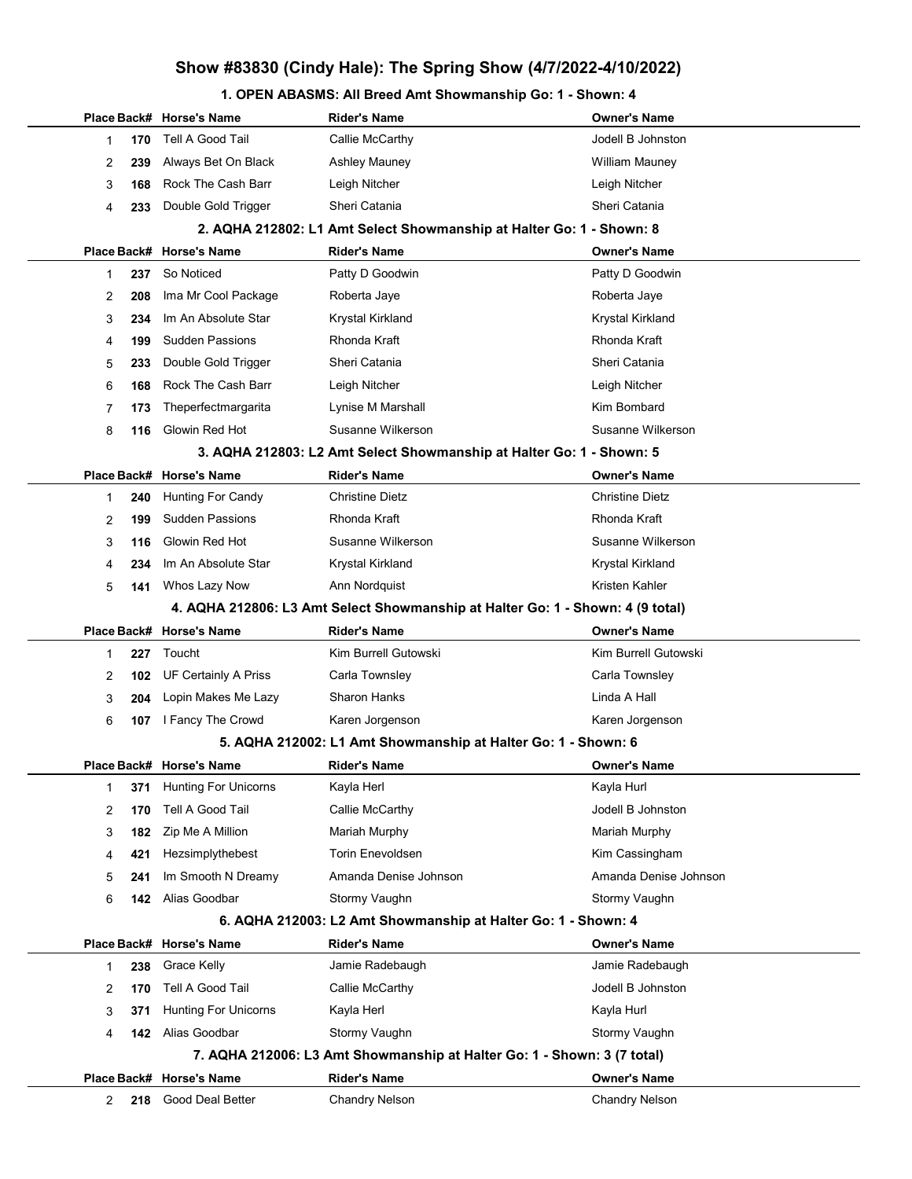# Show #83830 (Cindy Hale): The Spring Show (4/7/2022-4/10/2022)

### 1. OPEN ABASMS: All Breed Amt Showmanship Go: 1 - Shown: 4

| Place | Back# | Horse's Name | Rider's Name | Owner's Name |
|---|---|---|---|---|
| 1 | 170 | Tell A Good Tail | Callie McCarthy | Jodell B Johnston |
| 2 | 239 | Always Bet On Black | Ashley Mauney | William Mauney |
| 3 | 168 | Rock The Cash Barr | Leigh Nitcher | Leigh Nitcher |
| 4 | 233 | Double Gold Trigger | Sheri Catania | Sheri Catania |

### 2. AQHA 212802: L1 Amt Select Showmanship at Halter Go: 1 - Shown: 8

| Place | Back# | Horse's Name | Rider's Name | Owner's Name |
|---|---|---|---|---|
| 1 | 237 | So Noticed | Patty D Goodwin | Patty D Goodwin |
| 2 | 208 | Ima Mr Cool Package | Roberta Jaye | Roberta Jaye |
| 3 | 234 | Im An Absolute Star | Krystal Kirkland | Krystal Kirkland |
| 4 | 199 | Sudden Passions | Rhonda Kraft | Rhonda Kraft |
| 5 | 233 | Double Gold Trigger | Sheri Catania | Sheri Catania |
| 6 | 168 | Rock The Cash Barr | Leigh Nitcher | Leigh Nitcher |
| 7 | 173 | Theperfectmargarita | Lynise M Marshall | Kim Bombard |
| 8 | 116 | Glowin Red Hot | Susanne Wilkerson | Susanne Wilkerson |

### 3. AQHA 212803: L2 Amt Select Showmanship at Halter Go: 1 - Shown: 5

| Place | Back# | Horse's Name | Rider's Name | Owner's Name |
|---|---|---|---|---|
| 1 | 240 | Hunting For Candy | Christine Dietz | Christine Dietz |
| 2 | 199 | Sudden Passions | Rhonda Kraft | Rhonda Kraft |
| 3 | 116 | Glowin Red Hot | Susanne Wilkerson | Susanne Wilkerson |
| 4 | 234 | Im An Absolute Star | Krystal Kirkland | Krystal Kirkland |
| 5 | 141 | Whos Lazy Now | Ann Nordquist | Kristen Kahler |

### 4. AQHA 212806: L3 Amt Select Showmanship at Halter Go: 1 - Shown: 4 (9 total)

| Place | Back# | Horse's Name | Rider's Name | Owner's Name |
|---|---|---|---|---|
| 1 | 227 | Toucht | Kim Burrell Gutowski | Kim Burrell Gutowski |
| 2 | 102 | UF Certainly A Priss | Carla Townsley | Carla Townsley |
| 3 | 204 | Lopin Makes Me Lazy | Sharon Hanks | Linda A Hall |
| 6 | 107 | I Fancy The Crowd | Karen Jorgenson | Karen Jorgenson |

### 5. AQHA 212002: L1 Amt Showmanship at Halter Go: 1 - Shown: 6

| Place | Back# | Horse's Name | Rider's Name | Owner's Name |
|---|---|---|---|---|
| 1 | 371 | Hunting For Unicorns | Kayla Herl | Kayla Hurl |
| 2 | 170 | Tell A Good Tail | Callie McCarthy | Jodell B Johnston |
| 3 | 182 | Zip Me A Million | Mariah Murphy | Mariah Murphy |
| 4 | 421 | Hezsimplythebest | Torin Enevoldsen | Kim Cassingham |
| 5 | 241 | Im Smooth N Dreamy | Amanda Denise Johnson | Amanda Denise Johnson |
| 6 | 142 | Alias Goodbar | Stormy Vaughn | Stormy Vaughn |

### 6. AQHA 212003: L2 Amt Showmanship at Halter Go: 1 - Shown: 4

| Place | Back# | Horse's Name | Rider's Name | Owner's Name |
|---|---|---|---|---|
| 1 | 238 | Grace Kelly | Jamie Radebaugh | Jamie Radebaugh |
| 2 | 170 | Tell A Good Tail | Callie McCarthy | Jodell B Johnston |
| 3 | 371 | Hunting For Unicorns | Kayla Herl | Kayla Hurl |
| 4 | 142 | Alias Goodbar | Stormy Vaughn | Stormy Vaughn |

### 7. AQHA 212006: L3 Amt Showmanship at Halter Go: 1 - Shown: 3 (7 total)

| Place | Back# | Horse's Name | Rider's Name | Owner's Name |
|---|---|---|---|---|
| 2 | 218 | Good Deal Better | Chandry Nelson | Chandry Nelson |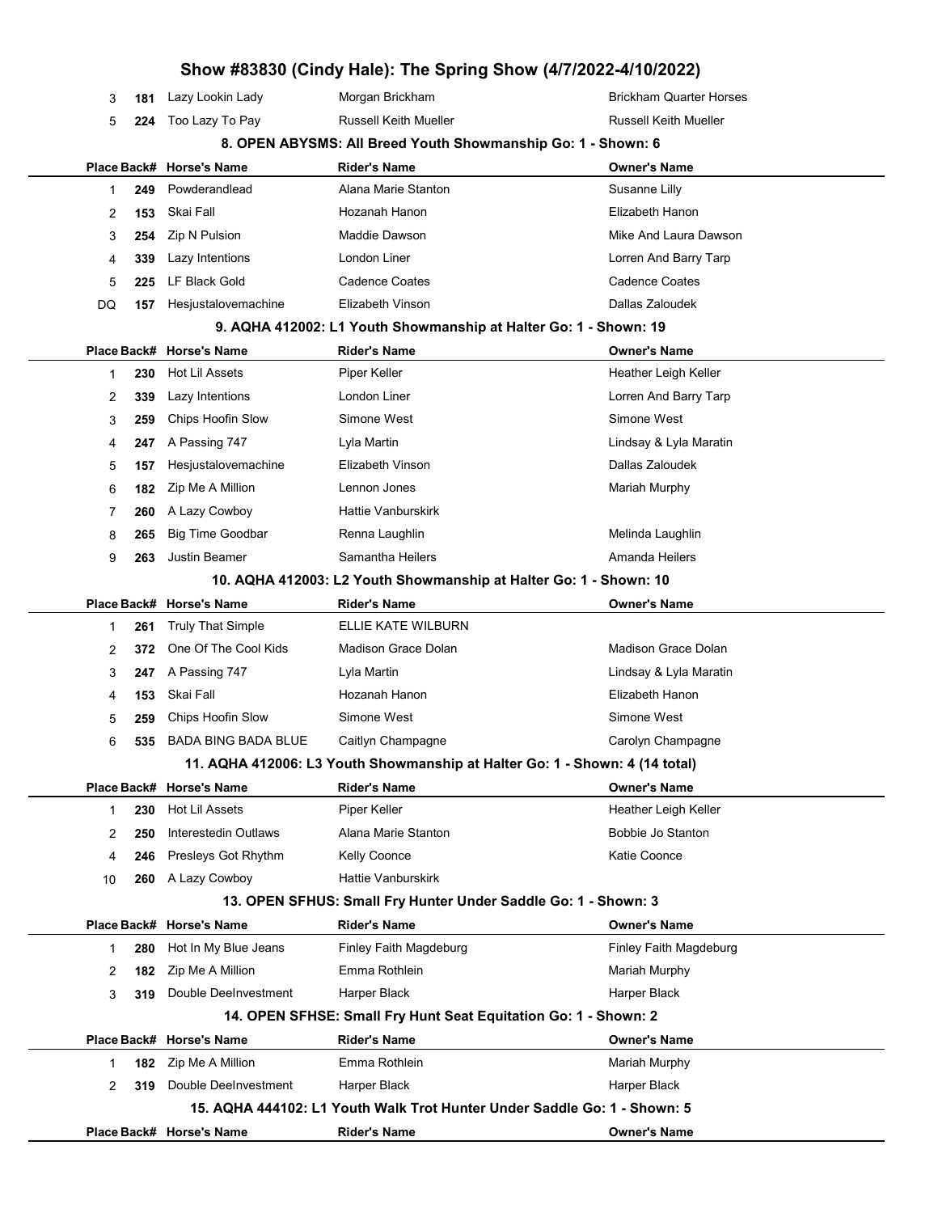# Show #83830 (Cindy Hale): The Spring Show (4/7/2022-4/10/2022)

| Place | Back# | Horse's Name | Rider's Name | Owner's Name |
|---|---|---|---|---|
| 3 | 181 | Lazy Lookin Lady | Morgan Brickham | Brickham Quarter Horses |
| 5 | 224 | Too Lazy To Pay | Russell Keith Mueller | Russell Keith Mueller |

### 8. OPEN ABYSMS: All Breed Youth Showmanship Go: 1 - Shown: 6

| Place | Back# | Horse's Name | Rider's Name | Owner's Name |
|---|---|---|---|---|
| 1 | 249 | Powderandlead | Alana Marie Stanton | Susanne Lilly |
| 2 | 153 | Skai Fall | Hozanah Hanon | Elizabeth Hanon |
| 3 | 254 | Zip N Pulsion | Maddie Dawson | Mike And Laura Dawson |
| 4 | 339 | Lazy Intentions | London Liner | Lorren And Barry Tarp |
| 5 | 225 | LF Black Gold | Cadence Coates | Cadence Coates |
| DQ | 157 | Hesjustalovemachine | Elizabeth Vinson | Dallas Zaloudek |

### 9. AQHA 412002: L1 Youth Showmanship at Halter Go: 1 - Shown: 19

| Place | Back# | Horse's Name | Rider's Name | Owner's Name |
|---|---|---|---|---|
| 1 | 230 | Hot Lil Assets | Piper Keller | Heather Leigh Keller |
| 2 | 339 | Lazy Intentions | London Liner | Lorren And Barry Tarp |
| 3 | 259 | Chips Hoofin Slow | Simone West | Simone West |
| 4 | 247 | A Passing 747 | Lyla Martin | Lindsay & Lyla Maratin |
| 5 | 157 | Hesjustalovemachine | Elizabeth Vinson | Dallas Zaloudek |
| 6 | 182 | Zip Me A Million | Lennon Jones | Mariah Murphy |
| 7 | 260 | A Lazy Cowboy | Hattie Vanburskirk | |
| 8 | 265 | Big Time Goodbar | Renna Laughlin | Melinda Laughlin |
| 9 | 263 | Justin Beamer | Samantha Heilers | Amanda Heilers |

### 10. AQHA 412003: L2 Youth Showmanship at Halter Go: 1 - Shown: 10

| Place | Back# | Horse's Name | Rider's Name | Owner's Name |
|---|---|---|---|---|
| 1 | 261 | Truly That Simple | ELLIE KATE WILBURN | |
| 2 | 372 | One Of The Cool Kids | Madison Grace Dolan | Madison Grace Dolan |
| 3 | 247 | A Passing 747 | Lyla Martin | Lindsay & Lyla Maratin |
| 4 | 153 | Skai Fall | Hozanah Hanon | Elizabeth Hanon |
| 5 | 259 | Chips Hoofin Slow | Simone West | Simone West |
| 6 | 535 | BADA BING BADA BLUE | Caitlyn Champagne | Carolyn Champagne |

### 11. AQHA 412006: L3 Youth Showmanship at Halter Go: 1 - Shown: 4 (14 total)

| Place | Back# | Horse's Name | Rider's Name | Owner's Name |
|---|---|---|---|---|
| 1 | 230 | Hot Lil Assets | Piper Keller | Heather Leigh Keller |
| 2 | 250 | Interestedin Outlaws | Alana Marie Stanton | Bobbie Jo Stanton |
| 4 | 246 | Presleys Got Rhythm | Kelly Coonce | Katie Coonce |
| 10 | 260 | A Lazy Cowboy | Hattie Vanburskirk | |

### 13. OPEN SFHUS: Small Fry Hunter Under Saddle Go: 1 - Shown: 3

| Place | Back# | Horse's Name | Rider's Name | Owner's Name |
|---|---|---|---|---|
| 1 | 280 | Hot In My Blue Jeans | Finley Faith Magdeburg | Finley Faith Magdeburg |
| 2 | 182 | Zip Me A Million | Emma Rothlein | Mariah Murphy |
| 3 | 319 | Double DeeInvestment | Harper Black | Harper Black |

### 14. OPEN SFHSE: Small Fry Hunt Seat Equitation Go: 1 - Shown: 2

| Place | Back# | Horse's Name | Rider's Name | Owner's Name |
|---|---|---|---|---|
| 1 | 182 | Zip Me A Million | Emma Rothlein | Mariah Murphy |
| 2 | 319 | Double DeeInvestment | Harper Black | Harper Black |

### 15. AQHA 444102: L1 Youth Walk Trot Hunter Under Saddle Go: 1 - Shown: 5

| Place | Back# | Horse's Name | Rider's Name | Owner's Name |
|---|---|---|---|---|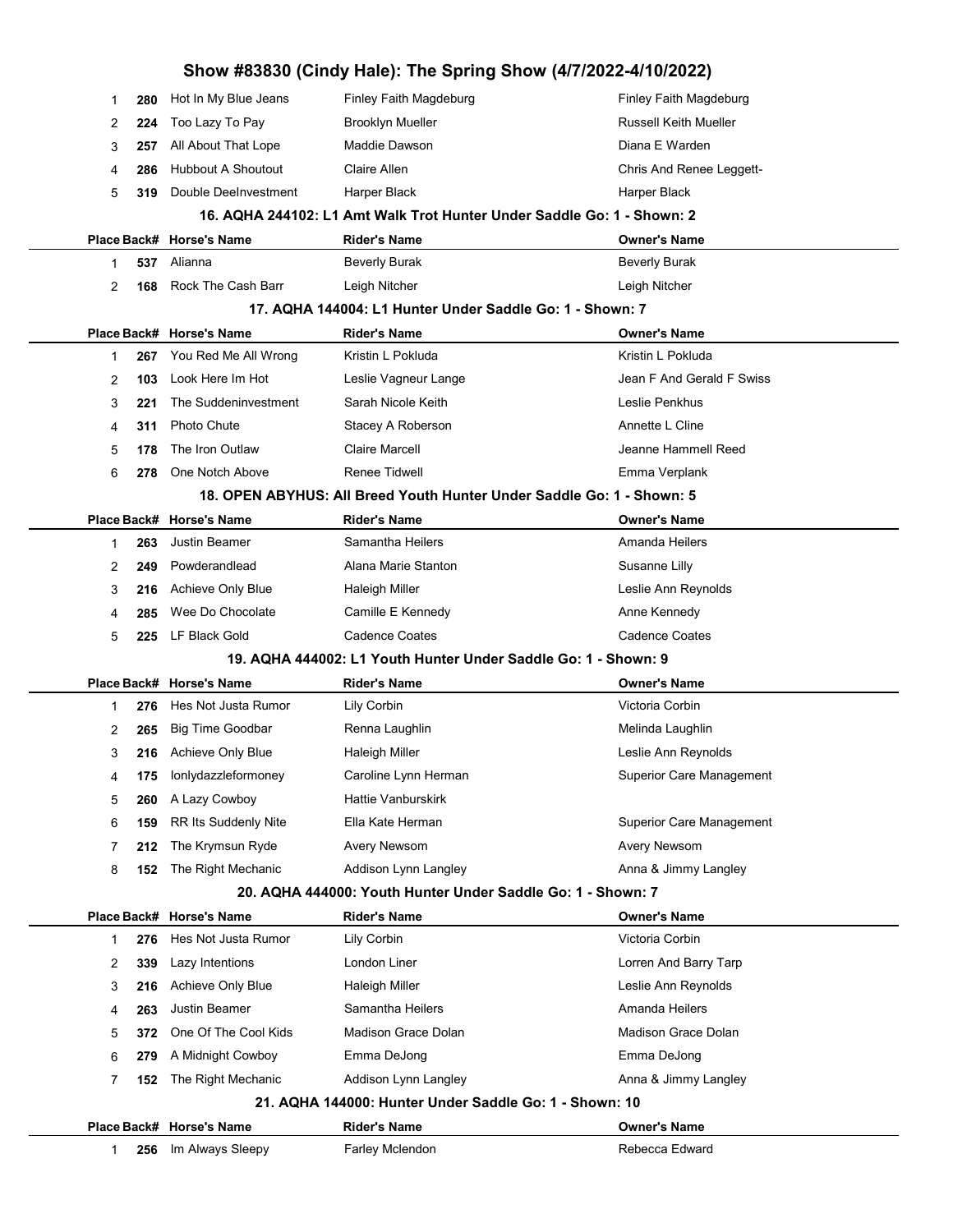# Show #83830 (Cindy Hale): The Spring Show (4/7/2022-4/10/2022)

| Place | Back# | Horse's Name | Rider's Name | Owner's Name |
|---|---|---|---|---|
| 1 | 280 | Hot In My Blue Jeans | Finley Faith Magdeburg | Finley Faith Magdeburg |
| 2 | 224 | Too Lazy To Pay | Brooklyn Mueller | Russell Keith Mueller |
| 3 | 257 | All About That Lope | Maddie Dawson | Diana E Warden |
| 4 | 286 | Hubbout A Shoutout | Claire Allen | Chris And Renee Leggett- |
| 5 | 319 | Double DeeInvestment | Harper Black | Harper Black |

### 16. AQHA 244102: L1 Amt Walk Trot Hunter Under Saddle Go: 1 - Shown: 2

| Place | Back# | Horse's Name | Rider's Name | Owner's Name |
|---|---|---|---|---|
| 1 | 537 | Alianna | Beverly Burak | Beverly Burak |
| 2 | 168 | Rock The Cash Barr | Leigh Nitcher | Leigh Nitcher |

### 17. AQHA 144004: L1 Hunter Under Saddle Go: 1 - Shown: 7

| Place | Back# | Horse's Name | Rider's Name | Owner's Name |
|---|---|---|---|---|
| 1 | 267 | You Red Me All Wrong | Kristin L Pokluda | Kristin L Pokluda |
| 2 | 103 | Look Here Im Hot | Leslie Vagneur Lange | Jean F And Gerald F Swiss |
| 3 | 221 | The Suddeninvestment | Sarah Nicole Keith | Leslie Penkhus |
| 4 | 311 | Photo Chute | Stacey A Roberson | Annette L Cline |
| 5 | 178 | The Iron Outlaw | Claire Marcell | Jeanne Hammell Reed |
| 6 | 278 | One Notch Above | Renee Tidwell | Emma Verplank |

### 18. OPEN ABYHUS: All Breed Youth Hunter Under Saddle Go: 1 - Shown: 5

| Place | Back# | Horse's Name | Rider's Name | Owner's Name |
|---|---|---|---|---|
| 1 | 263 | Justin Beamer | Samantha Heilers | Amanda Heilers |
| 2 | 249 | Powderandlead | Alana Marie Stanton | Susanne Lilly |
| 3 | 216 | Achieve Only Blue | Haleigh Miller | Leslie Ann Reynolds |
| 4 | 285 | Wee Do Chocolate | Camille E Kennedy | Anne Kennedy |
| 5 | 225 | LF Black Gold | Cadence Coates | Cadence Coates |

### 19. AQHA 444002: L1 Youth Hunter Under Saddle Go: 1 - Shown: 9

| Place | Back# | Horse's Name | Rider's Name | Owner's Name |
|---|---|---|---|---|
| 1 | 276 | Hes Not Justa Rumor | Lily Corbin | Victoria Corbin |
| 2 | 265 | Big Time Goodbar | Renna Laughlin | Melinda Laughlin |
| 3 | 216 | Achieve Only Blue | Haleigh Miller | Leslie Ann Reynolds |
| 4 | 175 | Ionlydazzleformoney | Caroline Lynn Herman | Superior Care Management |
| 5 | 260 | A Lazy Cowboy | Hattie Vanburskirk | |
| 6 | 159 | RR Its Suddenly Nite | Ella Kate Herman | Superior Care Management |
| 7 | 212 | The Krymsun Ryde | Avery Newsom | Avery Newsom |
| 8 | 152 | The Right Mechanic | Addison Lynn Langley | Anna & Jimmy Langley |

### 20. AQHA 444000: Youth Hunter Under Saddle Go: 1 - Shown: 7

| Place | Back# | Horse's Name | Rider's Name | Owner's Name |
|---|---|---|---|---|
| 1 | 276 | Hes Not Justa Rumor | Lily Corbin | Victoria Corbin |
| 2 | 339 | Lazy Intentions | London Liner | Lorren And Barry Tarp |
| 3 | 216 | Achieve Only Blue | Haleigh Miller | Leslie Ann Reynolds |
| 4 | 263 | Justin Beamer | Samantha Heilers | Amanda Heilers |
| 5 | 372 | One Of The Cool Kids | Madison Grace Dolan | Madison Grace Dolan |
| 6 | 279 | A Midnight Cowboy | Emma DeJong | Emma DeJong |
| 7 | 152 | The Right Mechanic | Addison Lynn Langley | Anna & Jimmy Langley |

### 21. AQHA 144000: Hunter Under Saddle Go: 1 - Shown: 10

| Place | Back# | Horse's Name | Rider's Name | Owner's Name |
|---|---|---|---|---|
| 1 | 256 | Im Always Sleepy | Farley Mclendon | Rebecca Edward |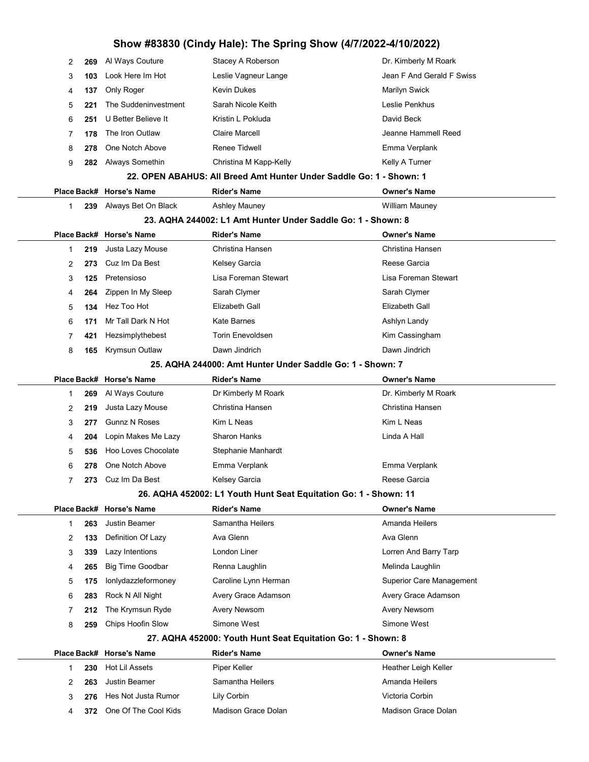# Show #83830 (Cindy Hale): The Spring Show (4/7/2022-4/10/2022)

| Place | Back# | Horse's Name | Rider's Name | Owner's Name |
|---|---|---|---|---|
| 2 | 269 | Al Ways Couture | Stacey A Roberson | Dr. Kimberly M Roark |
| 3 | 103 | Look Here Im Hot | Leslie Vagneur Lange | Jean F And Gerald F Swiss |
| 4 | 137 | Only Roger | Kevin Dukes | Marilyn Swick |
| 5 | 221 | The Suddeninvestment | Sarah Nicole Keith | Leslie Penkhus |
| 6 | 251 | U Better Believe It | Kristin L Pokluda | David Beck |
| 7 | 178 | The Iron Outlaw | Claire Marcell | Jeanne Hammell Reed |
| 8 | 278 | One Notch Above | Renee Tidwell | Emma Verplank |
| 9 | 282 | Always Somethin | Christina M Kapp-Kelly | Kelly A Turner |

### 22. OPEN ABAHUS: All Breed Amt Hunter Under Saddle Go: 1 - Shown: 1

| Place | Back# | Horse's Name | Rider's Name | Owner's Name |
|---|---|---|---|---|
| 1 | 239 | Always Bet On Black | Ashley Mauney | William Mauney |

### 23. AQHA 244002: L1 Amt Hunter Under Saddle Go: 1 - Shown: 8

| Place | Back# | Horse's Name | Rider's Name | Owner's Name |
|---|---|---|---|---|
| 1 | 219 | Justa Lazy Mouse | Christina Hansen | Christina Hansen |
| 2 | 273 | Cuz Im Da Best | Kelsey Garcia | Reese Garcia |
| 3 | 125 | Pretensioso | Lisa Foreman Stewart | Lisa Foreman Stewart |
| 4 | 264 | Zippen In My Sleep | Sarah Clymer | Sarah Clymer |
| 5 | 134 | Hez Too Hot | Elizabeth Gall | Elizabeth Gall |
| 6 | 171 | Mr Tall Dark N Hot | Kate Barnes | Ashlyn Landy |
| 7 | 421 | Hezsimplythebest | Torin Enevoldsen | Kim Cassingham |
| 8 | 165 | Krymsun Outlaw | Dawn Jindrich | Dawn Jindrich |

### 25. AQHA 244000: Amt Hunter Under Saddle Go: 1 - Shown: 7

| Place | Back# | Horse's Name | Rider's Name | Owner's Name |
|---|---|---|---|---|
| 1 | 269 | Al Ways Couture | Dr Kimberly M Roark | Dr. Kimberly M Roark |
| 2 | 219 | Justa Lazy Mouse | Christina Hansen | Christina Hansen |
| 3 | 277 | Gunnz N Roses | Kim L Neas | Kim L Neas |
| 4 | 204 | Lopin Makes Me Lazy | Sharon Hanks | Linda A Hall |
| 5 | 536 | Hoo Loves Chocolate | Stephanie Manhardt | |
| 6 | 278 | One Notch Above | Emma Verplank | Emma Verplank |
| 7 | 273 | Cuz Im Da Best | Kelsey Garcia | Reese Garcia |

### 26. AQHA 452002: L1 Youth Hunt Seat Equitation Go: 1 - Shown: 11

| Place | Back# | Horse's Name | Rider's Name | Owner's Name |
|---|---|---|---|---|
| 1 | 263 | Justin Beamer | Samantha Heilers | Amanda Heilers |
| 2 | 133 | Definition Of Lazy | Ava Glenn | Ava Glenn |
| 3 | 339 | Lazy Intentions | London Liner | Lorren And Barry Tarp |
| 4 | 265 | Big Time Goodbar | Renna Laughlin | Melinda Laughlin |
| 5 | 175 | Ionlydazzleformoney | Caroline Lynn Herman | Superior Care Management |
| 6 | 283 | Rock N All Night | Avery Grace Adamson | Avery Grace Adamson |
| 7 | 212 | The Krymsun Ryde | Avery Newsom | Avery Newsom |
| 8 | 259 | Chips Hoofin Slow | Simone West | Simone West |

### 27. AQHA 452000: Youth Hunt Seat Equitation Go: 1 - Shown: 8

| Place | Back# | Horse's Name | Rider's Name | Owner's Name |
|---|---|---|---|---|
| 1 | 230 | Hot Lil Assets | Piper Keller | Heather Leigh Keller |
| 2 | 263 | Justin Beamer | Samantha Heilers | Amanda Heilers |
| 3 | 276 | Hes Not Justa Rumor | Lily Corbin | Victoria Corbin |
| 4 | 372 | One Of The Cool Kids | Madison Grace Dolan | Madison Grace Dolan |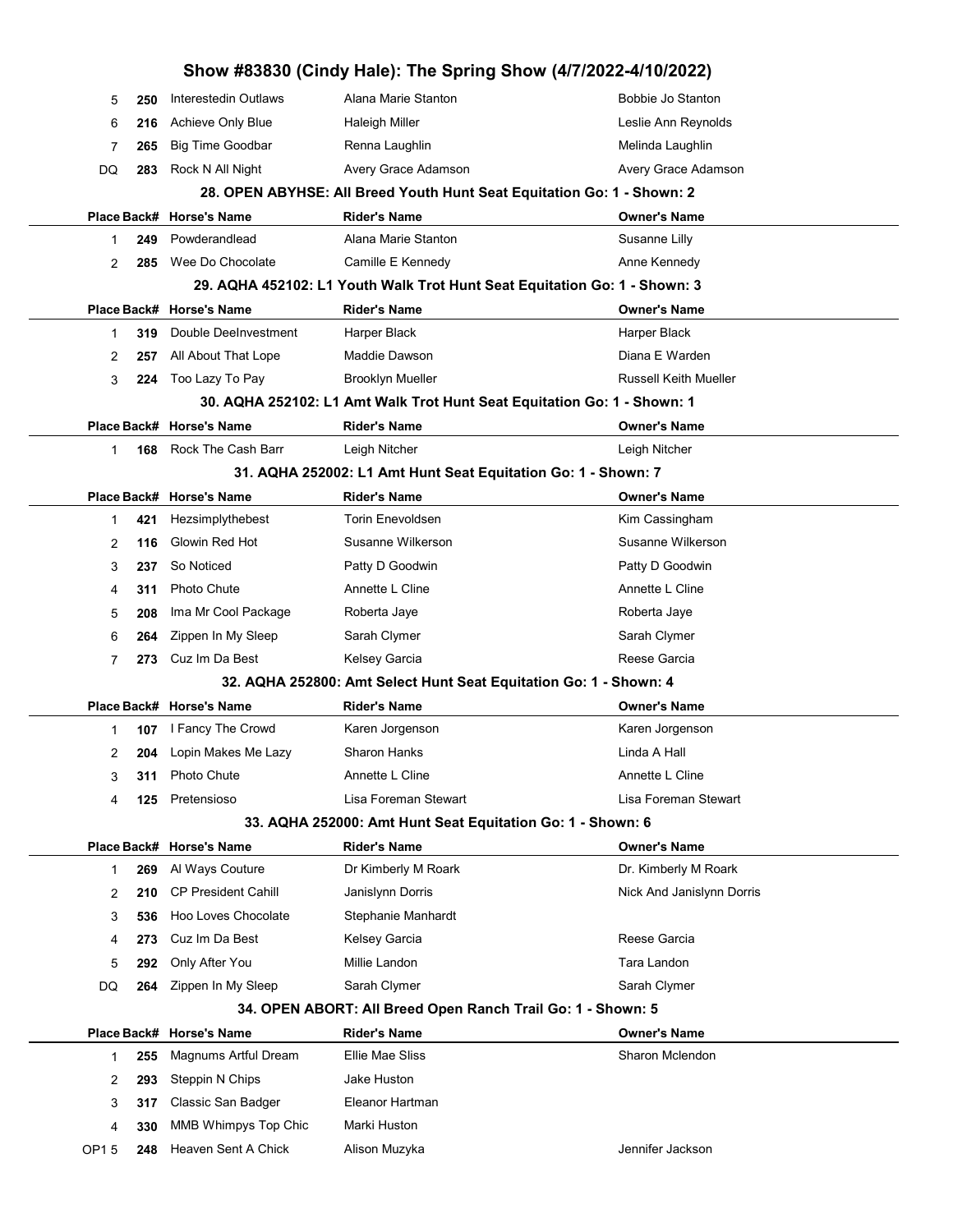## Show #83830 (Cindy Hale): The Spring Show (4/7/2022-4/10/2022)

| Place | Back# | Horse's Name | Rider's Name | Owner's Name |
|---|---|---|---|---|
| 5 | 250 | Interestedin Outlaws | Alana Marie Stanton | Bobbie Jo Stanton |
| 6 | 216 | Achieve Only Blue | Haleigh Miller | Leslie Ann Reynolds |
| 7 | 265 | Big Time Goodbar | Renna Laughlin | Melinda Laughlin |
| DQ | 283 | Rock N All Night | Avery Grace Adamson | Avery Grace Adamson |

### 28. OPEN ABYHSE: All Breed Youth Hunt Seat Equitation Go: 1 - Shown: 2

| Place | Back# | Horse's Name | Rider's Name | Owner's Name |
|---|---|---|---|---|
| 1 | 249 | Powderandlead | Alana Marie Stanton | Susanne Lilly |
| 2 | 285 | Wee Do Chocolate | Camille E Kennedy | Anne Kennedy |

### 29. AQHA 452102: L1 Youth Walk Trot Hunt Seat Equitation Go: 1 - Shown: 3

| Place | Back# | Horse's Name | Rider's Name | Owner's Name |
|---|---|---|---|---|
| 1 | 319 | Double DeeInvestment | Harper Black | Harper Black |
| 2 | 257 | All About That Lope | Maddie Dawson | Diana E Warden |
| 3 | 224 | Too Lazy To Pay | Brooklyn Mueller | Russell Keith Mueller |

### 30. AQHA 252102: L1 Amt Walk Trot Hunt Seat Equitation Go: 1 - Shown: 1

| Place | Back# | Horse's Name | Rider's Name | Owner's Name |
|---|---|---|---|---|
| 1 | 168 | Rock The Cash Barr | Leigh Nitcher | Leigh Nitcher |

### 31. AQHA 252002: L1 Amt Hunt Seat Equitation Go: 1 - Shown: 7

| Place | Back# | Horse's Name | Rider's Name | Owner's Name |
|---|---|---|---|---|
| 1 | 421 | Hezsimplythebest | Torin Enevoldsen | Kim Cassingham |
| 2 | 116 | Glowin Red Hot | Susanne Wilkerson | Susanne Wilkerson |
| 3 | 237 | So Noticed | Patty D Goodwin | Patty D Goodwin |
| 4 | 311 | Photo Chute | Annette L Cline | Annette L Cline |
| 5 | 208 | Ima Mr Cool Package | Roberta Jaye | Roberta Jaye |
| 6 | 264 | Zippen In My Sleep | Sarah Clymer | Sarah Clymer |
| 7 | 273 | Cuz Im Da Best | Kelsey Garcia | Reese Garcia |

### 32. AQHA 252800: Amt Select Hunt Seat Equitation Go: 1 - Shown: 4

| Place | Back# | Horse's Name | Rider's Name | Owner's Name |
|---|---|---|---|---|
| 1 | 107 | I Fancy The Crowd | Karen Jorgenson | Karen Jorgenson |
| 2 | 204 | Lopin Makes Me Lazy | Sharon Hanks | Linda A Hall |
| 3 | 311 | Photo Chute | Annette L Cline | Annette L Cline |
| 4 | 125 | Pretensioso | Lisa Foreman Stewart | Lisa Foreman Stewart |

### 33. AQHA 252000: Amt Hunt Seat Equitation Go: 1 - Shown: 6

| Place | Back# | Horse's Name | Rider's Name | Owner's Name |
|---|---|---|---|---|
| 1 | 269 | Al Ways Couture | Dr Kimberly M Roark | Dr. Kimberly M Roark |
| 2 | 210 | CP President Cahill | Janislynn Dorris | Nick And Janislynn Dorris |
| 3 | 536 | Hoo Loves Chocolate | Stephanie Manhardt | |
| 4 | 273 | Cuz Im Da Best | Kelsey Garcia | Reese Garcia |
| 5 | 292 | Only After You | Millie Landon | Tara Landon |
| DQ | 264 | Zippen In My Sleep | Sarah Clymer | Sarah Clymer |

### 34. OPEN ABORT: All Breed Open Ranch Trail Go: 1 - Shown: 5

| Place | Back# | Horse's Name | Rider's Name | Owner's Name |
|---|---|---|---|---|
| 1 | 255 | Magnums Artful Dream | Ellie Mae Sliss | Sharon Mclendon |
| 2 | 293 | Steppin N Chips | Jake Huston | |
| 3 | 317 | Classic San Badger | Eleanor Hartman | |
| 4 | 330 | MMB Whimpys Top Chic | Marki Huston | |
| OP1 5 | 248 | Heaven Sent A Chick | Alison Muzyka | Jennifer Jackson |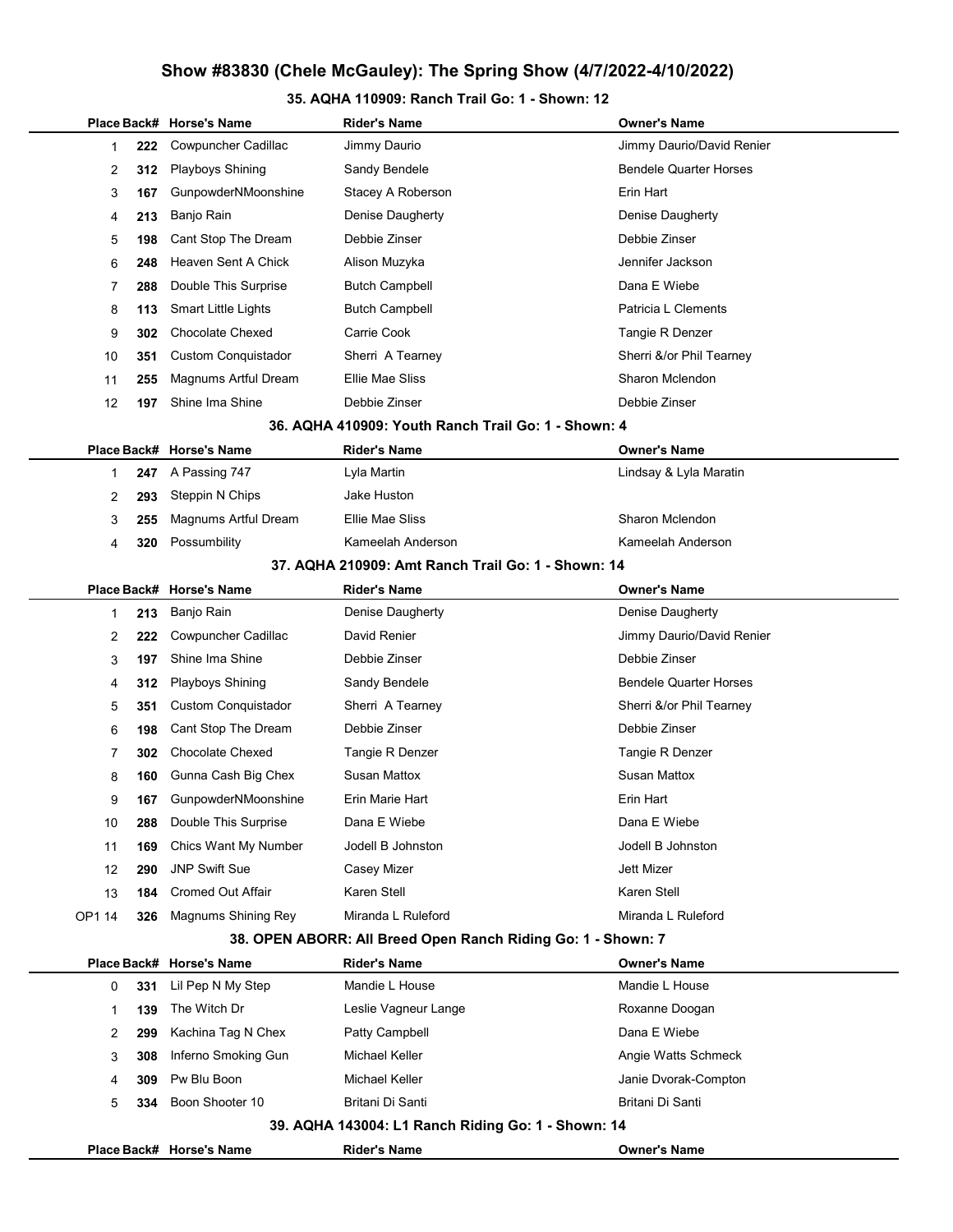# Show #83830 (Chele McGauley): The Spring Show (4/7/2022-4/10/2022)

### 35. AQHA 110909: Ranch Trail Go: 1 - Shown: 12

| Place | Back# | Horse's Name | Rider's Name | Owner's Name |
|---|---|---|---|---|
| 1 | **222** | Cowpuncher Cadillac | Jimmy Daurio | Jimmy Daurio/David Renier |
| 2 | **312** | Playboys Shining | Sandy Bendele | Bendele Quarter Horses |
| 3 | **167** | GunpowderNMoonshine | Stacey A Roberson | Erin Hart |
| 4 | **213** | Banjo Rain | Denise Daugherty | Denise Daugherty |
| 5 | **198** | Cant Stop The Dream | Debbie Zinser | Debbie Zinser |
| 6 | **248** | Heaven Sent A Chick | Alison Muzyka | Jennifer Jackson |
| 7 | **288** | Double This Surprise | Butch Campbell | Dana E Wiebe |
| 8 | **113** | Smart Little Lights | Butch Campbell | Patricia L Clements |
| 9 | **302** | Chocolate Chexed | Carrie Cook | Tangie R Denzer |
| 10 | **351** | Custom Conquistador | Sherri A Tearney | Sherri &/or Phil Tearney |
| 11 | **255** | Magnums Artful Dream | Ellie Mae Sliss | Sharon Mclendon |
| 12 | **197** | Shine Ima Shine | Debbie Zinser | Debbie Zinser |

### 36. AQHA 410909: Youth Ranch Trail Go: 1 - Shown: 4

| Place | Back# | Horse's Name | Rider's Name | Owner's Name |
|---|---|---|---|---|
| 1 | **247** | A Passing 747 | Lyla Martin | Lindsay & Lyla Maratin |
| 2 | **293** | Steppin N Chips | Jake Huston | |
| 3 | **255** | Magnums Artful Dream | Ellie Mae Sliss | Sharon Mclendon |
| 4 | **320** | Possumbility | Kameelah Anderson | Kameelah Anderson |

### 37. AQHA 210909: Amt Ranch Trail Go: 1 - Shown: 14

| Place | Back# | Horse's Name | Rider's Name | Owner's Name |
|---|---|---|---|---|
| 1 | **213** | Banjo Rain | Denise Daugherty | Denise Daugherty |
| 2 | **222** | Cowpuncher Cadillac | David Renier | Jimmy Daurio/David Renier |
| 3 | **197** | Shine Ima Shine | Debbie Zinser | Debbie Zinser |
| 4 | **312** | Playboys Shining | Sandy Bendele | Bendele Quarter Horses |
| 5 | **351** | Custom Conquistador | Sherri A Tearney | Sherri &/or Phil Tearney |
| 6 | **198** | Cant Stop The Dream | Debbie Zinser | Debbie Zinser |
| 7 | **302** | Chocolate Chexed | Tangie R Denzer | Tangie R Denzer |
| 8 | **160** | Gunna Cash Big Chex | Susan Mattox | Susan Mattox |
| 9 | **167** | GunpowderNMoonshine | Erin Marie Hart | Erin Hart |
| 10 | **288** | Double This Surprise | Dana E Wiebe | Dana E Wiebe |
| 11 | **169** | Chics Want My Number | Jodell B Johnston | Jodell B Johnston |
| 12 | **290** | JNP Swift Sue | Casey Mizer | Jett Mizer |
| 13 | **184** | Cromed Out Affair | Karen Stell | Karen Stell |
| OP1 14 | **326** | Magnums Shining Rey | Miranda L Ruleford | Miranda L Ruleford |

### 38. OPEN ABORR: All Breed Open Ranch Riding Go: 1 - Shown: 7

| Place | Back# | Horse's Name | Rider's Name | Owner's Name |
|---|---|---|---|---|
| 0 | **331** | Lil Pep N My Step | Mandie L House | Mandie L House |
| 1 | **139** | The Witch Dr | Leslie Vagneur Lange | Roxanne Doogan |
| 2 | **299** | Kachina Tag N Chex | Patty Campbell | Dana E Wiebe |
| 3 | **308** | Inferno Smoking Gun | Michael Keller | Angie Watts Schmeck |
| 4 | **309** | Pw Blu Boon | Michael Keller | Janie Dvorak-Compton |
| 5 | **334** | Boon Shooter 10 | Britani Di Santi | Britani Di Santi |

### 39. AQHA 143004: L1 Ranch Riding Go: 1 - Shown: 14

| Place | Back# | Horse's Name | Rider's Name | Owner's Name |
|---|---|---|---|---|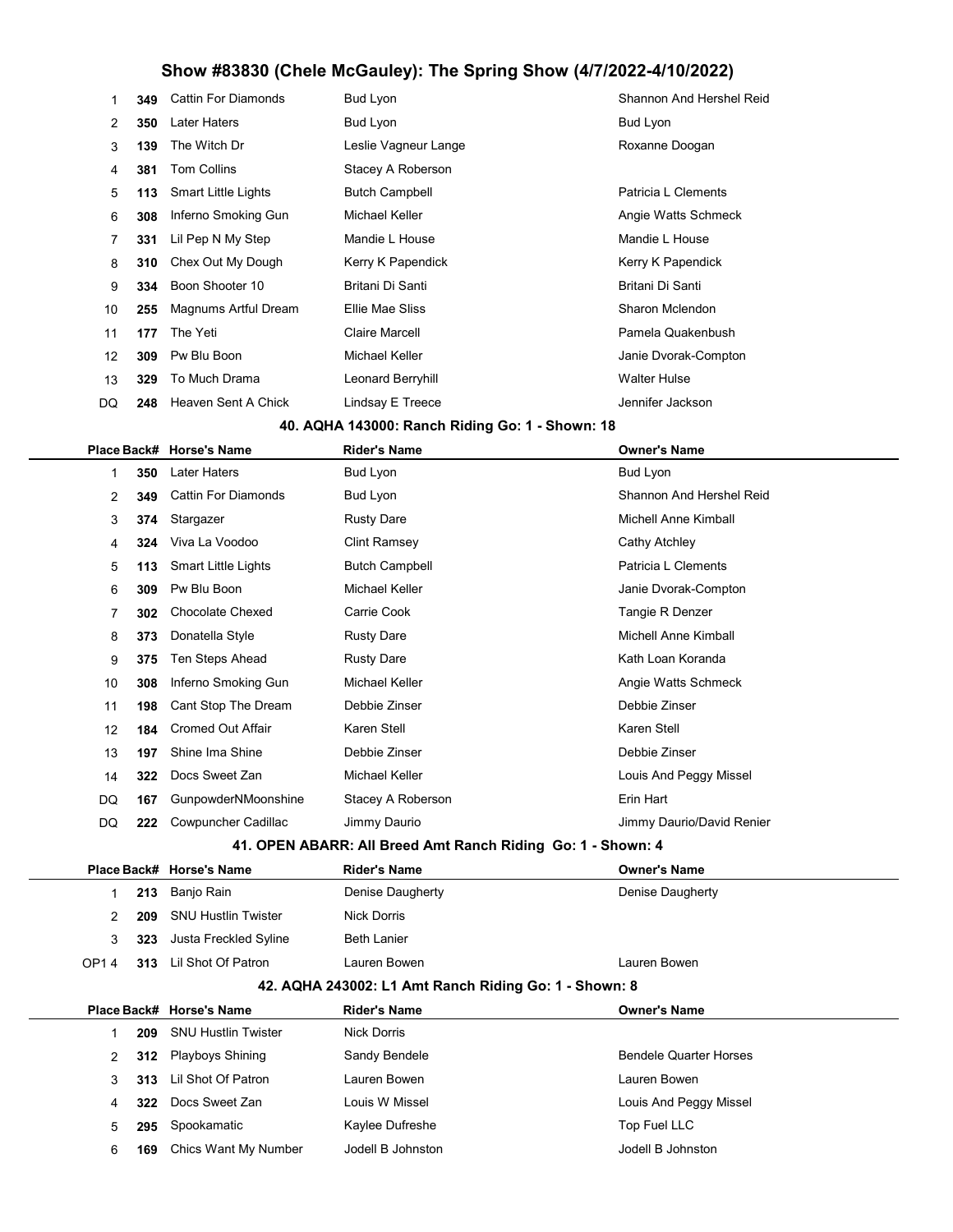# Show #83830 (Chele McGauley): The Spring Show (4/7/2022-4/10/2022)

| Place | Back# | Horse's Name | Rider's Name | Owner's Name |
|---|---|---|---|---|
| 1 | 349 | Cattin For Diamonds | Bud Lyon | Shannon And Hershel Reid |
| 2 | 350 | Later Haters | Bud Lyon | Bud Lyon |
| 3 | 139 | The Witch Dr | Leslie Vagneur Lange | Roxanne Doogan |
| 4 | 381 | Tom Collins | Stacey A Roberson | |
| 5 | 113 | Smart Little Lights | Butch Campbell | Patricia L Clements |
| 6 | 308 | Inferno Smoking Gun | Michael Keller | Angie Watts Schmeck |
| 7 | 331 | Lil Pep N My Step | Mandie L House | Mandie L House |
| 8 | 310 | Chex Out My Dough | Kerry K Papendick | Kerry K Papendick |
| 9 | 334 | Boon Shooter 10 | Britani Di Santi | Britani Di Santi |
| 10 | 255 | Magnums Artful Dream | Ellie Mae Sliss | Sharon Mclendon |
| 11 | 177 | The Yeti | Claire Marcell | Pamela Quakenbush |
| 12 | 309 | Pw Blu Boon | Michael Keller | Janie Dvorak-Compton |
| 13 | 329 | To Much Drama | Leonard Berryhill | Walter Hulse |
| DQ | 248 | Heaven Sent A Chick | Lindsay E Treece | Jennifer Jackson |

### 40. AQHA 143000: Ranch Riding Go: 1 - Shown: 18

| Place | Back# | Horse's Name | Rider's Name | Owner's Name |
|---|---|---|---|---|
| 1 | 350 | Later Haters | Bud Lyon | Bud Lyon |
| 2 | 349 | Cattin For Diamonds | Bud Lyon | Shannon And Hershel Reid |
| 3 | 374 | Stargazer | Rusty Dare | Michell Anne Kimball |
| 4 | 324 | Viva La Voodoo | Clint Ramsey | Cathy Atchley |
| 5 | 113 | Smart Little Lights | Butch Campbell | Patricia L Clements |
| 6 | 309 | Pw Blu Boon | Michael Keller | Janie Dvorak-Compton |
| 7 | 302 | Chocolate Chexed | Carrie Cook | Tangie R Denzer |
| 8 | 373 | Donatella Style | Rusty Dare | Michell Anne Kimball |
| 9 | 375 | Ten Steps Ahead | Rusty Dare | Kath Loan Koranda |
| 10 | 308 | Inferno Smoking Gun | Michael Keller | Angie Watts Schmeck |
| 11 | 198 | Cant Stop The Dream | Debbie Zinser | Debbie Zinser |
| 12 | 184 | Cromed Out Affair | Karen Stell | Karen Stell |
| 13 | 197 | Shine Ima Shine | Debbie Zinser | Debbie Zinser |
| 14 | 322 | Docs Sweet Zan | Michael Keller | Louis And Peggy Missel |
| DQ | 167 | GunpowderNMoonshine | Stacey A Roberson | Erin Hart |
| DQ | 222 | Cowpuncher Cadillac | Jimmy Daurio | Jimmy Daurio/David Renier |

### 41. OPEN ABARR: All Breed Amt Ranch Riding Go: 1 - Shown: 4

| Place | Back# | Horse's Name | Rider's Name | Owner's Name |
|---|---|---|---|---|
| 1 | 213 | Banjo Rain | Denise Daugherty | Denise Daugherty |
| 2 | 209 | SNU Hustlin Twister | Nick Dorris | |
| 3 | 323 | Justa Freckled Syline | Beth Lanier | |
| OP1 4 | 313 | Lil Shot Of Patron | Lauren Bowen | Lauren Bowen |

### 42. AQHA 243002: L1 Amt Ranch Riding Go: 1 - Shown: 8

| Place | Back# | Horse's Name | Rider's Name | Owner's Name |
|---|---|---|---|---|
| 1 | 209 | SNU Hustlin Twister | Nick Dorris | |
| 2 | 312 | Playboys Shining | Sandy Bendele | Bendele Quarter Horses |
| 3 | 313 | Lil Shot Of Patron | Lauren Bowen | Lauren Bowen |
| 4 | 322 | Docs Sweet Zan | Louis W Missel | Louis And Peggy Missel |
| 5 | 295 | Spookamatic | Kaylee Dufreshe | Top Fuel LLC |
| 6 | 169 | Chics Want My Number | Jodell B Johnston | Jodell B Johnston |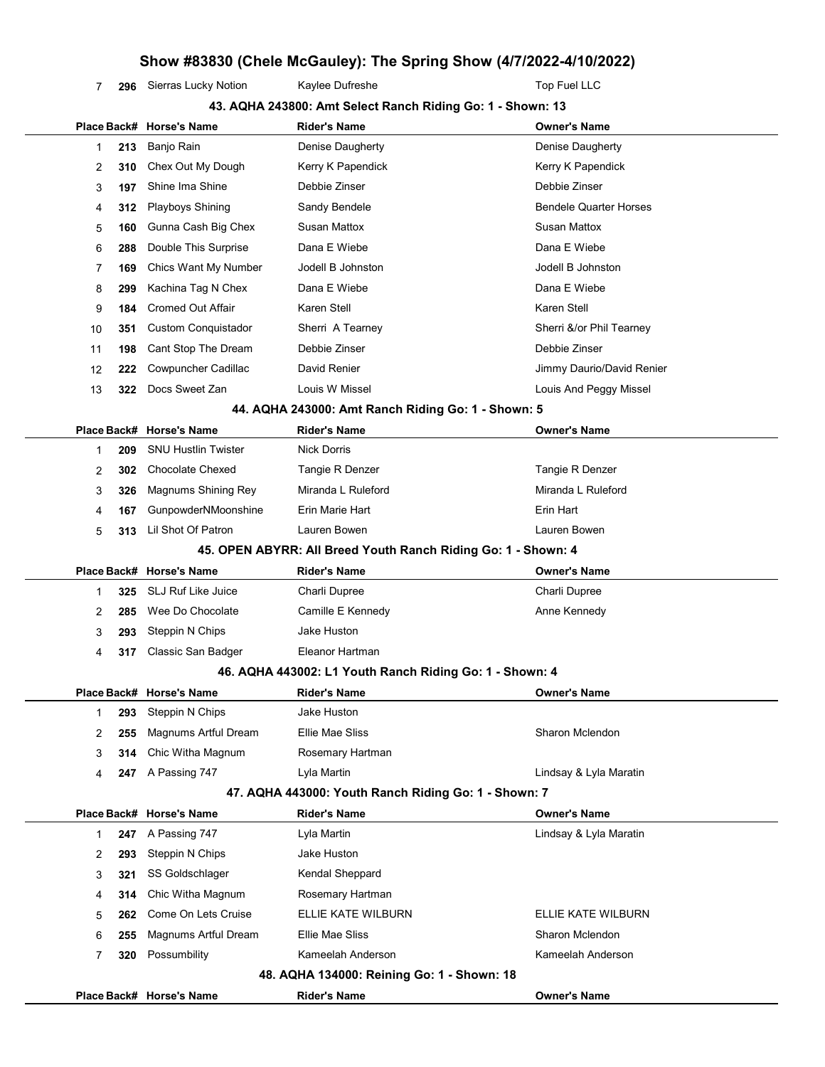| Place | Back# | Horse's Name | Rider's Name | Owner's Name |
|---|---|---|---|---|
| 7 | 296 | Sierras Lucky Notion | Kaylee Dufreshe | Top Fuel LLC |

### 43. AQHA 243800: Amt Select Ranch Riding Go: 1 - Shown: 13

| Place | Back# | Horse's Name | Rider's Name | Owner's Name |
|---|---|---|---|---|
| 1 | 213 | Banjo Rain | Denise Daugherty | Denise Daugherty |
| 2 | 310 | Chex Out My Dough | Kerry K Papendick | Kerry K Papendick |
| 3 | 197 | Shine Ima Shine | Debbie Zinser | Debbie Zinser |
| 4 | 312 | Playboys Shining | Sandy Bendele | Bendele Quarter Horses |
| 5 | 160 | Gunna Cash Big Chex | Susan Mattox | Susan Mattox |
| 6 | 288 | Double This Surprise | Dana E Wiebe | Dana E Wiebe |
| 7 | 169 | Chics Want My Number | Jodell B Johnston | Jodell B Johnston |
| 8 | 299 | Kachina Tag N Chex | Dana E Wiebe | Dana E Wiebe |
| 9 | 184 | Cromed Out Affair | Karen Stell | Karen Stell |
| 10 | 351 | Custom Conquistador | Sherri A Tearney | Sherri &/or Phil Tearney |
| 11 | 198 | Cant Stop The Dream | Debbie Zinser | Debbie Zinser |
| 12 | 222 | Cowpuncher Cadillac | David Renier | Jimmy Daurio/David Renier |
| 13 | 322 | Docs Sweet Zan | Louis W Missel | Louis And Peggy Missel |

### 44. AQHA 243000: Amt Ranch Riding Go: 1 - Shown: 5

| Place | Back# | Horse's Name | Rider's Name | Owner's Name |
|---|---|---|---|---|
| 1 | 209 | SNU Hustlin Twister | Nick Dorris | |
| 2 | 302 | Chocolate Chexed | Tangie R Denzer | Tangie R Denzer |
| 3 | 326 | Magnums Shining Rey | Miranda L Ruleford | Miranda L Ruleford |
| 4 | 167 | GunpowderNMoonshine | Erin Marie Hart | Erin Hart |
| 5 | 313 | Lil Shot Of Patron | Lauren Bowen | Lauren Bowen |

### 45. OPEN ABYRR: All Breed Youth Ranch Riding Go: 1 - Shown: 4

| Place | Back# | Horse's Name | Rider's Name | Owner's Name |
|---|---|---|---|---|
| 1 | 325 | SLJ Ruf Like Juice | Charli Dupree | Charli Dupree |
| 2 | 285 | Wee Do Chocolate | Camille E Kennedy | Anne Kennedy |
| 3 | 293 | Steppin N Chips | Jake Huston | |
| 4 | 317 | Classic San Badger | Eleanor Hartman | |

### 46. AQHA 443002: L1 Youth Ranch Riding Go: 1 - Shown: 4

| Place | Back# | Horse's Name | Rider's Name | Owner's Name |
|---|---|---|---|---|
| 1 | 293 | Steppin N Chips | Jake Huston | |
| 2 | 255 | Magnums Artful Dream | Ellie Mae Sliss | Sharon Mclendon |
| 3 | 314 | Chic Witha Magnum | Rosemary Hartman | |
| 4 | 247 | A Passing 747 | Lyla Martin | Lindsay & Lyla Maratin |

### 47. AQHA 443000: Youth Ranch Riding Go: 1 - Shown: 7

| Place | Back# | Horse's Name | Rider's Name | Owner's Name |
|---|---|---|---|---|
| 1 | 247 | A Passing 747 | Lyla Martin | Lindsay & Lyla Maratin |
| 2 | 293 | Steppin N Chips | Jake Huston | |
| 3 | 321 | SS Goldschlager | Kendal Sheppard | |
| 4 | 314 | Chic Witha Magnum | Rosemary Hartman | |
| 5 | 262 | Come On Lets Cruise | ELLIE KATE WILBURN | ELLIE KATE WILBURN |
| 6 | 255 | Magnums Artful Dream | Ellie Mae Sliss | Sharon Mclendon |
| 7 | 320 | Possumbility | Kameelah Anderson | Kameelah Anderson |

### 48. AQHA 134000: Reining Go: 1 - Shown: 18

| Place | Back# | Horse's Name | Rider's Name | Owner's Name |
|---|---|---|---|---|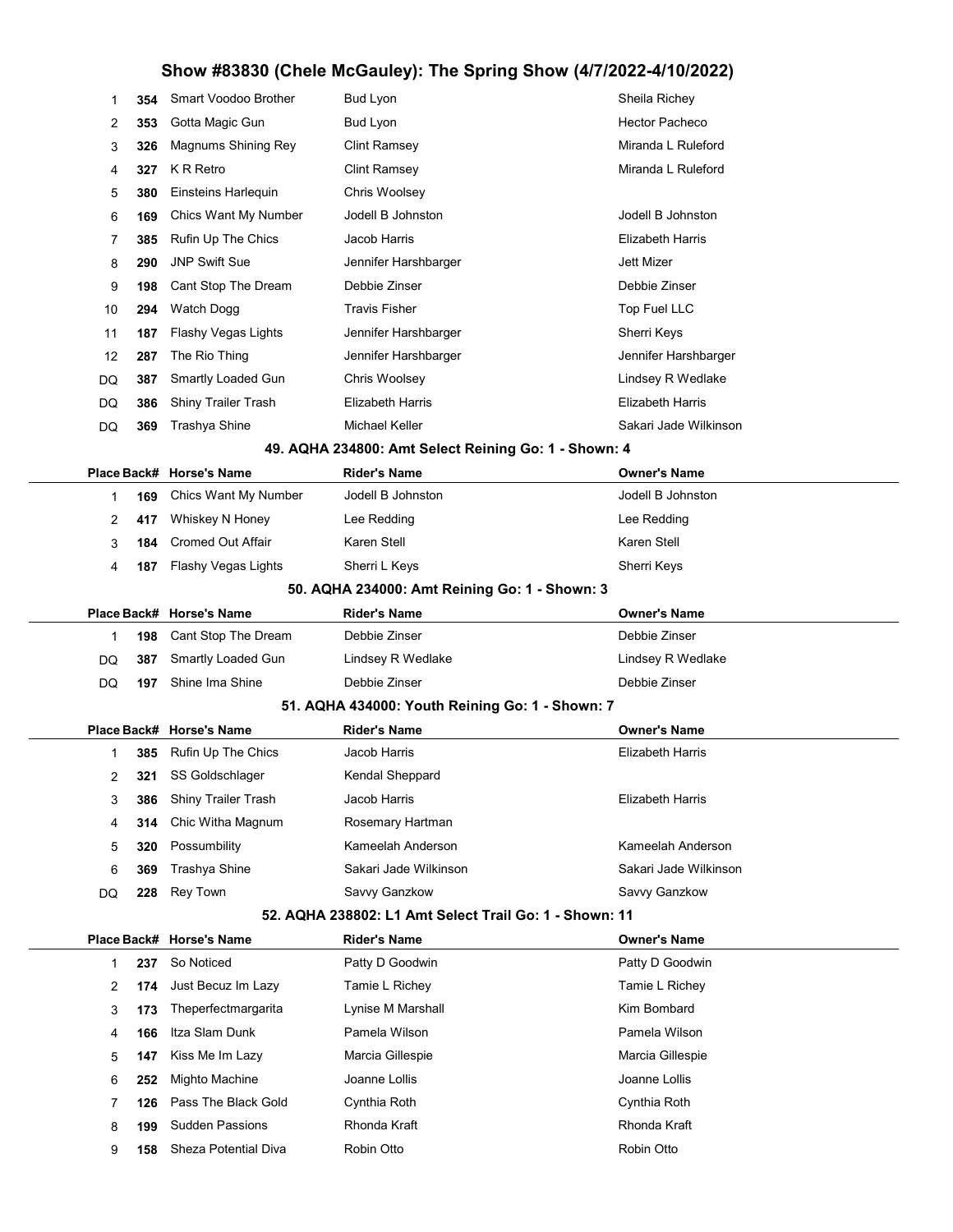| Place | Back# | Horse's Name | Rider's Name | Owner's Name |
|---|---|---|---|---|
| 1 | 354 | Smart Voodoo Brother | Bud Lyon | Sheila Richey |
| 2 | 353 | Gotta Magic Gun | Bud Lyon | Hector Pacheco |
| 3 | 326 | Magnums Shining Rey | Clint Ramsey | Miranda L Ruleford |
| 4 | 327 | K R Retro | Clint Ramsey | Miranda L Ruleford |
| 5 | 380 | Einsteins Harlequin | Chris Woolsey | |
| 6 | 169 | Chics Want My Number | Jodell B Johnston | Jodell B Johnston |
| 7 | 385 | Rufin Up The Chics | Jacob Harris | Elizabeth Harris |
| 8 | 290 | JNP Swift Sue | Jennifer Harshbarger | Jett Mizer |
| 9 | 198 | Cant Stop The Dream | Debbie Zinser | Debbie Zinser |
| 10 | 294 | Watch Dogg | Travis Fisher | Top Fuel LLC |
| 11 | 187 | Flashy Vegas Lights | Jennifer Harshbarger | Sherri Keys |
| 12 | 287 | The Rio Thing | Jennifer Harshbarger | Jennifer Harshbarger |
| DQ | 387 | Smartly Loaded Gun | Chris Woolsey | Lindsey R Wedlake |
| DQ | 386 | Shiny Trailer Trash | Elizabeth Harris | Elizabeth Harris |
| DQ | 369 | Trashya Shine | Michael Keller | Sakari Jade Wilkinson |

## 49. AQHA 234800: Amt Select Reining Go: 1 - Shown: 4

| Place | Back# | Horse's Name | Rider's Name | Owner's Name |
|---|---|---|---|---|
| 1 | 169 | Chics Want My Number | Jodell B Johnston | Jodell B Johnston |
| 2 | 417 | Whiskey N Honey | Lee Redding | Lee Redding |
| 3 | 184 | Cromed Out Affair | Karen Stell | Karen Stell |
| 4 | 187 | Flashy Vegas Lights | Sherri L Keys | Sherri Keys |

## 50. AQHA 234000: Amt Reining Go: 1 - Shown: 3

| Place | Back# | Horse's Name | Rider's Name | Owner's Name |
|---|---|---|---|---|
| 1 | 198 | Cant Stop The Dream | Debbie Zinser | Debbie Zinser |
| DQ | 387 | Smartly Loaded Gun | Lindsey R Wedlake | Lindsey R Wedlake |
| DQ | 197 | Shine Ima Shine | Debbie Zinser | Debbie Zinser |

## 51. AQHA 434000: Youth Reining Go: 1 - Shown: 7

| Place | Back# | Horse's Name | Rider's Name | Owner's Name |
|---|---|---|---|---|
| 1 | 385 | Rufin Up The Chics | Jacob Harris | Elizabeth Harris |
| 2 | 321 | SS Goldschlager | Kendal Sheppard | |
| 3 | 386 | Shiny Trailer Trash | Jacob Harris | Elizabeth Harris |
| 4 | 314 | Chic Witha Magnum | Rosemary Hartman | |
| 5 | 320 | Possumbility | Kameelah Anderson | Kameelah Anderson |
| 6 | 369 | Trashya Shine | Sakari Jade Wilkinson | Sakari Jade Wilkinson |
| DQ | 228 | Rey Town | Savvy Ganzkow | Savvy Ganzkow |

## 52. AQHA 238802: L1 Amt Select Trail Go: 1 - Shown: 11

| Place | Back# | Horse's Name | Rider's Name | Owner's Name |
|---|---|---|---|---|
| 1 | 237 | So Noticed | Patty D Goodwin | Patty D Goodwin |
| 2 | 174 | Just Becuz Im Lazy | Tamie L Richey | Tamie L Richey |
| 3 | 173 | Theperfectmargarita | Lynise M Marshall | Kim Bombard |
| 4 | 166 | Itza Slam Dunk | Pamela Wilson | Pamela Wilson |
| 5 | 147 | Kiss Me Im Lazy | Marcia Gillespie | Marcia Gillespie |
| 6 | 252 | Mighto Machine | Joanne Lollis | Joanne Lollis |
| 7 | 126 | Pass The Black Gold | Cynthia Roth | Cynthia Roth |
| 8 | 199 | Sudden Passions | Rhonda Kraft | Rhonda Kraft |
| 9 | 158 | Sheza Potential Diva | Robin Otto | Robin Otto |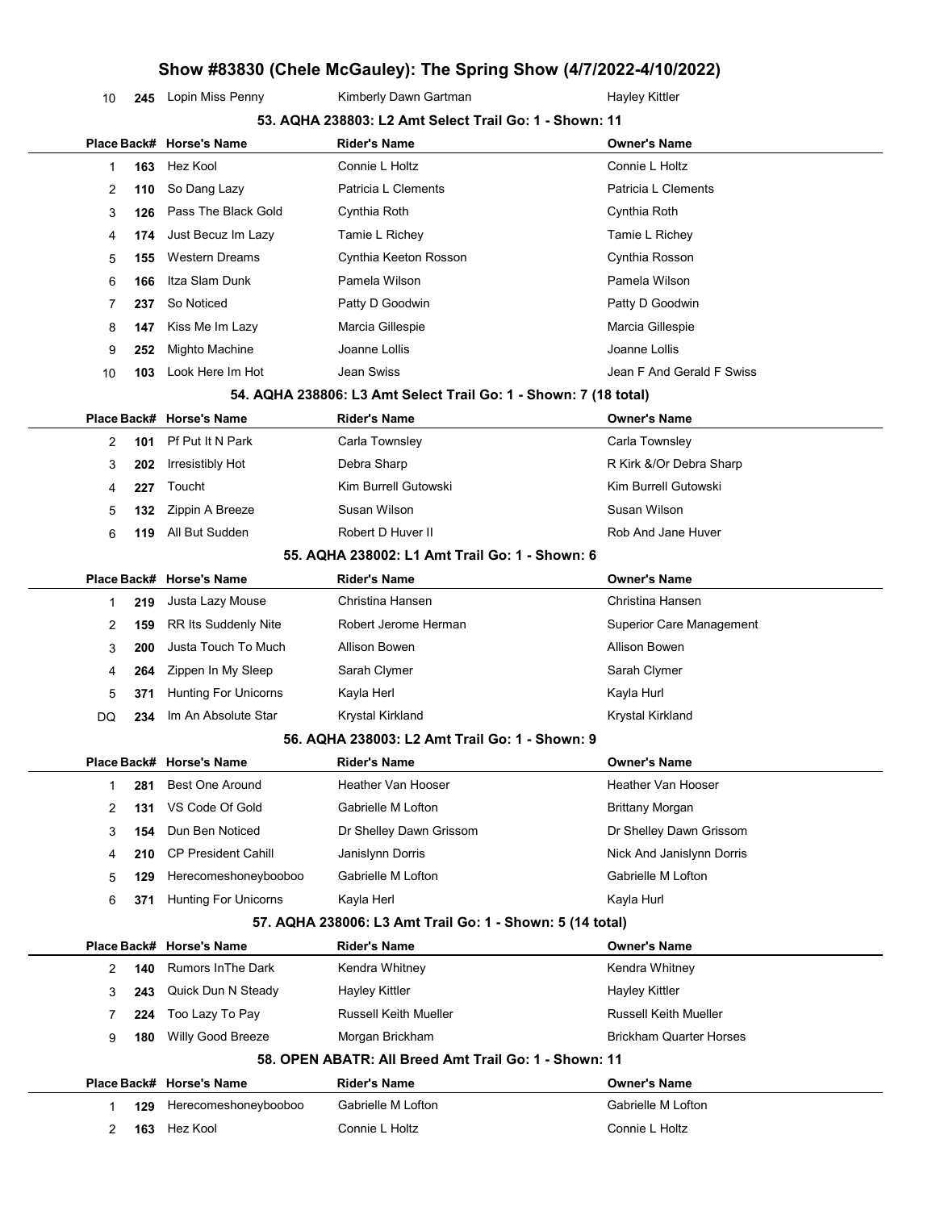| 10 | 245 | Lopin Miss Penny | Kimberly Dawn Gartman | Hayley Kittler |
|---|---|---|---|---|

### 53. AQHA 238803: L2 Amt Select Trail Go: 1 - Shown: 11

| Place | Back# | Horse's Name | Rider's Name | Owner's Name |
|---|---|---|---|---|
| 1 | 163 | Hez Kool | Connie L Holtz | Connie L Holtz |
| 2 | 110 | So Dang Lazy | Patricia L Clements | Patricia L Clements |
| 3 | 126 | Pass The Black Gold | Cynthia Roth | Cynthia Roth |
| 4 | 174 | Just Becuz Im Lazy | Tamie L Richey | Tamie L Richey |
| 5 | 155 | Western Dreams | Cynthia Keeton Rosson | Cynthia Rosson |
| 6 | 166 | Itza Slam Dunk | Pamela Wilson | Pamela Wilson |
| 7 | 237 | So Noticed | Patty D Goodwin | Patty D Goodwin |
| 8 | 147 | Kiss Me Im Lazy | Marcia Gillespie | Marcia Gillespie |
| 9 | 252 | Mighto Machine | Joanne Lollis | Joanne Lollis |
| 10 | 103 | Look Here Im Hot | Jean Swiss | Jean F And Gerald F Swiss |

### 54. AQHA 238806: L3 Amt Select Trail Go: 1 - Shown: 7 (18 total)

| Place | Back# | Horse's Name | Rider's Name | Owner's Name |
|---|---|---|---|---|
| 2 | 101 | Pf Put It N Park | Carla Townsley | Carla Townsley |
| 3 | 202 | Irresistibly Hot | Debra Sharp | R Kirk &/Or Debra Sharp |
| 4 | 227 | Toucht | Kim Burrell Gutowski | Kim Burrell Gutowski |
| 5 | 132 | Zippin A Breeze | Susan Wilson | Susan Wilson |
| 6 | 119 | All But Sudden | Robert D Huver II | Rob And Jane Huver |

### 55. AQHA 238002: L1 Amt Trail Go: 1 - Shown: 6

| Place | Back# | Horse's Name | Rider's Name | Owner's Name |
|---|---|---|---|---|
| 1 | 219 | Justa Lazy Mouse | Christina Hansen | Christina Hansen |
| 2 | 159 | RR Its Suddenly Nite | Robert Jerome Herman | Superior Care Management |
| 3 | 200 | Justa Touch To Much | Allison Bowen | Allison Bowen |
| 4 | 264 | Zippen In My Sleep | Sarah Clymer | Sarah Clymer |
| 5 | 371 | Hunting For Unicorns | Kayla Herl | Kayla Hurl |
| DQ | 234 | Im An Absolute Star | Krystal Kirkland | Krystal Kirkland |

### 56. AQHA 238003: L2 Amt Trail Go: 1 - Shown: 9

| Place | Back# | Horse's Name | Rider's Name | Owner's Name |
|---|---|---|---|---|
| 1 | 281 | Best One Around | Heather Van Hooser | Heather Van Hooser |
| 2 | 131 | VS Code Of Gold | Gabrielle M Lofton | Brittany Morgan |
| 3 | 154 | Dun Ben Noticed | Dr Shelley Dawn Grissom | Dr Shelley Dawn Grissom |
| 4 | 210 | CP President Cahill | Janislynn Dorris | Nick And Janislynn Dorris |
| 5 | 129 | Herecomeshoneybooboo | Gabrielle M Lofton | Gabrielle M Lofton |
| 6 | 371 | Hunting For Unicorns | Kayla Herl | Kayla Hurl |

### 57. AQHA 238006: L3 Amt Trail Go: 1 - Shown: 5 (14 total)

| Place | Back# | Horse's Name | Rider's Name | Owner's Name |
|---|---|---|---|---|
| 2 | 140 | Rumors InThe Dark | Kendra Whitney | Kendra Whitney |
| 3 | 243 | Quick Dun N Steady | Hayley Kittler | Hayley Kittler |
| 7 | 224 | Too Lazy To Pay | Russell Keith Mueller | Russell Keith Mueller |
| 9 | 180 | Willy Good Breeze | Morgan Brickham | Brickham Quarter Horses |

### 58. OPEN ABATR: All Breed Amt Trail Go: 1 - Shown: 11

| Place | Back# | Horse's Name | Rider's Name | Owner's Name |
|---|---|---|---|---|
| 1 | 129 | Herecomeshoneybooboo | Gabrielle M Lofton | Gabrielle M Lofton |
| 2 | 163 | Hez Kool | Connie L Holtz | Connie L Holtz |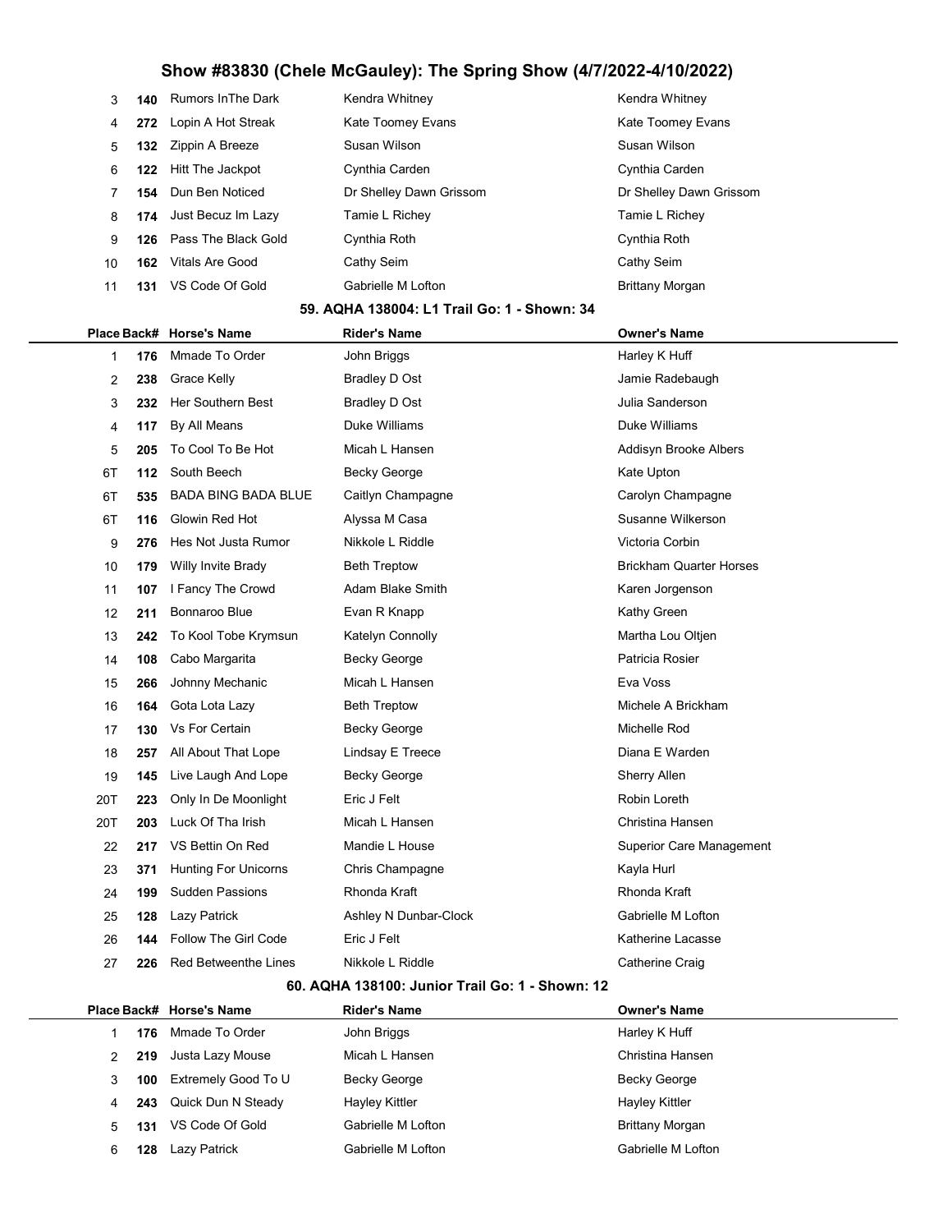| Place | Back# | Horse's Name | Rider's Name | Owner's Name |
|---|---|---|---|---|
| 3 | 140 | Rumors InThe Dark | Kendra Whitney | Kendra Whitney |
| 4 | 272 | Lopin A Hot Streak | Kate Toomey Evans | Kate Toomey Evans |
| 5 | 132 | Zippin A Breeze | Susan Wilson | Susan Wilson |
| 6 | 122 | Hitt The Jackpot | Cynthia Carden | Cynthia Carden |
| 7 | 154 | Dun Ben Noticed | Dr Shelley Dawn Grissom | Dr Shelley Dawn Grissom |
| 8 | 174 | Just Becuz Im Lazy | Tamie L Richey | Tamie L Richey |
| 9 | 126 | Pass The Black Gold | Cynthia Roth | Cynthia Roth |
| 10 | 162 | Vitals Are Good | Cathy Seim | Cathy Seim |
| 11 | 131 | VS Code Of Gold | Gabrielle M Lofton | Brittany Morgan |

### 59. AQHA 138004: L1 Trail Go: 1 - Shown: 34

| Place | Back# | Horse's Name | Rider's Name | Owner's Name |
|---|---|---|---|---|
| 1 | 176 | Mmade To Order | John Briggs | Harley K Huff |
| 2 | 238 | Grace Kelly | Bradley D Ost | Jamie Radebaugh |
| 3 | 232 | Her Southern Best | Bradley D Ost | Julia Sanderson |
| 4 | 117 | By All Means | Duke Williams | Duke Williams |
| 5 | 205 | To Cool To Be Hot | Micah L Hansen | Addisyn Brooke Albers |
| 6T | 112 | South Beech | Becky George | Kate Upton |
| 6T | 535 | BADA BING BADA BLUE | Caitlyn Champagne | Carolyn Champagne |
| 6T | 116 | Glowin Red Hot | Alyssa M Casa | Susanne Wilkerson |
| 9 | 276 | Hes Not Justa Rumor | Nikkole L Riddle | Victoria Corbin |
| 10 | 179 | Willy Invite Brady | Beth Treptow | Brickham Quarter Horses |
| 11 | 107 | I Fancy The Crowd | Adam Blake Smith | Karen Jorgenson |
| 12 | 211 | Bonnaroo Blue | Evan R Knapp | Kathy Green |
| 13 | 242 | To Kool Tobe Krymsun | Katelyn Connolly | Martha Lou Oltjen |
| 14 | 108 | Cabo Margarita | Becky George | Patricia Rosier |
| 15 | 266 | Johnny Mechanic | Micah L Hansen | Eva Voss |
| 16 | 164 | Gota Lota Lazy | Beth Treptow | Michele A Brickham |
| 17 | 130 | Vs For Certain | Becky George | Michelle Rod |
| 18 | 257 | All About That Lope | Lindsay E Treece | Diana E Warden |
| 19 | 145 | Live Laugh And Lope | Becky George | Sherry Allen |
| 20T | 223 | Only In De Moonlight | Eric J Felt | Robin Loreth |
| 20T | 203 | Luck Of Tha Irish | Micah L Hansen | Christina Hansen |
| 22 | 217 | VS Bettin On Red | Mandie L House | Superior Care Management |
| 23 | 371 | Hunting For Unicorns | Chris Champagne | Kayla Hurl |
| 24 | 199 | Sudden Passions | Rhonda Kraft | Rhonda Kraft |
| 25 | 128 | Lazy Patrick | Ashley N Dunbar-Clock | Gabrielle M Lofton |
| 26 | 144 | Follow The Girl Code | Eric J Felt | Katherine Lacasse |
| 27 | 226 | Red Betweenthe Lines | Nikkole L Riddle | Catherine Craig |

### 60. AQHA 138100: Junior Trail Go: 1 - Shown: 12

| Place | Back# | Horse's Name | Rider's Name | Owner's Name |
|---|---|---|---|---|
| 1 | 176 | Mmade To Order | John Briggs | Harley K Huff |
| 2 | 219 | Justa Lazy Mouse | Micah L Hansen | Christina Hansen |
| 3 | 100 | Extremely Good To U | Becky George | Becky George |
| 4 | 243 | Quick Dun N Steady | Hayley Kittler | Hayley Kittler |
| 5 | 131 | VS Code Of Gold | Gabrielle M Lofton | Brittany Morgan |
| 6 | 128 | Lazy Patrick | Gabrielle M Lofton | Gabrielle M Lofton |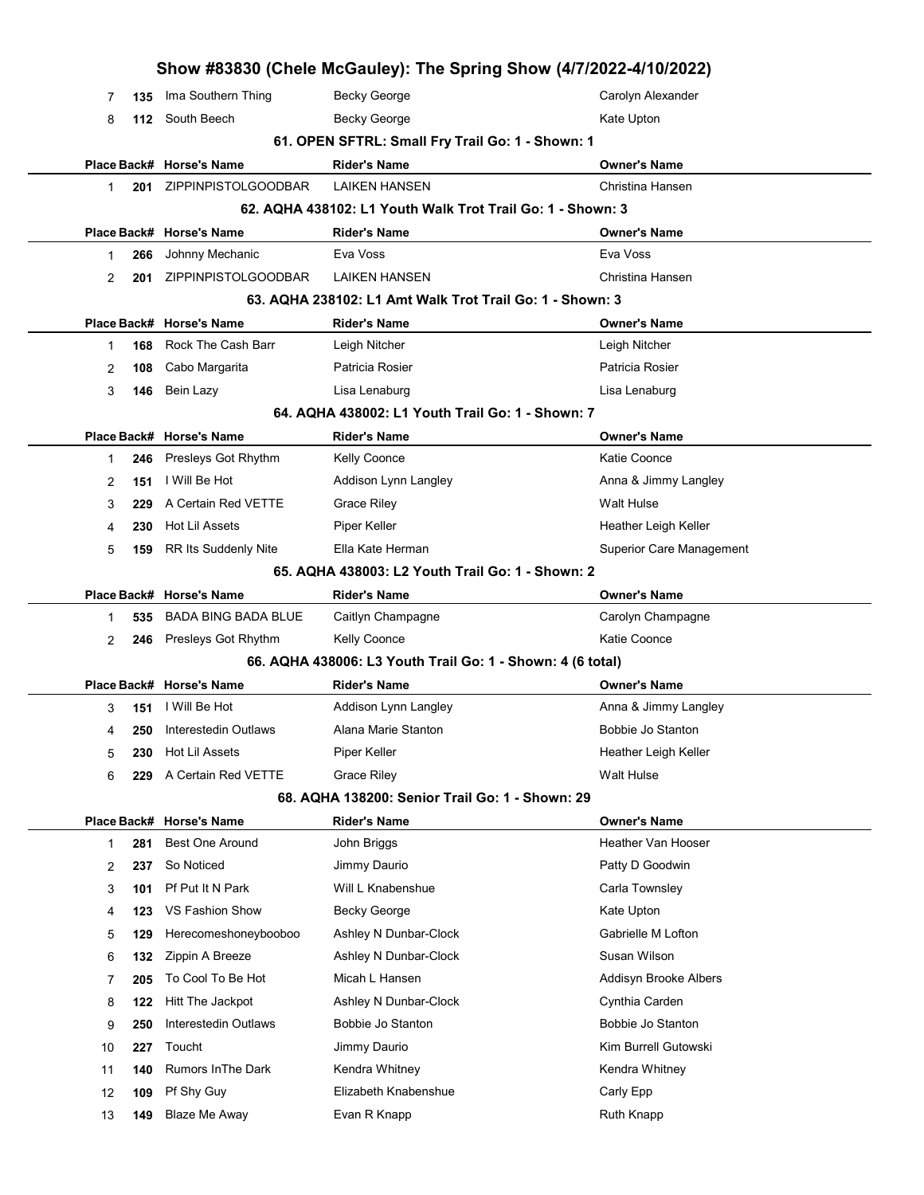| Place | Back# | Horse's Name | Rider's Name | Owner's Name |
|---|---|---|---|---|
| 7 | 135 | Ima Southern Thing | Becky George | Carolyn Alexander |
| 8 | 112 | South Beech | Becky George | Kate Upton |

### 61. OPEN SFTRL: Small Fry Trail Go: 1 - Shown: 1

| Place | Back# | Horse's Name | Rider's Name | Owner's Name |
|---|---|---|---|---|
| 1 | 201 | ZIPPINPISTOLGOODBAR | LAIKEN HANSEN | Christina Hansen |

### 62. AQHA 438102: L1 Youth Walk Trot Trail Go: 1 - Shown: 3

| Place | Back# | Horse's Name | Rider's Name | Owner's Name |
|---|---|---|---|---|
| 1 | 266 | Johnny Mechanic | Eva Voss | Eva Voss |
| 2 | 201 | ZIPPINPISTOLGOODBAR | LAIKEN HANSEN | Christina Hansen |

### 63. AQHA 238102: L1 Amt Walk Trot Trail Go: 1 - Shown: 3

| Place | Back# | Horse's Name | Rider's Name | Owner's Name |
|---|---|---|---|---|
| 1 | 168 | Rock The Cash Barr | Leigh Nitcher | Leigh Nitcher |
| 2 | 108 | Cabo Margarita | Patricia Rosier | Patricia Rosier |
| 3 | 146 | Bein Lazy | Lisa Lenaburg | Lisa Lenaburg |

### 64. AQHA 438002: L1 Youth Trail Go: 1 - Shown: 7

| Place | Back# | Horse's Name | Rider's Name | Owner's Name |
|---|---|---|---|---|
| 1 | 246 | Presleys Got Rhythm | Kelly Coonce | Katie Coonce |
| 2 | 151 | I Will Be Hot | Addison Lynn Langley | Anna & Jimmy Langley |
| 3 | 229 | A Certain Red VETTE | Grace Riley | Walt Hulse |
| 4 | 230 | Hot Lil Assets | Piper Keller | Heather Leigh Keller |
| 5 | 159 | RR Its Suddenly Nite | Ella Kate Herman | Superior Care Management |

### 65. AQHA 438003: L2 Youth Trail Go: 1 - Shown: 2

| Place | Back# | Horse's Name | Rider's Name | Owner's Name |
|---|---|---|---|---|
| 1 | 535 | BADA BING BADA BLUE | Caitlyn Champagne | Carolyn Champagne |
| 2 | 246 | Presleys Got Rhythm | Kelly Coonce | Katie Coonce |

### 66. AQHA 438006: L3 Youth Trail Go: 1 - Shown: 4 (6 total)

| Place | Back# | Horse's Name | Rider's Name | Owner's Name |
|---|---|---|---|---|
| 3 | 151 | I Will Be Hot | Addison Lynn Langley | Anna & Jimmy Langley |
| 4 | 250 | Interestedin Outlaws | Alana Marie Stanton | Bobbie Jo Stanton |
| 5 | 230 | Hot Lil Assets | Piper Keller | Heather Leigh Keller |
| 6 | 229 | A Certain Red VETTE | Grace Riley | Walt Hulse |

### 68. AQHA 138200: Senior Trail Go: 1 - Shown: 29

| Place | Back# | Horse's Name | Rider's Name | Owner's Name |
|---|---|---|---|---|
| 1 | 281 | Best One Around | John Briggs | Heather Van Hooser |
| 2 | 237 | So Noticed | Jimmy Daurio | Patty D Goodwin |
| 3 | 101 | Pf Put It N Park | Will L Knabenshue | Carla Townsley |
| 4 | 123 | VS Fashion Show | Becky George | Kate Upton |
| 5 | 129 | Herecomeshoneybooboo | Ashley N Dunbar-Clock | Gabrielle M Lofton |
| 6 | 132 | Zippin A Breeze | Ashley N Dunbar-Clock | Susan Wilson |
| 7 | 205 | To Cool To Be Hot | Micah L Hansen | Addisyn Brooke Albers |
| 8 | 122 | Hitt The Jackpot | Ashley N Dunbar-Clock | Cynthia Carden |
| 9 | 250 | Interestedin Outlaws | Bobbie Jo Stanton | Bobbie Jo Stanton |
| 10 | 227 | Toucht | Jimmy Daurio | Kim Burrell Gutowski |
| 11 | 140 | Rumors InThe Dark | Kendra Whitney | Kendra Whitney |
| 12 | 109 | Pf Shy Guy | Elizabeth Knabenshue | Carly Epp |
| 13 | 149 | Blaze Me Away | Evan R Knapp | Ruth Knapp |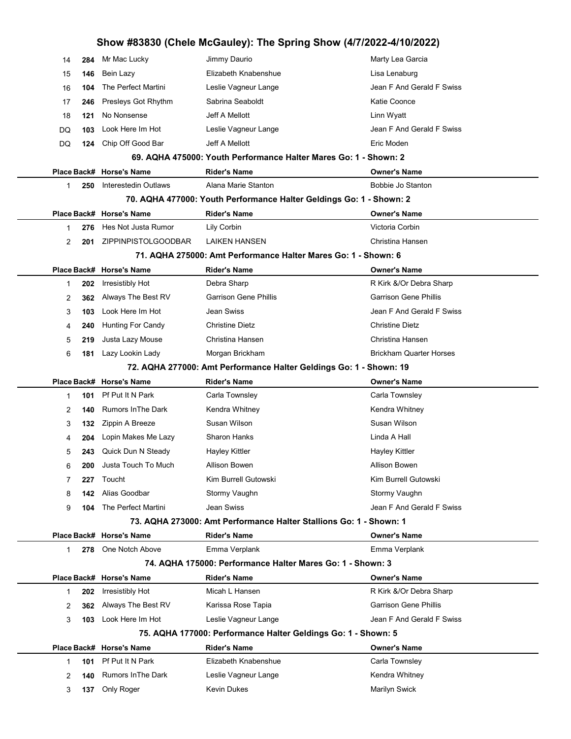# Show #83830 (Chele McGauley): The Spring Show (4/7/2022-4/10/2022)

| Place | Back# | Horse's Name | Rider's Name | Owner's Name |
|---|---|---|---|---|
| 14 | 284 | Mr Mac Lucky | Jimmy Daurio | Marty Lea Garcia |
| 15 | 146 | Bein Lazy | Elizabeth Knabenshue | Lisa Lenaburg |
| 16 | 104 | The Perfect Martini | Leslie Vagneur Lange | Jean F And Gerald F Swiss |
| 17 | 246 | Presleys Got Rhythm | Sabrina Seaboldt | Katie Coonce |
| 18 | 121 | No Nonsense | Jeff A Mellott | Linn Wyatt |
| DQ | 103 | Look Here Im Hot | Leslie Vagneur Lange | Jean F And Gerald F Swiss |
| DQ | 124 | Chip Off Good Bar | Jeff A Mellott | Eric Moden |

### 69. AQHA 475000: Youth Performance Halter Mares Go: 1 - Shown: 2

| Place | Back# | Horse's Name | Rider's Name | Owner's Name |
|---|---|---|---|---|
| 1 | 250 | Interestedin Outlaws | Alana Marie Stanton | Bobbie Jo Stanton |

### 70. AQHA 477000: Youth Performance Halter Geldings Go: 1 - Shown: 2

| Place | Back# | Horse's Name | Rider's Name | Owner's Name |
|---|---|---|---|---|
| 1 | 276 | Hes Not Justa Rumor | Lily Corbin | Victoria Corbin |
| 2 | 201 | ZIPPINPISTOLGOODBAR | LAIKEN HANSEN | Christina Hansen |

### 71. AQHA 275000: Amt Performance Halter Mares Go: 1 - Shown: 6

| Place | Back# | Horse's Name | Rider's Name | Owner's Name |
|---|---|---|---|---|
| 1 | 202 | Irresistibly Hot | Debra Sharp | R Kirk &/Or Debra Sharp |
| 2 | 362 | Always The Best RV | Garrison Gene Phillis | Garrison Gene Phillis |
| 3 | 103 | Look Here Im Hot | Jean Swiss | Jean F And Gerald F Swiss |
| 4 | 240 | Hunting For Candy | Christine Dietz | Christine Dietz |
| 5 | 219 | Justa Lazy Mouse | Christina Hansen | Christina Hansen |
| 6 | 181 | Lazy Lookin Lady | Morgan Brickham | Brickham Quarter Horses |

### 72. AQHA 277000: Amt Performance Halter Geldings Go: 1 - Shown: 19

| Place | Back# | Horse's Name | Rider's Name | Owner's Name |
|---|---|---|---|---|
| 1 | 101 | Pf Put It N Park | Carla Townsley | Carla Townsley |
| 2 | 140 | Rumors InThe Dark | Kendra Whitney | Kendra Whitney |
| 3 | 132 | Zippin A Breeze | Susan Wilson | Susan Wilson |
| 4 | 204 | Lopin Makes Me Lazy | Sharon Hanks | Linda A Hall |
| 5 | 243 | Quick Dun N Steady | Hayley Kittler | Hayley Kittler |
| 6 | 200 | Justa Touch To Much | Allison Bowen | Allison Bowen |
| 7 | 227 | Toucht | Kim Burrell Gutowski | Kim Burrell Gutowski |
| 8 | 142 | Alias Goodbar | Stormy Vaughn | Stormy Vaughn |
| 9 | 104 | The Perfect Martini | Jean Swiss | Jean F And Gerald F Swiss |

### 73. AQHA 273000: Amt Performance Halter Stallions Go: 1 - Shown: 1

| Place | Back# | Horse's Name | Rider's Name | Owner's Name |
|---|---|---|---|---|
| 1 | 278 | One Notch Above | Emma Verplank | Emma Verplank |

### 74. AQHA 175000: Performance Halter Mares Go: 1 - Shown: 3

| Place | Back# | Horse's Name | Rider's Name | Owner's Name |
|---|---|---|---|---|
| 1 | 202 | Irresistibly Hot | Micah L Hansen | R Kirk &/Or Debra Sharp |
| 2 | 362 | Always The Best RV | Karissa Rose Tapia | Garrison Gene Phillis |
| 3 | 103 | Look Here Im Hot | Leslie Vagneur Lange | Jean F And Gerald F Swiss |

### 75. AQHA 177000: Performance Halter Geldings Go: 1 - Shown: 5

| Place | Back# | Horse's Name | Rider's Name | Owner's Name |
|---|---|---|---|---|
| 1 | 101 | Pf Put It N Park | Elizabeth Knabenshue | Carla Townsley |
| 2 | 140 | Rumors InThe Dark | Leslie Vagneur Lange | Kendra Whitney |
| 3 | 137 | Only Roger | Kevin Dukes | Marilyn Swick |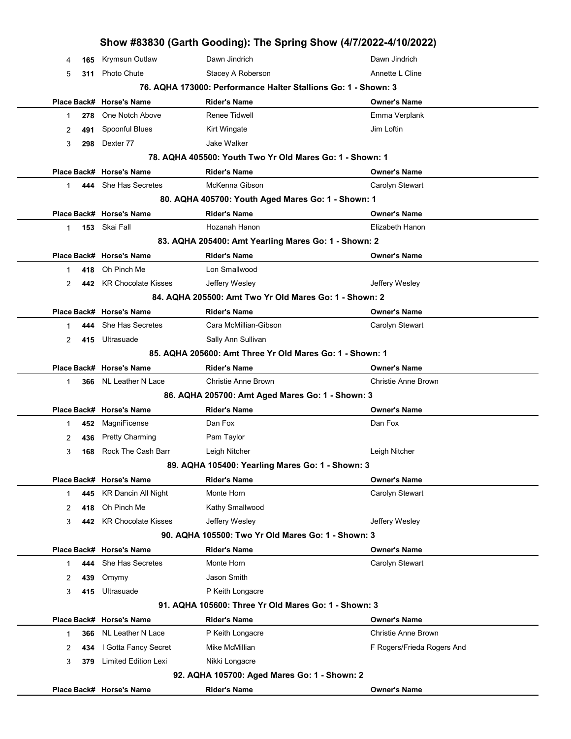| Place | Back# | Horse's Name | Rider's Name | Owner's Name |
|---|---|---|---|---|
| 4 | 165 | Krymsun Outlaw | Dawn Jindrich | Dawn Jindrich |
| 5 | 311 | Photo Chute | Stacey A Roberson | Annette L Cline |

### 76. AQHA 173000: Performance Halter Stallions Go: 1 - Shown: 3

| Place | Back# | Horse's Name | Rider's Name | Owner's Name |
|---|---|---|---|---|
| 1 | 278 | One Notch Above | Renee Tidwell | Emma Verplank |
| 2 | 491 | Spoonful Blues | Kirt Wingate | Jim Loftin |
| 3 | 298 | Dexter 77 | Jake Walker | |

### 78. AQHA 405500: Youth Two Yr Old Mares Go: 1 - Shown: 1

| Place | Back# | Horse's Name | Rider's Name | Owner's Name |
|---|---|---|---|---|
| 1 | 444 | She Has Secretes | McKenna Gibson | Carolyn Stewart |

### 80. AQHA 405700: Youth Aged Mares Go: 1 - Shown: 1

| Place | Back# | Horse's Name | Rider's Name | Owner's Name |
|---|---|---|---|---|
| 1 | 153 | Skai Fall | Hozanah Hanon | Elizabeth Hanon |

### 83. AQHA 205400: Amt Yearling Mares Go: 1 - Shown: 2

| Place | Back# | Horse's Name | Rider's Name | Owner's Name |
|---|---|---|---|---|
| 1 | 418 | Oh Pinch Me | Lon Smallwood | |
| 2 | 442 | KR Chocolate Kisses | Jeffery Wesley | Jeffery Wesley |

### 84. AQHA 205500: Amt Two Yr Old Mares Go: 1 - Shown: 2

| Place | Back# | Horse's Name | Rider's Name | Owner's Name |
|---|---|---|---|---|
| 1 | 444 | She Has Secretes | Cara McMillian-Gibson | Carolyn Stewart |
| 2 | 415 | Ultrasuade | Sally Ann Sullivan | |

### 85. AQHA 205600: Amt Three Yr Old Mares Go: 1 - Shown: 1

| Place | Back# | Horse's Name | Rider's Name | Owner's Name |
|---|---|---|---|---|
| 1 | 366 | NL Leather N Lace | Christie Anne Brown | Christie Anne Brown |

### 86. AQHA 205700: Amt Aged Mares Go: 1 - Shown: 3

| Place | Back# | Horse's Name | Rider's Name | Owner's Name |
|---|---|---|---|---|
| 1 | 452 | MagniFicense | Dan Fox | Dan Fox |
| 2 | 436 | Pretty Charming | Pam Taylor | |
| 3 | 168 | Rock The Cash Barr | Leigh Nitcher | Leigh Nitcher |

### 89. AQHA 105400: Yearling Mares Go: 1 - Shown: 3

| Place | Back# | Horse's Name | Rider's Name | Owner's Name |
|---|---|---|---|---|
| 1 | 445 | KR Dancin All Night | Monte Horn | Carolyn Stewart |
| 2 | 418 | Oh Pinch Me | Kathy Smallwood | |
| 3 | 442 | KR Chocolate Kisses | Jeffery Wesley | Jeffery Wesley |

### 90. AQHA 105500: Two Yr Old Mares Go: 1 - Shown: 3

| Place | Back# | Horse's Name | Rider's Name | Owner's Name |
|---|---|---|---|---|
| 1 | 444 | She Has Secretes | Monte Horn | Carolyn Stewart |
| 2 | 439 | Omymy | Jason Smith | |
| 3 | 415 | Ultrasuade | P Keith Longacre | |

### 91. AQHA 105600: Three Yr Old Mares Go: 1 - Shown: 3

| Place | Back# | Horse's Name | Rider's Name | Owner's Name |
|---|---|---|---|---|
| 1 | 366 | NL Leather N Lace | P Keith Longacre | Christie Anne Brown |
| 2 | 434 | I Gotta Fancy Secret | Mike McMillian | F Rogers/Frieda Rogers And |
| 3 | 379 | Limited Edition Lexi | Nikki Longacre | |

### 92. AQHA 105700: Aged Mares Go: 1 - Shown: 2

| Place | Back# | Horse's Name | Rider's Name | Owner's Name |
|---|---|---|---|---|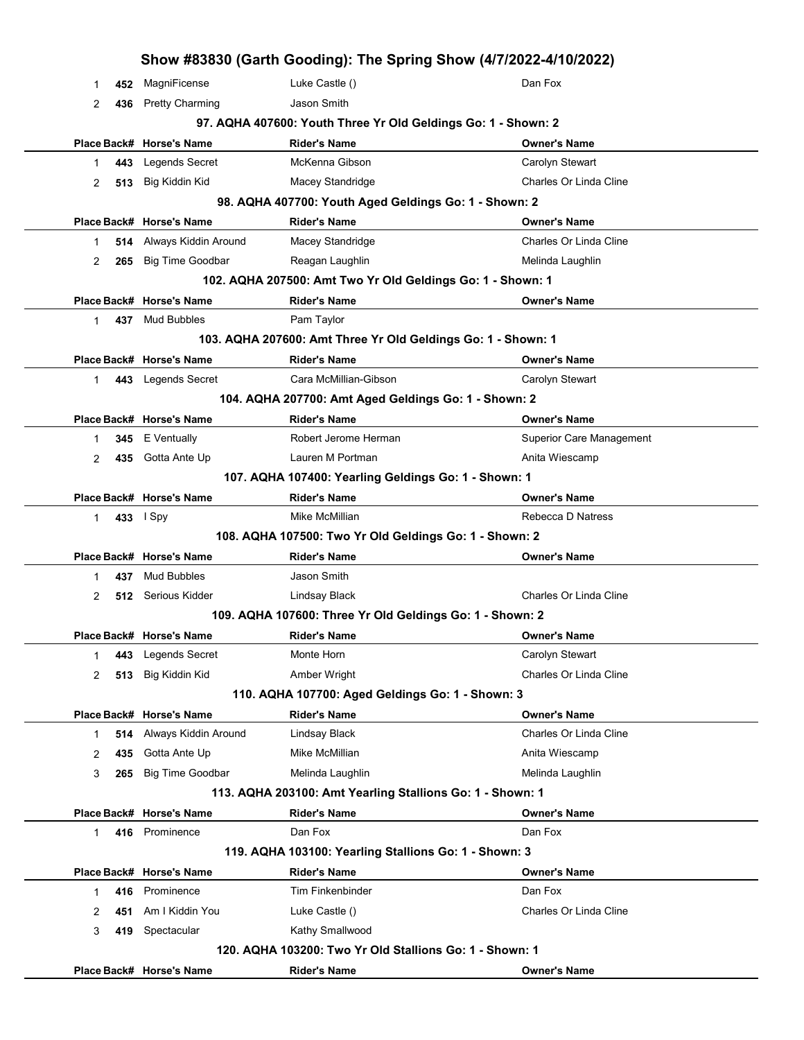# Show #83830 (Garth Gooding): The Spring Show (4/7/2022-4/10/2022)

| Place | Back# | Horse's Name | Rider's Name | Owner's Name |
|---|---|---|---|---|
| 1 | 452 | MagniFicense | Luke Castle () | Dan Fox |
| 2 | 436 | Pretty Charming | Jason Smith | |

### 97. AQHA 407600: Youth Three Yr Old Geldings Go: 1 - Shown: 2

| Place | Back# | Horse's Name | Rider's Name | Owner's Name |
|---|---|---|---|---|
| 1 | 443 | Legends Secret | McKenna Gibson | Carolyn Stewart |
| 2 | 513 | Big Kiddin Kid | Macey Standridge | Charles Or Linda Cline |

### 98. AQHA 407700: Youth Aged Geldings Go: 1 - Shown: 2

| Place | Back# | Horse's Name | Rider's Name | Owner's Name |
|---|---|---|---|---|
| 1 | 514 | Always Kiddin Around | Macey Standridge | Charles Or Linda Cline |
| 2 | 265 | Big Time Goodbar | Reagan Laughlin | Melinda Laughlin |

### 102. AQHA 207500: Amt Two Yr Old Geldings Go: 1 - Shown: 1

| Place | Back# | Horse's Name | Rider's Name | Owner's Name |
|---|---|---|---|---|
| 1 | 437 | Mud Bubbles | Pam Taylor | |

### 103. AQHA 207600: Amt Three Yr Old Geldings Go: 1 - Shown: 1

| Place | Back# | Horse's Name | Rider's Name | Owner's Name |
|---|---|---|---|---|
| 1 | 443 | Legends Secret | Cara McMillian-Gibson | Carolyn Stewart |

### 104. AQHA 207700: Amt Aged Geldings Go: 1 - Shown: 2

| Place | Back# | Horse's Name | Rider's Name | Owner's Name |
|---|---|---|---|---|
| 1 | 345 | E Ventually | Robert Jerome Herman | Superior Care Management |
| 2 | 435 | Gotta Ante Up | Lauren M Portman | Anita Wiescamp |

### 107. AQHA 107400: Yearling Geldings Go: 1 - Shown: 1

| Place | Back# | Horse's Name | Rider's Name | Owner's Name |
|---|---|---|---|---|
| 1 | 433 | I Spy | Mike McMillian | Rebecca D Natress |

### 108. AQHA 107500: Two Yr Old Geldings Go: 1 - Shown: 2

| Place | Back# | Horse's Name | Rider's Name | Owner's Name |
|---|---|---|---|---|
| 1 | 437 | Mud Bubbles | Jason Smith | |
| 2 | 512 | Serious Kidder | Lindsay Black | Charles Or Linda Cline |

### 109. AQHA 107600: Three Yr Old Geldings Go: 1 - Shown: 2

| Place | Back# | Horse's Name | Rider's Name | Owner's Name |
|---|---|---|---|---|
| 1 | 443 | Legends Secret | Monte Horn | Carolyn Stewart |
| 2 | 513 | Big Kiddin Kid | Amber Wright | Charles Or Linda Cline |

### 110. AQHA 107700: Aged Geldings Go: 1 - Shown: 3

| Place | Back# | Horse's Name | Rider's Name | Owner's Name |
|---|---|---|---|---|
| 1 | 514 | Always Kiddin Around | Lindsay Black | Charles Or Linda Cline |
| 2 | 435 | Gotta Ante Up | Mike McMillian | Anita Wiescamp |
| 3 | 265 | Big Time Goodbar | Melinda Laughlin | Melinda Laughlin |

### 113. AQHA 203100: Amt Yearling Stallions Go: 1 - Shown: 1

| Place | Back# | Horse's Name | Rider's Name | Owner's Name |
|---|---|---|---|---|
| 1 | 416 | Prominence | Dan Fox | Dan Fox |

### 119. AQHA 103100: Yearling Stallions Go: 1 - Shown: 3

| Place | Back# | Horse's Name | Rider's Name | Owner's Name |
|---|---|---|---|---|
| 1 | 416 | Prominence | Tim Finkenbinder | Dan Fox |
| 2 | 451 | Am I Kiddin You | Luke Castle () | Charles Or Linda Cline |
| 3 | 419 | Spectacular | Kathy Smallwood | |

### 120. AQHA 103200: Two Yr Old Stallions Go: 1 - Shown: 1

| Place | Back# | Horse's Name | Rider's Name | Owner's Name |
|---|---|---|---|---|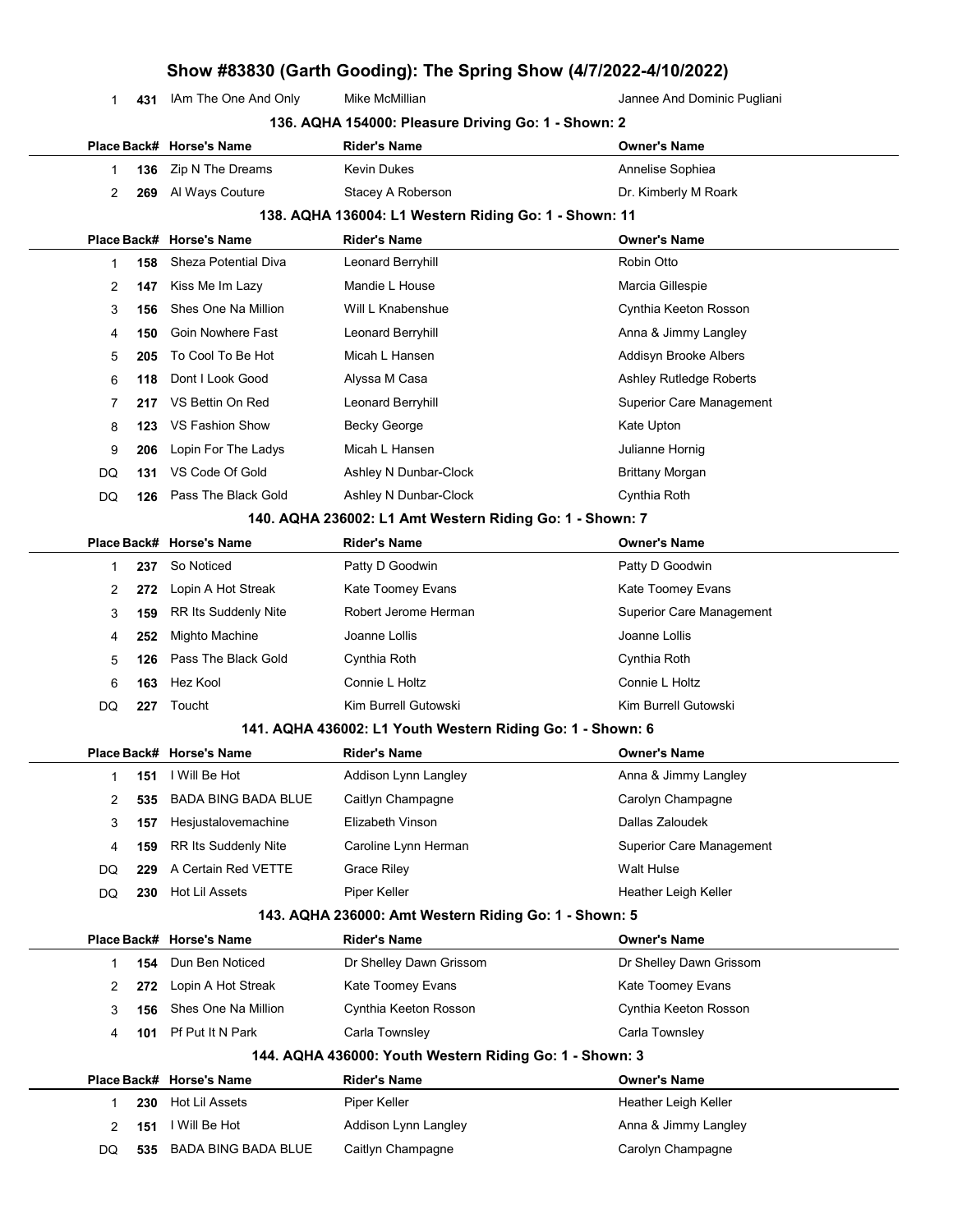| 1 | 431 | IAm The One And Only | Mike McMillian | Jannee And Dominic Pugliani |
|---|---|---|---|---|

### 136. AQHA 154000: Pleasure Driving Go: 1 - Shown: 2

| Place | Back# | Horse's Name | Rider's Name | Owner's Name |
|---|---|---|---|---|
| 1 | 136 | Zip N The Dreams | Kevin Dukes | Annelise Sophiea |
| 2 | 269 | Al Ways Couture | Stacey A Roberson | Dr. Kimberly M Roark |

### 138. AQHA 136004: L1 Western Riding Go: 1 - Shown: 11

| Place | Back# | Horse's Name | Rider's Name | Owner's Name |
|---|---|---|---|---|
| 1 | 158 | Sheza Potential Diva | Leonard Berryhill | Robin Otto |
| 2 | 147 | Kiss Me Im Lazy | Mandie L House | Marcia Gillespie |
| 3 | 156 | Shes One Na Million | Will L Knabenshue | Cynthia Keeton Rosson |
| 4 | 150 | Goin Nowhere Fast | Leonard Berryhill | Anna & Jimmy Langley |
| 5 | 205 | To Cool To Be Hot | Micah L Hansen | Addisyn Brooke Albers |
| 6 | 118 | Dont I Look Good | Alyssa M Casa | Ashley Rutledge Roberts |
| 7 | 217 | VS Bettin On Red | Leonard Berryhill | Superior Care Management |
| 8 | 123 | VS Fashion Show | Becky George | Kate Upton |
| 9 | 206 | Lopin For The Ladys | Micah L Hansen | Julianne Hornig |
| DQ | 131 | VS Code Of Gold | Ashley N Dunbar-Clock | Brittany Morgan |
| DQ | 126 | Pass The Black Gold | Ashley N Dunbar-Clock | Cynthia Roth |

### 140. AQHA 236002: L1 Amt Western Riding Go: 1 - Shown: 7

| Place | Back# | Horse's Name | Rider's Name | Owner's Name |
|---|---|---|---|---|
| 1 | 237 | So Noticed | Patty D Goodwin | Patty D Goodwin |
| 2 | 272 | Lopin A Hot Streak | Kate Toomey Evans | Kate Toomey Evans |
| 3 | 159 | RR Its Suddenly Nite | Robert Jerome Herman | Superior Care Management |
| 4 | 252 | Mighto Machine | Joanne Lollis | Joanne Lollis |
| 5 | 126 | Pass The Black Gold | Cynthia Roth | Cynthia Roth |
| 6 | 163 | Hez Kool | Connie L Holtz | Connie L Holtz |
| DQ | 227 | Toucht | Kim Burrell Gutowski | Kim Burrell Gutowski |

### 141. AQHA 436002: L1 Youth Western Riding Go: 1 - Shown: 6

| Place | Back# | Horse's Name | Rider's Name | Owner's Name |
|---|---|---|---|---|
| 1 | 151 | I Will Be Hot | Addison Lynn Langley | Anna & Jimmy Langley |
| 2 | 535 | BADA BING BADA BLUE | Caitlyn Champagne | Carolyn Champagne |
| 3 | 157 | Hesjustalovemachine | Elizabeth Vinson | Dallas Zaloudek |
| 4 | 159 | RR Its Suddenly Nite | Caroline Lynn Herman | Superior Care Management |
| DQ | 229 | A Certain Red VETTE | Grace Riley | Walt Hulse |
| DQ | 230 | Hot Lil Assets | Piper Keller | Heather Leigh Keller |

### 143. AQHA 236000: Amt Western Riding Go: 1 - Shown: 5

| Place | Back# | Horse's Name | Rider's Name | Owner's Name |
|---|---|---|---|---|
| 1 | 154 | Dun Ben Noticed | Dr Shelley Dawn Grissom | Dr Shelley Dawn Grissom |
| 2 | 272 | Lopin A Hot Streak | Kate Toomey Evans | Kate Toomey Evans |
| 3 | 156 | Shes One Na Million | Cynthia Keeton Rosson | Cynthia Keeton Rosson |
| 4 | 101 | Pf Put It N Park | Carla Townsley | Carla Townsley |

### 144. AQHA 436000: Youth Western Riding Go: 1 - Shown: 3

| Place | Back# | Horse's Name | Rider's Name | Owner's Name |
|---|---|---|---|---|
| 1 | 230 | Hot Lil Assets | Piper Keller | Heather Leigh Keller |
| 2 | 151 | I Will Be Hot | Addison Lynn Langley | Anna & Jimmy Langley |
| DQ | 535 | BADA BING BADA BLUE | Caitlyn Champagne | Carolyn Champagne |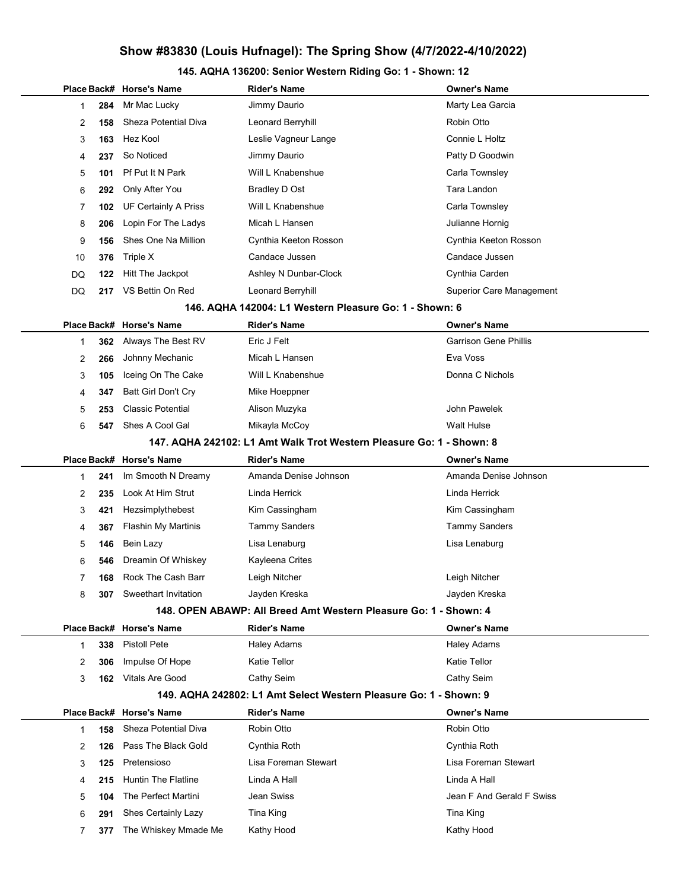# Show #83830 (Louis Hufnagel): The Spring Show (4/7/2022-4/10/2022)

## 145. AQHA 136200: Senior Western Riding Go: 1 - Shown: 12

| Place | Back# | Horse's Name | Rider's Name | Owner's Name |
|---|---|---|---|---|
| 1 | 284 | Mr Mac Lucky | Jimmy Daurio | Marty Lea Garcia |
| 2 | 158 | Sheza Potential Diva | Leonard Berryhill | Robin Otto |
| 3 | 163 | Hez Kool | Leslie Vagneur Lange | Connie L Holtz |
| 4 | 237 | So Noticed | Jimmy Daurio | Patty D Goodwin |
| 5 | 101 | Pf Put It N Park | Will L Knabenshue | Carla Townsley |
| 6 | 292 | Only After You | Bradley D Ost | Tara Landon |
| 7 | 102 | UF Certainly A Priss | Will L Knabenshue | Carla Townsley |
| 8 | 206 | Lopin For The Ladys | Micah L Hansen | Julianne Hornig |
| 9 | 156 | Shes One Na Million | Cynthia Keeton Rosson | Cynthia Keeton Rosson |
| 10 | 376 | Triple X | Candace Jussen | Candace Jussen |
| DQ | 122 | Hitt The Jackpot | Ashley N Dunbar-Clock | Cynthia Carden |
| DQ | 217 | VS Bettin On Red | Leonard Berryhill | Superior Care Management |

## 146. AQHA 142004: L1 Western Pleasure Go: 1 - Shown: 6

| Place | Back# | Horse's Name | Rider's Name | Owner's Name |
|---|---|---|---|---|
| 1 | 362 | Always The Best RV | Eric J Felt | Garrison Gene Phillis |
| 2 | 266 | Johnny Mechanic | Micah L Hansen | Eva Voss |
| 3 | 105 | Iceing On The Cake | Will L Knabenshue | Donna C Nichols |
| 4 | 347 | Batt Girl Don't Cry | Mike Hoeppner | |
| 5 | 253 | Classic Potential | Alison Muzyka | John Pawelek |
| 6 | 547 | Shes A Cool Gal | Mikayla McCoy | Walt Hulse |

## 147. AQHA 242102: L1 Amt Walk Trot Western Pleasure Go: 1 - Shown: 8

| Place | Back# | Horse's Name | Rider's Name | Owner's Name |
|---|---|---|---|---|
| 1 | 241 | Im Smooth N Dreamy | Amanda Denise Johnson | Amanda Denise Johnson |
| 2 | 235 | Look At Him Strut | Linda Herrick | Linda Herrick |
| 3 | 421 | Hezsimplythebest | Kim Cassingham | Kim Cassingham |
| 4 | 367 | Flashin My Martinis | Tammy Sanders | Tammy Sanders |
| 5 | 146 | Bein Lazy | Lisa Lenaburg | Lisa Lenaburg |
| 6 | 546 | Dreamin Of Whiskey | Kayleena Crites | |
| 7 | 168 | Rock The Cash Barr | Leigh Nitcher | Leigh Nitcher |
| 8 | 307 | Sweethart Invitation | Jayden Kreska | Jayden Kreska |

## 148. OPEN ABAWP: All Breed Amt Western Pleasure Go: 1 - Shown: 4

| Place | Back# | Horse's Name | Rider's Name | Owner's Name |
|---|---|---|---|---|
| 1 | 338 | Pistoll Pete | Haley Adams | Haley Adams |
| 2 | 306 | Impulse Of Hope | Katie Tellor | Katie Tellor |
| 3 | 162 | Vitals Are Good | Cathy Seim | Cathy Seim |

## 149. AQHA 242802: L1 Amt Select Western Pleasure Go: 1 - Shown: 9

| Place | Back# | Horse's Name | Rider's Name | Owner's Name |
|---|---|---|---|---|
| 1 | 158 | Sheza Potential Diva | Robin Otto | Robin Otto |
| 2 | 126 | Pass The Black Gold | Cynthia Roth | Cynthia Roth |
| 3 | 125 | Pretensioso | Lisa Foreman Stewart | Lisa Foreman Stewart |
| 4 | 215 | Huntin The Flatline | Linda A Hall | Linda A Hall |
| 5 | 104 | The Perfect Martini | Jean Swiss | Jean F And Gerald F Swiss |
| 6 | 291 | Shes Certainly Lazy | Tina King | Tina King |
| 7 | 377 | The Whiskey Mmade Me | Kathy Hood | Kathy Hood |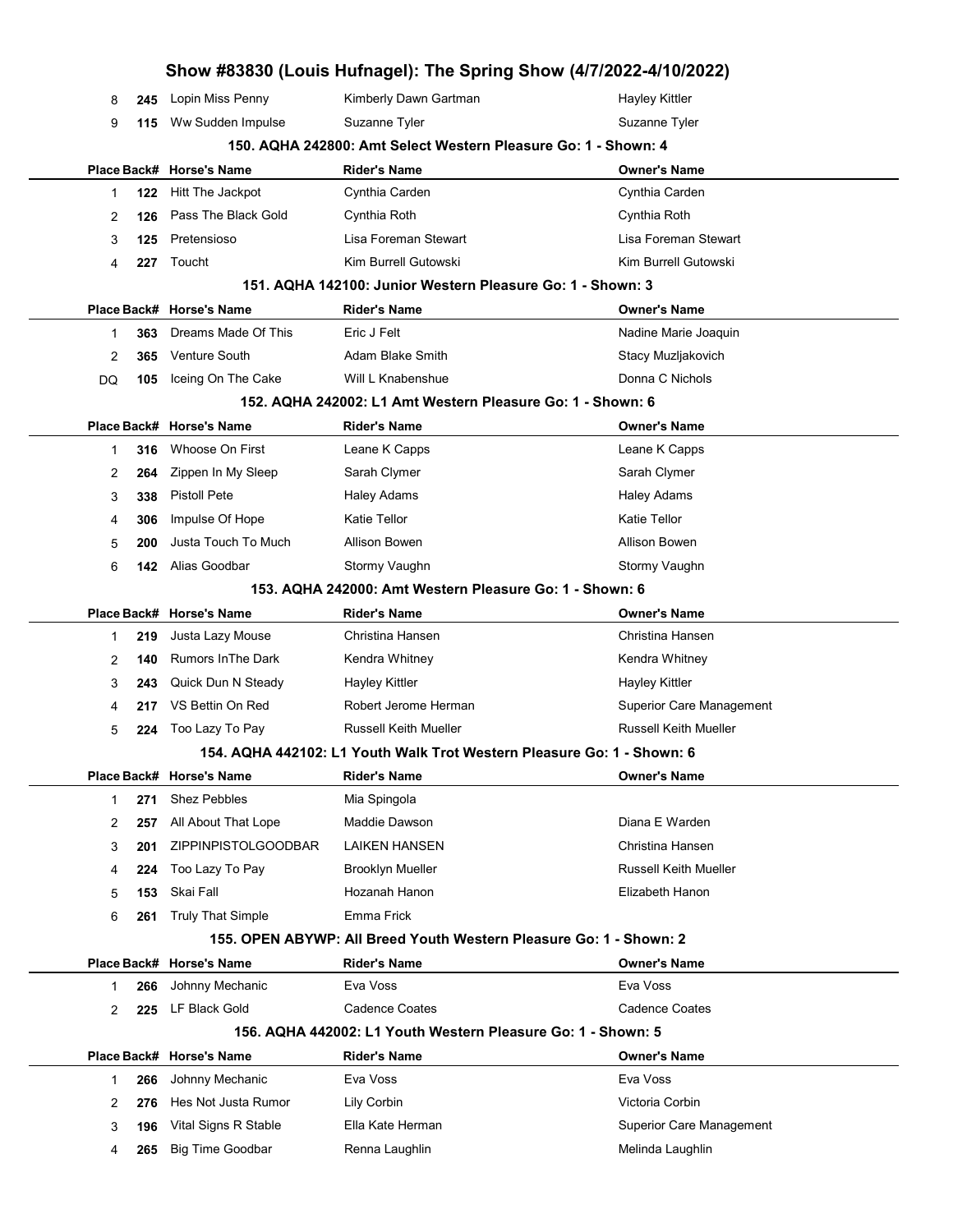| Place | Back# | Horse's Name | Rider's Name | Owner's Name |
|---|---|---|---|---|
| 8 | 245 | Lopin Miss Penny | Kimberly Dawn Gartman | Hayley Kittler |
| 9 | 115 | Ww Sudden Impulse | Suzanne Tyler | Suzanne Tyler |

### 150. AQHA 242800: Amt Select Western Pleasure Go: 1 - Shown: 4

| Place | Back# | Horse's Name | Rider's Name | Owner's Name |
|---|---|---|---|---|
| 1 | 122 | Hitt The Jackpot | Cynthia Carden | Cynthia Carden |
| 2 | 126 | Pass The Black Gold | Cynthia Roth | Cynthia Roth |
| 3 | 125 | Pretensioso | Lisa Foreman Stewart | Lisa Foreman Stewart |
| 4 | 227 | Toucht | Kim Burrell Gutowski | Kim Burrell Gutowski |

### 151. AQHA 142100: Junior Western Pleasure Go: 1 - Shown: 3

| Place | Back# | Horse's Name | Rider's Name | Owner's Name |
|---|---|---|---|---|
| 1 | 363 | Dreams Made Of This | Eric J Felt | Nadine Marie Joaquin |
| 2 | 365 | Venture South | Adam Blake Smith | Stacy Muzljakovich |
| DQ | 105 | Iceing On The Cake | Will L Knabenshue | Donna C Nichols |

### 152. AQHA 242002: L1 Amt Western Pleasure Go: 1 - Shown: 6

| Place | Back# | Horse's Name | Rider's Name | Owner's Name |
|---|---|---|---|---|
| 1 | 316 | Whoose On First | Leane K Capps | Leane K Capps |
| 2 | 264 | Zippen In My Sleep | Sarah Clymer | Sarah Clymer |
| 3 | 338 | Pistoll Pete | Haley Adams | Haley Adams |
| 4 | 306 | Impulse Of Hope | Katie Tellor | Katie Tellor |
| 5 | 200 | Justa Touch To Much | Allison Bowen | Allison Bowen |
| 6 | 142 | Alias Goodbar | Stormy Vaughn | Stormy Vaughn |

### 153. AQHA 242000: Amt Western Pleasure Go: 1 - Shown: 6

| Place | Back# | Horse's Name | Rider's Name | Owner's Name |
|---|---|---|---|---|
| 1 | 219 | Justa Lazy Mouse | Christina Hansen | Christina Hansen |
| 2 | 140 | Rumors InThe Dark | Kendra Whitney | Kendra Whitney |
| 3 | 243 | Quick Dun N Steady | Hayley Kittler | Hayley Kittler |
| 4 | 217 | VS Bettin On Red | Robert Jerome Herman | Superior Care Management |
| 5 | 224 | Too Lazy To Pay | Russell Keith Mueller | Russell Keith Mueller |

### 154. AQHA 442102: L1 Youth Walk Trot Western Pleasure Go: 1 - Shown: 6

| Place | Back# | Horse's Name | Rider's Name | Owner's Name |
|---|---|---|---|---|
| 1 | 271 | Shez Pebbles | Mia Spingola | |
| 2 | 257 | All About That Lope | Maddie Dawson | Diana E Warden |
| 3 | 201 | ZIPPINPISTOLGOODBAR | LAIKEN HANSEN | Christina Hansen |
| 4 | 224 | Too Lazy To Pay | Brooklyn Mueller | Russell Keith Mueller |
| 5 | 153 | Skai Fall | Hozanah Hanon | Elizabeth Hanon |
| 6 | 261 | Truly That Simple | Emma Frick | |

### 155. OPEN ABYWP: All Breed Youth Western Pleasure Go: 1 - Shown: 2

| Place | Back# | Horse's Name | Rider's Name | Owner's Name |
|---|---|---|---|---|
| 1 | 266 | Johnny Mechanic | Eva Voss | Eva Voss |
| 2 | 225 | LF Black Gold | Cadence Coates | Cadence Coates |

### 156. AQHA 442002: L1 Youth Western Pleasure Go: 1 - Shown: 5

| Place | Back# | Horse's Name | Rider's Name | Owner's Name |
|---|---|---|---|---|
| 1 | 266 | Johnny Mechanic | Eva Voss | Eva Voss |
| 2 | 276 | Hes Not Justa Rumor | Lily Corbin | Victoria Corbin |
| 3 | 196 | Vital Signs R Stable | Ella Kate Herman | Superior Care Management |
| 4 | 265 | Big Time Goodbar | Renna Laughlin | Melinda Laughlin |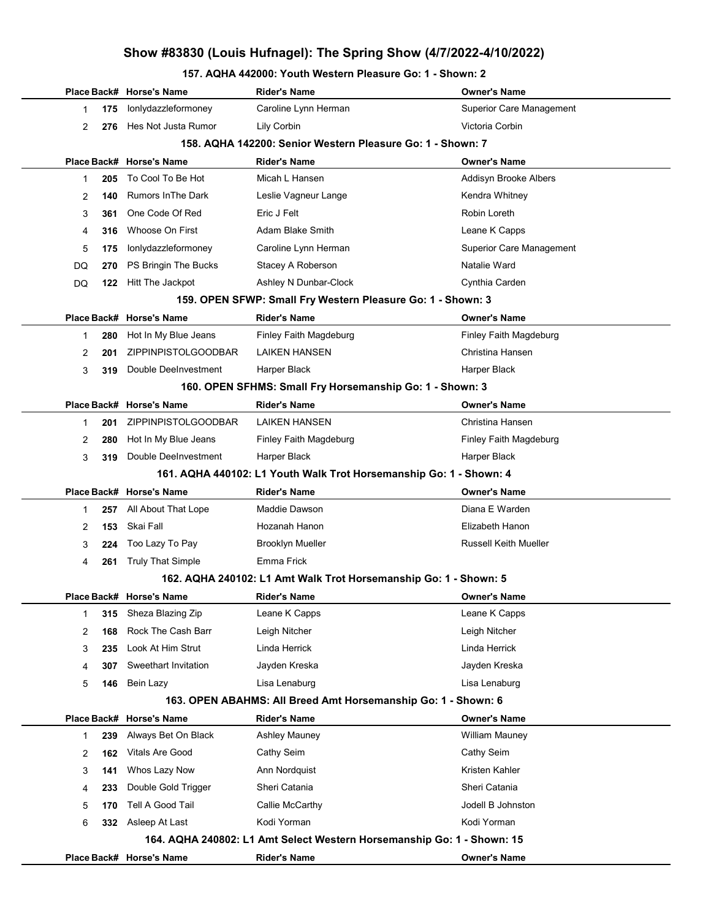# Show #83830 (Louis Hufnagel): The Spring Show (4/7/2022-4/10/2022)

### 157. AQHA 442000: Youth Western Pleasure Go: 1 - Shown: 2

| Place | Back# | Horse's Name | Rider's Name | Owner's Name |
|---|---|---|---|---|
| 1 | 175 | Ionlydazzleformoney | Caroline Lynn Herman | Superior Care Management |
| 2 | 276 | Hes Not Justa Rumor | Lily Corbin | Victoria Corbin |

### 158. AQHA 142200: Senior Western Pleasure Go: 1 - Shown: 7

| Place | Back# | Horse's Name | Rider's Name | Owner's Name |
|---|---|---|---|---|
| 1 | 205 | To Cool To Be Hot | Micah L Hansen | Addisyn Brooke Albers |
| 2 | 140 | Rumors InThe Dark | Leslie Vagneur Lange | Kendra Whitney |
| 3 | 361 | One Code Of Red | Eric J Felt | Robin Loreth |
| 4 | 316 | Whoose On First | Adam Blake Smith | Leane K Capps |
| 5 | 175 | Ionlydazzleformoney | Caroline Lynn Herman | Superior Care Management |
| DQ | 270 | PS Bringin The Bucks | Stacey A Roberson | Natalie Ward |
| DQ | 122 | Hitt The Jackpot | Ashley N Dunbar-Clock | Cynthia Carden |

### 159. OPEN SFWP: Small Fry Western Pleasure Go: 1 - Shown: 3

| Place | Back# | Horse's Name | Rider's Name | Owner's Name |
|---|---|---|---|---|
| 1 | 280 | Hot In My Blue Jeans | Finley Faith Magdeburg | Finley Faith Magdeburg |
| 2 | 201 | ZIPPINPISTOLGOODBAR | LAIKEN HANSEN | Christina Hansen |
| 3 | 319 | Double DeeInvestment | Harper Black | Harper Black |

### 160. OPEN SFHMS: Small Fry Horsemanship Go: 1 - Shown: 3

| Place | Back# | Horse's Name | Rider's Name | Owner's Name |
|---|---|---|---|---|
| 1 | 201 | ZIPPINPISTOLGOODBAR | LAIKEN HANSEN | Christina Hansen |
| 2 | 280 | Hot In My Blue Jeans | Finley Faith Magdeburg | Finley Faith Magdeburg |
| 3 | 319 | Double DeeInvestment | Harper Black | Harper Black |

### 161. AQHA 440102: L1 Youth Walk Trot Horsemanship Go: 1 - Shown: 4

| Place | Back# | Horse's Name | Rider's Name | Owner's Name |
|---|---|---|---|---|
| 1 | 257 | All About That Lope | Maddie Dawson | Diana E Warden |
| 2 | 153 | Skai Fall | Hozanah Hanon | Elizabeth Hanon |
| 3 | 224 | Too Lazy To Pay | Brooklyn Mueller | Russell Keith Mueller |
| 4 | 261 | Truly That Simple | Emma Frick | |

### 162. AQHA 240102: L1 Amt Walk Trot Horsemanship Go: 1 - Shown: 5

| Place | Back# | Horse's Name | Rider's Name | Owner's Name |
|---|---|---|---|---|
| 1 | 315 | Sheza Blazing Zip | Leane K Capps | Leane K Capps |
| 2 | 168 | Rock The Cash Barr | Leigh Nitcher | Leigh Nitcher |
| 3 | 235 | Look At Him Strut | Linda Herrick | Linda Herrick |
| 4 | 307 | Sweethart Invitation | Jayden Kreska | Jayden Kreska |
| 5 | 146 | Bein Lazy | Lisa Lenaburg | Lisa Lenaburg |

### 163. OPEN ABAHMS: All Breed Amt Horsemanship Go: 1 - Shown: 6

| Place | Back# | Horse's Name | Rider's Name | Owner's Name |
|---|---|---|---|---|
| 1 | 239 | Always Bet On Black | Ashley Mauney | William Mauney |
| 2 | 162 | Vitals Are Good | Cathy Seim | Cathy Seim |
| 3 | 141 | Whos Lazy Now | Ann Nordquist | Kristen Kahler |
| 4 | 233 | Double Gold Trigger | Sheri Catania | Sheri Catania |
| 5 | 170 | Tell A Good Tail | Callie McCarthy | Jodell B Johnston |
| 6 | 332 | Asleep At Last | Kodi Yorman | Kodi Yorman |

### 164. AQHA 240802: L1 Amt Select Western Horsemanship Go: 1 - Shown: 15

| Place | Back# | Horse's Name | Rider's Name | Owner's Name |
|---|---|---|---|---|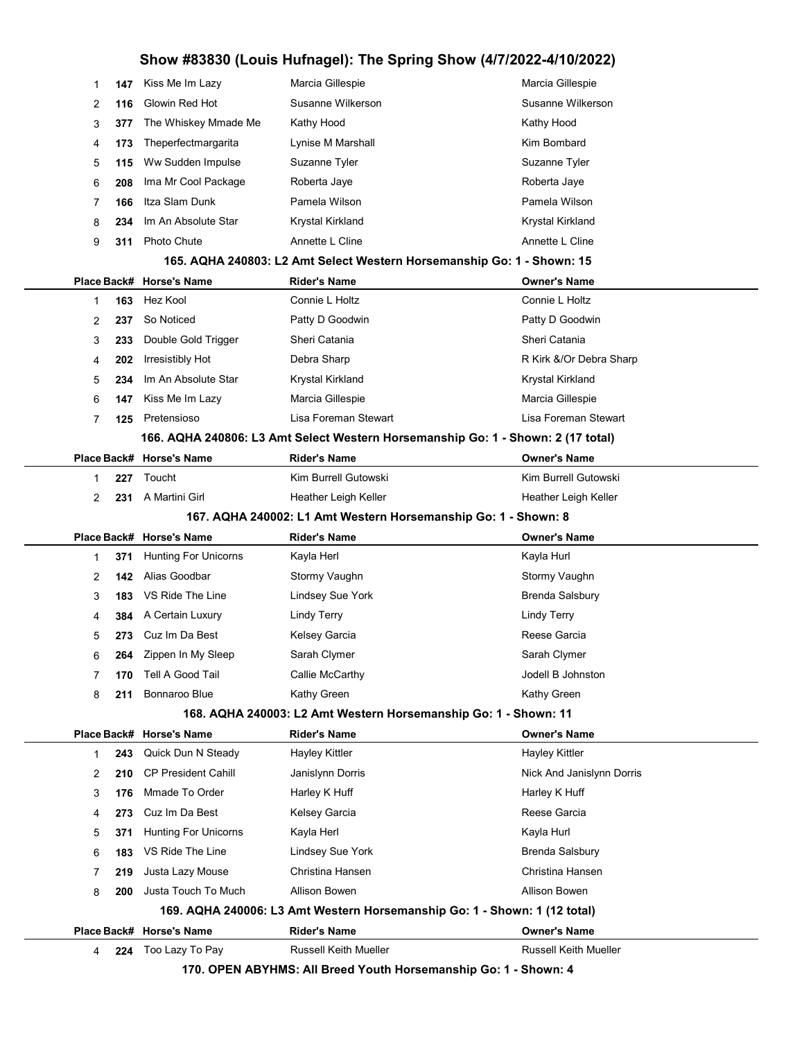| Place | Back# | Horse's Name | Rider's Name | Owner's Name |
|---|---|---|---|---|
| 1 | 147 | Kiss Me Im Lazy | Marcia Gillespie | Marcia Gillespie |
| 2 | 116 | Glowin Red Hot | Susanne Wilkerson | Susanne Wilkerson |
| 3 | 377 | The Whiskey Mmade Me | Kathy Hood | Kathy Hood |
| 4 | 173 | Theperfectmargarita | Lynise M Marshall | Kim Bombard |
| 5 | 115 | Ww Sudden Impulse | Suzanne Tyler | Suzanne Tyler |
| 6 | 208 | Ima Mr Cool Package | Roberta Jaye | Roberta Jaye |
| 7 | 166 | Itza Slam Dunk | Pamela Wilson | Pamela Wilson |
| 8 | 234 | Im An Absolute Star | Krystal Kirkland | Krystal Kirkland |
| 9 | 311 | Photo Chute | Annette L Cline | Annette L Cline |

### 165. AQHA 240803: L2 Amt Select Western Horsemanship Go: 1 - Shown: 15

| Place | Back# | Horse's Name | Rider's Name | Owner's Name |
|---|---|---|---|---|
| 1 | 163 | Hez Kool | Connie L Holtz | Connie L Holtz |
| 2 | 237 | So Noticed | Patty D Goodwin | Patty D Goodwin |
| 3 | 233 | Double Gold Trigger | Sheri Catania | Sheri Catania |
| 4 | 202 | Irresistibly Hot | Debra Sharp | R Kirk &/Or Debra Sharp |
| 5 | 234 | Im An Absolute Star | Krystal Kirkland | Krystal Kirkland |
| 6 | 147 | Kiss Me Im Lazy | Marcia Gillespie | Marcia Gillespie |
| 7 | 125 | Pretensioso | Lisa Foreman Stewart | Lisa Foreman Stewart |

### 166. AQHA 240806: L3 Amt Select Western Horsemanship Go: 1 - Shown: 2 (17 total)

| Place | Back# | Horse's Name | Rider's Name | Owner's Name |
|---|---|---|---|---|
| 1 | 227 | Toucht | Kim Burrell Gutowski | Kim Burrell Gutowski |
| 2 | 231 | A Martini Girl | Heather Leigh Keller | Heather Leigh Keller |

### 167. AQHA 240002: L1 Amt Western Horsemanship Go: 1 - Shown: 8

| Place | Back# | Horse's Name | Rider's Name | Owner's Name |
|---|---|---|---|---|
| 1 | 371 | Hunting For Unicorns | Kayla Herl | Kayla Hurl |
| 2 | 142 | Alias Goodbar | Stormy Vaughn | Stormy Vaughn |
| 3 | 183 | VS Ride The Line | Lindsey Sue York | Brenda Salsbury |
| 4 | 384 | A Certain Luxury | Lindy Terry | Lindy Terry |
| 5 | 273 | Cuz Im Da Best | Kelsey Garcia | Reese Garcia |
| 6 | 264 | Zippen In My Sleep | Sarah Clymer | Sarah Clymer |
| 7 | 170 | Tell A Good Tail | Callie McCarthy | Jodell B Johnston |
| 8 | 211 | Bonnaroo Blue | Kathy Green | Kathy Green |

### 168. AQHA 240003: L2 Amt Western Horsemanship Go: 1 - Shown: 11

| Place | Back# | Horse's Name | Rider's Name | Owner's Name |
|---|---|---|---|---|
| 1 | 243 | Quick Dun N Steady | Hayley Kittler | Hayley Kittler |
| 2 | 210 | CP President Cahill | Janislynn Dorris | Nick And Janislynn Dorris |
| 3 | 176 | Mmade To Order | Harley K Huff | Harley K Huff |
| 4 | 273 | Cuz Im Da Best | Kelsey Garcia | Reese Garcia |
| 5 | 371 | Hunting For Unicorns | Kayla Herl | Kayla Hurl |
| 6 | 183 | VS Ride The Line | Lindsey Sue York | Brenda Salsbury |
| 7 | 219 | Justa Lazy Mouse | Christina Hansen | Christina Hansen |
| 8 | 200 | Justa Touch To Much | Allison Bowen | Allison Bowen |

### 169. AQHA 240006: L3 Amt Western Horsemanship Go: 1 - Shown: 1 (12 total)

| Place | Back# | Horse's Name | Rider's Name | Owner's Name |
|---|---|---|---|---|
| 4 | 224 | Too Lazy To Pay | Russell Keith Mueller | Russell Keith Mueller |

### 170. OPEN ABYHMS: All Breed Youth Horsemanship Go: 1 - Shown: 4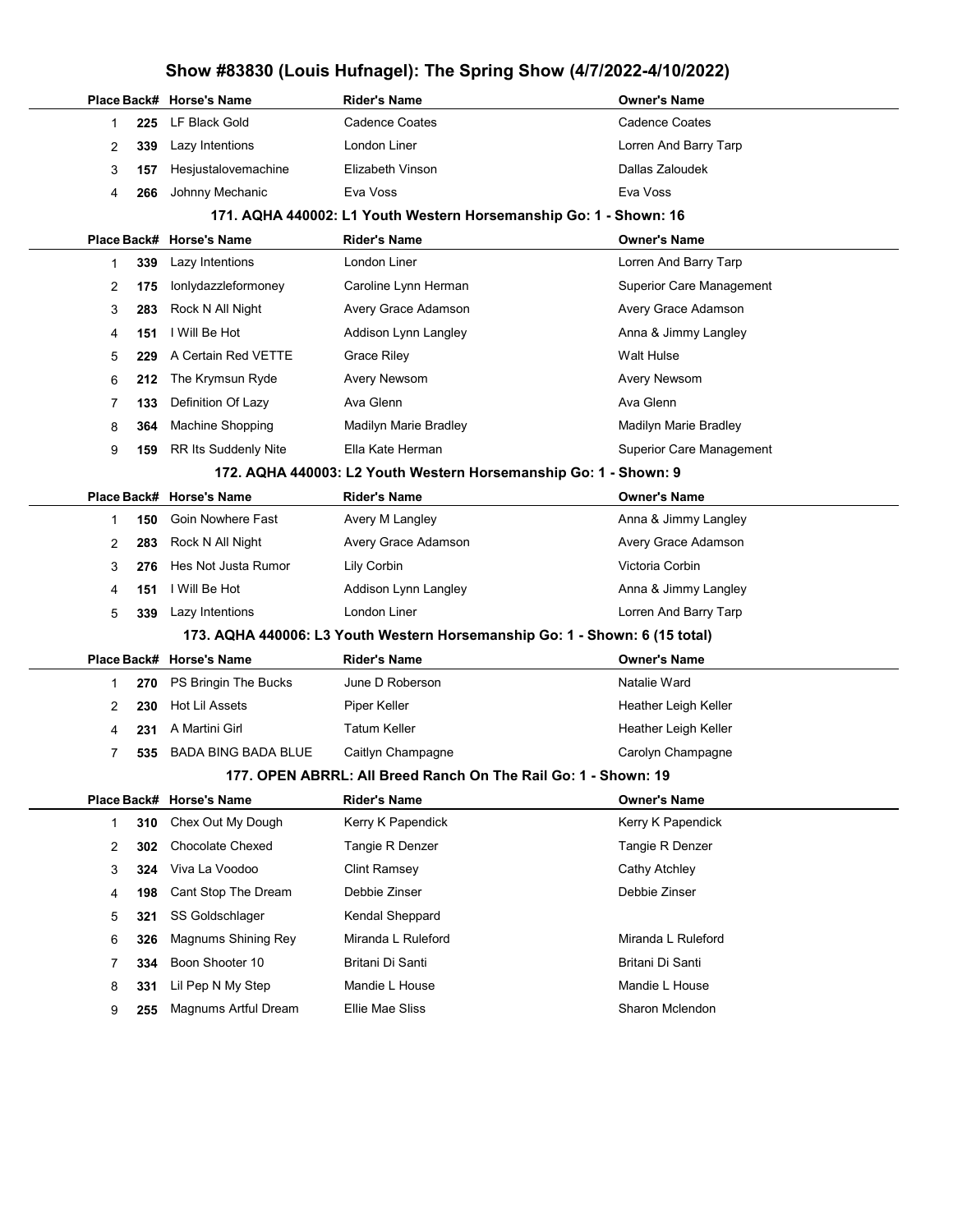## Show #83830 (Louis Hufnagel): The Spring Show (4/7/2022-4/10/2022)

| Place | Back# | Horse's Name | Rider's Name | Owner's Name |
|---|---|---|---|---|
| 1 | 225 | LF Black Gold | Cadence Coates | Cadence Coates |
| 2 | 339 | Lazy Intentions | London Liner | Lorren And Barry Tarp |
| 3 | 157 | Hesjustalovemachine | Elizabeth Vinson | Dallas Zaloudek |
| 4 | 266 | Johnny Mechanic | Eva Voss | Eva Voss |

### 171. AQHA 440002: L1 Youth Western Horsemanship Go: 1 - Shown: 16

| Place | Back# | Horse's Name | Rider's Name | Owner's Name |
|---|---|---|---|---|
| 1 | 339 | Lazy Intentions | London Liner | Lorren And Barry Tarp |
| 2 | 175 | Ionlydazzleformoney | Caroline Lynn Herman | Superior Care Management |
| 3 | 283 | Rock N All Night | Avery Grace Adamson | Avery Grace Adamson |
| 4 | 151 | I Will Be Hot | Addison Lynn Langley | Anna & Jimmy Langley |
| 5 | 229 | A Certain Red VETTE | Grace Riley | Walt Hulse |
| 6 | 212 | The Krymsun Ryde | Avery Newsom | Avery Newsom |
| 7 | 133 | Definition Of Lazy | Ava Glenn | Ava Glenn |
| 8 | 364 | Machine Shopping | Madilyn Marie Bradley | Madilyn Marie Bradley |
| 9 | 159 | RR Its Suddenly Nite | Ella Kate Herman | Superior Care Management |

### 172. AQHA 440003: L2 Youth Western Horsemanship Go: 1 - Shown: 9

| Place | Back# | Horse's Name | Rider's Name | Owner's Name |
|---|---|---|---|---|
| 1 | 150 | Goin Nowhere Fast | Avery M Langley | Anna & Jimmy Langley |
| 2 | 283 | Rock N All Night | Avery Grace Adamson | Avery Grace Adamson |
| 3 | 276 | Hes Not Justa Rumor | Lily Corbin | Victoria Corbin |
| 4 | 151 | I Will Be Hot | Addison Lynn Langley | Anna & Jimmy Langley |
| 5 | 339 | Lazy Intentions | London Liner | Lorren And Barry Tarp |

### 173. AQHA 440006: L3 Youth Western Horsemanship Go: 1 - Shown: 6 (15 total)

| Place | Back# | Horse's Name | Rider's Name | Owner's Name |
|---|---|---|---|---|
| 1 | 270 | PS Bringin The Bucks | June D Roberson | Natalie Ward |
| 2 | 230 | Hot Lil Assets | Piper Keller | Heather Leigh Keller |
| 4 | 231 | A Martini Girl | Tatum Keller | Heather Leigh Keller |
| 7 | 535 | BADA BING BADA BLUE | Caitlyn Champagne | Carolyn Champagne |

### 177. OPEN ABRRL: All Breed Ranch On The Rail Go: 1 - Shown: 19

| Place | Back# | Horse's Name | Rider's Name | Owner's Name |
|---|---|---|---|---|
| 1 | 310 | Chex Out My Dough | Kerry K Papendick | Kerry K Papendick |
| 2 | 302 | Chocolate Chexed | Tangie R Denzer | Tangie R Denzer |
| 3 | 324 | Viva La Voodoo | Clint Ramsey | Cathy Atchley |
| 4 | 198 | Cant Stop The Dream | Debbie Zinser | Debbie Zinser |
| 5 | 321 | SS Goldschlager | Kendal Sheppard | |
| 6 | 326 | Magnums Shining Rey | Miranda L Ruleford | Miranda L Ruleford |
| 7 | 334 | Boon Shooter 10 | Britani Di Santi | Britani Di Santi |
| 8 | 331 | Lil Pep N My Step | Mandie L House | Mandie L House |
| 9 | 255 | Magnums Artful Dream | Ellie Mae Sliss | Sharon Mclendon |